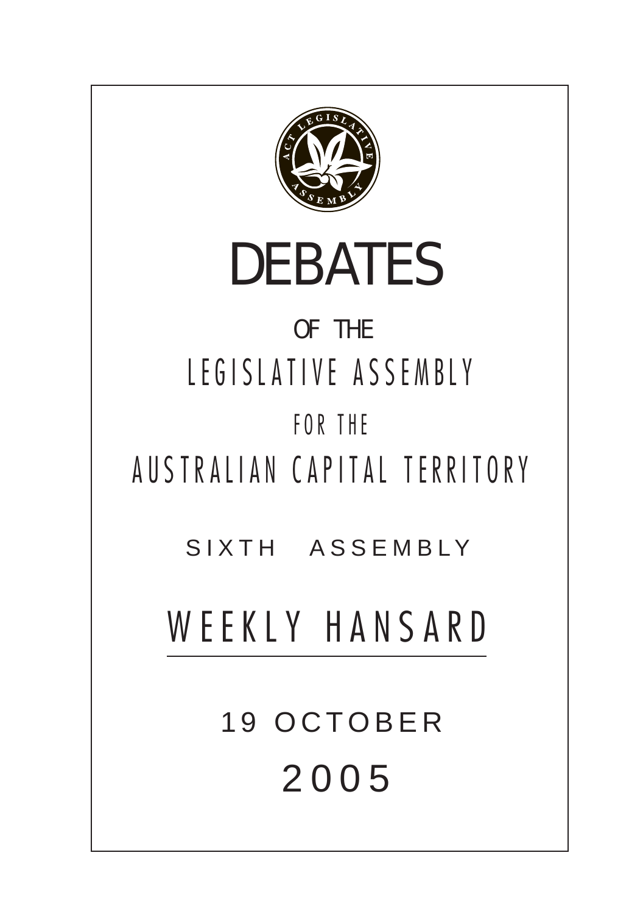# DEBATES

OF THE

LEGISLATIVE ASSEMBLY

FOR THE

AUSTRALIAN CAPITAL TERRITORY

SIXTH ASSEMBLY

## WEEKLY HANSARD

19 OCTOBER

2005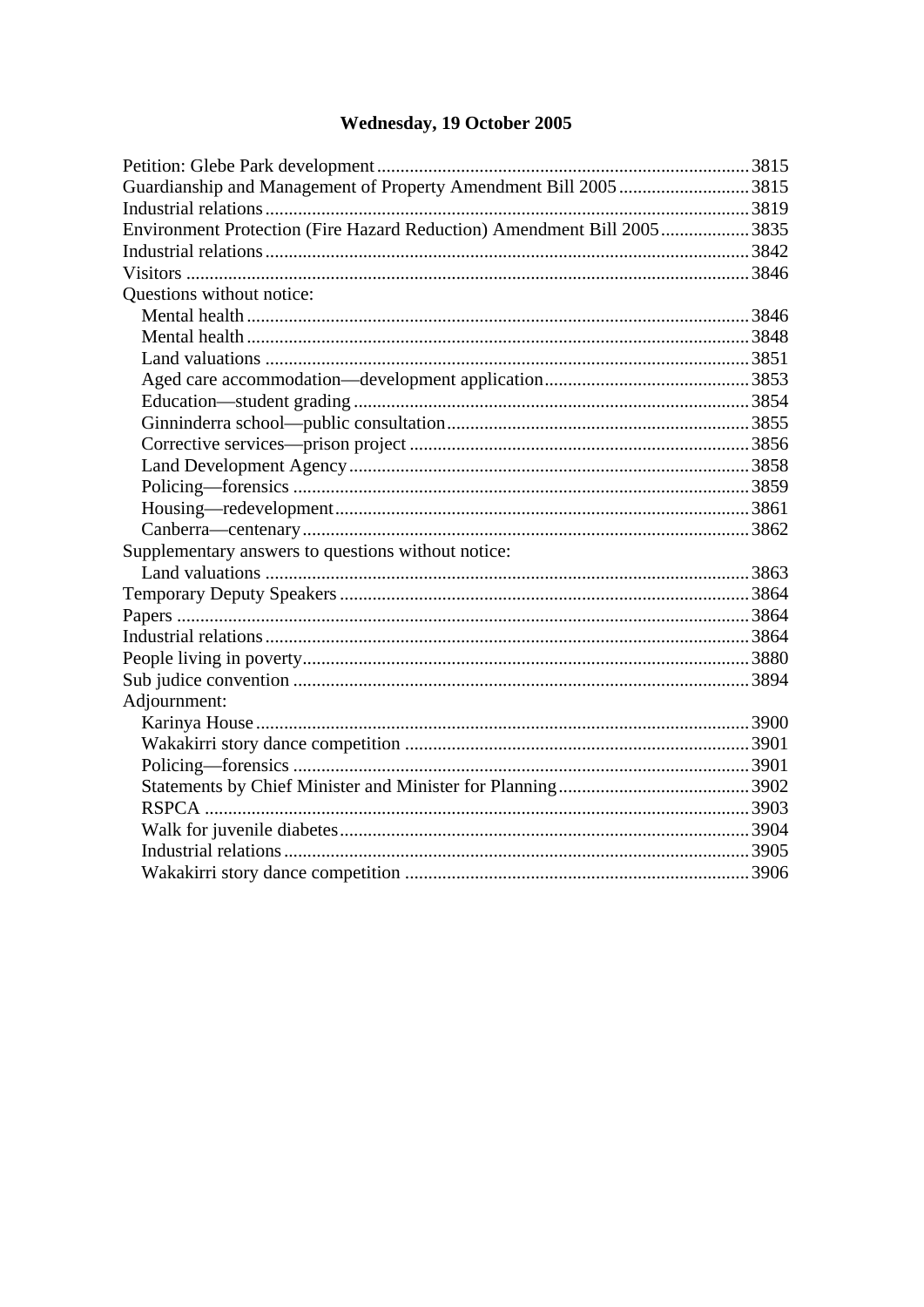## Wednesday, 19 October 2005

Petition: Glebe Park development ........ 3815
Guardianship and Management of Property Amendment Bill 2005 ........ 3815
Industrial relations ........ 3819
Environment Protection (Fire Hazard Reduction) Amendment Bill 2005 ........ 3835
Industrial relations ........ 3842
Visitors ........ 3846
Questions without notice:
- Mental health ........ 3846
- Mental health ........ 3848
- Land valuations ........ 3851
- Aged care accommodation—development application ........ 3853
- Education—student grading ........ 3854
- Ginninderra school—public consultation ........ 3855
- Corrective services—prison project ........ 3856
- Land Development Agency ........ 3858
- Policing—forensics ........ 3859
- Housing—redevelopment ........ 3861
- Canberra—centenary ........ 3862

Supplementary answers to questions without notice:
- Land valuations ........ 3863

Temporary Deputy Speakers ........ 3864
Papers ........ 3864
Industrial relations ........ 3864
People living in poverty ........ 3880
Sub judice convention ........ 3894
Adjournment:
- Karinya House ........ 3900
- Wakakirri story dance competition ........ 3901
- Policing—forensics ........ 3901
- Statements by Chief Minister and Minister for Planning ........ 3902
- RSPCA ........ 3903
- Walk for juvenile diabetes ........ 3904
- Industrial relations ........ 3905
- Wakakirri story dance competition ........ 3906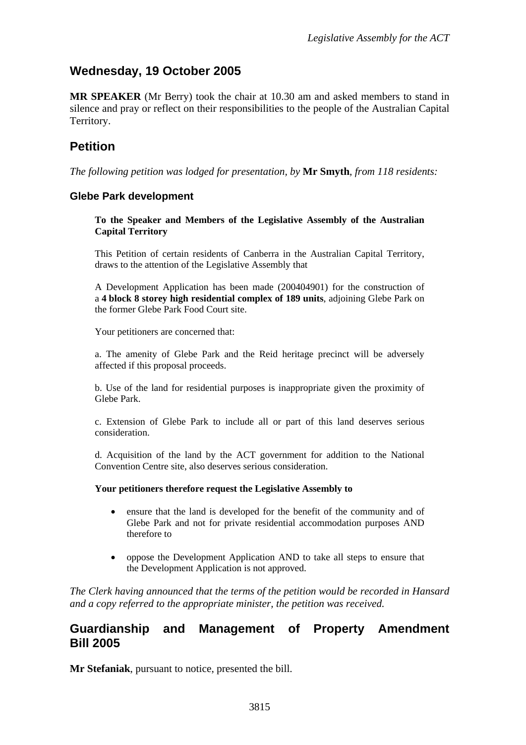## Wednesday, 19 October 2005

**MR SPEAKER** (Mr Berry) took the chair at 10.30 am and asked members to stand in silence and pray or reflect on their responsibilities to the people of the Australian Capital Territory.

## Petition

*The following petition was lodged for presentation, by* **Mr Smyth**, *from 118 residents:*

### Glebe Park development

**To the Speaker and Members of the Legislative Assembly of the Australian Capital Territory**

This Petition of certain residents of Canberra in the Australian Capital Territory, draws to the attention of the Legislative Assembly that

A Development Application has been made (200404901) for the construction of a **4 block 8 storey high residential complex of 189 units**, adjoining Glebe Park on the former Glebe Park Food Court site.

Your petitioners are concerned that:

a. The amenity of Glebe Park and the Reid heritage precinct will be adversely affected if this proposal proceeds.

b. Use of the land for residential purposes is inappropriate given the proximity of Glebe Park.

c. Extension of Glebe Park to include all or part of this land deserves serious consideration.

d. Acquisition of the land by the ACT government for addition to the National Convention Centre site, also deserves serious consideration.

**Your petitioners therefore request the Legislative Assembly to**

- ensure that the land is developed for the benefit of the community and of Glebe Park and not for private residential accommodation purposes AND therefore to
- oppose the Development Application AND to take all steps to ensure that the Development Application is not approved.

*The Clerk having announced that the terms of the petition would be recorded in Hansard and a copy referred to the appropriate minister, the petition was received.*

## Guardianship and Management of Property Amendment Bill 2005

**Mr Stefaniak**, pursuant to notice, presented the bill.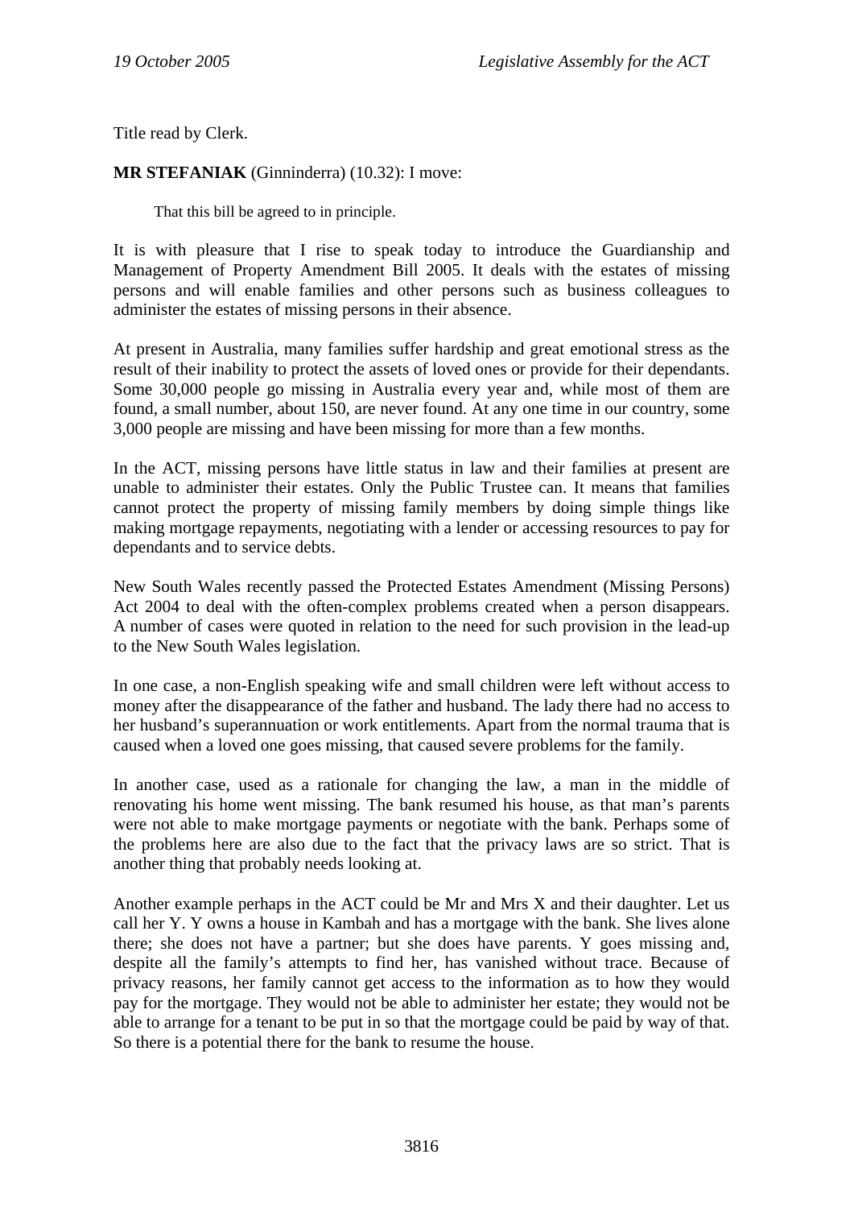Title read by Clerk.

**MR STEFANIAK** (Ginninderra) (10.32): I move:

> That this bill be agreed to in principle.

It is with pleasure that I rise to speak today to introduce the Guardianship and Management of Property Amendment Bill 2005. It deals with the estates of missing persons and will enable families and other persons such as business colleagues to administer the estates of missing persons in their absence.

At present in Australia, many families suffer hardship and great emotional stress as the result of their inability to protect the assets of loved ones or provide for their dependants. Some 30,000 people go missing in Australia every year and, while most of them are found, a small number, about 150, are never found. At any one time in our country, some 3,000 people are missing and have been missing for more than a few months.

In the ACT, missing persons have little status in law and their families at present are unable to administer their estates. Only the Public Trustee can. It means that families cannot protect the property of missing family members by doing simple things like making mortgage repayments, negotiating with a lender or accessing resources to pay for dependants and to service debts.

New South Wales recently passed the Protected Estates Amendment (Missing Persons) Act 2004 to deal with the often-complex problems created when a person disappears. A number of cases were quoted in relation to the need for such provision in the lead-up to the New South Wales legislation.

In one case, a non-English speaking wife and small children were left without access to money after the disappearance of the father and husband. The lady there had no access to her husband's superannuation or work entitlements. Apart from the normal trauma that is caused when a loved one goes missing, that caused severe problems for the family.

In another case, used as a rationale for changing the law, a man in the middle of renovating his home went missing. The bank resumed his house, as that man's parents were not able to make mortgage payments or negotiate with the bank. Perhaps some of the problems here are also due to the fact that the privacy laws are so strict. That is another thing that probably needs looking at.

Another example perhaps in the ACT could be Mr and Mrs X and their daughter. Let us call her Y. Y owns a house in Kambah and has a mortgage with the bank. She lives alone there; she does not have a partner; but she does have parents. Y goes missing and, despite all the family's attempts to find her, has vanished without trace. Because of privacy reasons, her family cannot get access to the information as to how they would pay for the mortgage. They would not be able to administer her estate; they would not be able to arrange for a tenant to be put in so that the mortgage could be paid by way of that. So there is a potential there for the bank to resume the house.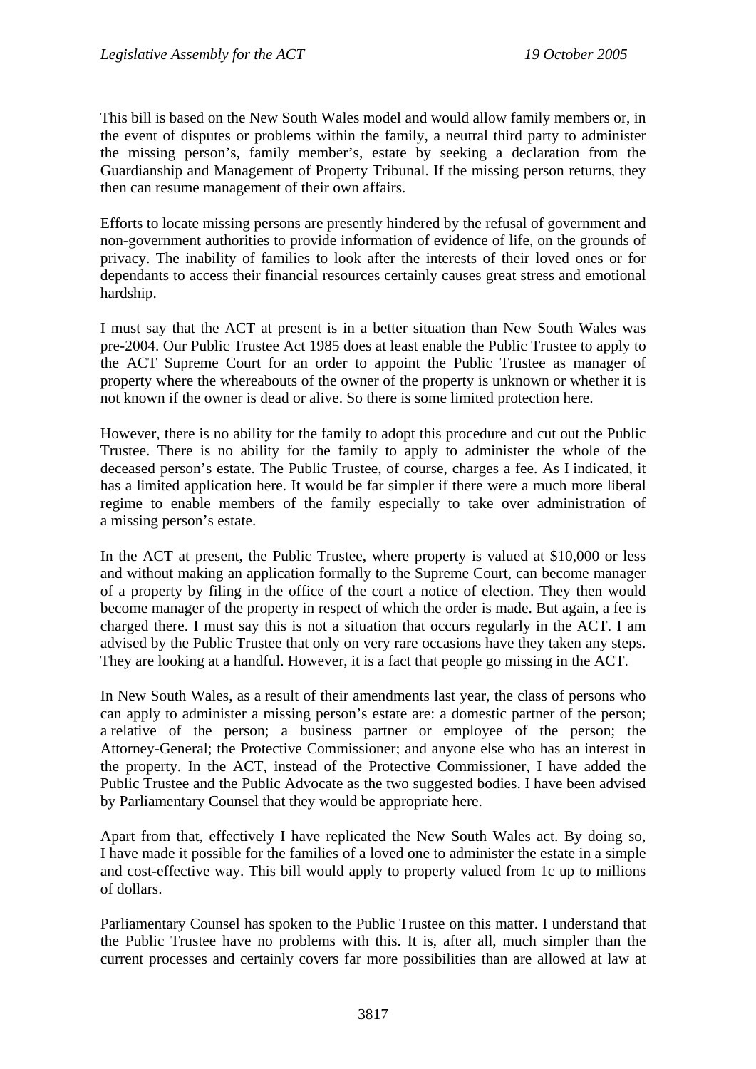This bill is based on the New South Wales model and would allow family members or, in the event of disputes or problems within the family, a neutral third party to administer the missing person's, family member's, estate by seeking a declaration from the Guardianship and Management of Property Tribunal. If the missing person returns, they then can resume management of their own affairs.

Efforts to locate missing persons are presently hindered by the refusal of government and non-government authorities to provide information of evidence of life, on the grounds of privacy. The inability of families to look after the interests of their loved ones or for dependants to access their financial resources certainly causes great stress and emotional hardship.

I must say that the ACT at present is in a better situation than New South Wales was pre-2004. Our Public Trustee Act 1985 does at least enable the Public Trustee to apply to the ACT Supreme Court for an order to appoint the Public Trustee as manager of property where the whereabouts of the owner of the property is unknown or whether it is not known if the owner is dead or alive. So there is some limited protection here.

However, there is no ability for the family to adopt this procedure and cut out the Public Trustee. There is no ability for the family to apply to administer the whole of the deceased person's estate. The Public Trustee, of course, charges a fee. As I indicated, it has a limited application here. It would be far simpler if there were a much more liberal regime to enable members of the family especially to take over administration of a missing person's estate.

In the ACT at present, the Public Trustee, where property is valued at $10,000 or less and without making an application formally to the Supreme Court, can become manager of a property by filing in the office of the court a notice of election. They then would become manager of the property in respect of which the order is made. But again, a fee is charged there. I must say this is not a situation that occurs regularly in the ACT. I am advised by the Public Trustee that only on very rare occasions have they taken any steps. They are looking at a handful. However, it is a fact that people go missing in the ACT.

In New South Wales, as a result of their amendments last year, the class of persons who can apply to administer a missing person's estate are: a domestic partner of the person; a relative of the person; a business partner or employee of the person; the Attorney-General; the Protective Commissioner; and anyone else who has an interest in the property. In the ACT, instead of the Protective Commissioner, I have added the Public Trustee and the Public Advocate as the two suggested bodies. I have been advised by Parliamentary Counsel that they would be appropriate here.

Apart from that, effectively I have replicated the New South Wales act. By doing so, I have made it possible for the families of a loved one to administer the estate in a simple and cost-effective way. This bill would apply to property valued from 1c up to millions of dollars.

Parliamentary Counsel has spoken to the Public Trustee on this matter. I understand that the Public Trustee have no problems with this. It is, after all, much simpler than the current processes and certainly covers far more possibilities than are allowed at law at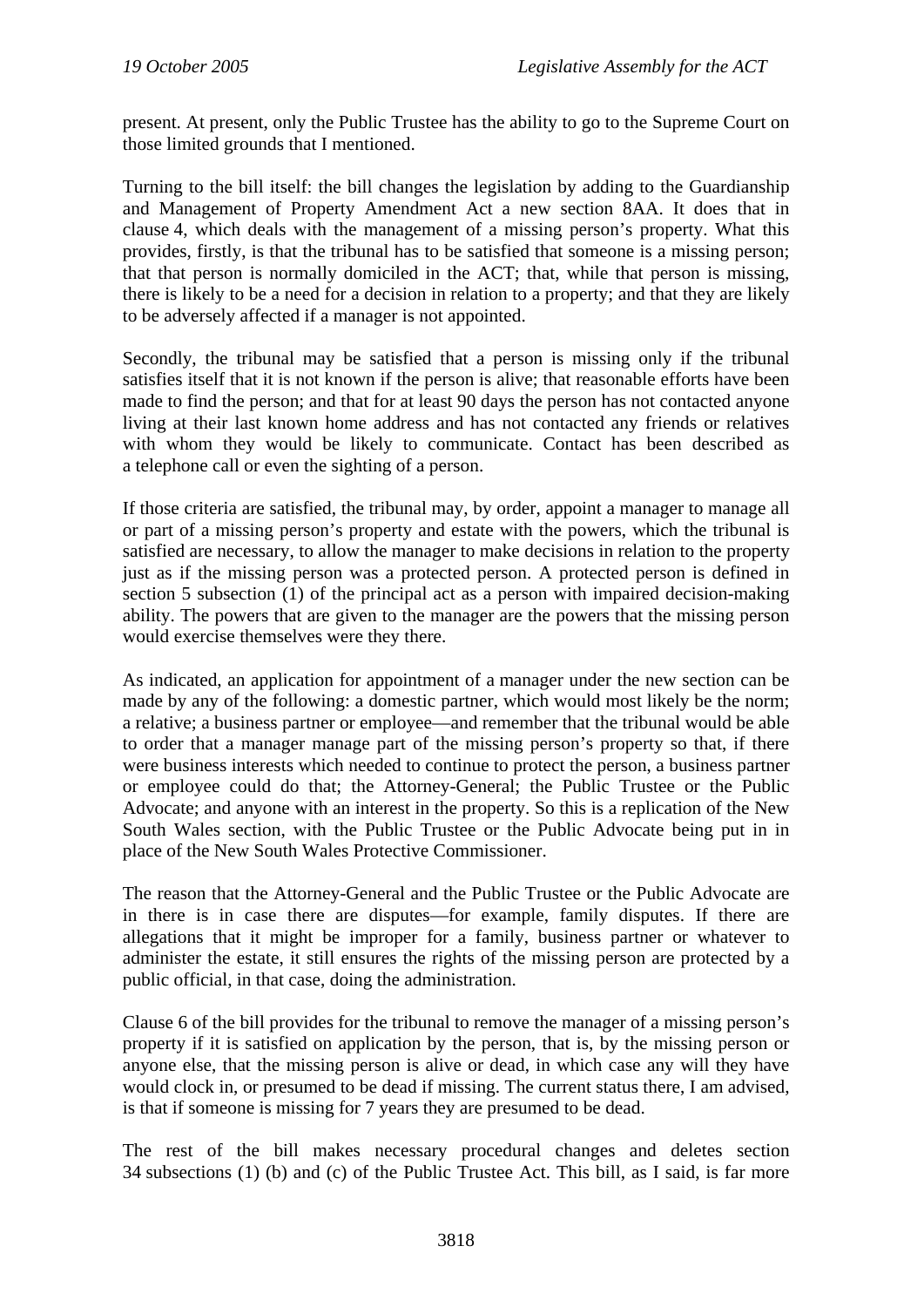present. At present, only the Public Trustee has the ability to go to the Supreme Court on those limited grounds that I mentioned.

Turning to the bill itself: the bill changes the legislation by adding to the Guardianship and Management of Property Amendment Act a new section 8AA. It does that in clause 4, which deals with the management of a missing person's property. What this provides, firstly, is that the tribunal has to be satisfied that someone is a missing person; that that person is normally domiciled in the ACT; that, while that person is missing, there is likely to be a need for a decision in relation to a property; and that they are likely to be adversely affected if a manager is not appointed.

Secondly, the tribunal may be satisfied that a person is missing only if the tribunal satisfies itself that it is not known if the person is alive; that reasonable efforts have been made to find the person; and that for at least 90 days the person has not contacted anyone living at their last known home address and has not contacted any friends or relatives with whom they would be likely to communicate. Contact has been described as a telephone call or even the sighting of a person.

If those criteria are satisfied, the tribunal may, by order, appoint a manager to manage all or part of a missing person's property and estate with the powers, which the tribunal is satisfied are necessary, to allow the manager to make decisions in relation to the property just as if the missing person was a protected person. A protected person is defined in section 5 subsection (1) of the principal act as a person with impaired decision-making ability. The powers that are given to the manager are the powers that the missing person would exercise themselves were they there.

As indicated, an application for appointment of a manager under the new section can be made by any of the following: a domestic partner, which would most likely be the norm; a relative; a business partner or employee—and remember that the tribunal would be able to order that a manager manage part of the missing person's property so that, if there were business interests which needed to continue to protect the person, a business partner or employee could do that; the Attorney-General; the Public Trustee or the Public Advocate; and anyone with an interest in the property. So this is a replication of the New South Wales section, with the Public Trustee or the Public Advocate being put in in place of the New South Wales Protective Commissioner.

The reason that the Attorney-General and the Public Trustee or the Public Advocate are in there is in case there are disputes—for example, family disputes. If there are allegations that it might be improper for a family, business partner or whatever to administer the estate, it still ensures the rights of the missing person are protected by a public official, in that case, doing the administration.

Clause 6 of the bill provides for the tribunal to remove the manager of a missing person's property if it is satisfied on application by the person, that is, by the missing person or anyone else, that the missing person is alive or dead, in which case any will they have would clock in, or presumed to be dead if missing. The current status there, I am advised, is that if someone is missing for 7 years they are presumed to be dead.

The rest of the bill makes necessary procedural changes and deletes section 34 subsections (1) (b) and (c) of the Public Trustee Act. This bill, as I said, is far more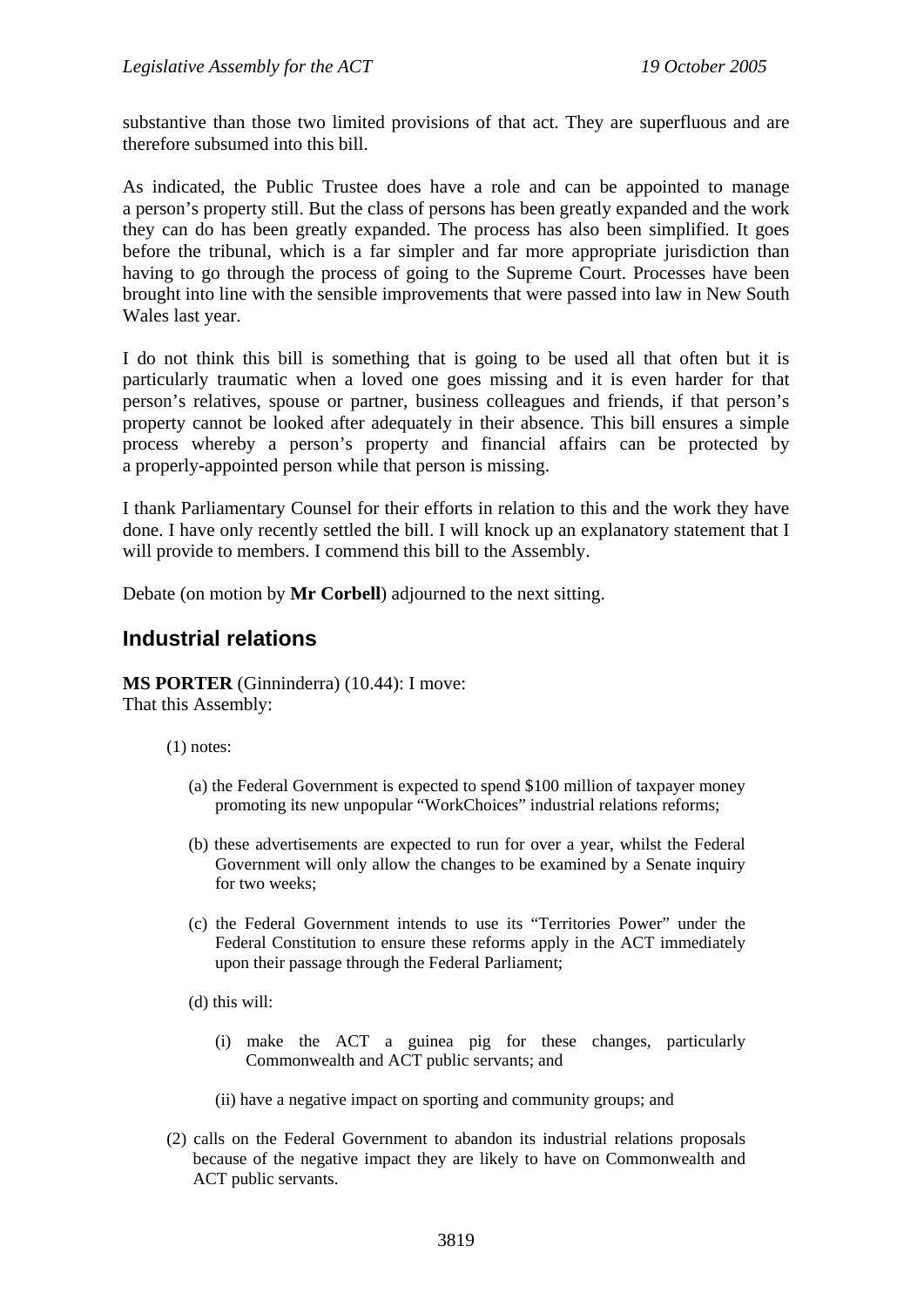substantive than those two limited provisions of that act. They are superfluous and are therefore subsumed into this bill.

As indicated, the Public Trustee does have a role and can be appointed to manage a person's property still. But the class of persons has been greatly expanded and the work they can do has been greatly expanded. The process has also been simplified. It goes before the tribunal, which is a far simpler and far more appropriate jurisdiction than having to go through the process of going to the Supreme Court. Processes have been brought into line with the sensible improvements that were passed into law in New South Wales last year.

I do not think this bill is something that is going to be used all that often but it is particularly traumatic when a loved one goes missing and it is even harder for that person's relatives, spouse or partner, business colleagues and friends, if that person's property cannot be looked after adequately in their absence. This bill ensures a simple process whereby a person's property and financial affairs can be protected by a properly-appointed person while that person is missing.

I thank Parliamentary Counsel for their efforts in relation to this and the work they have done. I have only recently settled the bill. I will knock up an explanatory statement that I will provide to members. I commend this bill to the Assembly.

Debate (on motion by **Mr Corbell**) adjourned to the next sitting.

## Industrial relations

**MS PORTER** (Ginninderra) (10.44): I move:
That this Assembly:

(1) notes:

(a) the Federal Government is expected to spend $100 million of taxpayer money promoting its new unpopular "WorkChoices" industrial relations reforms;

(b) these advertisements are expected to run for over a year, whilst the Federal Government will only allow the changes to be examined by a Senate inquiry for two weeks;

(c) the Federal Government intends to use its "Territories Power" under the Federal Constitution to ensure these reforms apply in the ACT immediately upon their passage through the Federal Parliament;

(d) this will:

(i) make the ACT a guinea pig for these changes, particularly Commonwealth and ACT public servants; and

(ii) have a negative impact on sporting and community groups; and

(2) calls on the Federal Government to abandon its industrial relations proposals because of the negative impact they are likely to have on Commonwealth and ACT public servants.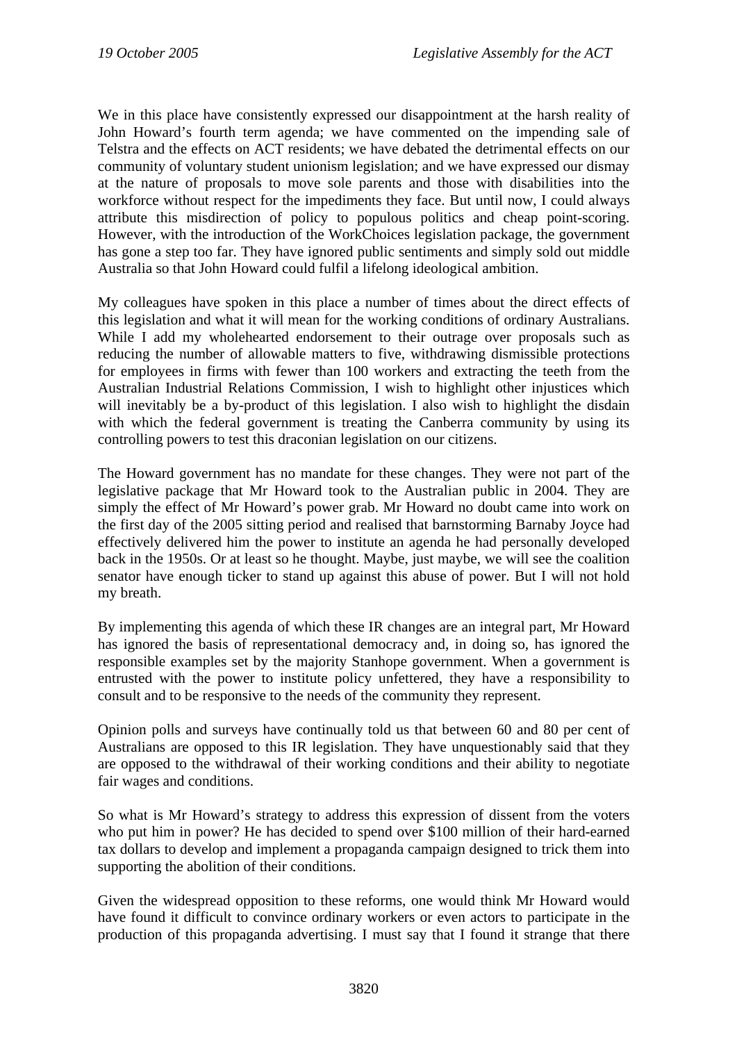We in this place have consistently expressed our disappointment at the harsh reality of John Howard's fourth term agenda; we have commented on the impending sale of Telstra and the effects on ACT residents; we have debated the detrimental effects on our community of voluntary student unionism legislation; and we have expressed our dismay at the nature of proposals to move sole parents and those with disabilities into the workforce without respect for the impediments they face. But until now, I could always attribute this misdirection of policy to populous politics and cheap point-scoring. However, with the introduction of the WorkChoices legislation package, the government has gone a step too far. They have ignored public sentiments and simply sold out middle Australia so that John Howard could fulfil a lifelong ideological ambition.

My colleagues have spoken in this place a number of times about the direct effects of this legislation and what it will mean for the working conditions of ordinary Australians. While I add my wholehearted endorsement to their outrage over proposals such as reducing the number of allowable matters to five, withdrawing dismissible protections for employees in firms with fewer than 100 workers and extracting the teeth from the Australian Industrial Relations Commission, I wish to highlight other injustices which will inevitably be a by-product of this legislation. I also wish to highlight the disdain with which the federal government is treating the Canberra community by using its controlling powers to test this draconian legislation on our citizens.

The Howard government has no mandate for these changes. They were not part of the legislative package that Mr Howard took to the Australian public in 2004. They are simply the effect of Mr Howard's power grab. Mr Howard no doubt came into work on the first day of the 2005 sitting period and realised that barnstorming Barnaby Joyce had effectively delivered him the power to institute an agenda he had personally developed back in the 1950s. Or at least so he thought. Maybe, just maybe, we will see the coalition senator have enough ticker to stand up against this abuse of power. But I will not hold my breath.

By implementing this agenda of which these IR changes are an integral part, Mr Howard has ignored the basis of representational democracy and, in doing so, has ignored the responsible examples set by the majority Stanhope government. When a government is entrusted with the power to institute policy unfettered, they have a responsibility to consult and to be responsive to the needs of the community they represent.

Opinion polls and surveys have continually told us that between 60 and 80 per cent of Australians are opposed to this IR legislation. They have unquestionably said that they are opposed to the withdrawal of their working conditions and their ability to negotiate fair wages and conditions.

So what is Mr Howard's strategy to address this expression of dissent from the voters who put him in power? He has decided to spend over $100 million of their hard-earned tax dollars to develop and implement a propaganda campaign designed to trick them into supporting the abolition of their conditions.

Given the widespread opposition to these reforms, one would think Mr Howard would have found it difficult to convince ordinary workers or even actors to participate in the production of this propaganda advertising. I must say that I found it strange that there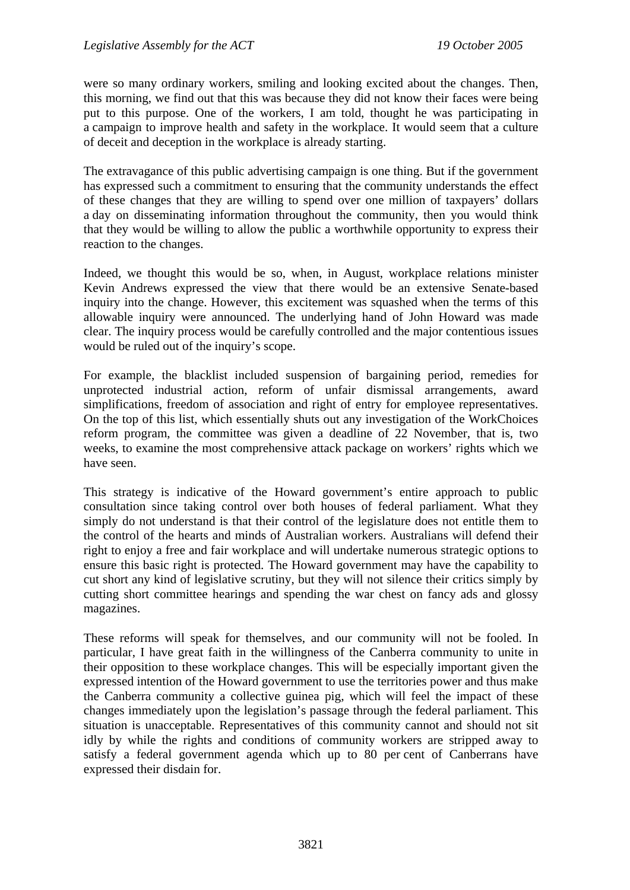were so many ordinary workers, smiling and looking excited about the changes. Then, this morning, we find out that this was because they did not know their faces were being put to this purpose. One of the workers, I am told, thought he was participating in a campaign to improve health and safety in the workplace. It would seem that a culture of deceit and deception in the workplace is already starting.

The extravagance of this public advertising campaign is one thing. But if the government has expressed such a commitment to ensuring that the community understands the effect of these changes that they are willing to spend over one million of taxpayers' dollars a day on disseminating information throughout the community, then you would think that they would be willing to allow the public a worthwhile opportunity to express their reaction to the changes.

Indeed, we thought this would be so, when, in August, workplace relations minister Kevin Andrews expressed the view that there would be an extensive Senate-based inquiry into the change. However, this excitement was squashed when the terms of this allowable inquiry were announced. The underlying hand of John Howard was made clear. The inquiry process would be carefully controlled and the major contentious issues would be ruled out of the inquiry's scope.

For example, the blacklist included suspension of bargaining period, remedies for unprotected industrial action, reform of unfair dismissal arrangements, award simplifications, freedom of association and right of entry for employee representatives. On the top of this list, which essentially shuts out any investigation of the WorkChoices reform program, the committee was given a deadline of 22 November, that is, two weeks, to examine the most comprehensive attack package on workers' rights which we have seen.

This strategy is indicative of the Howard government's entire approach to public consultation since taking control over both houses of federal parliament. What they simply do not understand is that their control of the legislature does not entitle them to the control of the hearts and minds of Australian workers. Australians will defend their right to enjoy a free and fair workplace and will undertake numerous strategic options to ensure this basic right is protected. The Howard government may have the capability to cut short any kind of legislative scrutiny, but they will not silence their critics simply by cutting short committee hearings and spending the war chest on fancy ads and glossy magazines.

These reforms will speak for themselves, and our community will not be fooled. In particular, I have great faith in the willingness of the Canberra community to unite in their opposition to these workplace changes. This will be especially important given the expressed intention of the Howard government to use the territories power and thus make the Canberra community a collective guinea pig, which will feel the impact of these changes immediately upon the legislation's passage through the federal parliament. This situation is unacceptable. Representatives of this community cannot and should not sit idly by while the rights and conditions of community workers are stripped away to satisfy a federal government agenda which up to 80 per cent of Canberrans have expressed their disdain for.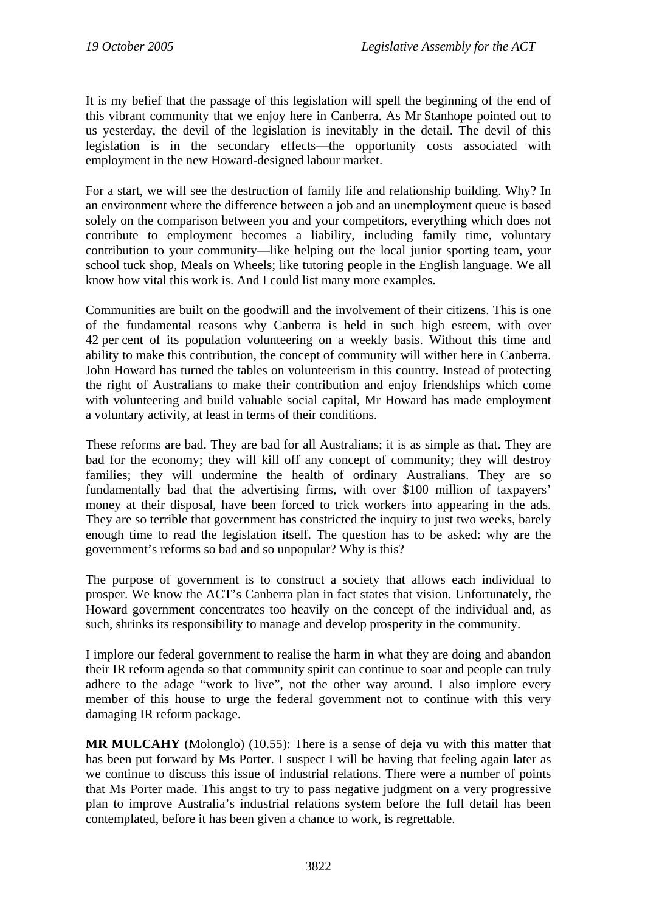It is my belief that the passage of this legislation will spell the beginning of the end of this vibrant community that we enjoy here in Canberra. As Mr Stanhope pointed out to us yesterday, the devil of the legislation is inevitably in the detail. The devil of this legislation is in the secondary effects—the opportunity costs associated with employment in the new Howard-designed labour market.

For a start, we will see the destruction of family life and relationship building. Why? In an environment where the difference between a job and an unemployment queue is based solely on the comparison between you and your competitors, everything which does not contribute to employment becomes a liability, including family time, voluntary contribution to your community—like helping out the local junior sporting team, your school tuck shop, Meals on Wheels; like tutoring people in the English language. We all know how vital this work is. And I could list many more examples.

Communities are built on the goodwill and the involvement of their citizens. This is one of the fundamental reasons why Canberra is held in such high esteem, with over 42 per cent of its population volunteering on a weekly basis. Without this time and ability to make this contribution, the concept of community will wither here in Canberra. John Howard has turned the tables on volunteerism in this country. Instead of protecting the right of Australians to make their contribution and enjoy friendships which come with volunteering and build valuable social capital, Mr Howard has made employment a voluntary activity, at least in terms of their conditions.

These reforms are bad. They are bad for all Australians; it is as simple as that. They are bad for the economy; they will kill off any concept of community; they will destroy families; they will undermine the health of ordinary Australians. They are so fundamentally bad that the advertising firms, with over $100 million of taxpayers' money at their disposal, have been forced to trick workers into appearing in the ads. They are so terrible that government has constricted the inquiry to just two weeks, barely enough time to read the legislation itself. The question has to be asked: why are the government's reforms so bad and so unpopular? Why is this?

The purpose of government is to construct a society that allows each individual to prosper. We know the ACT's Canberra plan in fact states that vision. Unfortunately, the Howard government concentrates too heavily on the concept of the individual and, as such, shrinks its responsibility to manage and develop prosperity in the community.

I implore our federal government to realise the harm in what they are doing and abandon their IR reform agenda so that community spirit can continue to soar and people can truly adhere to the adage "work to live", not the other way around. I also implore every member of this house to urge the federal government not to continue with this very damaging IR reform package.

**MR MULCAHY** (Molonglo) (10.55): There is a sense of deja vu with this matter that has been put forward by Ms Porter. I suspect I will be having that feeling again later as we continue to discuss this issue of industrial relations. There were a number of points that Ms Porter made. This angst to try to pass negative judgment on a very progressive plan to improve Australia's industrial relations system before the full detail has been contemplated, before it has been given a chance to work, is regrettable.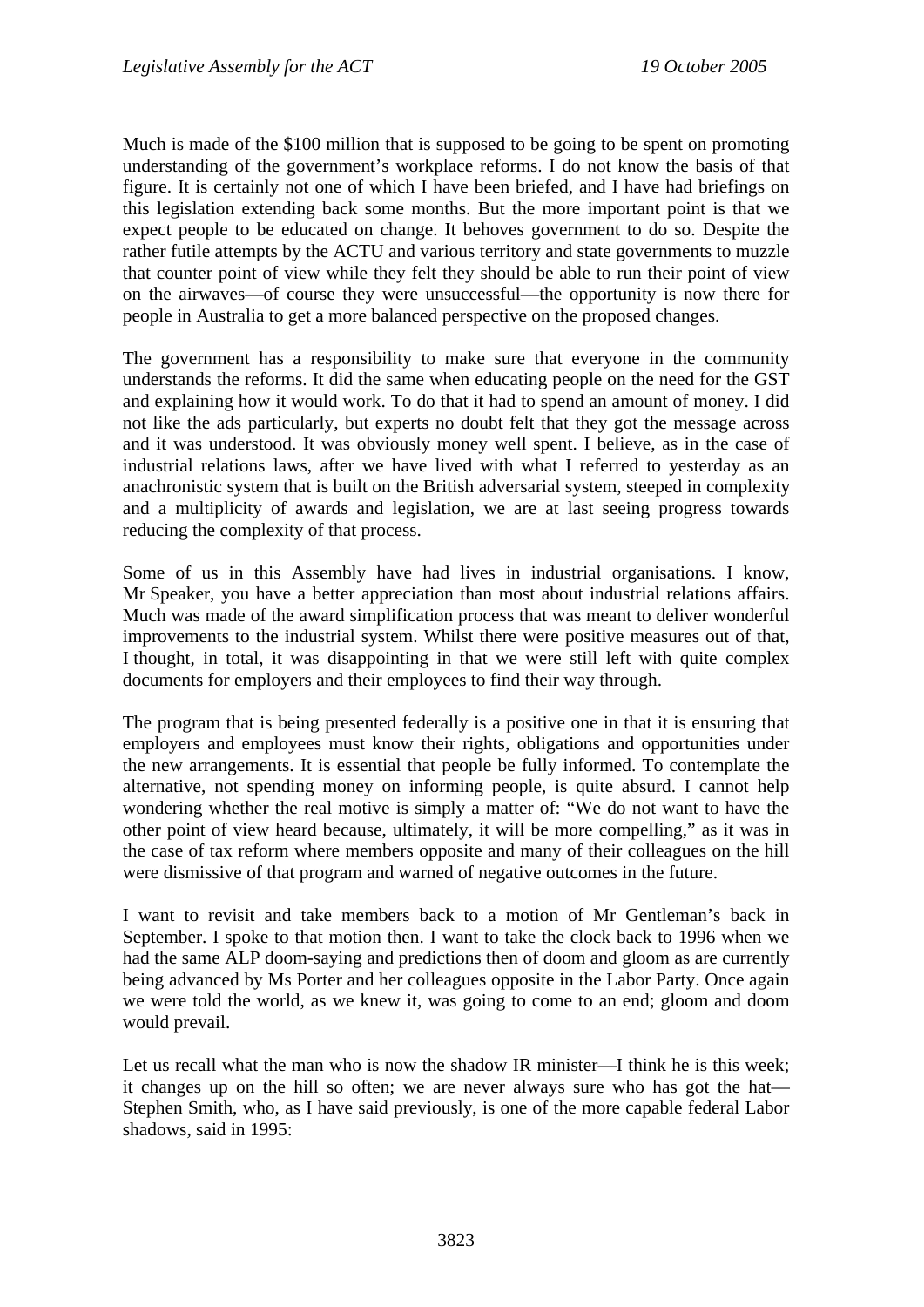Much is made of the $100 million that is supposed to be going to be spent on promoting understanding of the government's workplace reforms. I do not know the basis of that figure. It is certainly not one of which I have been briefed, and I have had briefings on this legislation extending back some months. But the more important point is that we expect people to be educated on change. It behoves government to do so. Despite the rather futile attempts by the ACTU and various territory and state governments to muzzle that counter point of view while they felt they should be able to run their point of view on the airwaves—of course they were unsuccessful—the opportunity is now there for people in Australia to get a more balanced perspective on the proposed changes.

The government has a responsibility to make sure that everyone in the community understands the reforms. It did the same when educating people on the need for the GST and explaining how it would work. To do that it had to spend an amount of money. I did not like the ads particularly, but experts no doubt felt that they got the message across and it was understood. It was obviously money well spent. I believe, as in the case of industrial relations laws, after we have lived with what I referred to yesterday as an anachronistic system that is built on the British adversarial system, steeped in complexity and a multiplicity of awards and legislation, we are at last seeing progress towards reducing the complexity of that process.

Some of us in this Assembly have had lives in industrial organisations. I know, Mr Speaker, you have a better appreciation than most about industrial relations affairs. Much was made of the award simplification process that was meant to deliver wonderful improvements to the industrial system. Whilst there were positive measures out of that, I thought, in total, it was disappointing in that we were still left with quite complex documents for employers and their employees to find their way through.

The program that is being presented federally is a positive one in that it is ensuring that employers and employees must know their rights, obligations and opportunities under the new arrangements. It is essential that people be fully informed. To contemplate the alternative, not spending money on informing people, is quite absurd. I cannot help wondering whether the real motive is simply a matter of: "We do not want to have the other point of view heard because, ultimately, it will be more compelling," as it was in the case of tax reform where members opposite and many of their colleagues on the hill were dismissive of that program and warned of negative outcomes in the future.

I want to revisit and take members back to a motion of Mr Gentleman's back in September. I spoke to that motion then. I want to take the clock back to 1996 when we had the same ALP doom-saying and predictions then of doom and gloom as are currently being advanced by Ms Porter and her colleagues opposite in the Labor Party. Once again we were told the world, as we knew it, was going to come to an end; gloom and doom would prevail.

Let us recall what the man who is now the shadow IR minister—I think he is this week; it changes up on the hill so often; we are never always sure who has got the hat—Stephen Smith, who, as I have said previously, is one of the more capable federal Labor shadows, said in 1995: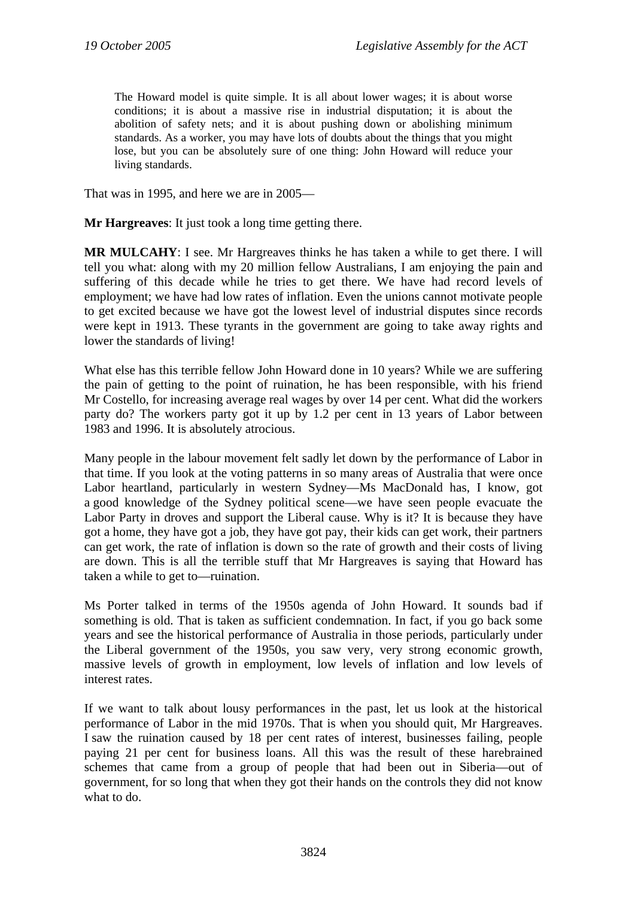> The Howard model is quite simple. It is all about lower wages; it is about worse conditions; it is about a massive rise in industrial disputation; it is about the abolition of safety nets; and it is about pushing down or abolishing minimum standards. As a worker, you may have lots of doubts about the things that you might lose, but you can be absolutely sure of one thing: John Howard will reduce your living standards.

That was in 1995, and here we are in 2005—

**Mr Hargreaves**: It just took a long time getting there.

**MR MULCAHY**: I see. Mr Hargreaves thinks he has taken a while to get there. I will tell you what: along with my 20 million fellow Australians, I am enjoying the pain and suffering of this decade while he tries to get there. We have had record levels of employment; we have had low rates of inflation. Even the unions cannot motivate people to get excited because we have got the lowest level of industrial disputes since records were kept in 1913. These tyrants in the government are going to take away rights and lower the standards of living!

What else has this terrible fellow John Howard done in 10 years? While we are suffering the pain of getting to the point of ruination, he has been responsible, with his friend Mr Costello, for increasing average real wages by over 14 per cent. What did the workers party do? The workers party got it up by 1.2 per cent in 13 years of Labor between 1983 and 1996. It is absolutely atrocious.

Many people in the labour movement felt sadly let down by the performance of Labor in that time. If you look at the voting patterns in so many areas of Australia that were once Labor heartland, particularly in western Sydney—Ms MacDonald has, I know, got a good knowledge of the Sydney political scene—we have seen people evacuate the Labor Party in droves and support the Liberal cause. Why is it? It is because they have got a home, they have got a job, they have got pay, their kids can get work, their partners can get work, the rate of inflation is down so the rate of growth and their costs of living are down. This is all the terrible stuff that Mr Hargreaves is saying that Howard has taken a while to get to—ruination.

Ms Porter talked in terms of the 1950s agenda of John Howard. It sounds bad if something is old. That is taken as sufficient condemnation. In fact, if you go back some years and see the historical performance of Australia in those periods, particularly under the Liberal government of the 1950s, you saw very, very strong economic growth, massive levels of growth in employment, low levels of inflation and low levels of interest rates.

If we want to talk about lousy performances in the past, let us look at the historical performance of Labor in the mid 1970s. That is when you should quit, Mr Hargreaves. I saw the ruination caused by 18 per cent rates of interest, businesses failing, people paying 21 per cent for business loans. All this was the result of these harebrained schemes that came from a group of people that had been out in Siberia—out of government, for so long that when they got their hands on the controls they did not know what to do.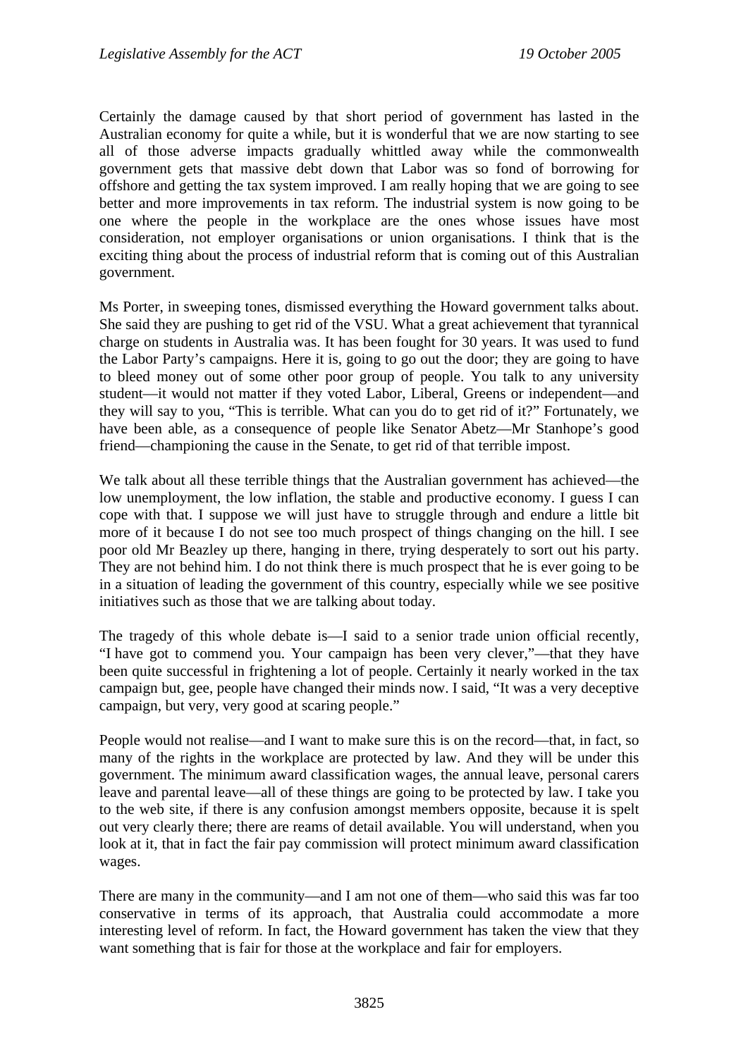Certainly the damage caused by that short period of government has lasted in the Australian economy for quite a while, but it is wonderful that we are now starting to see all of those adverse impacts gradually whittled away while the commonwealth government gets that massive debt down that Labor was so fond of borrowing for offshore and getting the tax system improved. I am really hoping that we are going to see better and more improvements in tax reform. The industrial system is now going to be one where the people in the workplace are the ones whose issues have most consideration, not employer organisations or union organisations. I think that is the exciting thing about the process of industrial reform that is coming out of this Australian government.

Ms Porter, in sweeping tones, dismissed everything the Howard government talks about. She said they are pushing to get rid of the VSU. What a great achievement that tyrannical charge on students in Australia was. It has been fought for 30 years. It was used to fund the Labor Party's campaigns. Here it is, going to go out the door; they are going to have to bleed money out of some other poor group of people. You talk to any university student—it would not matter if they voted Labor, Liberal, Greens or independent—and they will say to you, "This is terrible. What can you do to get rid of it?" Fortunately, we have been able, as a consequence of people like Senator Abetz—Mr Stanhope's good friend—championing the cause in the Senate, to get rid of that terrible impost.

We talk about all these terrible things that the Australian government has achieved—the low unemployment, the low inflation, the stable and productive economy. I guess I can cope with that. I suppose we will just have to struggle through and endure a little bit more of it because I do not see too much prospect of things changing on the hill. I see poor old Mr Beazley up there, hanging in there, trying desperately to sort out his party. They are not behind him. I do not think there is much prospect that he is ever going to be in a situation of leading the government of this country, especially while we see positive initiatives such as those that we are talking about today.

The tragedy of this whole debate is—I said to a senior trade union official recently, "I have got to commend you. Your campaign has been very clever,"—that they have been quite successful in frightening a lot of people. Certainly it nearly worked in the tax campaign but, gee, people have changed their minds now. I said, "It was a very deceptive campaign, but very, very good at scaring people."

People would not realise—and I want to make sure this is on the record—that, in fact, so many of the rights in the workplace are protected by law. And they will be under this government. The minimum award classification wages, the annual leave, personal carers leave and parental leave—all of these things are going to be protected by law. I take you to the web site, if there is any confusion amongst members opposite, because it is spelt out very clearly there; there are reams of detail available. You will understand, when you look at it, that in fact the fair pay commission will protect minimum award classification wages.

There are many in the community—and I am not one of them—who said this was far too conservative in terms of its approach, that Australia could accommodate a more interesting level of reform. In fact, the Howard government has taken the view that they want something that is fair for those at the workplace and fair for employers.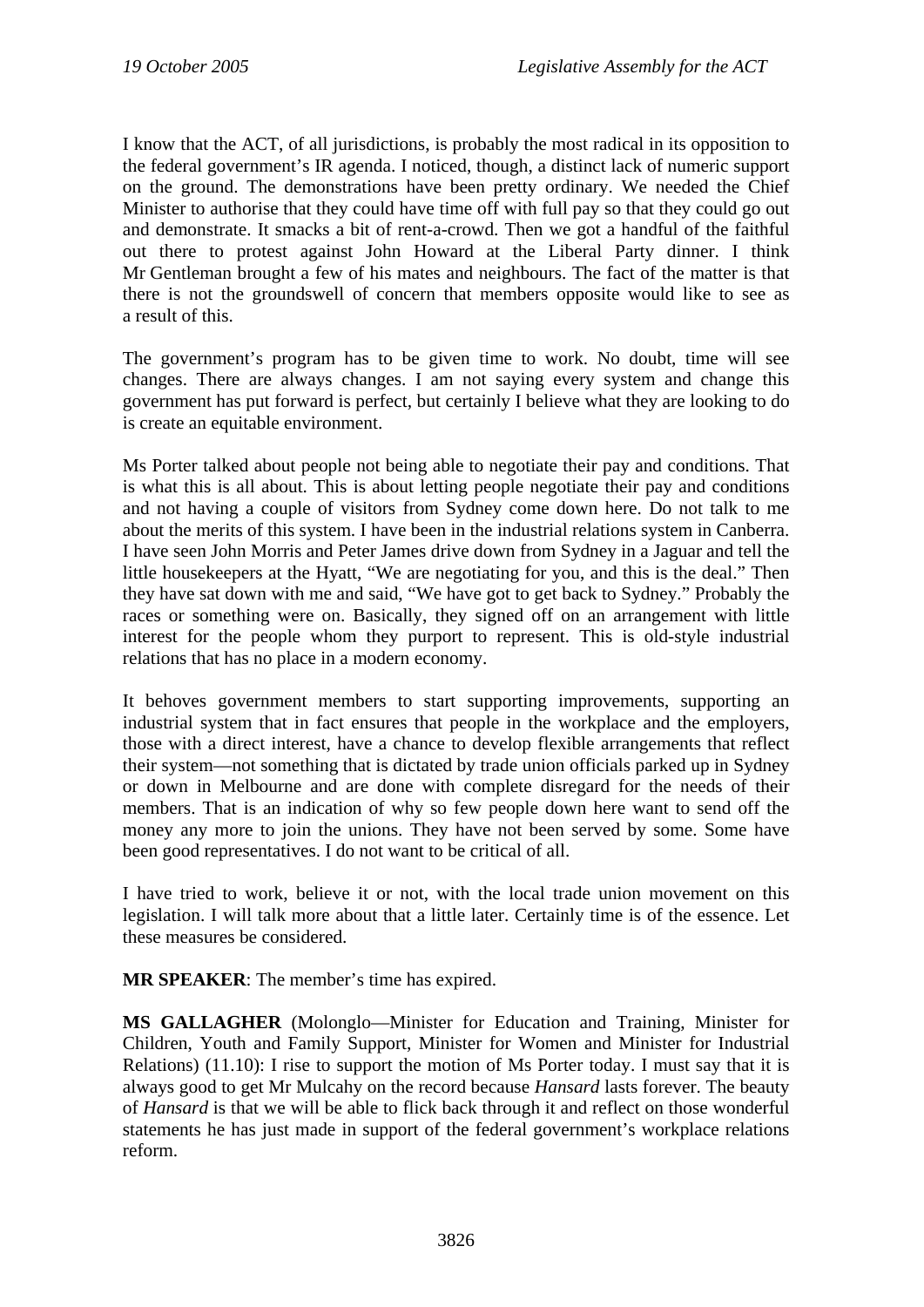I know that the ACT, of all jurisdictions, is probably the most radical in its opposition to the federal government's IR agenda. I noticed, though, a distinct lack of numeric support on the ground. The demonstrations have been pretty ordinary. We needed the Chief Minister to authorise that they could have time off with full pay so that they could go out and demonstrate. It smacks a bit of rent-a-crowd. Then we got a handful of the faithful out there to protest against John Howard at the Liberal Party dinner. I think Mr Gentleman brought a few of his mates and neighbours. The fact of the matter is that there is not the groundswell of concern that members opposite would like to see as a result of this.

The government's program has to be given time to work. No doubt, time will see changes. There are always changes. I am not saying every system and change this government has put forward is perfect, but certainly I believe what they are looking to do is create an equitable environment.

Ms Porter talked about people not being able to negotiate their pay and conditions. That is what this is all about. This is about letting people negotiate their pay and conditions and not having a couple of visitors from Sydney come down here. Do not talk to me about the merits of this system. I have been in the industrial relations system in Canberra. I have seen John Morris and Peter James drive down from Sydney in a Jaguar and tell the little housekeepers at the Hyatt, "We are negotiating for you, and this is the deal." Then they have sat down with me and said, "We have got to get back to Sydney." Probably the races or something were on. Basically, they signed off on an arrangement with little interest for the people whom they purport to represent. This is old-style industrial relations that has no place in a modern economy.

It behoves government members to start supporting improvements, supporting an industrial system that in fact ensures that people in the workplace and the employers, those with a direct interest, have a chance to develop flexible arrangements that reflect their system—not something that is dictated by trade union officials parked up in Sydney or down in Melbourne and are done with complete disregard for the needs of their members. That is an indication of why so few people down here want to send off the money any more to join the unions. They have not been served by some. Some have been good representatives. I do not want to be critical of all.

I have tried to work, believe it or not, with the local trade union movement on this legislation. I will talk more about that a little later. Certainly time is of the essence. Let these measures be considered.

**MR SPEAKER**: The member's time has expired.

**MS GALLAGHER** (Molonglo—Minister for Education and Training, Minister for Children, Youth and Family Support, Minister for Women and Minister for Industrial Relations) (11.10): I rise to support the motion of Ms Porter today. I must say that it is always good to get Mr Mulcahy on the record because *Hansard* lasts forever. The beauty of *Hansard* is that we will be able to flick back through it and reflect on those wonderful statements he has just made in support of the federal government's workplace relations reform.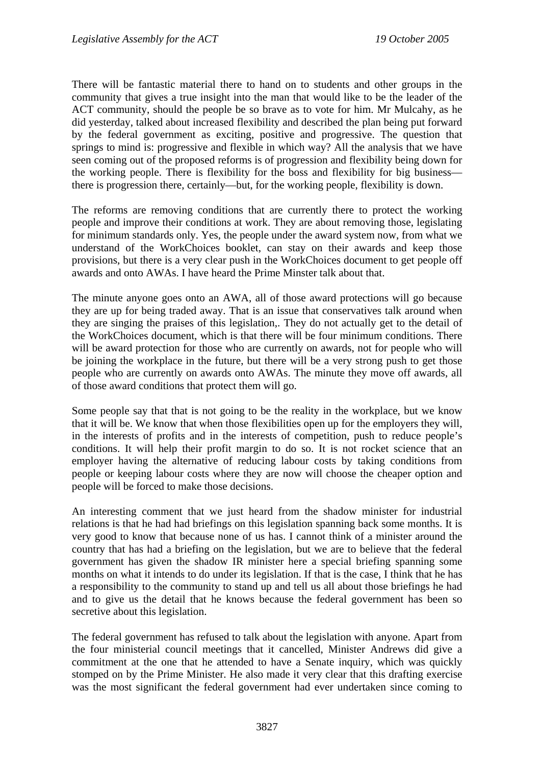There will be fantastic material there to hand on to students and other groups in the community that gives a true insight into the man that would like to be the leader of the ACT community, should the people be so brave as to vote for him. Mr Mulcahy, as he did yesterday, talked about increased flexibility and described the plan being put forward by the federal government as exciting, positive and progressive. The question that springs to mind is: progressive and flexible in which way? All the analysis that we have seen coming out of the proposed reforms is of progression and flexibility being down for the working people. There is flexibility for the boss and flexibility for big business—there is progression there, certainly—but, for the working people, flexibility is down.

The reforms are removing conditions that are currently there to protect the working people and improve their conditions at work. They are about removing those, legislating for minimum standards only. Yes, the people under the award system now, from what we understand of the WorkChoices booklet, can stay on their awards and keep those provisions, but there is a very clear push in the WorkChoices document to get people off awards and onto AWAs. I have heard the Prime Minster talk about that.

The minute anyone goes onto an AWA, all of those award protections will go because they are up for being traded away. That is an issue that conservatives talk around when they are singing the praises of this legislation,. They do not actually get to the detail of the WorkChoices document, which is that there will be four minimum conditions. There will be award protection for those who are currently on awards, not for people who will be joining the workplace in the future, but there will be a very strong push to get those people who are currently on awards onto AWAs. The minute they move off awards, all of those award conditions that protect them will go.

Some people say that that is not going to be the reality in the workplace, but we know that it will be. We know that when those flexibilities open up for the employers they will, in the interests of profits and in the interests of competition, push to reduce people's conditions. It will help their profit margin to do so. It is not rocket science that an employer having the alternative of reducing labour costs by taking conditions from people or keeping labour costs where they are now will choose the cheaper option and people will be forced to make those decisions.

An interesting comment that we just heard from the shadow minister for industrial relations is that he had had briefings on this legislation spanning back some months. It is very good to know that because none of us has. I cannot think of a minister around the country that has had a briefing on the legislation, but we are to believe that the federal government has given the shadow IR minister here a special briefing spanning some months on what it intends to do under its legislation. If that is the case, I think that he has a responsibility to the community to stand up and tell us all about those briefings he had and to give us the detail that he knows because the federal government has been so secretive about this legislation.

The federal government has refused to talk about the legislation with anyone. Apart from the four ministerial council meetings that it cancelled, Minister Andrews did give a commitment at the one that he attended to have a Senate inquiry, which was quickly stomped on by the Prime Minister. He also made it very clear that this drafting exercise was the most significant the federal government had ever undertaken since coming to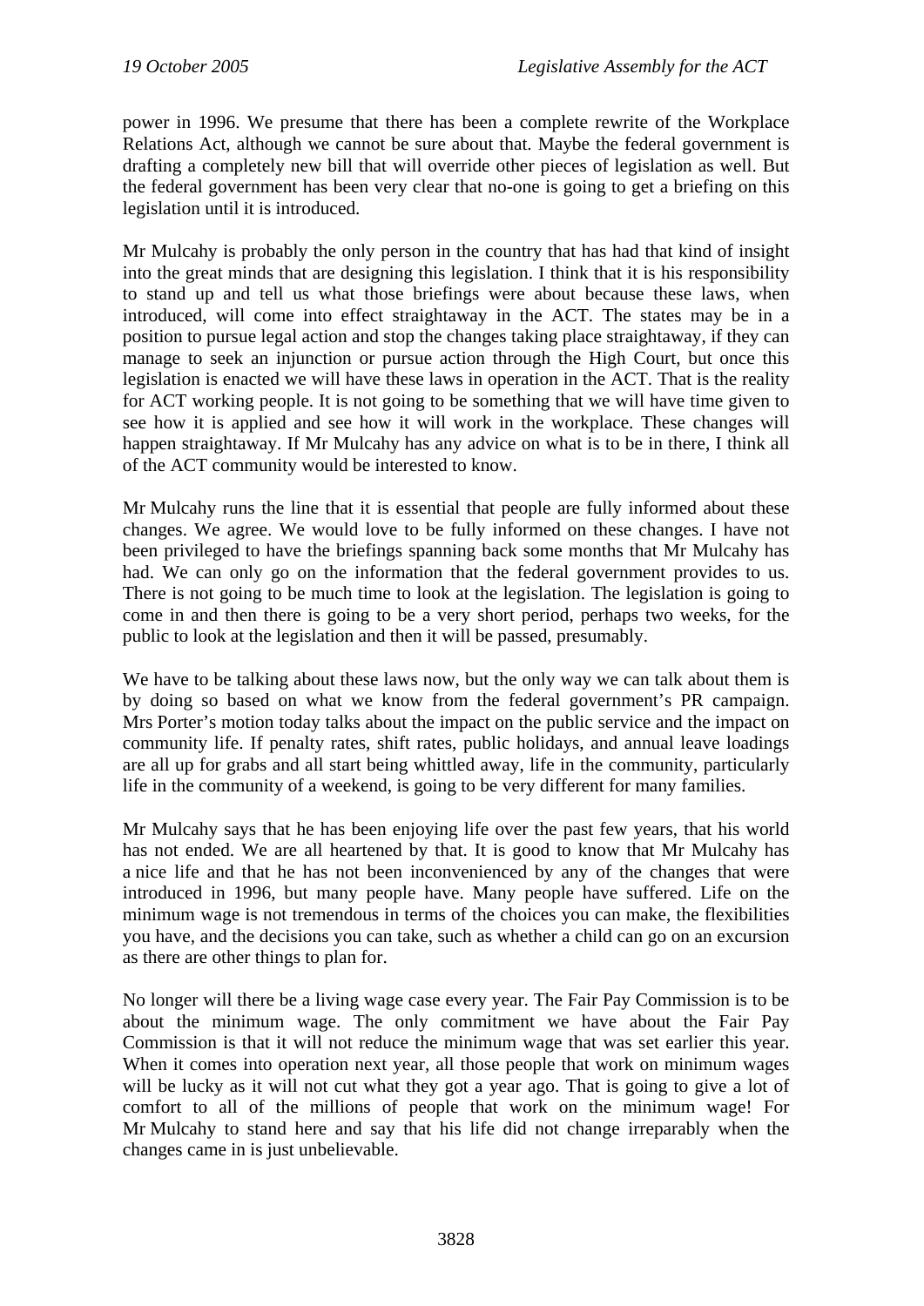power in 1996. We presume that there has been a complete rewrite of the Workplace Relations Act, although we cannot be sure about that. Maybe the federal government is drafting a completely new bill that will override other pieces of legislation as well. But the federal government has been very clear that no-one is going to get a briefing on this legislation until it is introduced.

Mr Mulcahy is probably the only person in the country that has had that kind of insight into the great minds that are designing this legislation. I think that it is his responsibility to stand up and tell us what those briefings were about because these laws, when introduced, will come into effect straightaway in the ACT. The states may be in a position to pursue legal action and stop the changes taking place straightaway, if they can manage to seek an injunction or pursue action through the High Court, but once this legislation is enacted we will have these laws in operation in the ACT. That is the reality for ACT working people. It is not going to be something that we will have time given to see how it is applied and see how it will work in the workplace. These changes will happen straightaway. If Mr Mulcahy has any advice on what is to be in there, I think all of the ACT community would be interested to know.

Mr Mulcahy runs the line that it is essential that people are fully informed about these changes. We agree. We would love to be fully informed on these changes. I have not been privileged to have the briefings spanning back some months that Mr Mulcahy has had. We can only go on the information that the federal government provides to us. There is not going to be much time to look at the legislation. The legislation is going to come in and then there is going to be a very short period, perhaps two weeks, for the public to look at the legislation and then it will be passed, presumably.

We have to be talking about these laws now, but the only way we can talk about them is by doing so based on what we know from the federal government's PR campaign. Mrs Porter's motion today talks about the impact on the public service and the impact on community life. If penalty rates, shift rates, public holidays, and annual leave loadings are all up for grabs and all start being whittled away, life in the community, particularly life in the community of a weekend, is going to be very different for many families.

Mr Mulcahy says that he has been enjoying life over the past few years, that his world has not ended. We are all heartened by that. It is good to know that Mr Mulcahy has a nice life and that he has not been inconvenienced by any of the changes that were introduced in 1996, but many people have. Many people have suffered. Life on the minimum wage is not tremendous in terms of the choices you can make, the flexibilities you have, and the decisions you can take, such as whether a child can go on an excursion as there are other things to plan for.

No longer will there be a living wage case every year. The Fair Pay Commission is to be about the minimum wage. The only commitment we have about the Fair Pay Commission is that it will not reduce the minimum wage that was set earlier this year. When it comes into operation next year, all those people that work on minimum wages will be lucky as it will not cut what they got a year ago. That is going to give a lot of comfort to all of the millions of people that work on the minimum wage! For Mr Mulcahy to stand here and say that his life did not change irreparably when the changes came in is just unbelievable.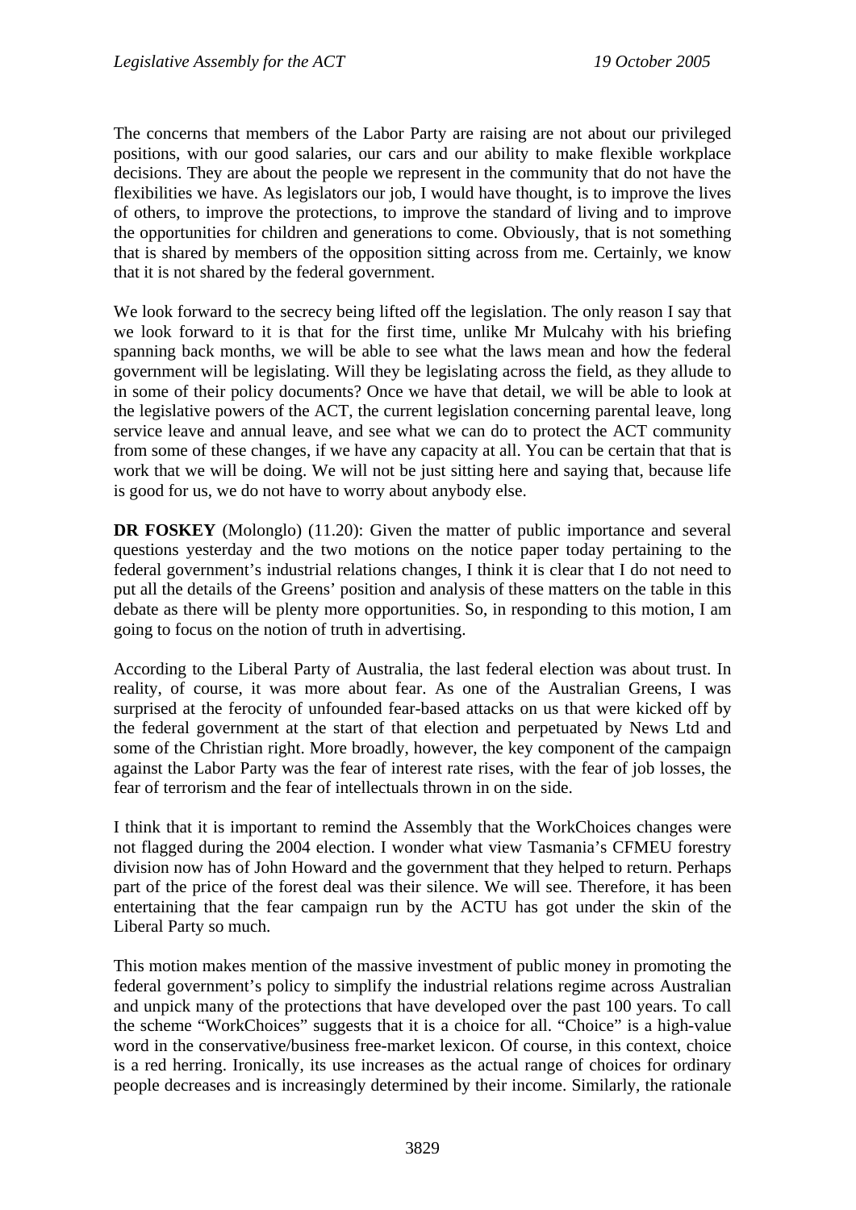The concerns that members of the Labor Party are raising are not about our privileged positions, with our good salaries, our cars and our ability to make flexible workplace decisions. They are about the people we represent in the community that do not have the flexibilities we have. As legislators our job, I would have thought, is to improve the lives of others, to improve the protections, to improve the standard of living and to improve the opportunities for children and generations to come. Obviously, that is not something that is shared by members of the opposition sitting across from me. Certainly, we know that it is not shared by the federal government.

We look forward to the secrecy being lifted off the legislation. The only reason I say that we look forward to it is that for the first time, unlike Mr Mulcahy with his briefing spanning back months, we will be able to see what the laws mean and how the federal government will be legislating. Will they be legislating across the field, as they allude to in some of their policy documents? Once we have that detail, we will be able to look at the legislative powers of the ACT, the current legislation concerning parental leave, long service leave and annual leave, and see what we can do to protect the ACT community from some of these changes, if we have any capacity at all. You can be certain that that is work that we will be doing. We will not be just sitting here and saying that, because life is good for us, we do not have to worry about anybody else.

**DR FOSKEY** (Molonglo) (11.20): Given the matter of public importance and several questions yesterday and the two motions on the notice paper today pertaining to the federal government's industrial relations changes, I think it is clear that I do not need to put all the details of the Greens' position and analysis of these matters on the table in this debate as there will be plenty more opportunities. So, in responding to this motion, I am going to focus on the notion of truth in advertising.

According to the Liberal Party of Australia, the last federal election was about trust. In reality, of course, it was more about fear. As one of the Australian Greens, I was surprised at the ferocity of unfounded fear-based attacks on us that were kicked off by the federal government at the start of that election and perpetuated by News Ltd and some of the Christian right. More broadly, however, the key component of the campaign against the Labor Party was the fear of interest rate rises, with the fear of job losses, the fear of terrorism and the fear of intellectuals thrown in on the side.

I think that it is important to remind the Assembly that the WorkChoices changes were not flagged during the 2004 election. I wonder what view Tasmania's CFMEU forestry division now has of John Howard and the government that they helped to return. Perhaps part of the price of the forest deal was their silence. We will see. Therefore, it has been entertaining that the fear campaign run by the ACTU has got under the skin of the Liberal Party so much.

This motion makes mention of the massive investment of public money in promoting the federal government's policy to simplify the industrial relations regime across Australian and unpick many of the protections that have developed over the past 100 years. To call the scheme "WorkChoices" suggests that it is a choice for all. "Choice" is a high-value word in the conservative/business free-market lexicon. Of course, in this context, choice is a red herring. Ironically, its use increases as the actual range of choices for ordinary people decreases and is increasingly determined by their income. Similarly, the rationale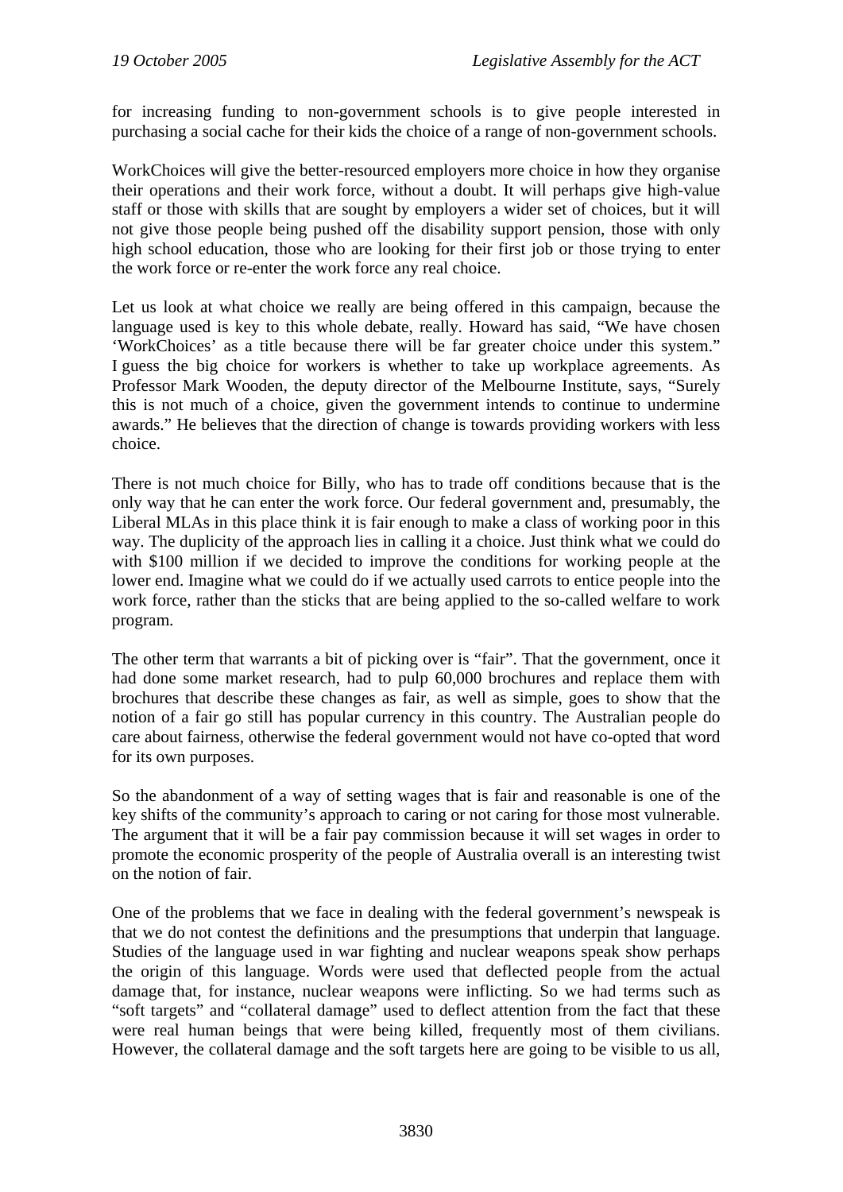for increasing funding to non-government schools is to give people interested in purchasing a social cache for their kids the choice of a range of non-government schools.

WorkChoices will give the better-resourced employers more choice in how they organise their operations and their work force, without a doubt. It will perhaps give high-value staff or those with skills that are sought by employers a wider set of choices, but it will not give those people being pushed off the disability support pension, those with only high school education, those who are looking for their first job or those trying to enter the work force or re-enter the work force any real choice.

Let us look at what choice we really are being offered in this campaign, because the language used is key to this whole debate, really. Howard has said, "We have chosen 'WorkChoices' as a title because there will be far greater choice under this system." I guess the big choice for workers is whether to take up workplace agreements. As Professor Mark Wooden, the deputy director of the Melbourne Institute, says, "Surely this is not much of a choice, given the government intends to continue to undermine awards." He believes that the direction of change is towards providing workers with less choice.

There is not much choice for Billy, who has to trade off conditions because that is the only way that he can enter the work force. Our federal government and, presumably, the Liberal MLAs in this place think it is fair enough to make a class of working poor in this way. The duplicity of the approach lies in calling it a choice. Just think what we could do with $100 million if we decided to improve the conditions for working people at the lower end. Imagine what we could do if we actually used carrots to entice people into the work force, rather than the sticks that are being applied to the so-called welfare to work program.

The other term that warrants a bit of picking over is "fair". That the government, once it had done some market research, had to pulp 60,000 brochures and replace them with brochures that describe these changes as fair, as well as simple, goes to show that the notion of a fair go still has popular currency in this country. The Australian people do care about fairness, otherwise the federal government would not have co-opted that word for its own purposes.

So the abandonment of a way of setting wages that is fair and reasonable is one of the key shifts of the community's approach to caring or not caring for those most vulnerable. The argument that it will be a fair pay commission because it will set wages in order to promote the economic prosperity of the people of Australia overall is an interesting twist on the notion of fair.

One of the problems that we face in dealing with the federal government's newspeak is that we do not contest the definitions and the presumptions that underpin that language. Studies of the language used in war fighting and nuclear weapons speak show perhaps the origin of this language. Words were used that deflected people from the actual damage that, for instance, nuclear weapons were inflicting. So we had terms such as "soft targets" and "collateral damage" used to deflect attention from the fact that these were real human beings that were being killed, frequently most of them civilians. However, the collateral damage and the soft targets here are going to be visible to us all,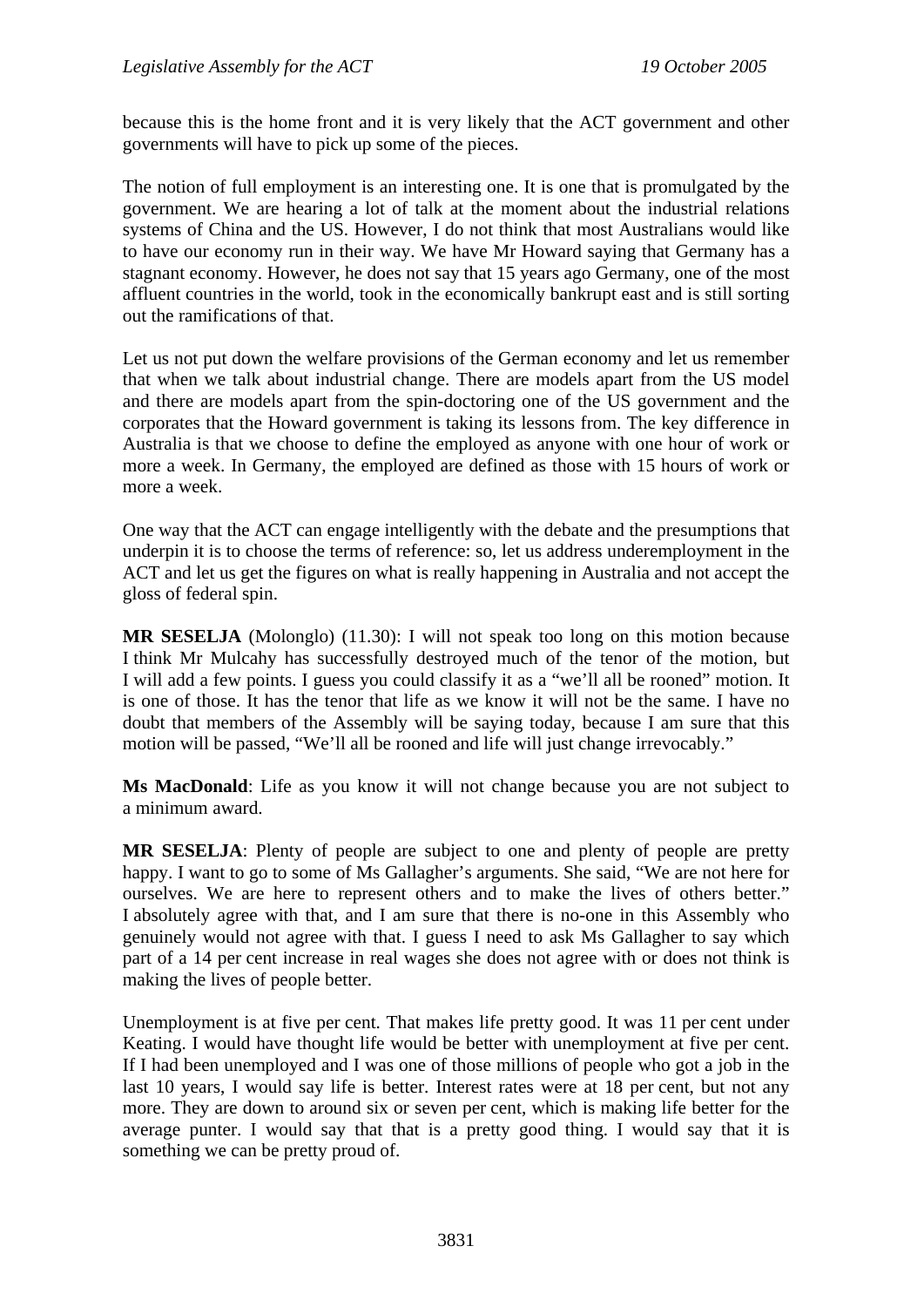because this is the home front and it is very likely that the ACT government and other governments will have to pick up some of the pieces.

The notion of full employment is an interesting one. It is one that is promulgated by the government. We are hearing a lot of talk at the moment about the industrial relations systems of China and the US. However, I do not think that most Australians would like to have our economy run in their way. We have Mr Howard saying that Germany has a stagnant economy. However, he does not say that 15 years ago Germany, one of the most affluent countries in the world, took in the economically bankrupt east and is still sorting out the ramifications of that.

Let us not put down the welfare provisions of the German economy and let us remember that when we talk about industrial change. There are models apart from the US model and there are models apart from the spin-doctoring one of the US government and the corporates that the Howard government is taking its lessons from. The key difference in Australia is that we choose to define the employed as anyone with one hour of work or more a week. In Germany, the employed are defined as those with 15 hours of work or more a week.

One way that the ACT can engage intelligently with the debate and the presumptions that underpin it is to choose the terms of reference: so, let us address underemployment in the ACT and let us get the figures on what is really happening in Australia and not accept the gloss of federal spin.

**MR SESELJA** (Molonglo) (11.30): I will not speak too long on this motion because I think Mr Mulcahy has successfully destroyed much of the tenor of the motion, but I will add a few points. I guess you could classify it as a "we'll all be rooned" motion. It is one of those. It has the tenor that life as we know it will not be the same. I have no doubt that members of the Assembly will be saying today, because I am sure that this motion will be passed, "We'll all be rooned and life will just change irrevocably."

**Ms MacDonald**: Life as you know it will not change because you are not subject to a minimum award.

**MR SESELJA**: Plenty of people are subject to one and plenty of people are pretty happy. I want to go to some of Ms Gallagher's arguments. She said, "We are not here for ourselves. We are here to represent others and to make the lives of others better." I absolutely agree with that, and I am sure that there is no-one in this Assembly who genuinely would not agree with that. I guess I need to ask Ms Gallagher to say which part of a 14 per cent increase in real wages she does not agree with or does not think is making the lives of people better.

Unemployment is at five per cent. That makes life pretty good. It was 11 per cent under Keating. I would have thought life would be better with unemployment at five per cent. If I had been unemployed and I was one of those millions of people who got a job in the last 10 years, I would say life is better. Interest rates were at 18 per cent, but not any more. They are down to around six or seven per cent, which is making life better for the average punter. I would say that that is a pretty good thing. I would say that it is something we can be pretty proud of.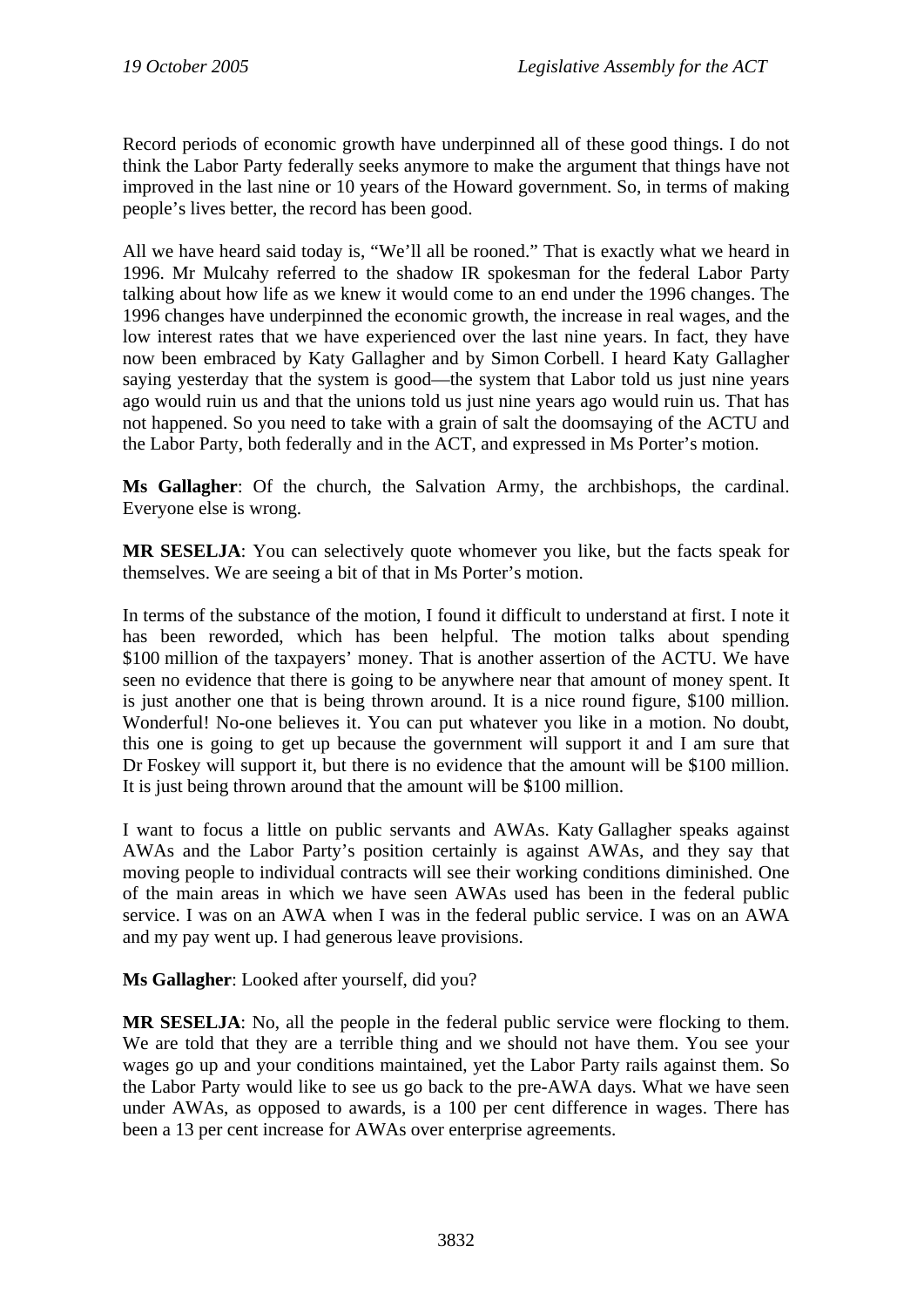Record periods of economic growth have underpinned all of these good things. I do not think the Labor Party federally seeks anymore to make the argument that things have not improved in the last nine or 10 years of the Howard government. So, in terms of making people's lives better, the record has been good.

All we have heard said today is, "We'll all be rooned." That is exactly what we heard in 1996. Mr Mulcahy referred to the shadow IR spokesman for the federal Labor Party talking about how life as we knew it would come to an end under the 1996 changes. The 1996 changes have underpinned the economic growth, the increase in real wages, and the low interest rates that we have experienced over the last nine years. In fact, they have now been embraced by Katy Gallagher and by Simon Corbell. I heard Katy Gallagher saying yesterday that the system is good—the system that Labor told us just nine years ago would ruin us and that the unions told us just nine years ago would ruin us. That has not happened. So you need to take with a grain of salt the doomsaying of the ACTU and the Labor Party, both federally and in the ACT, and expressed in Ms Porter's motion.

**Ms Gallagher**: Of the church, the Salvation Army, the archbishops, the cardinal. Everyone else is wrong.

**MR SESELJA**: You can selectively quote whomever you like, but the facts speak for themselves. We are seeing a bit of that in Ms Porter's motion.

In terms of the substance of the motion, I found it difficult to understand at first. I note it has been reworded, which has been helpful. The motion talks about spending $100 million of the taxpayers' money. That is another assertion of the ACTU. We have seen no evidence that there is going to be anywhere near that amount of money spent. It is just another one that is being thrown around. It is a nice round figure, $100 million. Wonderful! No-one believes it. You can put whatever you like in a motion. No doubt, this one is going to get up because the government will support it and I am sure that Dr Foskey will support it, but there is no evidence that the amount will be $100 million. It is just being thrown around that the amount will be $100 million.

I want to focus a little on public servants and AWAs. Katy Gallagher speaks against AWAs and the Labor Party's position certainly is against AWAs, and they say that moving people to individual contracts will see their working conditions diminished. One of the main areas in which we have seen AWAs used has been in the federal public service. I was on an AWA when I was in the federal public service. I was on an AWA and my pay went up. I had generous leave provisions.

**Ms Gallagher**: Looked after yourself, did you?

**MR SESELJA**: No, all the people in the federal public service were flocking to them. We are told that they are a terrible thing and we should not have them. You see your wages go up and your conditions maintained, yet the Labor Party rails against them. So the Labor Party would like to see us go back to the pre-AWA days. What we have seen under AWAs, as opposed to awards, is a 100 per cent difference in wages. There has been a 13 per cent increase for AWAs over enterprise agreements.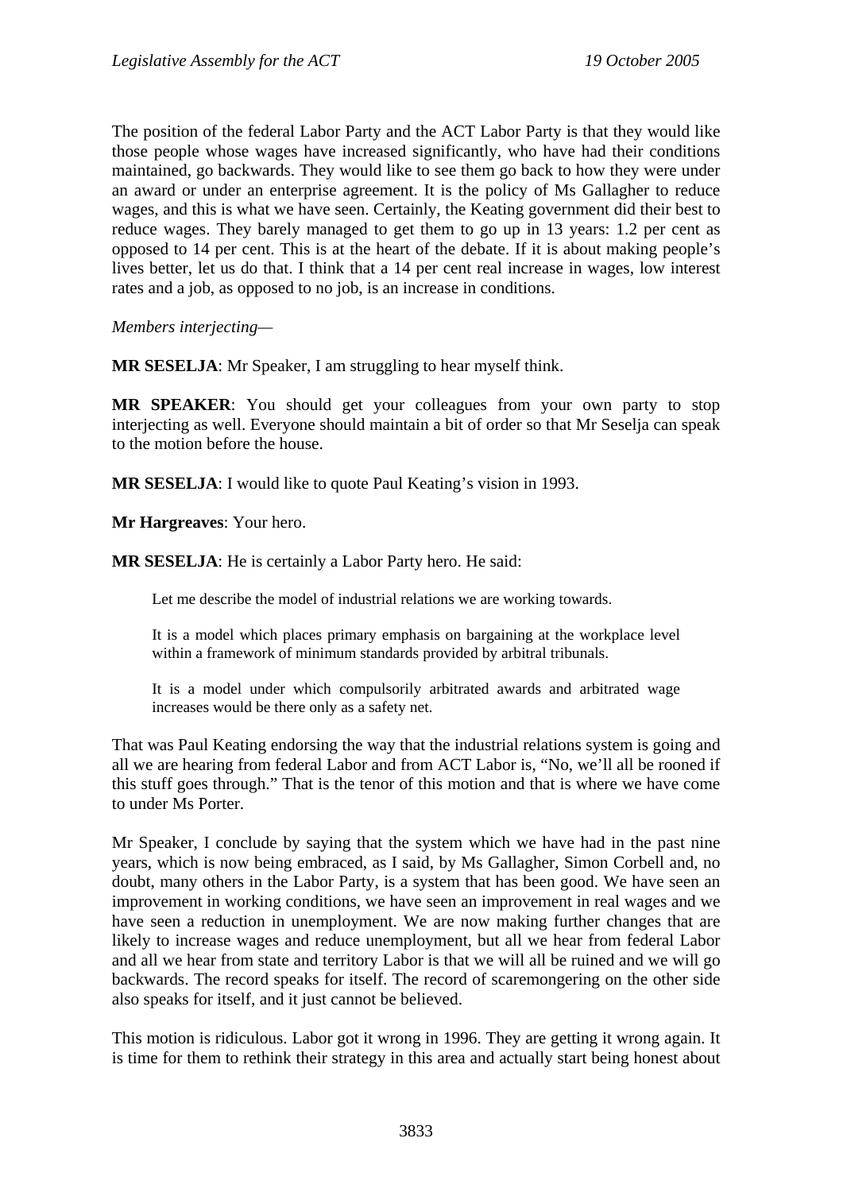The position of the federal Labor Party and the ACT Labor Party is that they would like those people whose wages have increased significantly, who have had their conditions maintained, go backwards. They would like to see them go back to how they were under an award or under an enterprise agreement. It is the policy of Ms Gallagher to reduce wages, and this is what we have seen. Certainly, the Keating government did their best to reduce wages. They barely managed to get them to go up in 13 years: 1.2 per cent as opposed to 14 per cent. This is at the heart of the debate. If it is about making people's lives better, let us do that. I think that a 14 per cent real increase in wages, low interest rates and a job, as opposed to no job, is an increase in conditions.

*Members interjecting—*

**MR SESELJA**: Mr Speaker, I am struggling to hear myself think.

**MR SPEAKER**: You should get your colleagues from your own party to stop interjecting as well. Everyone should maintain a bit of order so that Mr Seselja can speak to the motion before the house.

**MR SESELJA**: I would like to quote Paul Keating's vision in 1993.

**Mr Hargreaves**: Your hero.

**MR SESELJA**: He is certainly a Labor Party hero. He said:

> Let me describe the model of industrial relations we are working towards.
>
> It is a model which places primary emphasis on bargaining at the workplace level within a framework of minimum standards provided by arbitral tribunals.
>
> It is a model under which compulsorily arbitrated awards and arbitrated wage increases would be there only as a safety net.

That was Paul Keating endorsing the way that the industrial relations system is going and all we are hearing from federal Labor and from ACT Labor is, "No, we'll all be rooned if this stuff goes through." That is the tenor of this motion and that is where we have come to under Ms Porter.

Mr Speaker, I conclude by saying that the system which we have had in the past nine years, which is now being embraced, as I said, by Ms Gallagher, Simon Corbell and, no doubt, many others in the Labor Party, is a system that has been good. We have seen an improvement in working conditions, we have seen an improvement in real wages and we have seen a reduction in unemployment. We are now making further changes that are likely to increase wages and reduce unemployment, but all we hear from federal Labor and all we hear from state and territory Labor is that we will all be ruined and we will go backwards. The record speaks for itself. The record of scaremongering on the other side also speaks for itself, and it just cannot be believed.

This motion is ridiculous. Labor got it wrong in 1996. They are getting it wrong again. It is time for them to rethink their strategy in this area and actually start being honest about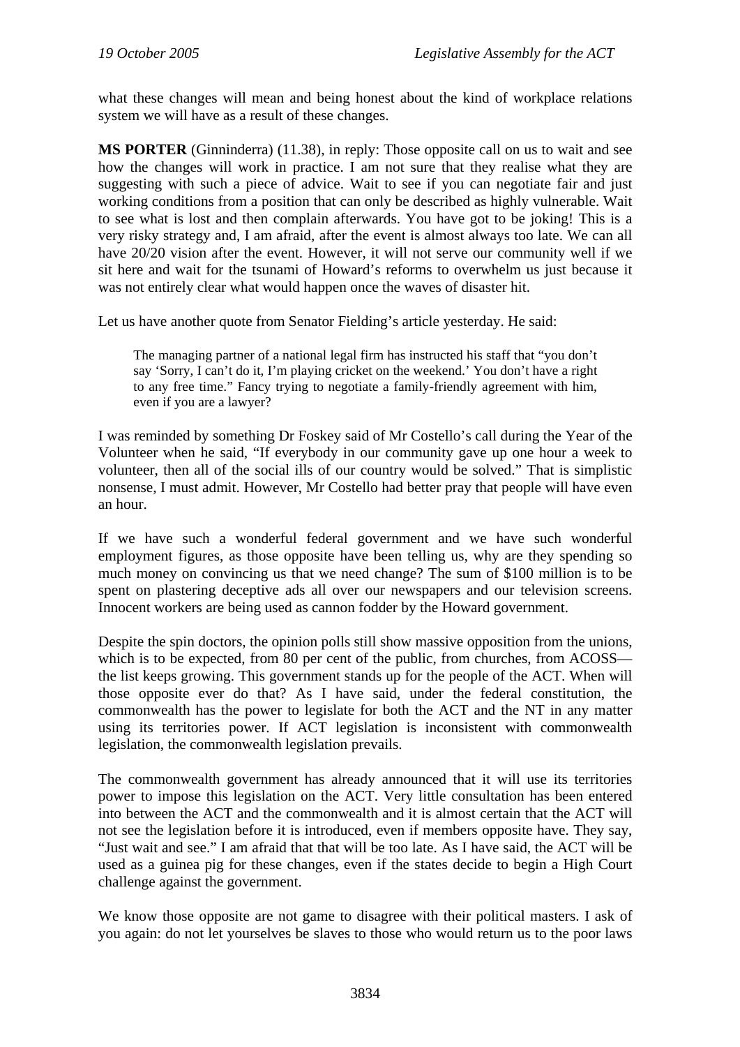what these changes will mean and being honest about the kind of workplace relations system we will have as a result of these changes.

**MS PORTER** (Ginninderra) (11.38), in reply: Those opposite call on us to wait and see how the changes will work in practice. I am not sure that they realise what they are suggesting with such a piece of advice. Wait to see if you can negotiate fair and just working conditions from a position that can only be described as highly vulnerable. Wait to see what is lost and then complain afterwards. You have got to be joking! This is a very risky strategy and, I am afraid, after the event is almost always too late. We can all have 20/20 vision after the event. However, it will not serve our community well if we sit here and wait for the tsunami of Howard's reforms to overwhelm us just because it was not entirely clear what would happen once the waves of disaster hit.

Let us have another quote from Senator Fielding's article yesterday. He said:

> The managing partner of a national legal firm has instructed his staff that "you don't say 'Sorry, I can't do it, I'm playing cricket on the weekend.' You don't have a right to any free time." Fancy trying to negotiate a family-friendly agreement with him, even if you are a lawyer?

I was reminded by something Dr Foskey said of Mr Costello's call during the Year of the Volunteer when he said, "If everybody in our community gave up one hour a week to volunteer, then all of the social ills of our country would be solved." That is simplistic nonsense, I must admit. However, Mr Costello had better pray that people will have even an hour.

If we have such a wonderful federal government and we have such wonderful employment figures, as those opposite have been telling us, why are they spending so much money on convincing us that we need change? The sum of $100 million is to be spent on plastering deceptive ads all over our newspapers and our television screens. Innocent workers are being used as cannon fodder by the Howard government.

Despite the spin doctors, the opinion polls still show massive opposition from the unions, which is to be expected, from 80 per cent of the public, from churches, from ACOSS—the list keeps growing. This government stands up for the people of the ACT. When will those opposite ever do that? As I have said, under the federal constitution, the commonwealth has the power to legislate for both the ACT and the NT in any matter using its territories power. If ACT legislation is inconsistent with commonwealth legislation, the commonwealth legislation prevails.

The commonwealth government has already announced that it will use its territories power to impose this legislation on the ACT. Very little consultation has been entered into between the ACT and the commonwealth and it is almost certain that the ACT will not see the legislation before it is introduced, even if members opposite have. They say, "Just wait and see." I am afraid that that will be too late. As I have said, the ACT will be used as a guinea pig for these changes, even if the states decide to begin a High Court challenge against the government.

We know those opposite are not game to disagree with their political masters. I ask of you again: do not let yourselves be slaves to those who would return us to the poor laws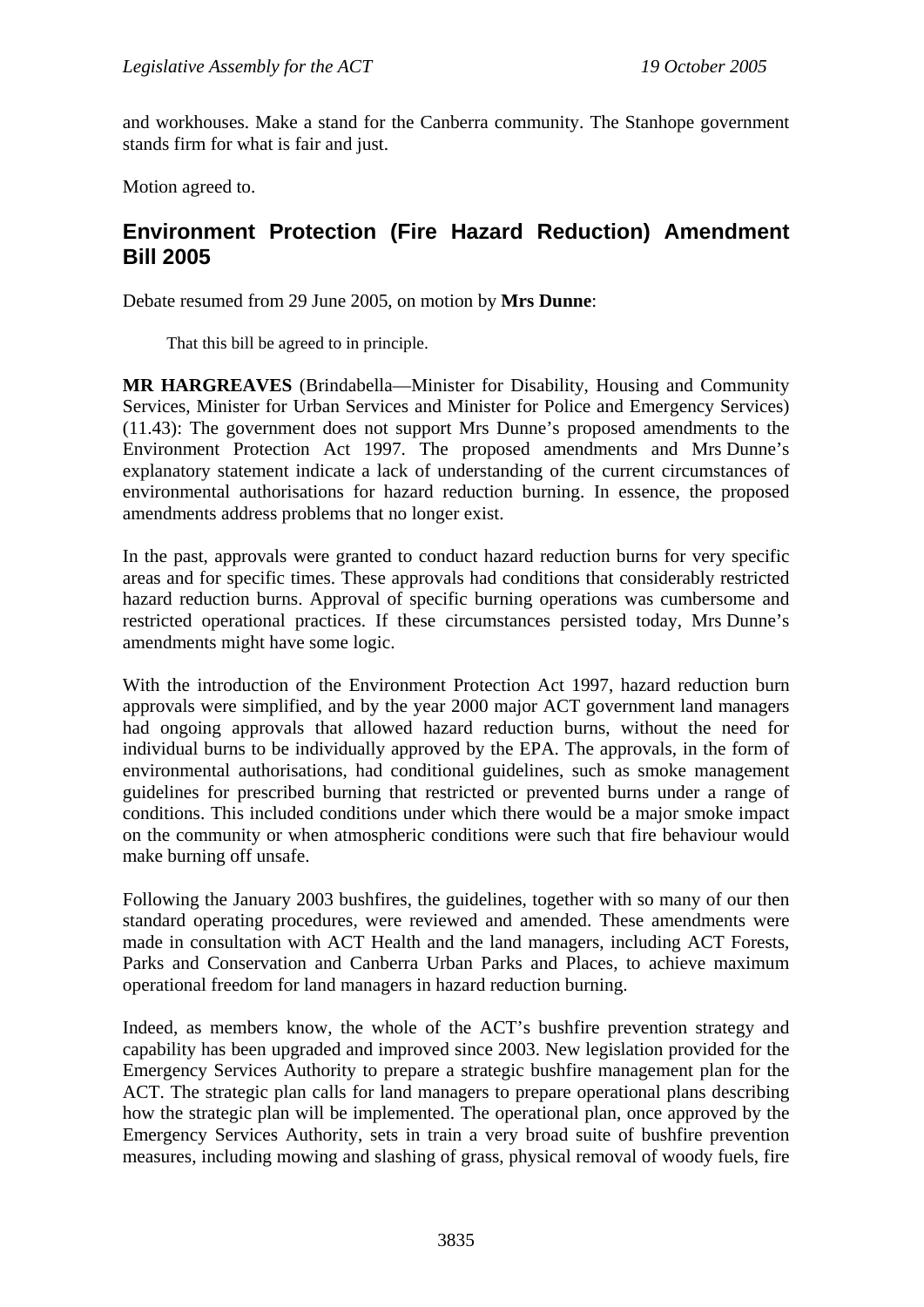and workhouses. Make a stand for the Canberra community. The Stanhope government stands firm for what is fair and just.

Motion agreed to.

## Environment Protection (Fire Hazard Reduction) Amendment Bill 2005

Debate resumed from 29 June 2005, on motion by **Mrs Dunne**:

> That this bill be agreed to in principle.

**MR HARGREAVES** (Brindabella—Minister for Disability, Housing and Community Services, Minister for Urban Services and Minister for Police and Emergency Services) (11.43): The government does not support Mrs Dunne's proposed amendments to the Environment Protection Act 1997. The proposed amendments and Mrs Dunne's explanatory statement indicate a lack of understanding of the current circumstances of environmental authorisations for hazard reduction burning. In essence, the proposed amendments address problems that no longer exist.

In the past, approvals were granted to conduct hazard reduction burns for very specific areas and for specific times. These approvals had conditions that considerably restricted hazard reduction burns. Approval of specific burning operations was cumbersome and restricted operational practices. If these circumstances persisted today, Mrs Dunne's amendments might have some logic.

With the introduction of the Environment Protection Act 1997, hazard reduction burn approvals were simplified, and by the year 2000 major ACT government land managers had ongoing approvals that allowed hazard reduction burns, without the need for individual burns to be individually approved by the EPA. The approvals, in the form of environmental authorisations, had conditional guidelines, such as smoke management guidelines for prescribed burning that restricted or prevented burns under a range of conditions. This included conditions under which there would be a major smoke impact on the community or when atmospheric conditions were such that fire behaviour would make burning off unsafe.

Following the January 2003 bushfires, the guidelines, together with so many of our then standard operating procedures, were reviewed and amended. These amendments were made in consultation with ACT Health and the land managers, including ACT Forests, Parks and Conservation and Canberra Urban Parks and Places, to achieve maximum operational freedom for land managers in hazard reduction burning.

Indeed, as members know, the whole of the ACT's bushfire prevention strategy and capability has been upgraded and improved since 2003. New legislation provided for the Emergency Services Authority to prepare a strategic bushfire management plan for the ACT. The strategic plan calls for land managers to prepare operational plans describing how the strategic plan will be implemented. The operational plan, once approved by the Emergency Services Authority, sets in train a very broad suite of bushfire prevention measures, including mowing and slashing of grass, physical removal of woody fuels, fire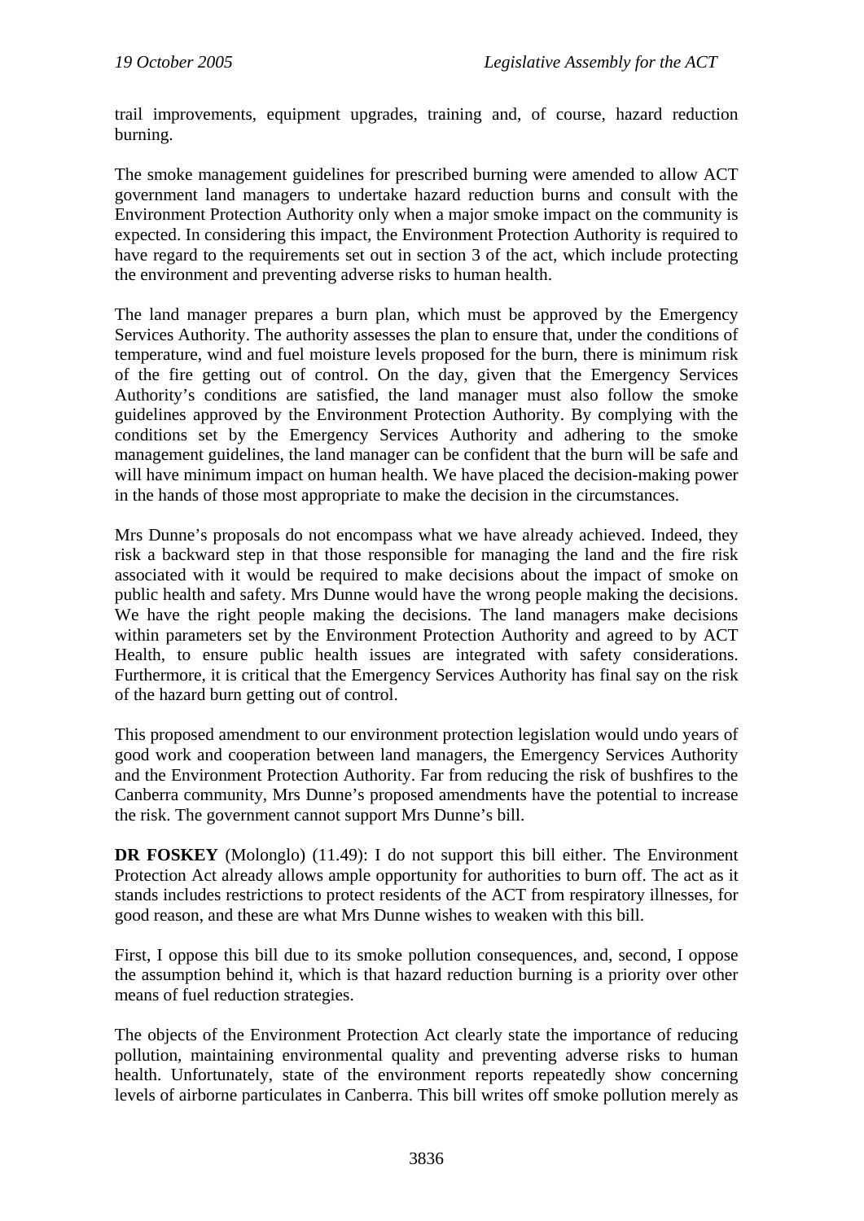trail improvements, equipment upgrades, training and, of course, hazard reduction burning.

The smoke management guidelines for prescribed burning were amended to allow ACT government land managers to undertake hazard reduction burns and consult with the Environment Protection Authority only when a major smoke impact on the community is expected. In considering this impact, the Environment Protection Authority is required to have regard to the requirements set out in section 3 of the act, which include protecting the environment and preventing adverse risks to human health.

The land manager prepares a burn plan, which must be approved by the Emergency Services Authority. The authority assesses the plan to ensure that, under the conditions of temperature, wind and fuel moisture levels proposed for the burn, there is minimum risk of the fire getting out of control. On the day, given that the Emergency Services Authority's conditions are satisfied, the land manager must also follow the smoke guidelines approved by the Environment Protection Authority. By complying with the conditions set by the Emergency Services Authority and adhering to the smoke management guidelines, the land manager can be confident that the burn will be safe and will have minimum impact on human health. We have placed the decision-making power in the hands of those most appropriate to make the decision in the circumstances.

Mrs Dunne's proposals do not encompass what we have already achieved. Indeed, they risk a backward step in that those responsible for managing the land and the fire risk associated with it would be required to make decisions about the impact of smoke on public health and safety. Mrs Dunne would have the wrong people making the decisions. We have the right people making the decisions. The land managers make decisions within parameters set by the Environment Protection Authority and agreed to by ACT Health, to ensure public health issues are integrated with safety considerations. Furthermore, it is critical that the Emergency Services Authority has final say on the risk of the hazard burn getting out of control.

This proposed amendment to our environment protection legislation would undo years of good work and cooperation between land managers, the Emergency Services Authority and the Environment Protection Authority. Far from reducing the risk of bushfires to the Canberra community, Mrs Dunne's proposed amendments have the potential to increase the risk. The government cannot support Mrs Dunne's bill.

**DR FOSKEY** (Molonglo) (11.49): I do not support this bill either. The Environment Protection Act already allows ample opportunity for authorities to burn off. The act as it stands includes restrictions to protect residents of the ACT from respiratory illnesses, for good reason, and these are what Mrs Dunne wishes to weaken with this bill.

First, I oppose this bill due to its smoke pollution consequences, and, second, I oppose the assumption behind it, which is that hazard reduction burning is a priority over other means of fuel reduction strategies.

The objects of the Environment Protection Act clearly state the importance of reducing pollution, maintaining environmental quality and preventing adverse risks to human health. Unfortunately, state of the environment reports repeatedly show concerning levels of airborne particulates in Canberra. This bill writes off smoke pollution merely as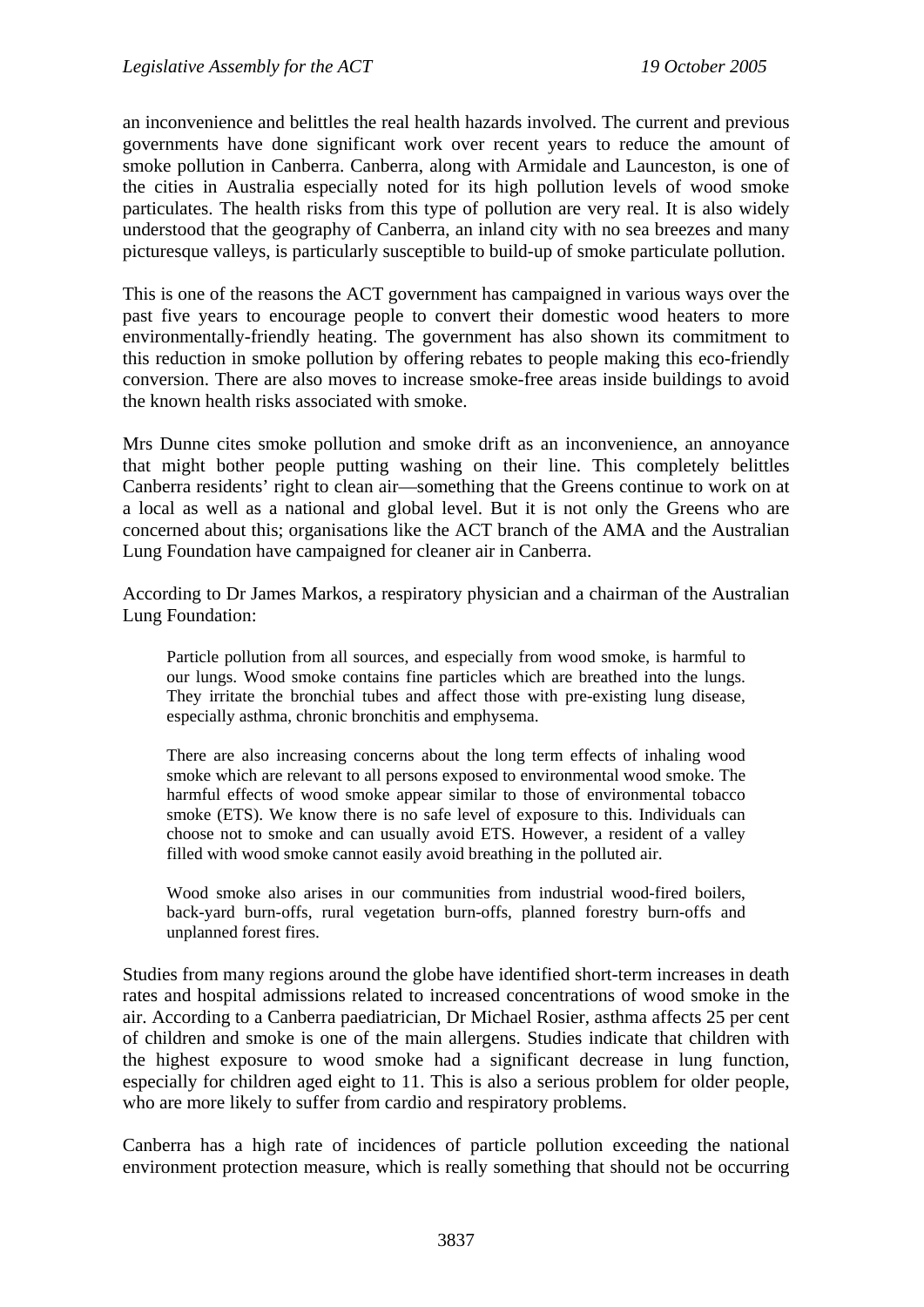an inconvenience and belittles the real health hazards involved. The current and previous governments have done significant work over recent years to reduce the amount of smoke pollution in Canberra. Canberra, along with Armidale and Launceston, is one of the cities in Australia especially noted for its high pollution levels of wood smoke particulates. The health risks from this type of pollution are very real. It is also widely understood that the geography of Canberra, an inland city with no sea breezes and many picturesque valleys, is particularly susceptible to build-up of smoke particulate pollution.

This is one of the reasons the ACT government has campaigned in various ways over the past five years to encourage people to convert their domestic wood heaters to more environmentally-friendly heating. The government has also shown its commitment to this reduction in smoke pollution by offering rebates to people making this eco-friendly conversion. There are also moves to increase smoke-free areas inside buildings to avoid the known health risks associated with smoke.

Mrs Dunne cites smoke pollution and smoke drift as an inconvenience, an annoyance that might bother people putting washing on their line. This completely belittles Canberra residents' right to clean air—something that the Greens continue to work on at a local as well as a national and global level. But it is not only the Greens who are concerned about this; organisations like the ACT branch of the AMA and the Australian Lung Foundation have campaigned for cleaner air in Canberra.

According to Dr James Markos, a respiratory physician and a chairman of the Australian Lung Foundation:

> Particle pollution from all sources, and especially from wood smoke, is harmful to our lungs. Wood smoke contains fine particles which are breathed into the lungs. They irritate the bronchial tubes and affect those with pre-existing lung disease, especially asthma, chronic bronchitis and emphysema.
>
> There are also increasing concerns about the long term effects of inhaling wood smoke which are relevant to all persons exposed to environmental wood smoke. The harmful effects of wood smoke appear similar to those of environmental tobacco smoke (ETS). We know there is no safe level of exposure to this. Individuals can choose not to smoke and can usually avoid ETS. However, a resident of a valley filled with wood smoke cannot easily avoid breathing in the polluted air.
>
> Wood smoke also arises in our communities from industrial wood-fired boilers, back-yard burn-offs, rural vegetation burn-offs, planned forestry burn-offs and unplanned forest fires.

Studies from many regions around the globe have identified short-term increases in death rates and hospital admissions related to increased concentrations of wood smoke in the air. According to a Canberra paediatrician, Dr Michael Rosier, asthma affects 25 per cent of children and smoke is one of the main allergens. Studies indicate that children with the highest exposure to wood smoke had a significant decrease in lung function, especially for children aged eight to 11. This is also a serious problem for older people, who are more likely to suffer from cardio and respiratory problems.

Canberra has a high rate of incidences of particle pollution exceeding the national environment protection measure, which is really something that should not be occurring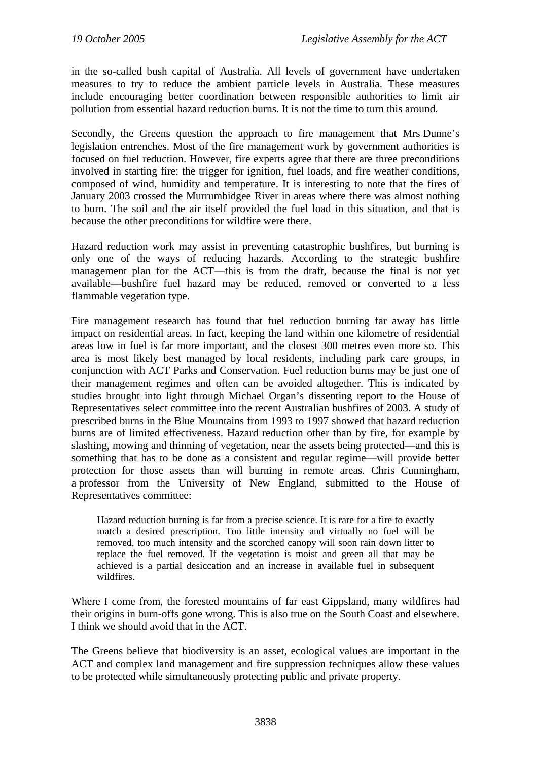in the so-called bush capital of Australia. All levels of government have undertaken measures to try to reduce the ambient particle levels in Australia. These measures include encouraging better coordination between responsible authorities to limit air pollution from essential hazard reduction burns. It is not the time to turn this around.

Secondly, the Greens question the approach to fire management that Mrs Dunne's legislation entrenches. Most of the fire management work by government authorities is focused on fuel reduction. However, fire experts agree that there are three preconditions involved in starting fire: the trigger for ignition, fuel loads, and fire weather conditions, composed of wind, humidity and temperature. It is interesting to note that the fires of January 2003 crossed the Murrumbidgee River in areas where there was almost nothing to burn. The soil and the air itself provided the fuel load in this situation, and that is because the other preconditions for wildfire were there.

Hazard reduction work may assist in preventing catastrophic bushfires, but burning is only one of the ways of reducing hazards. According to the strategic bushfire management plan for the ACT—this is from the draft, because the final is not yet available—bushfire fuel hazard may be reduced, removed or converted to a less flammable vegetation type.

Fire management research has found that fuel reduction burning far away has little impact on residential areas. In fact, keeping the land within one kilometre of residential areas low in fuel is far more important, and the closest 300 metres even more so. This area is most likely best managed by local residents, including park care groups, in conjunction with ACT Parks and Conservation. Fuel reduction burns may be just one of their management regimes and often can be avoided altogether. This is indicated by studies brought into light through Michael Organ's dissenting report to the House of Representatives select committee into the recent Australian bushfires of 2003. A study of prescribed burns in the Blue Mountains from 1993 to 1997 showed that hazard reduction burns are of limited effectiveness. Hazard reduction other than by fire, for example by slashing, mowing and thinning of vegetation, near the assets being protected—and this is something that has to be done as a consistent and regular regime—will provide better protection for those assets than will burning in remote areas. Chris Cunningham, a professor from the University of New England, submitted to the House of Representatives committee:

> Hazard reduction burning is far from a precise science. It is rare for a fire to exactly match a desired prescription. Too little intensity and virtually no fuel will be removed, too much intensity and the scorched canopy will soon rain down litter to replace the fuel removed. If the vegetation is moist and green all that may be achieved is a partial desiccation and an increase in available fuel in subsequent wildfires.

Where I come from, the forested mountains of far east Gippsland, many wildfires had their origins in burn-offs gone wrong. This is also true on the South Coast and elsewhere. I think we should avoid that in the ACT.

The Greens believe that biodiversity is an asset, ecological values are important in the ACT and complex land management and fire suppression techniques allow these values to be protected while simultaneously protecting public and private property.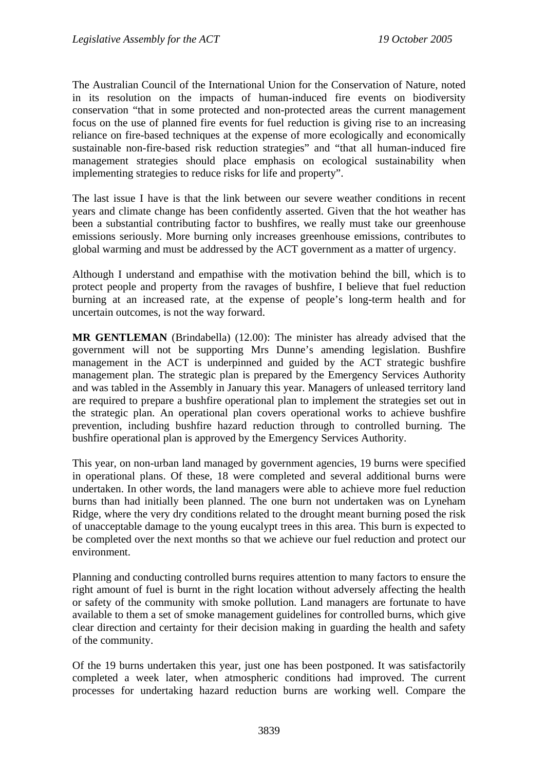The Australian Council of the International Union for the Conservation of Nature, noted in its resolution on the impacts of human-induced fire events on biodiversity conservation "that in some protected and non-protected areas the current management focus on the use of planned fire events for fuel reduction is giving rise to an increasing reliance on fire-based techniques at the expense of more ecologically and economically sustainable non-fire-based risk reduction strategies" and "that all human-induced fire management strategies should place emphasis on ecological sustainability when implementing strategies to reduce risks for life and property".

The last issue I have is that the link between our severe weather conditions in recent years and climate change has been confidently asserted. Given that the hot weather has been a substantial contributing factor to bushfires, we really must take our greenhouse emissions seriously. More burning only increases greenhouse emissions, contributes to global warming and must be addressed by the ACT government as a matter of urgency.

Although I understand and empathise with the motivation behind the bill, which is to protect people and property from the ravages of bushfire, I believe that fuel reduction burning at an increased rate, at the expense of people's long-term health and for uncertain outcomes, is not the way forward.

**MR GENTLEMAN** (Brindabella) (12.00): The minister has already advised that the government will not be supporting Mrs Dunne's amending legislation. Bushfire management in the ACT is underpinned and guided by the ACT strategic bushfire management plan. The strategic plan is prepared by the Emergency Services Authority and was tabled in the Assembly in January this year. Managers of unleased territory land are required to prepare a bushfire operational plan to implement the strategies set out in the strategic plan. An operational plan covers operational works to achieve bushfire prevention, including bushfire hazard reduction through to controlled burning. The bushfire operational plan is approved by the Emergency Services Authority.

This year, on non-urban land managed by government agencies, 19 burns were specified in operational plans. Of these, 18 were completed and several additional burns were undertaken. In other words, the land managers were able to achieve more fuel reduction burns than had initially been planned. The one burn not undertaken was on Lyneham Ridge, where the very dry conditions related to the drought meant burning posed the risk of unacceptable damage to the young eucalypt trees in this area. This burn is expected to be completed over the next months so that we achieve our fuel reduction and protect our environment.

Planning and conducting controlled burns requires attention to many factors to ensure the right amount of fuel is burnt in the right location without adversely affecting the health or safety of the community with smoke pollution. Land managers are fortunate to have available to them a set of smoke management guidelines for controlled burns, which give clear direction and certainty for their decision making in guarding the health and safety of the community.

Of the 19 burns undertaken this year, just one has been postponed. It was satisfactorily completed a week later, when atmospheric conditions had improved. The current processes for undertaking hazard reduction burns are working well. Compare the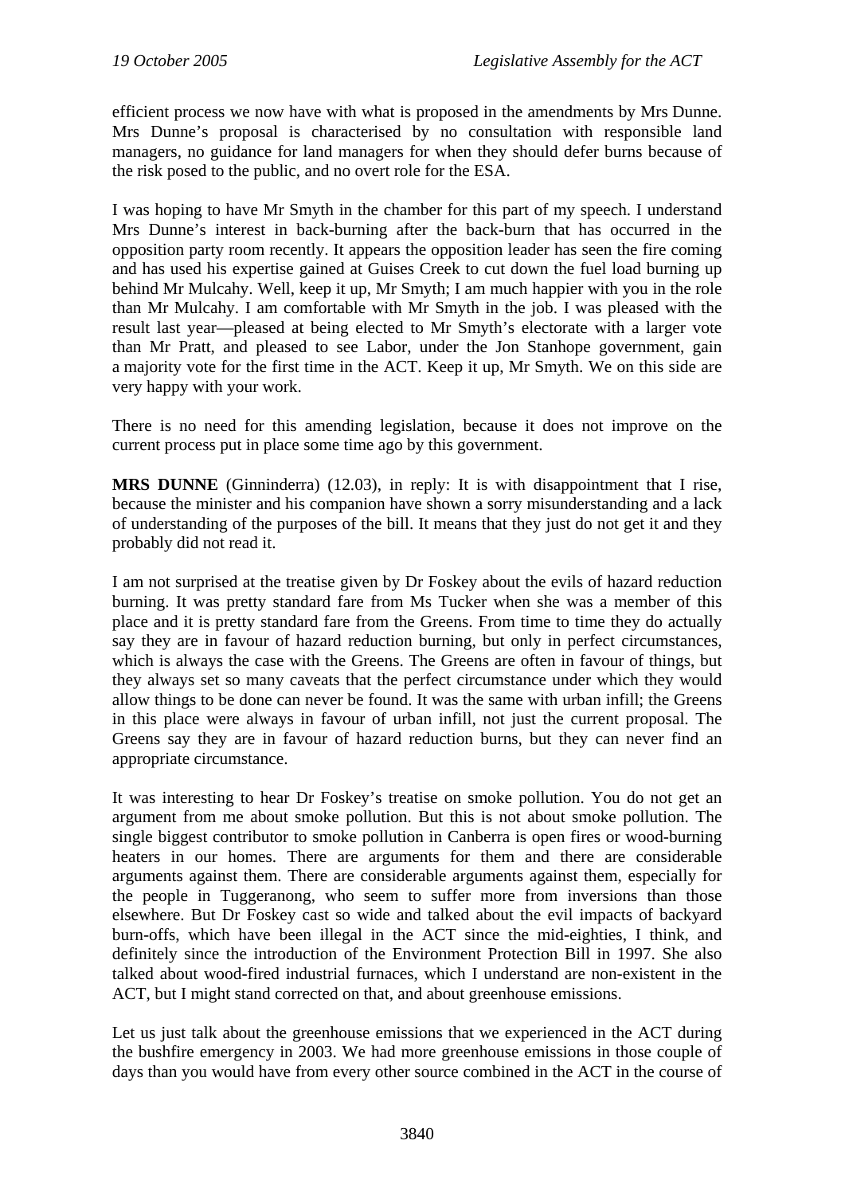efficient process we now have with what is proposed in the amendments by Mrs Dunne. Mrs Dunne's proposal is characterised by no consultation with responsible land managers, no guidance for land managers for when they should defer burns because of the risk posed to the public, and no overt role for the ESA.

I was hoping to have Mr Smyth in the chamber for this part of my speech. I understand Mrs Dunne's interest in back-burning after the back-burn that has occurred in the opposition party room recently. It appears the opposition leader has seen the fire coming and has used his expertise gained at Guises Creek to cut down the fuel load burning up behind Mr Mulcahy. Well, keep it up, Mr Smyth; I am much happier with you in the role than Mr Mulcahy. I am comfortable with Mr Smyth in the job. I was pleased with the result last year—pleased at being elected to Mr Smyth's electorate with a larger vote than Mr Pratt, and pleased to see Labor, under the Jon Stanhope government, gain a majority vote for the first time in the ACT. Keep it up, Mr Smyth. We on this side are very happy with your work.

There is no need for this amending legislation, because it does not improve on the current process put in place some time ago by this government.

**MRS DUNNE** (Ginninderra) (12.03), in reply: It is with disappointment that I rise, because the minister and his companion have shown a sorry misunderstanding and a lack of understanding of the purposes of the bill. It means that they just do not get it and they probably did not read it.

I am not surprised at the treatise given by Dr Foskey about the evils of hazard reduction burning. It was pretty standard fare from Ms Tucker when she was a member of this place and it is pretty standard fare from the Greens. From time to time they do actually say they are in favour of hazard reduction burning, but only in perfect circumstances, which is always the case with the Greens. The Greens are often in favour of things, but they always set so many caveats that the perfect circumstance under which they would allow things to be done can never be found. It was the same with urban infill; the Greens in this place were always in favour of urban infill, not just the current proposal. The Greens say they are in favour of hazard reduction burns, but they can never find an appropriate circumstance.

It was interesting to hear Dr Foskey's treatise on smoke pollution. You do not get an argument from me about smoke pollution. But this is not about smoke pollution. The single biggest contributor to smoke pollution in Canberra is open fires or wood-burning heaters in our homes. There are arguments for them and there are considerable arguments against them. There are considerable arguments against them, especially for the people in Tuggeranong, who seem to suffer more from inversions than those elsewhere. But Dr Foskey cast so wide and talked about the evil impacts of backyard burn-offs, which have been illegal in the ACT since the mid-eighties, I think, and definitely since the introduction of the Environment Protection Bill in 1997. She also talked about wood-fired industrial furnaces, which I understand are non-existent in the ACT, but I might stand corrected on that, and about greenhouse emissions.

Let us just talk about the greenhouse emissions that we experienced in the ACT during the bushfire emergency in 2003. We had more greenhouse emissions in those couple of days than you would have from every other source combined in the ACT in the course of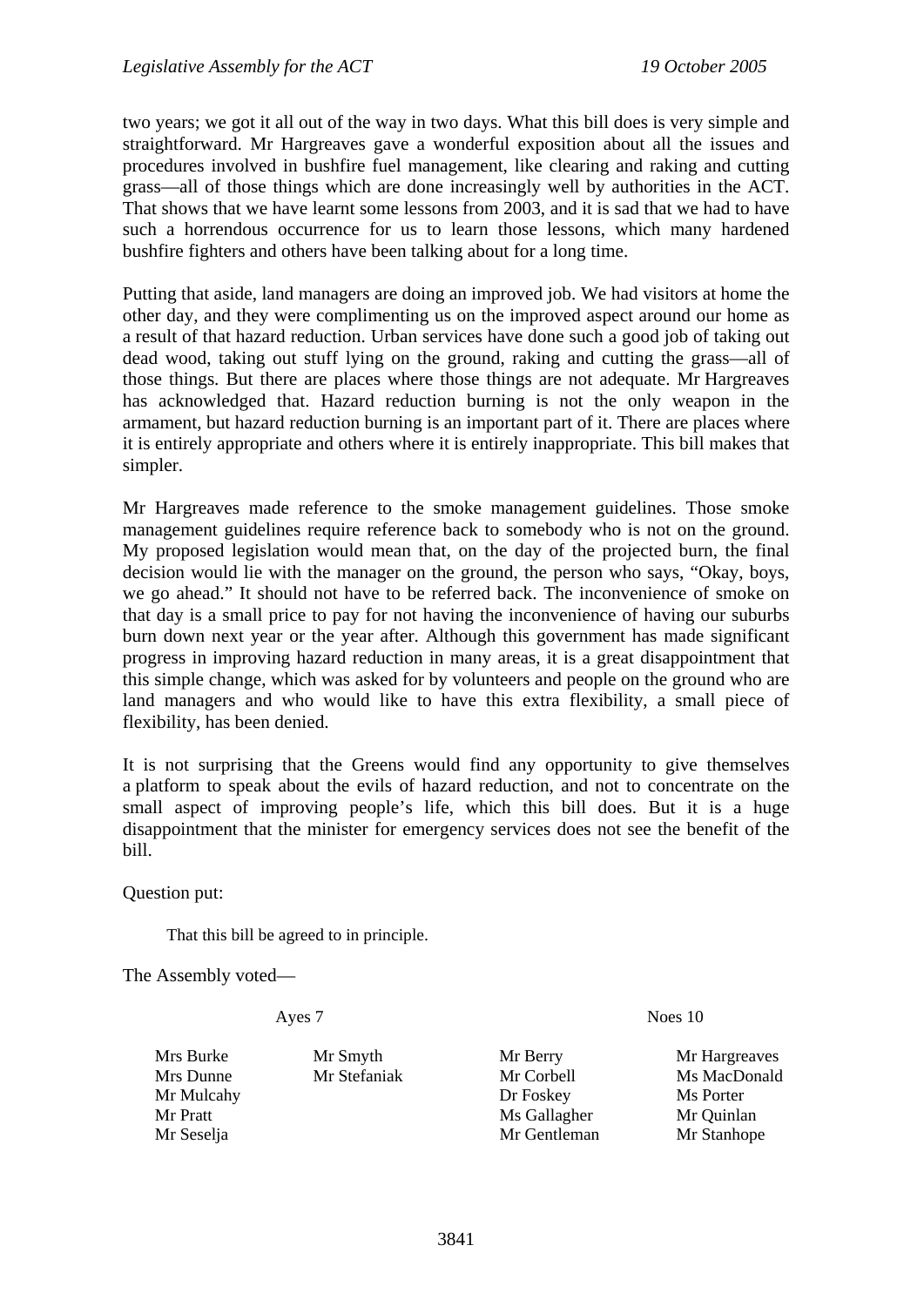two years; we got it all out of the way in two days. What this bill does is very simple and straightforward. Mr Hargreaves gave a wonderful exposition about all the issues and procedures involved in bushfire fuel management, like clearing and raking and cutting grass—all of those things which are done increasingly well by authorities in the ACT. That shows that we have learnt some lessons from 2003, and it is sad that we had to have such a horrendous occurrence for us to learn those lessons, which many hardened bushfire fighters and others have been talking about for a long time.

Putting that aside, land managers are doing an improved job. We had visitors at home the other day, and they were complimenting us on the improved aspect around our home as a result of that hazard reduction. Urban services have done such a good job of taking out dead wood, taking out stuff lying on the ground, raking and cutting the grass—all of those things. But there are places where those things are not adequate. Mr Hargreaves has acknowledged that. Hazard reduction burning is not the only weapon in the armament, but hazard reduction burning is an important part of it. There are places where it is entirely appropriate and others where it is entirely inappropriate. This bill makes that simpler.

Mr Hargreaves made reference to the smoke management guidelines. Those smoke management guidelines require reference back to somebody who is not on the ground. My proposed legislation would mean that, on the day of the projected burn, the final decision would lie with the manager on the ground, the person who says, "Okay, boys, we go ahead." It should not have to be referred back. The inconvenience of smoke on that day is a small price to pay for not having the inconvenience of having our suburbs burn down next year or the year after. Although this government has made significant progress in improving hazard reduction in many areas, it is a great disappointment that this simple change, which was asked for by volunteers and people on the ground who are land managers and who would like to have this extra flexibility, a small piece of flexibility, has been denied.

It is not surprising that the Greens would find any opportunity to give themselves a platform to speak about the evils of hazard reduction, and not to concentrate on the small aspect of improving people's life, which this bill does. But it is a huge disappointment that the minister for emergency services does not see the benefit of the bill.

Question put:

> That this bill be agreed to in principle.

The Assembly voted—

| Ayes 7 | | Noes 10 | |
|---|---|---|---|
| Mrs Burke | Mr Smyth | Mr Berry | Mr Hargreaves |
| Mrs Dunne | Mr Stefaniak | Mr Corbell | Ms MacDonald |
| Mr Mulcahy | | Dr Foskey | Ms Porter |
| Mr Pratt | | Ms Gallagher | Mr Quinlan |
| Mr Seselja | | Mr Gentleman | Mr Stanhope |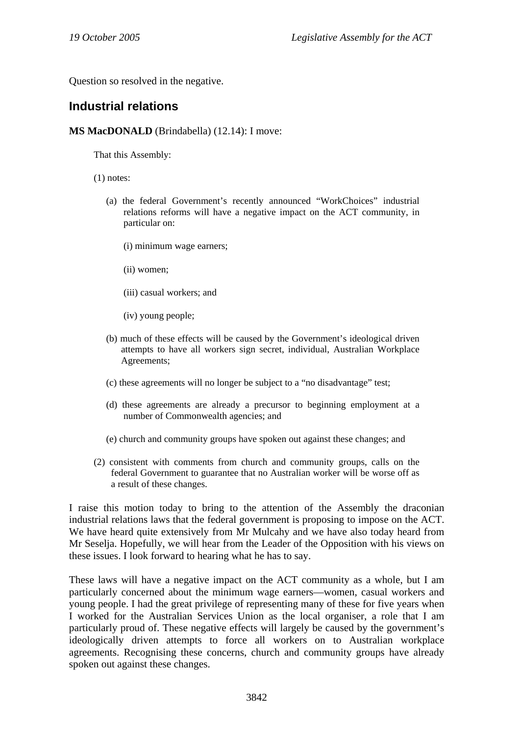Question so resolved in the negative.

## Industrial relations

**MS MacDONALD** (Brindabella) (12.14): I move:

That this Assembly:

(1) notes:

(a) the federal Government's recently announced "WorkChoices" industrial relations reforms will have a negative impact on the ACT community, in particular on:

(i) minimum wage earners;

(ii) women;

(iii) casual workers; and

(iv) young people;

(b) much of these effects will be caused by the Government's ideological driven attempts to have all workers sign secret, individual, Australian Workplace Agreements;

(c) these agreements will no longer be subject to a "no disadvantage" test;

(d) these agreements are already a precursor to beginning employment at a number of Commonwealth agencies; and

(e) church and community groups have spoken out against these changes; and

(2) consistent with comments from church and community groups, calls on the federal Government to guarantee that no Australian worker will be worse off as a result of these changes.

I raise this motion today to bring to the attention of the Assembly the draconian industrial relations laws that the federal government is proposing to impose on the ACT. We have heard quite extensively from Mr Mulcahy and we have also today heard from Mr Seselja. Hopefully, we will hear from the Leader of the Opposition with his views on these issues. I look forward to hearing what he has to say.

These laws will have a negative impact on the ACT community as a whole, but I am particularly concerned about the minimum wage earners—women, casual workers and young people. I had the great privilege of representing many of these for five years when I worked for the Australian Services Union as the local organiser, a role that I am particularly proud of. These negative effects will largely be caused by the government's ideologically driven attempts to force all workers on to Australian workplace agreements. Recognising these concerns, church and community groups have already spoken out against these changes.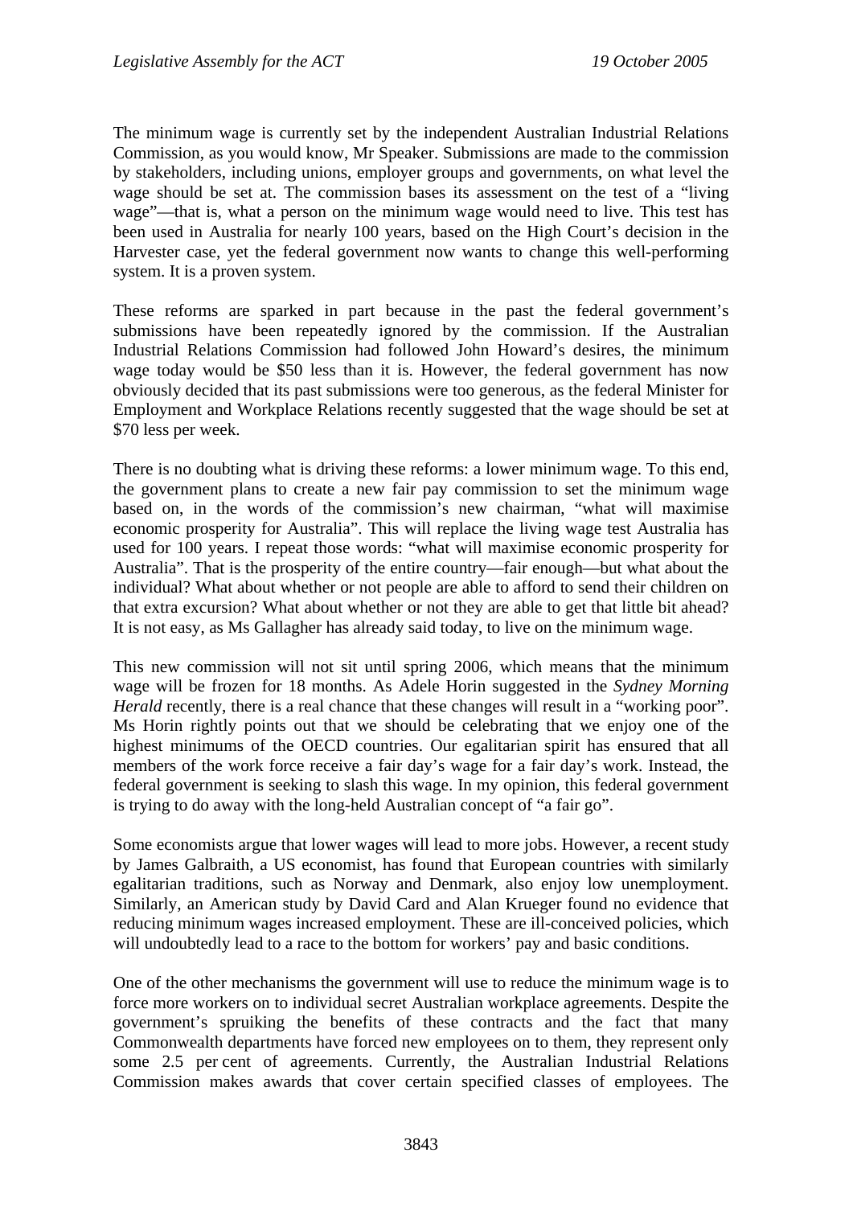The minimum wage is currently set by the independent Australian Industrial Relations Commission, as you would know, Mr Speaker. Submissions are made to the commission by stakeholders, including unions, employer groups and governments, on what level the wage should be set at. The commission bases its assessment on the test of a "living wage"—that is, what a person on the minimum wage would need to live. This test has been used in Australia for nearly 100 years, based on the High Court's decision in the Harvester case, yet the federal government now wants to change this well-performing system. It is a proven system.

These reforms are sparked in part because in the past the federal government's submissions have been repeatedly ignored by the commission. If the Australian Industrial Relations Commission had followed John Howard's desires, the minimum wage today would be $50 less than it is. However, the federal government has now obviously decided that its past submissions were too generous, as the federal Minister for Employment and Workplace Relations recently suggested that the wage should be set at $70 less per week.

There is no doubting what is driving these reforms: a lower minimum wage. To this end, the government plans to create a new fair pay commission to set the minimum wage based on, in the words of the commission's new chairman, "what will maximise economic prosperity for Australia". This will replace the living wage test Australia has used for 100 years. I repeat those words: "what will maximise economic prosperity for Australia". That is the prosperity of the entire country—fair enough—but what about the individual? What about whether or not people are able to afford to send their children on that extra excursion? What about whether or not they are able to get that little bit ahead? It is not easy, as Ms Gallagher has already said today, to live on the minimum wage.

This new commission will not sit until spring 2006, which means that the minimum wage will be frozen for 18 months. As Adele Horin suggested in the *Sydney Morning Herald* recently, there is a real chance that these changes will result in a "working poor". Ms Horin rightly points out that we should be celebrating that we enjoy one of the highest minimums of the OECD countries. Our egalitarian spirit has ensured that all members of the work force receive a fair day's wage for a fair day's work. Instead, the federal government is seeking to slash this wage. In my opinion, this federal government is trying to do away with the long-held Australian concept of "a fair go".

Some economists argue that lower wages will lead to more jobs. However, a recent study by James Galbraith, a US economist, has found that European countries with similarly egalitarian traditions, such as Norway and Denmark, also enjoy low unemployment. Similarly, an American study by David Card and Alan Krueger found no evidence that reducing minimum wages increased employment. These are ill-conceived policies, which will undoubtedly lead to a race to the bottom for workers' pay and basic conditions.

One of the other mechanisms the government will use to reduce the minimum wage is to force more workers on to individual secret Australian workplace agreements. Despite the government's spruiking the benefits of these contracts and the fact that many Commonwealth departments have forced new employees on to them, they represent only some 2.5 per cent of agreements. Currently, the Australian Industrial Relations Commission makes awards that cover certain specified classes of employees. The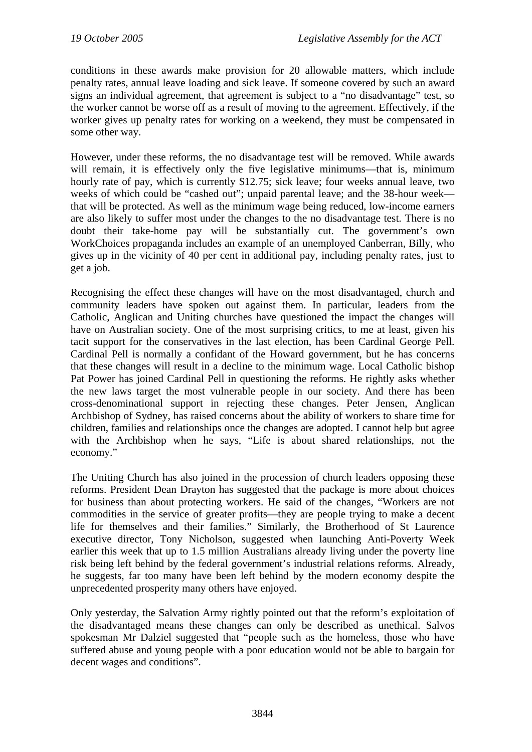conditions in these awards make provision for 20 allowable matters, which include penalty rates, annual leave loading and sick leave. If someone covered by such an award signs an individual agreement, that agreement is subject to a "no disadvantage" test, so the worker cannot be worse off as a result of moving to the agreement. Effectively, if the worker gives up penalty rates for working on a weekend, they must be compensated in some other way.

However, under these reforms, the no disadvantage test will be removed. While awards will remain, it is effectively only the five legislative minimums—that is, minimum hourly rate of pay, which is currently $12.75; sick leave; four weeks annual leave, two weeks of which could be "cashed out"; unpaid parental leave; and the 38-hour week—that will be protected. As well as the minimum wage being reduced, low-income earners are also likely to suffer most under the changes to the no disadvantage test. There is no doubt their take-home pay will be substantially cut. The government's own WorkChoices propaganda includes an example of an unemployed Canberran, Billy, who gives up in the vicinity of 40 per cent in additional pay, including penalty rates, just to get a job.

Recognising the effect these changes will have on the most disadvantaged, church and community leaders have spoken out against them. In particular, leaders from the Catholic, Anglican and Uniting churches have questioned the impact the changes will have on Australian society. One of the most surprising critics, to me at least, given his tacit support for the conservatives in the last election, has been Cardinal George Pell. Cardinal Pell is normally a confidant of the Howard government, but he has concerns that these changes will result in a decline to the minimum wage. Local Catholic bishop Pat Power has joined Cardinal Pell in questioning the reforms. He rightly asks whether the new laws target the most vulnerable people in our society. And there has been cross-denominational support in rejecting these changes. Peter Jensen, Anglican Archbishop of Sydney, has raised concerns about the ability of workers to share time for children, families and relationships once the changes are adopted. I cannot help but agree with the Archbishop when he says, "Life is about shared relationships, not the economy."

The Uniting Church has also joined in the procession of church leaders opposing these reforms. President Dean Drayton has suggested that the package is more about choices for business than about protecting workers. He said of the changes, "Workers are not commodities in the service of greater profits—they are people trying to make a decent life for themselves and their families." Similarly, the Brotherhood of St Laurence executive director, Tony Nicholson, suggested when launching Anti-Poverty Week earlier this week that up to 1.5 million Australians already living under the poverty line risk being left behind by the federal government's industrial relations reforms. Already, he suggests, far too many have been left behind by the modern economy despite the unprecedented prosperity many others have enjoyed.

Only yesterday, the Salvation Army rightly pointed out that the reform's exploitation of the disadvantaged means these changes can only be described as unethical. Salvos spokesman Mr Dalziel suggested that "people such as the homeless, those who have suffered abuse and young people with a poor education would not be able to bargain for decent wages and conditions".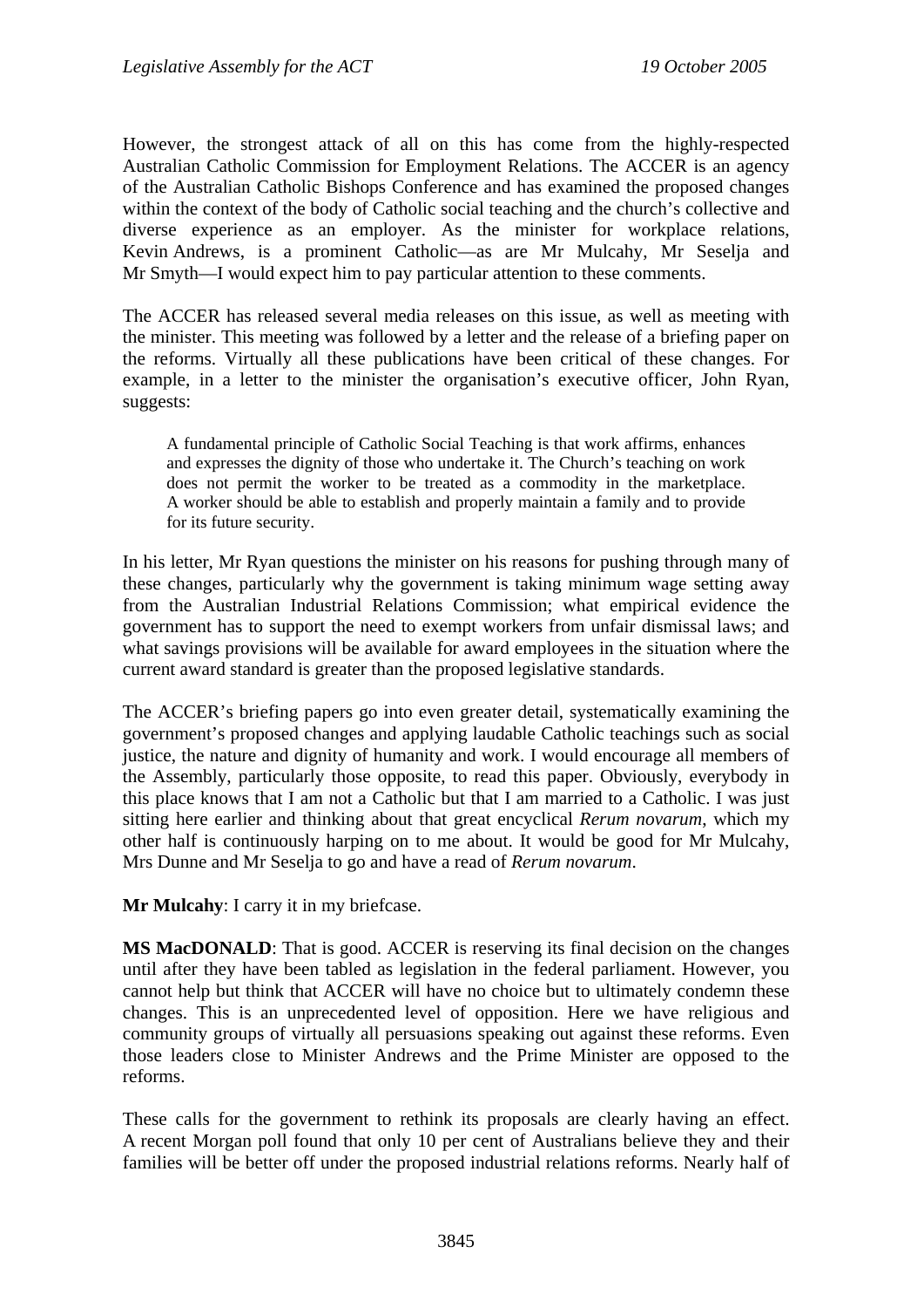However, the strongest attack of all on this has come from the highly-respected Australian Catholic Commission for Employment Relations. The ACCER is an agency of the Australian Catholic Bishops Conference and has examined the proposed changes within the context of the body of Catholic social teaching and the church's collective and diverse experience as an employer. As the minister for workplace relations, Kevin Andrews, is a prominent Catholic—as are Mr Mulcahy, Mr Seselja and Mr Smyth—I would expect him to pay particular attention to these comments.

The ACCER has released several media releases on this issue, as well as meeting with the minister. This meeting was followed by a letter and the release of a briefing paper on the reforms. Virtually all these publications have been critical of these changes. For example, in a letter to the minister the organisation's executive officer, John Ryan, suggests:

> A fundamental principle of Catholic Social Teaching is that work affirms, enhances and expresses the dignity of those who undertake it. The Church's teaching on work does not permit the worker to be treated as a commodity in the marketplace. A worker should be able to establish and properly maintain a family and to provide for its future security.

In his letter, Mr Ryan questions the minister on his reasons for pushing through many of these changes, particularly why the government is taking minimum wage setting away from the Australian Industrial Relations Commission; what empirical evidence the government has to support the need to exempt workers from unfair dismissal laws; and what savings provisions will be available for award employees in the situation where the current award standard is greater than the proposed legislative standards.

The ACCER's briefing papers go into even greater detail, systematically examining the government's proposed changes and applying laudable Catholic teachings such as social justice, the nature and dignity of humanity and work. I would encourage all members of the Assembly, particularly those opposite, to read this paper. Obviously, everybody in this place knows that I am not a Catholic but that I am married to a Catholic. I was just sitting here earlier and thinking about that great encyclical *Rerum novarum*, which my other half is continuously harping on to me about. It would be good for Mr Mulcahy, Mrs Dunne and Mr Seselja to go and have a read of *Rerum novarum*.

**Mr Mulcahy**: I carry it in my briefcase.

**MS MacDONALD**: That is good. ACCER is reserving its final decision on the changes until after they have been tabled as legislation in the federal parliament. However, you cannot help but think that ACCER will have no choice but to ultimately condemn these changes. This is an unprecedented level of opposition. Here we have religious and community groups of virtually all persuasions speaking out against these reforms. Even those leaders close to Minister Andrews and the Prime Minister are opposed to the reforms.

These calls for the government to rethink its proposals are clearly having an effect. A recent Morgan poll found that only 10 per cent of Australians believe they and their families will be better off under the proposed industrial relations reforms. Nearly half of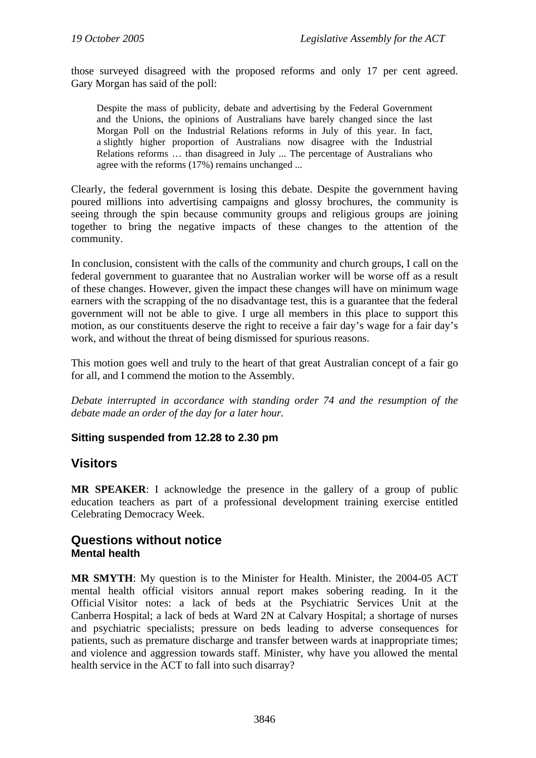those surveyed disagreed with the proposed reforms and only 17 per cent agreed. Gary Morgan has said of the poll:

> Despite the mass of publicity, debate and advertising by the Federal Government and the Unions, the opinions of Australians have barely changed since the last Morgan Poll on the Industrial Relations reforms in July of this year. In fact, a slightly higher proportion of Australians now disagree with the Industrial Relations reforms … than disagreed in July ... The percentage of Australians who agree with the reforms (17%) remains unchanged ...

Clearly, the federal government is losing this debate. Despite the government having poured millions into advertising campaigns and glossy brochures, the community is seeing through the spin because community groups and religious groups are joining together to bring the negative impacts of these changes to the attention of the community.

In conclusion, consistent with the calls of the community and church groups, I call on the federal government to guarantee that no Australian worker will be worse off as a result of these changes. However, given the impact these changes will have on minimum wage earners with the scrapping of the no disadvantage test, this is a guarantee that the federal government will not be able to give. I urge all members in this place to support this motion, as our constituents deserve the right to receive a fair day's wage for a fair day's work, and without the threat of being dismissed for spurious reasons.

This motion goes well and truly to the heart of that great Australian concept of a fair go for all, and I commend the motion to the Assembly.

*Debate interrupted in accordance with standing order 74 and the resumption of the debate made an order of the day for a later hour.*

**Sitting suspended from 12.28 to 2.30 pm**

## Visitors

**MR SPEAKER**: I acknowledge the presence in the gallery of a group of public education teachers as part of a professional development training exercise entitled Celebrating Democracy Week.

## Questions without notice

### Mental health

**MR SMYTH**: My question is to the Minister for Health. Minister, the 2004-05 ACT mental health official visitors annual report makes sobering reading. In it the Official Visitor notes: a lack of beds at the Psychiatric Services Unit at the Canberra Hospital; a lack of beds at Ward 2N at Calvary Hospital; a shortage of nurses and psychiatric specialists; pressure on beds leading to adverse consequences for patients, such as premature discharge and transfer between wards at inappropriate times; and violence and aggression towards staff. Minister, why have you allowed the mental health service in the ACT to fall into such disarray?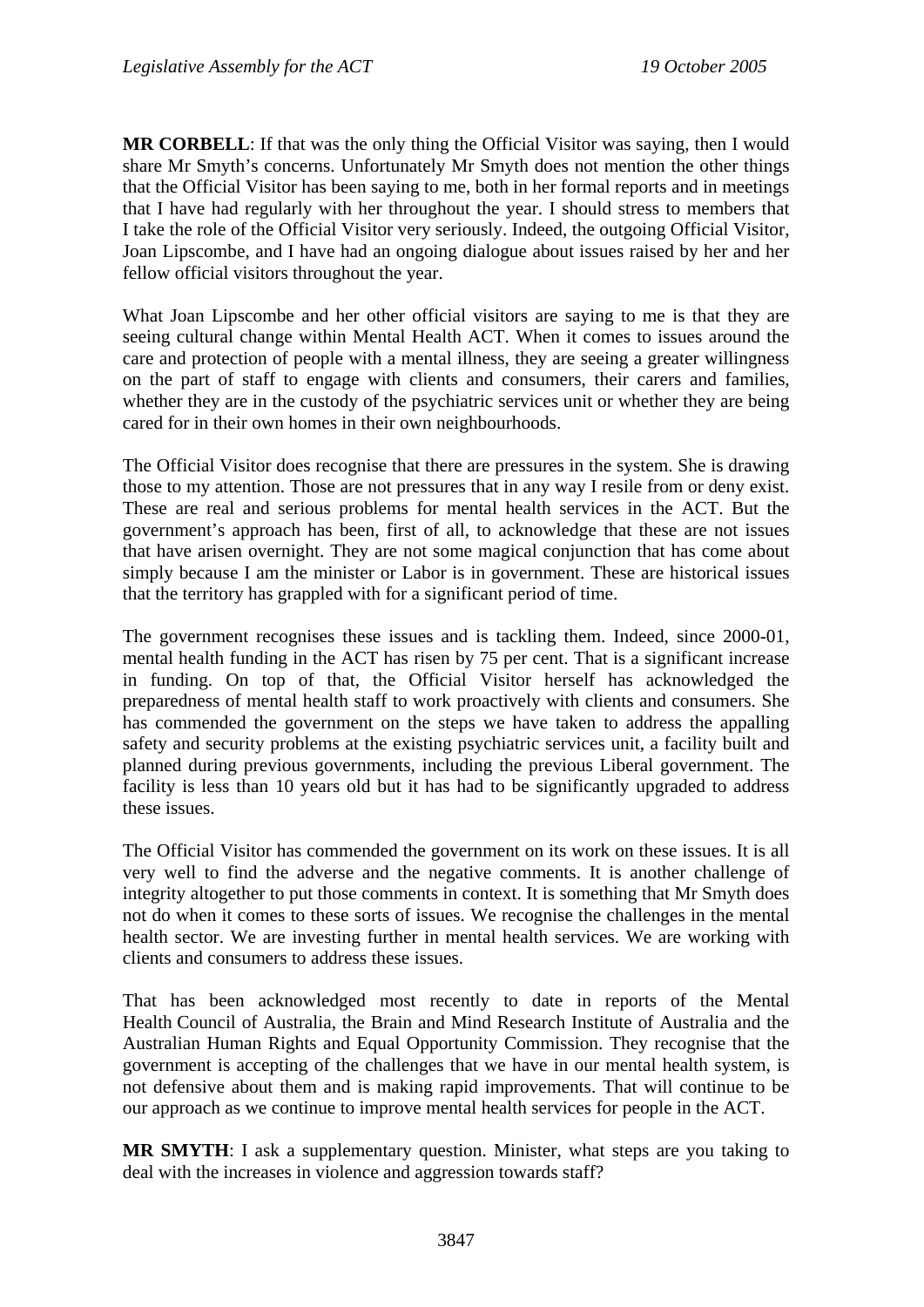**MR CORBELL**: If that was the only thing the Official Visitor was saying, then I would share Mr Smyth's concerns. Unfortunately Mr Smyth does not mention the other things that the Official Visitor has been saying to me, both in her formal reports and in meetings that I have had regularly with her throughout the year. I should stress to members that I take the role of the Official Visitor very seriously. Indeed, the outgoing Official Visitor, Joan Lipscombe, and I have had an ongoing dialogue about issues raised by her and her fellow official visitors throughout the year.

What Joan Lipscombe and her other official visitors are saying to me is that they are seeing cultural change within Mental Health ACT. When it comes to issues around the care and protection of people with a mental illness, they are seeing a greater willingness on the part of staff to engage with clients and consumers, their carers and families, whether they are in the custody of the psychiatric services unit or whether they are being cared for in their own homes in their own neighbourhoods.

The Official Visitor does recognise that there are pressures in the system. She is drawing those to my attention. Those are not pressures that in any way I resile from or deny exist. These are real and serious problems for mental health services in the ACT. But the government's approach has been, first of all, to acknowledge that these are not issues that have arisen overnight. They are not some magical conjunction that has come about simply because I am the minister or Labor is in government. These are historical issues that the territory has grappled with for a significant period of time.

The government recognises these issues and is tackling them. Indeed, since 2000-01, mental health funding in the ACT has risen by 75 per cent. That is a significant increase in funding. On top of that, the Official Visitor herself has acknowledged the preparedness of mental health staff to work proactively with clients and consumers. She has commended the government on the steps we have taken to address the appalling safety and security problems at the existing psychiatric services unit, a facility built and planned during previous governments, including the previous Liberal government. The facility is less than 10 years old but it has had to be significantly upgraded to address these issues.

The Official Visitor has commended the government on its work on these issues. It is all very well to find the adverse and the negative comments. It is another challenge of integrity altogether to put those comments in context. It is something that Mr Smyth does not do when it comes to these sorts of issues. We recognise the challenges in the mental health sector. We are investing further in mental health services. We are working with clients and consumers to address these issues.

That has been acknowledged most recently to date in reports of the Mental Health Council of Australia, the Brain and Mind Research Institute of Australia and the Australian Human Rights and Equal Opportunity Commission. They recognise that the government is accepting of the challenges that we have in our mental health system, is not defensive about them and is making rapid improvements. That will continue to be our approach as we continue to improve mental health services for people in the ACT.

**MR SMYTH**: I ask a supplementary question. Minister, what steps are you taking to deal with the increases in violence and aggression towards staff?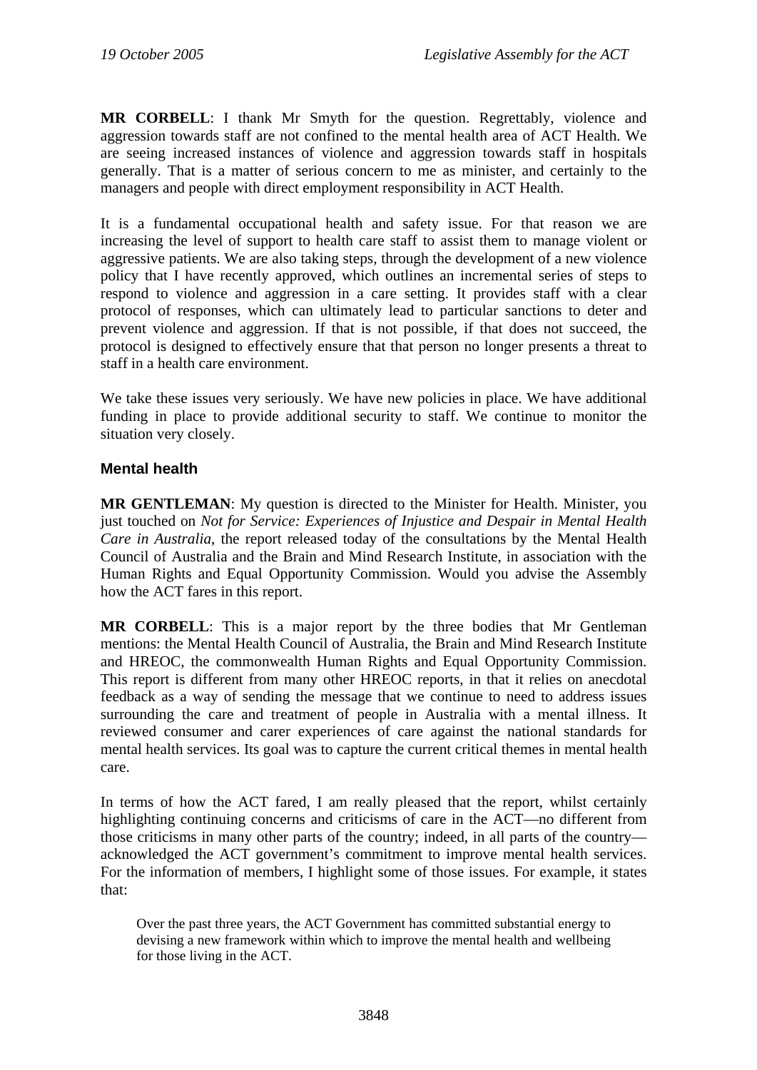**MR CORBELL**: I thank Mr Smyth for the question. Regrettably, violence and aggression towards staff are not confined to the mental health area of ACT Health. We are seeing increased instances of violence and aggression towards staff in hospitals generally. That is a matter of serious concern to me as minister, and certainly to the managers and people with direct employment responsibility in ACT Health.

It is a fundamental occupational health and safety issue. For that reason we are increasing the level of support to health care staff to assist them to manage violent or aggressive patients. We are also taking steps, through the development of a new violence policy that I have recently approved, which outlines an incremental series of steps to respond to violence and aggression in a care setting. It provides staff with a clear protocol of responses, which can ultimately lead to particular sanctions to deter and prevent violence and aggression. If that is not possible, if that does not succeed, the protocol is designed to effectively ensure that that person no longer presents a threat to staff in a health care environment.

We take these issues very seriously. We have new policies in place. We have additional funding in place to provide additional security to staff. We continue to monitor the situation very closely.

### Mental health

**MR GENTLEMAN**: My question is directed to the Minister for Health. Minister, you just touched on *Not for Service: Experiences of Injustice and Despair in Mental Health Care in Australia*, the report released today of the consultations by the Mental Health Council of Australia and the Brain and Mind Research Institute, in association with the Human Rights and Equal Opportunity Commission. Would you advise the Assembly how the ACT fares in this report.

**MR CORBELL**: This is a major report by the three bodies that Mr Gentleman mentions: the Mental Health Council of Australia, the Brain and Mind Research Institute and HREOC, the commonwealth Human Rights and Equal Opportunity Commission. This report is different from many other HREOC reports, in that it relies on anecdotal feedback as a way of sending the message that we continue to need to address issues surrounding the care and treatment of people in Australia with a mental illness. It reviewed consumer and carer experiences of care against the national standards for mental health services. Its goal was to capture the current critical themes in mental health care.

In terms of how the ACT fared, I am really pleased that the report, whilst certainly highlighting continuing concerns and criticisms of care in the ACT—no different from those criticisms in many other parts of the country; indeed, in all parts of the country—acknowledged the ACT government's commitment to improve mental health services. For the information of members, I highlight some of those issues. For example, it states that:

> Over the past three years, the ACT Government has committed substantial energy to devising a new framework within which to improve the mental health and wellbeing for those living in the ACT.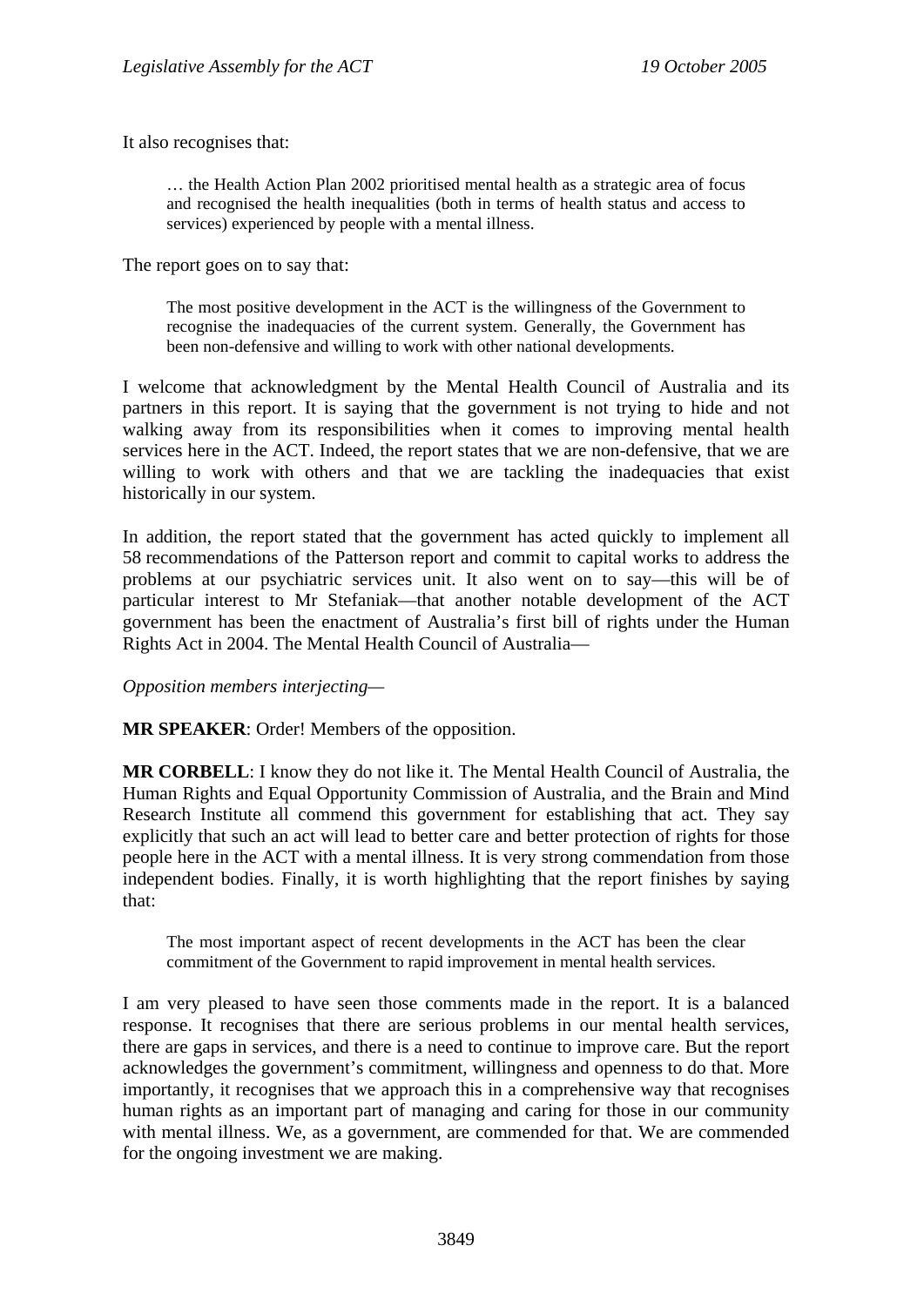It also recognises that:

> … the Health Action Plan 2002 prioritised mental health as a strategic area of focus and recognised the health inequalities (both in terms of health status and access to services) experienced by people with a mental illness.

The report goes on to say that:

> The most positive development in the ACT is the willingness of the Government to recognise the inadequacies of the current system. Generally, the Government has been non-defensive and willing to work with other national developments.

I welcome that acknowledgment by the Mental Health Council of Australia and its partners in this report. It is saying that the government is not trying to hide and not walking away from its responsibilities when it comes to improving mental health services here in the ACT. Indeed, the report states that we are non-defensive, that we are willing to work with others and that we are tackling the inadequacies that exist historically in our system.

In addition, the report stated that the government has acted quickly to implement all 58 recommendations of the Patterson report and commit to capital works to address the problems at our psychiatric services unit. It also went on to say—this will be of particular interest to Mr Stefaniak—that another notable development of the ACT government has been the enactment of Australia's first bill of rights under the Human Rights Act in 2004. The Mental Health Council of Australia—

*Opposition members interjecting—*

**MR SPEAKER**: Order! Members of the opposition.

**MR CORBELL**: I know they do not like it. The Mental Health Council of Australia, the Human Rights and Equal Opportunity Commission of Australia, and the Brain and Mind Research Institute all commend this government for establishing that act. They say explicitly that such an act will lead to better care and better protection of rights for those people here in the ACT with a mental illness. It is very strong commendation from those independent bodies. Finally, it is worth highlighting that the report finishes by saying that:

> The most important aspect of recent developments in the ACT has been the clear commitment of the Government to rapid improvement in mental health services.

I am very pleased to have seen those comments made in the report. It is a balanced response. It recognises that there are serious problems in our mental health services, there are gaps in services, and there is a need to continue to improve care. But the report acknowledges the government's commitment, willingness and openness to do that. More importantly, it recognises that we approach this in a comprehensive way that recognises human rights as an important part of managing and caring for those in our community with mental illness. We, as a government, are commended for that. We are commended for the ongoing investment we are making.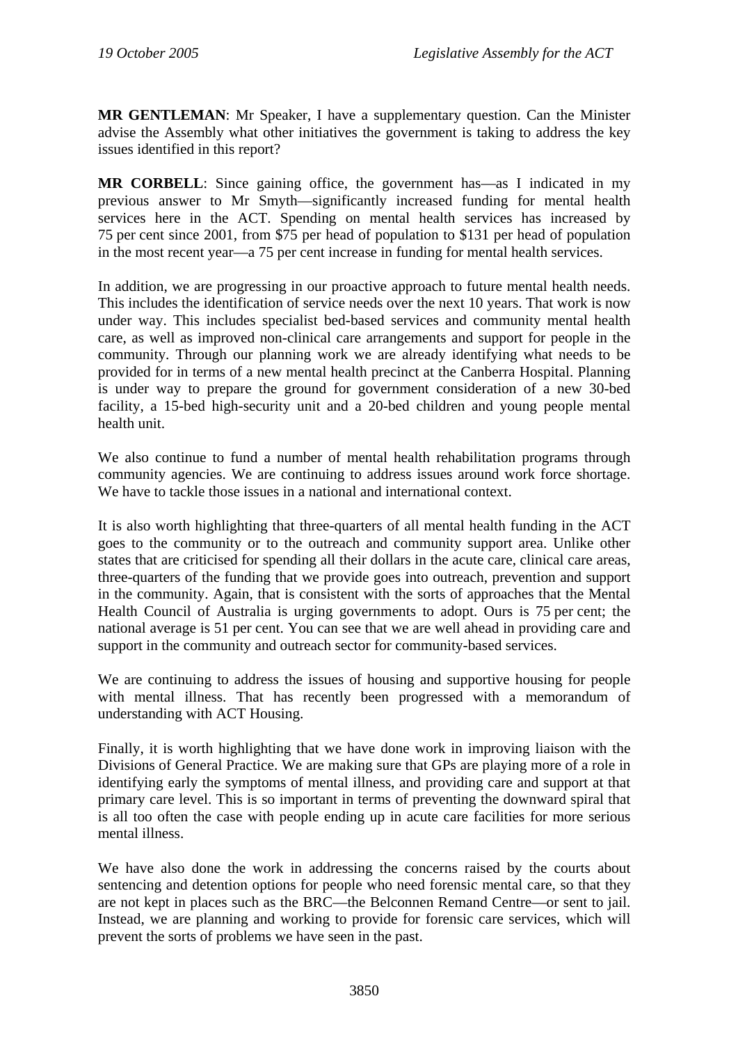**MR GENTLEMAN**: Mr Speaker, I have a supplementary question. Can the Minister advise the Assembly what other initiatives the government is taking to address the key issues identified in this report?

**MR CORBELL**: Since gaining office, the government has—as I indicated in my previous answer to Mr Smyth—significantly increased funding for mental health services here in the ACT. Spending on mental health services has increased by 75 per cent since 2001, from $75 per head of population to $131 per head of population in the most recent year—a 75 per cent increase in funding for mental health services.

In addition, we are progressing in our proactive approach to future mental health needs. This includes the identification of service needs over the next 10 years. That work is now under way. This includes specialist bed-based services and community mental health care, as well as improved non-clinical care arrangements and support for people in the community. Through our planning work we are already identifying what needs to be provided for in terms of a new mental health precinct at the Canberra Hospital. Planning is under way to prepare the ground for government consideration of a new 30-bed facility, a 15-bed high-security unit and a 20-bed children and young people mental health unit.

We also continue to fund a number of mental health rehabilitation programs through community agencies. We are continuing to address issues around work force shortage. We have to tackle those issues in a national and international context.

It is also worth highlighting that three-quarters of all mental health funding in the ACT goes to the community or to the outreach and community support area. Unlike other states that are criticised for spending all their dollars in the acute care, clinical care areas, three-quarters of the funding that we provide goes into outreach, prevention and support in the community. Again, that is consistent with the sorts of approaches that the Mental Health Council of Australia is urging governments to adopt. Ours is 75 per cent; the national average is 51 per cent. You can see that we are well ahead in providing care and support in the community and outreach sector for community-based services.

We are continuing to address the issues of housing and supportive housing for people with mental illness. That has recently been progressed with a memorandum of understanding with ACT Housing.

Finally, it is worth highlighting that we have done work in improving liaison with the Divisions of General Practice. We are making sure that GPs are playing more of a role in identifying early the symptoms of mental illness, and providing care and support at that primary care level. This is so important in terms of preventing the downward spiral that is all too often the case with people ending up in acute care facilities for more serious mental illness.

We have also done the work in addressing the concerns raised by the courts about sentencing and detention options for people who need forensic mental care, so that they are not kept in places such as the BRC—the Belconnen Remand Centre—or sent to jail. Instead, we are planning and working to provide for forensic care services, which will prevent the sorts of problems we have seen in the past.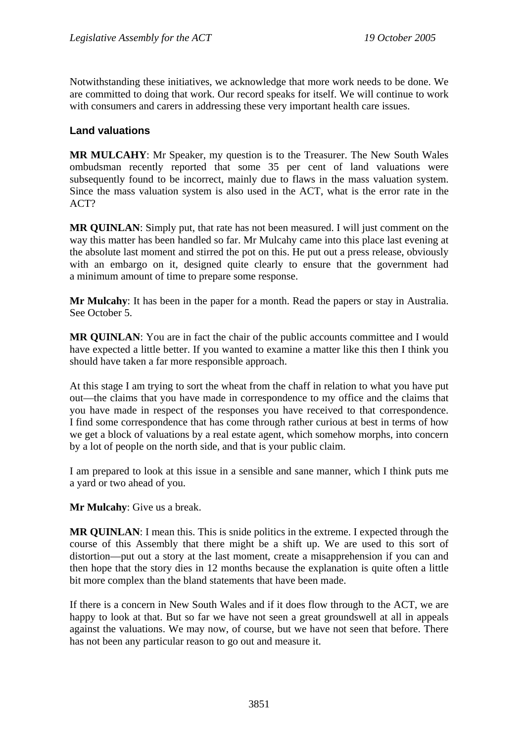Notwithstanding these initiatives, we acknowledge that more work needs to be done. We are committed to doing that work. Our record speaks for itself. We will continue to work with consumers and carers in addressing these very important health care issues.

### Land valuations

**MR MULCAHY**: Mr Speaker, my question is to the Treasurer. The New South Wales ombudsman recently reported that some 35 per cent of land valuations were subsequently found to be incorrect, mainly due to flaws in the mass valuation system. Since the mass valuation system is also used in the ACT, what is the error rate in the ACT?

**MR QUINLAN**: Simply put, that rate has not been measured. I will just comment on the way this matter has been handled so far. Mr Mulcahy came into this place last evening at the absolute last moment and stirred the pot on this. He put out a press release, obviously with an embargo on it, designed quite clearly to ensure that the government had a minimum amount of time to prepare some response.

**Mr Mulcahy**: It has been in the paper for a month. Read the papers or stay in Australia. See October 5.

**MR QUINLAN**: You are in fact the chair of the public accounts committee and I would have expected a little better. If you wanted to examine a matter like this then I think you should have taken a far more responsible approach.

At this stage I am trying to sort the wheat from the chaff in relation to what you have put out—the claims that you have made in correspondence to my office and the claims that you have made in respect of the responses you have received to that correspondence. I find some correspondence that has come through rather curious at best in terms of how we get a block of valuations by a real estate agent, which somehow morphs, into concern by a lot of people on the north side, and that is your public claim.

I am prepared to look at this issue in a sensible and sane manner, which I think puts me a yard or two ahead of you.

**Mr Mulcahy**: Give us a break.

**MR QUINLAN**: I mean this. This is snide politics in the extreme. I expected through the course of this Assembly that there might be a shift up. We are used to this sort of distortion—put out a story at the last moment, create a misapprehension if you can and then hope that the story dies in 12 months because the explanation is quite often a little bit more complex than the bland statements that have been made.

If there is a concern in New South Wales and if it does flow through to the ACT, we are happy to look at that. But so far we have not seen a great groundswell at all in appeals against the valuations. We may now, of course, but we have not seen that before. There has not been any particular reason to go out and measure it.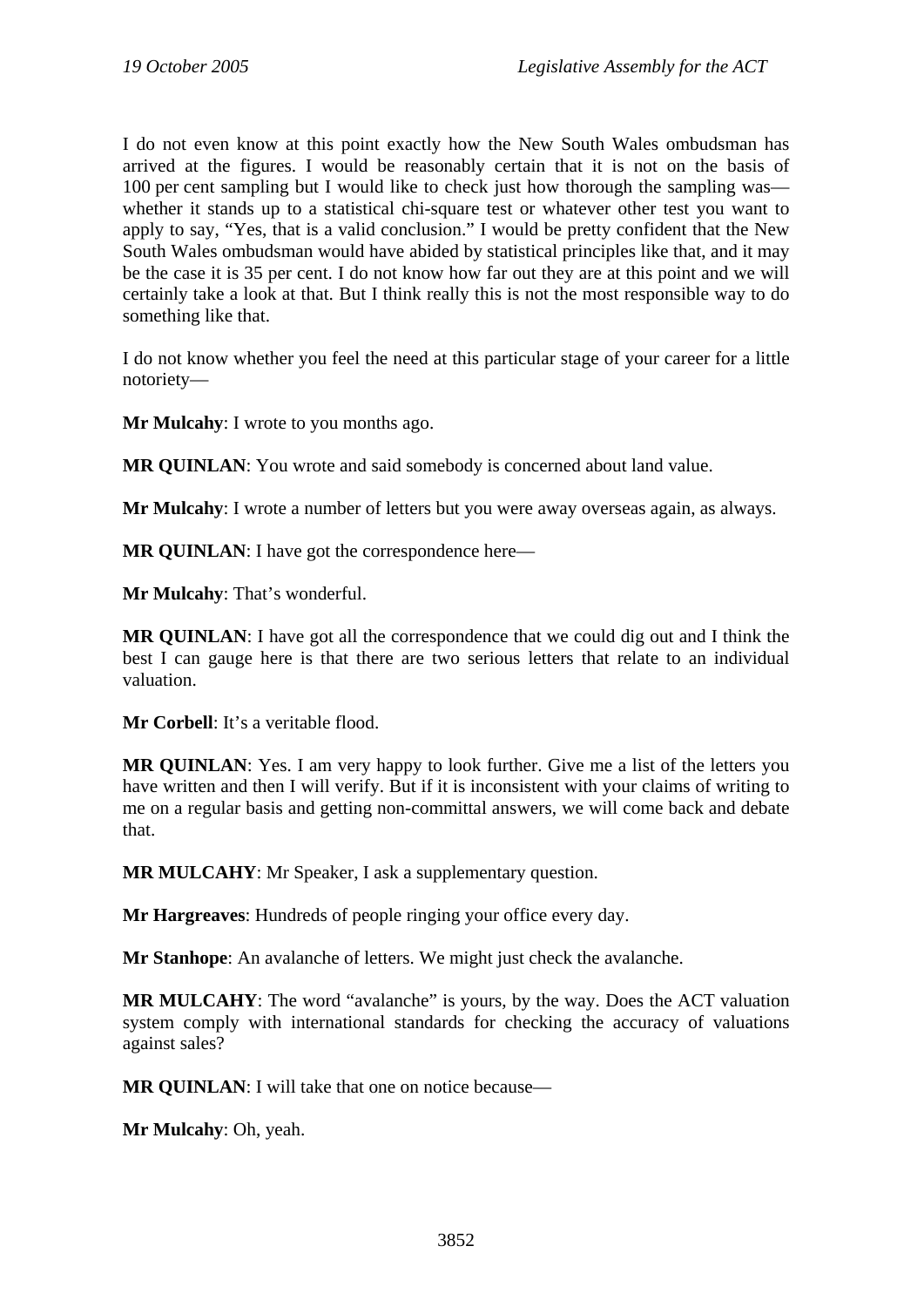I do not even know at this point exactly how the New South Wales ombudsman has arrived at the figures. I would be reasonably certain that it is not on the basis of 100 per cent sampling but I would like to check just how thorough the sampling was—whether it stands up to a statistical chi-square test or whatever other test you want to apply to say, "Yes, that is a valid conclusion." I would be pretty confident that the New South Wales ombudsman would have abided by statistical principles like that, and it may be the case it is 35 per cent. I do not know how far out they are at this point and we will certainly take a look at that. But I think really this is not the most responsible way to do something like that.

I do not know whether you feel the need at this particular stage of your career for a little notoriety—

**Mr Mulcahy**: I wrote to you months ago.

**MR QUINLAN**: You wrote and said somebody is concerned about land value.

**Mr Mulcahy**: I wrote a number of letters but you were away overseas again, as always.

**MR QUINLAN**: I have got the correspondence here—

**Mr Mulcahy**: That's wonderful.

**MR QUINLAN**: I have got all the correspondence that we could dig out and I think the best I can gauge here is that there are two serious letters that relate to an individual valuation.

**Mr Corbell**: It's a veritable flood.

**MR QUINLAN**: Yes. I am very happy to look further. Give me a list of the letters you have written and then I will verify. But if it is inconsistent with your claims of writing to me on a regular basis and getting non-committal answers, we will come back and debate that.

**MR MULCAHY**: Mr Speaker, I ask a supplementary question.

**Mr Hargreaves**: Hundreds of people ringing your office every day.

**Mr Stanhope**: An avalanche of letters. We might just check the avalanche.

**MR MULCAHY**: The word "avalanche" is yours, by the way. Does the ACT valuation system comply with international standards for checking the accuracy of valuations against sales?

**MR QUINLAN**: I will take that one on notice because—

**Mr Mulcahy**: Oh, yeah.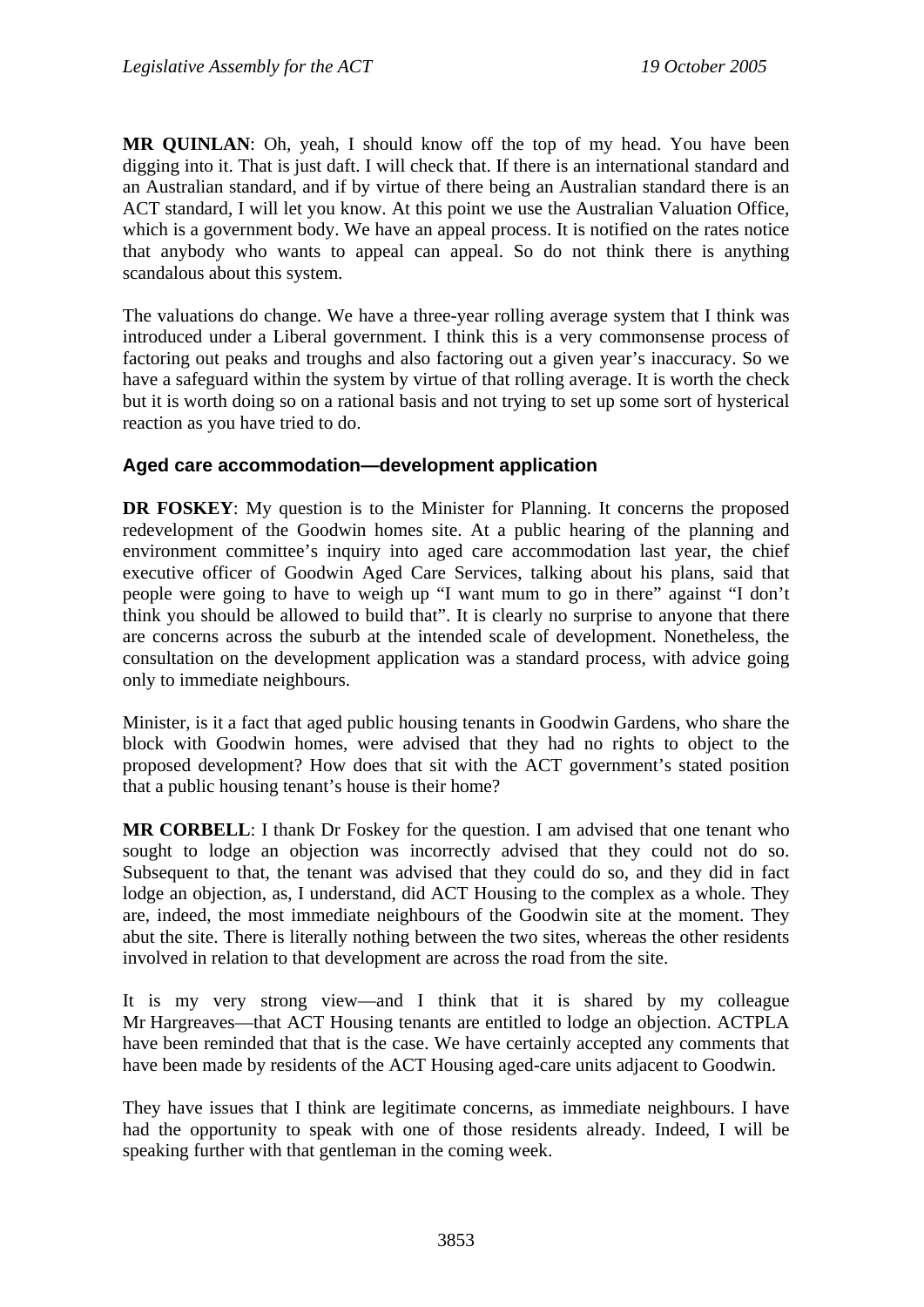**MR QUINLAN**: Oh, yeah, I should know off the top of my head. You have been digging into it. That is just daft. I will check that. If there is an international standard and an Australian standard, and if by virtue of there being an Australian standard there is an ACT standard, I will let you know. At this point we use the Australian Valuation Office, which is a government body. We have an appeal process. It is notified on the rates notice that anybody who wants to appeal can appeal. So do not think there is anything scandalous about this system.

The valuations do change. We have a three-year rolling average system that I think was introduced under a Liberal government. I think this is a very commonsense process of factoring out peaks and troughs and also factoring out a given year's inaccuracy. So we have a safeguard within the system by virtue of that rolling average. It is worth the check but it is worth doing so on a rational basis and not trying to set up some sort of hysterical reaction as you have tried to do.

### Aged care accommodation—development application

**DR FOSKEY**: My question is to the Minister for Planning. It concerns the proposed redevelopment of the Goodwin homes site. At a public hearing of the planning and environment committee's inquiry into aged care accommodation last year, the chief executive officer of Goodwin Aged Care Services, talking about his plans, said that people were going to have to weigh up "I want mum to go in there" against "I don't think you should be allowed to build that". It is clearly no surprise to anyone that there are concerns across the suburb at the intended scale of development. Nonetheless, the consultation on the development application was a standard process, with advice going only to immediate neighbours.

Minister, is it a fact that aged public housing tenants in Goodwin Gardens, who share the block with Goodwin homes, were advised that they had no rights to object to the proposed development? How does that sit with the ACT government's stated position that a public housing tenant's house is their home?

**MR CORBELL**: I thank Dr Foskey for the question. I am advised that one tenant who sought to lodge an objection was incorrectly advised that they could not do so. Subsequent to that, the tenant was advised that they could do so, and they did in fact lodge an objection, as, I understand, did ACT Housing to the complex as a whole. They are, indeed, the most immediate neighbours of the Goodwin site at the moment. They abut the site. There is literally nothing between the two sites, whereas the other residents involved in relation to that development are across the road from the site.

It is my very strong view—and I think that it is shared by my colleague Mr Hargreaves—that ACT Housing tenants are entitled to lodge an objection. ACTPLA have been reminded that that is the case. We have certainly accepted any comments that have been made by residents of the ACT Housing aged-care units adjacent to Goodwin.

They have issues that I think are legitimate concerns, as immediate neighbours. I have had the opportunity to speak with one of those residents already. Indeed, I will be speaking further with that gentleman in the coming week.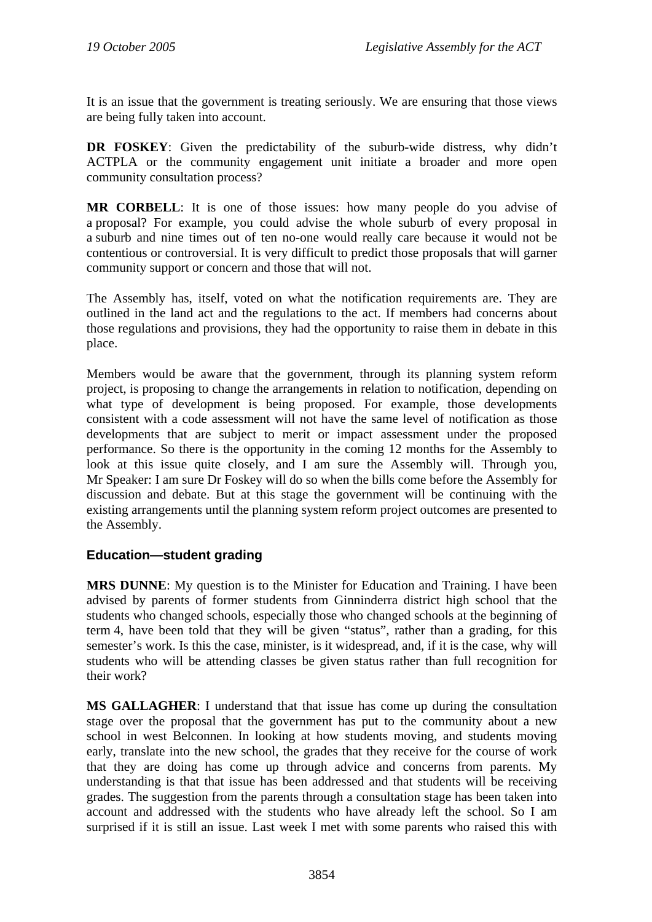It is an issue that the government is treating seriously. We are ensuring that those views are being fully taken into account.

**DR FOSKEY**: Given the predictability of the suburb-wide distress, why didn't ACTPLA or the community engagement unit initiate a broader and more open community consultation process?

**MR CORBELL**: It is one of those issues: how many people do you advise of a proposal? For example, you could advise the whole suburb of every proposal in a suburb and nine times out of ten no-one would really care because it would not be contentious or controversial. It is very difficult to predict those proposals that will garner community support or concern and those that will not.

The Assembly has, itself, voted on what the notification requirements are. They are outlined in the land act and the regulations to the act. If members had concerns about those regulations and provisions, they had the opportunity to raise them in debate in this place.

Members would be aware that the government, through its planning system reform project, is proposing to change the arrangements in relation to notification, depending on what type of development is being proposed. For example, those developments consistent with a code assessment will not have the same level of notification as those developments that are subject to merit or impact assessment under the proposed performance. So there is the opportunity in the coming 12 months for the Assembly to look at this issue quite closely, and I am sure the Assembly will. Through you, Mr Speaker: I am sure Dr Foskey will do so when the bills come before the Assembly for discussion and debate. But at this stage the government will be continuing with the existing arrangements until the planning system reform project outcomes are presented to the Assembly.

## Education—student grading

**MRS DUNNE**: My question is to the Minister for Education and Training. I have been advised by parents of former students from Ginninderra district high school that the students who changed schools, especially those who changed schools at the beginning of term 4, have been told that they will be given "status", rather than a grading, for this semester's work. Is this the case, minister, is it widespread, and, if it is the case, why will students who will be attending classes be given status rather than full recognition for their work?

**MS GALLAGHER**: I understand that that issue has come up during the consultation stage over the proposal that the government has put to the community about a new school in west Belconnen. In looking at how students moving, and students moving early, translate into the new school, the grades that they receive for the course of work that they are doing has come up through advice and concerns from parents. My understanding is that that issue has been addressed and that students will be receiving grades. The suggestion from the parents through a consultation stage has been taken into account and addressed with the students who have already left the school. So I am surprised if it is still an issue. Last week I met with some parents who raised this with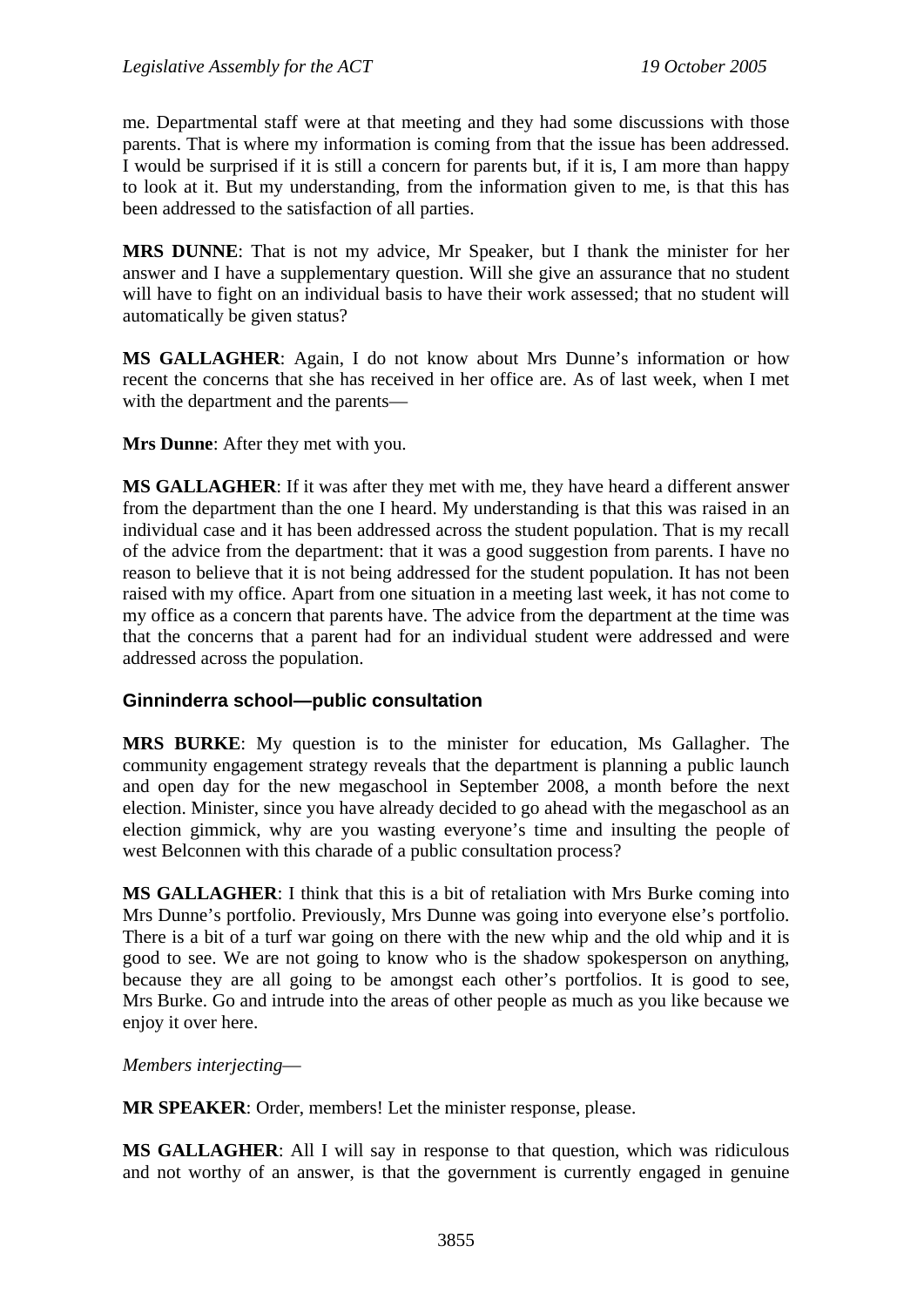me. Departmental staff were at that meeting and they had some discussions with those parents. That is where my information is coming from that the issue has been addressed. I would be surprised if it is still a concern for parents but, if it is, I am more than happy to look at it. But my understanding, from the information given to me, is that this has been addressed to the satisfaction of all parties.

**MRS DUNNE**: That is not my advice, Mr Speaker, but I thank the minister for her answer and I have a supplementary question. Will she give an assurance that no student will have to fight on an individual basis to have their work assessed; that no student will automatically be given status?

**MS GALLAGHER**: Again, I do not know about Mrs Dunne's information or how recent the concerns that she has received in her office are. As of last week, when I met with the department and the parents—

**Mrs Dunne**: After they met with you.

**MS GALLAGHER**: If it was after they met with me, they have heard a different answer from the department than the one I heard. My understanding is that this was raised in an individual case and it has been addressed across the student population. That is my recall of the advice from the department: that it was a good suggestion from parents. I have no reason to believe that it is not being addressed for the student population. It has not been raised with my office. Apart from one situation in a meeting last week, it has not come to my office as a concern that parents have. The advice from the department at the time was that the concerns that a parent had for an individual student were addressed and were addressed across the population.

## Ginninderra school—public consultation

**MRS BURKE**: My question is to the minister for education, Ms Gallagher. The community engagement strategy reveals that the department is planning a public launch and open day for the new megaschool in September 2008, a month before the next election. Minister, since you have already decided to go ahead with the megaschool as an election gimmick, why are you wasting everyone's time and insulting the people of west Belconnen with this charade of a public consultation process?

**MS GALLAGHER**: I think that this is a bit of retaliation with Mrs Burke coming into Mrs Dunne's portfolio. Previously, Mrs Dunne was going into everyone else's portfolio. There is a bit of a turf war going on there with the new whip and the old whip and it is good to see. We are not going to know who is the shadow spokesperson on anything, because they are all going to be amongst each other's portfolios. It is good to see, Mrs Burke. Go and intrude into the areas of other people as much as you like because we enjoy it over here.

*Members interjecting*—

**MR SPEAKER**: Order, members! Let the minister response, please.

**MS GALLAGHER**: All I will say in response to that question, which was ridiculous and not worthy of an answer, is that the government is currently engaged in genuine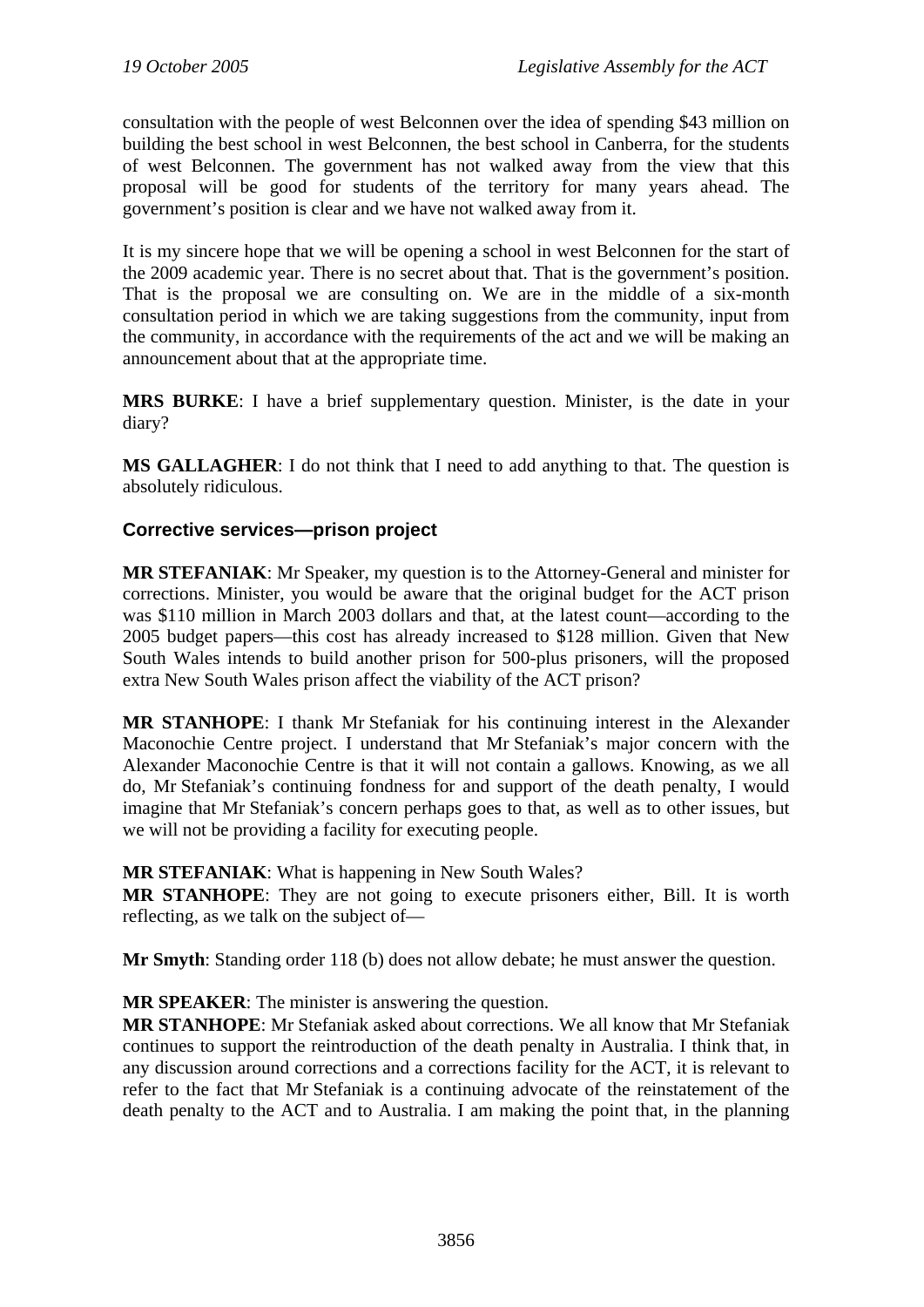consultation with the people of west Belconnen over the idea of spending $43 million on building the best school in west Belconnen, the best school in Canberra, for the students of west Belconnen. The government has not walked away from the view that this proposal will be good for students of the territory for many years ahead. The government's position is clear and we have not walked away from it.

It is my sincere hope that we will be opening a school in west Belconnen for the start of the 2009 academic year. There is no secret about that. That is the government's position. That is the proposal we are consulting on. We are in the middle of a six-month consultation period in which we are taking suggestions from the community, input from the community, in accordance with the requirements of the act and we will be making an announcement about that at the appropriate time.

**MRS BURKE**: I have a brief supplementary question. Minister, is the date in your diary?

**MS GALLAGHER**: I do not think that I need to add anything to that. The question is absolutely ridiculous.

### Corrective services—prison project

**MR STEFANIAK**: Mr Speaker, my question is to the Attorney-General and minister for corrections. Minister, you would be aware that the original budget for the ACT prison was $110 million in March 2003 dollars and that, at the latest count—according to the 2005 budget papers—this cost has already increased to $128 million. Given that New South Wales intends to build another prison for 500-plus prisoners, will the proposed extra New South Wales prison affect the viability of the ACT prison?

**MR STANHOPE**: I thank Mr Stefaniak for his continuing interest in the Alexander Maconochie Centre project. I understand that Mr Stefaniak's major concern with the Alexander Maconochie Centre is that it will not contain a gallows. Knowing, as we all do, Mr Stefaniak's continuing fondness for and support of the death penalty, I would imagine that Mr Stefaniak's concern perhaps goes to that, as well as to other issues, but we will not be providing a facility for executing people.

**MR STEFANIAK**: What is happening in New South Wales?

**MR STANHOPE**: They are not going to execute prisoners either, Bill. It is worth reflecting, as we talk on the subject of—

**Mr Smyth**: Standing order 118 (b) does not allow debate; he must answer the question.

**MR SPEAKER**: The minister is answering the question.

**MR STANHOPE**: Mr Stefaniak asked about corrections. We all know that Mr Stefaniak continues to support the reintroduction of the death penalty in Australia. I think that, in any discussion around corrections and a corrections facility for the ACT, it is relevant to refer to the fact that Mr Stefaniak is a continuing advocate of the reinstatement of the death penalty to the ACT and to Australia. I am making the point that, in the planning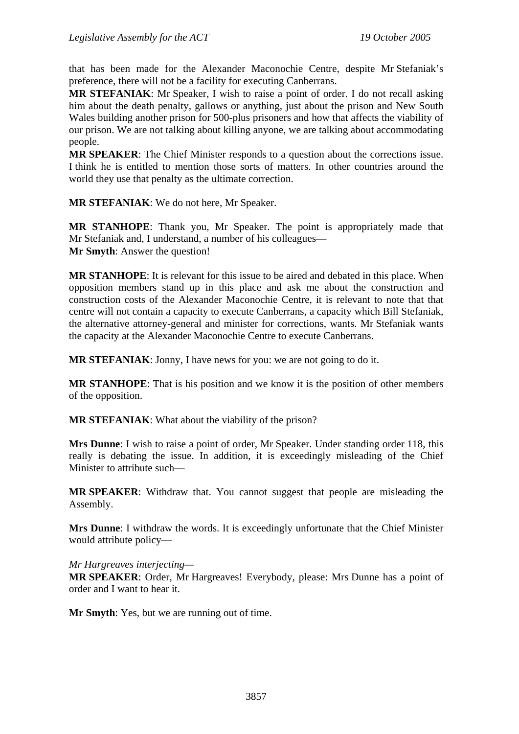that has been made for the Alexander Maconochie Centre, despite Mr Stefaniak's preference, there will not be a facility for executing Canberrans.

**MR STEFANIAK**: Mr Speaker, I wish to raise a point of order. I do not recall asking him about the death penalty, gallows or anything, just about the prison and New South Wales building another prison for 500-plus prisoners and how that affects the viability of our prison. We are not talking about killing anyone, we are talking about accommodating people.

**MR SPEAKER**: The Chief Minister responds to a question about the corrections issue. I think he is entitled to mention those sorts of matters. In other countries around the world they use that penalty as the ultimate correction.

**MR STEFANIAK**: We do not here, Mr Speaker.

**MR STANHOPE**: Thank you, Mr Speaker. The point is appropriately made that Mr Stefaniak and, I understand, a number of his colleagues—

**Mr Smyth**: Answer the question!

**MR STANHOPE**: It is relevant for this issue to be aired and debated in this place. When opposition members stand up in this place and ask me about the construction and construction costs of the Alexander Maconochie Centre, it is relevant to note that that centre will not contain a capacity to execute Canberrans, a capacity which Bill Stefaniak, the alternative attorney-general and minister for corrections, wants. Mr Stefaniak wants the capacity at the Alexander Maconochie Centre to execute Canberrans.

**MR STEFANIAK**: Jonny, I have news for you: we are not going to do it.

**MR STANHOPE**: That is his position and we know it is the position of other members of the opposition.

**MR STEFANIAK**: What about the viability of the prison?

**Mrs Dunne**: I wish to raise a point of order, Mr Speaker. Under standing order 118, this really is debating the issue. In addition, it is exceedingly misleading of the Chief Minister to attribute such—

**MR SPEAKER**: Withdraw that. You cannot suggest that people are misleading the Assembly.

**Mrs Dunne**: I withdraw the words. It is exceedingly unfortunate that the Chief Minister would attribute policy—

*Mr Hargreaves interjecting—*

**MR SPEAKER**: Order, Mr Hargreaves! Everybody, please: Mrs Dunne has a point of order and I want to hear it.

**Mr Smyth**: Yes, but we are running out of time.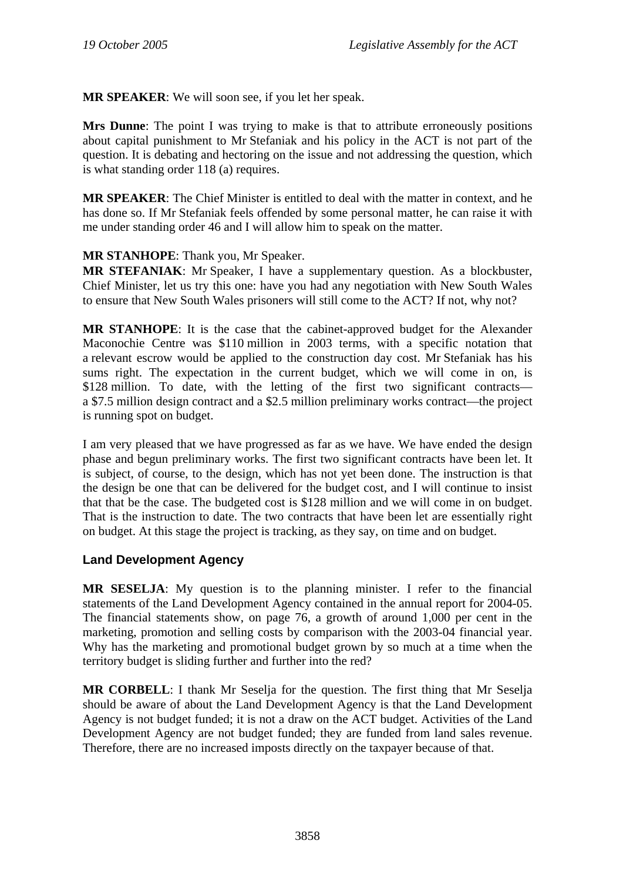**MR SPEAKER**: We will soon see, if you let her speak.

**Mrs Dunne**: The point I was trying to make is that to attribute erroneously positions about capital punishment to Mr Stefaniak and his policy in the ACT is not part of the question. It is debating and hectoring on the issue and not addressing the question, which is what standing order 118 (a) requires.

**MR SPEAKER**: The Chief Minister is entitled to deal with the matter in context, and he has done so. If Mr Stefaniak feels offended by some personal matter, he can raise it with me under standing order 46 and I will allow him to speak on the matter.

**MR STANHOPE**: Thank you, Mr Speaker.

**MR STEFANIAK**: Mr Speaker, I have a supplementary question. As a blockbuster, Chief Minister, let us try this one: have you had any negotiation with New South Wales to ensure that New South Wales prisoners will still come to the ACT? If not, why not?

**MR STANHOPE**: It is the case that the cabinet-approved budget for the Alexander Maconochie Centre was $110 million in 2003 terms, with a specific notation that a relevant escrow would be applied to the construction day cost. Mr Stefaniak has his sums right. The expectation in the current budget, which we will come in on, is $128 million. To date, with the letting of the first two significant contracts—a $7.5 million design contract and a $2.5 million preliminary works contract—the project is running spot on budget.

I am very pleased that we have progressed as far as we have. We have ended the design phase and begun preliminary works. The first two significant contracts have been let. It is subject, of course, to the design, which has not yet been done. The instruction is that the design be one that can be delivered for the budget cost, and I will continue to insist that that be the case. The budgeted cost is $128 million and we will come in on budget. That is the instruction to date. The two contracts that have been let are essentially right on budget. At this stage the project is tracking, as they say, on time and on budget.

## Land Development Agency

**MR SESELJA**: My question is to the planning minister. I refer to the financial statements of the Land Development Agency contained in the annual report for 2004-05. The financial statements show, on page 76, a growth of around 1,000 per cent in the marketing, promotion and selling costs by comparison with the 2003-04 financial year. Why has the marketing and promotional budget grown by so much at a time when the territory budget is sliding further and further into the red?

**MR CORBELL**: I thank Mr Seselja for the question. The first thing that Mr Seselja should be aware of about the Land Development Agency is that the Land Development Agency is not budget funded; it is not a draw on the ACT budget. Activities of the Land Development Agency are not budget funded; they are funded from land sales revenue. Therefore, there are no increased imposts directly on the taxpayer because of that.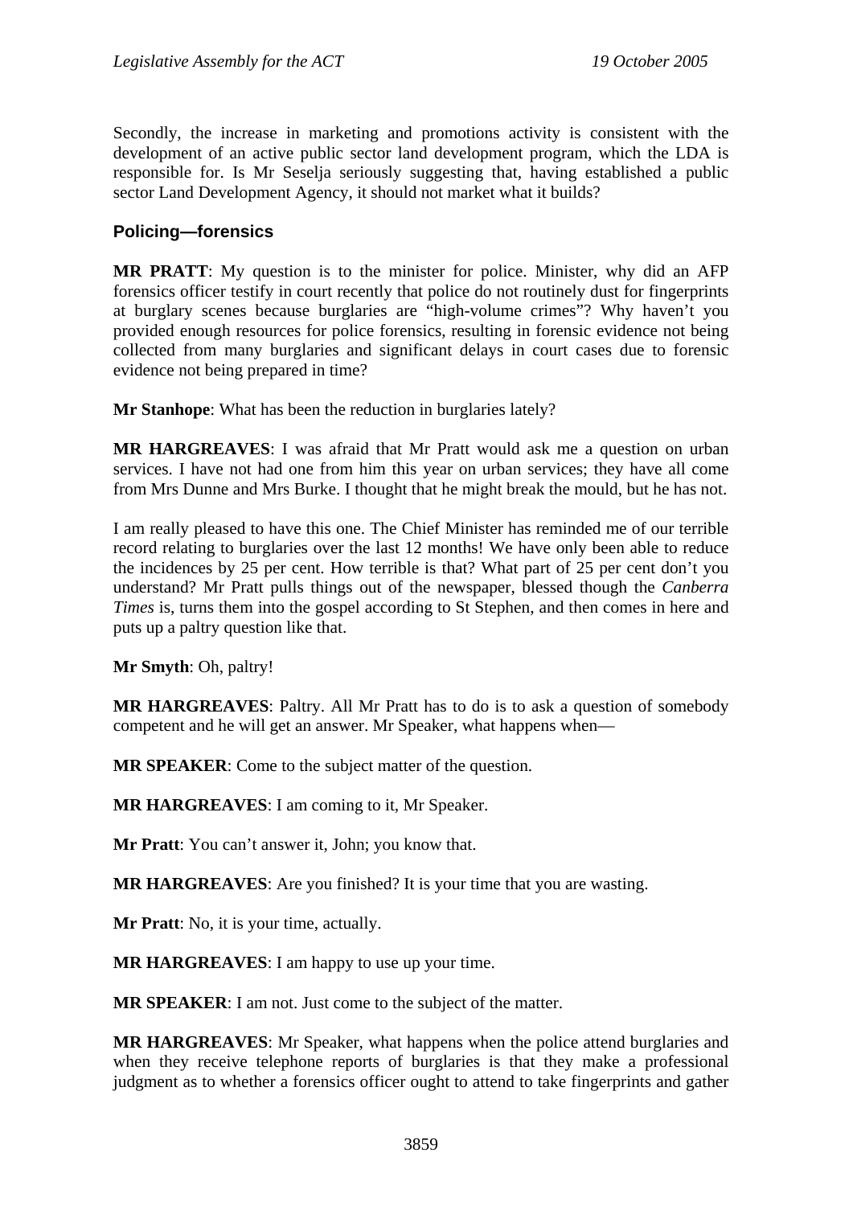Secondly, the increase in marketing and promotions activity is consistent with the development of an active public sector land development program, which the LDA is responsible for. Is Mr Seselja seriously suggesting that, having established a public sector Land Development Agency, it should not market what it builds?

### Policing—forensics

**MR PRATT**: My question is to the minister for police. Minister, why did an AFP forensics officer testify in court recently that police do not routinely dust for fingerprints at burglary scenes because burglaries are "high-volume crimes"? Why haven't you provided enough resources for police forensics, resulting in forensic evidence not being collected from many burglaries and significant delays in court cases due to forensic evidence not being prepared in time?

**Mr Stanhope**: What has been the reduction in burglaries lately?

**MR HARGREAVES**: I was afraid that Mr Pratt would ask me a question on urban services. I have not had one from him this year on urban services; they have all come from Mrs Dunne and Mrs Burke. I thought that he might break the mould, but he has not.

I am really pleased to have this one. The Chief Minister has reminded me of our terrible record relating to burglaries over the last 12 months! We have only been able to reduce the incidences by 25 per cent. How terrible is that? What part of 25 per cent don't you understand? Mr Pratt pulls things out of the newspaper, blessed though the *Canberra Times* is, turns them into the gospel according to St Stephen, and then comes in here and puts up a paltry question like that.

**Mr Smyth**: Oh, paltry!

**MR HARGREAVES**: Paltry. All Mr Pratt has to do is to ask a question of somebody competent and he will get an answer. Mr Speaker, what happens when—

**MR SPEAKER**: Come to the subject matter of the question.

**MR HARGREAVES**: I am coming to it, Mr Speaker.

**Mr Pratt**: You can't answer it, John; you know that.

**MR HARGREAVES**: Are you finished? It is your time that you are wasting.

**Mr Pratt**: No, it is your time, actually.

**MR HARGREAVES**: I am happy to use up your time.

**MR SPEAKER**: I am not. Just come to the subject of the matter.

**MR HARGREAVES**: Mr Speaker, what happens when the police attend burglaries and when they receive telephone reports of burglaries is that they make a professional judgment as to whether a forensics officer ought to attend to take fingerprints and gather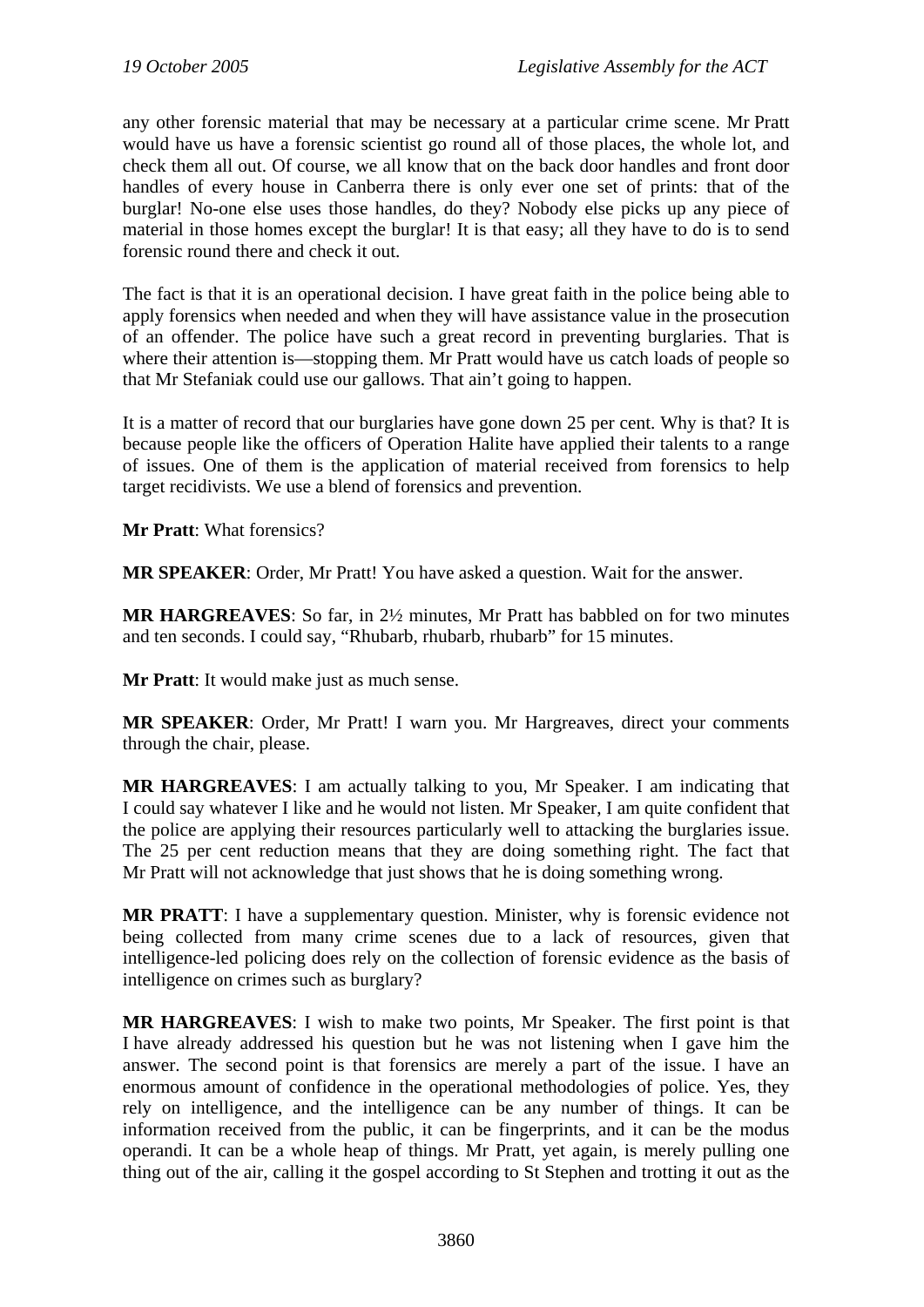any other forensic material that may be necessary at a particular crime scene. Mr Pratt would have us have a forensic scientist go round all of those places, the whole lot, and check them all out. Of course, we all know that on the back door handles and front door handles of every house in Canberra there is only ever one set of prints: that of the burglar! No-one else uses those handles, do they? Nobody else picks up any piece of material in those homes except the burglar! It is that easy; all they have to do is to send forensic round there and check it out.

The fact is that it is an operational decision. I have great faith in the police being able to apply forensics when needed and when they will have assistance value in the prosecution of an offender. The police have such a great record in preventing burglaries. That is where their attention is—stopping them. Mr Pratt would have us catch loads of people so that Mr Stefaniak could use our gallows. That ain't going to happen.

It is a matter of record that our burglaries have gone down 25 per cent. Why is that? It is because people like the officers of Operation Halite have applied their talents to a range of issues. One of them is the application of material received from forensics to help target recidivists. We use a blend of forensics and prevention.

**Mr Pratt**: What forensics?

**MR SPEAKER**: Order, Mr Pratt! You have asked a question. Wait for the answer.

**MR HARGREAVES**: So far, in 2½ minutes, Mr Pratt has babbled on for two minutes and ten seconds. I could say, "Rhubarb, rhubarb, rhubarb" for 15 minutes.

**Mr Pratt**: It would make just as much sense.

**MR SPEAKER**: Order, Mr Pratt! I warn you. Mr Hargreaves, direct your comments through the chair, please.

**MR HARGREAVES**: I am actually talking to you, Mr Speaker. I am indicating that I could say whatever I like and he would not listen. Mr Speaker, I am quite confident that the police are applying their resources particularly well to attacking the burglaries issue. The 25 per cent reduction means that they are doing something right. The fact that Mr Pratt will not acknowledge that just shows that he is doing something wrong.

**MR PRATT**: I have a supplementary question. Minister, why is forensic evidence not being collected from many crime scenes due to a lack of resources, given that intelligence-led policing does rely on the collection of forensic evidence as the basis of intelligence on crimes such as burglary?

**MR HARGREAVES**: I wish to make two points, Mr Speaker. The first point is that I have already addressed his question but he was not listening when I gave him the answer. The second point is that forensics are merely a part of the issue. I have an enormous amount of confidence in the operational methodologies of police. Yes, they rely on intelligence, and the intelligence can be any number of things. It can be information received from the public, it can be fingerprints, and it can be the modus operandi. It can be a whole heap of things. Mr Pratt, yet again, is merely pulling one thing out of the air, calling it the gospel according to St Stephen and trotting it out as the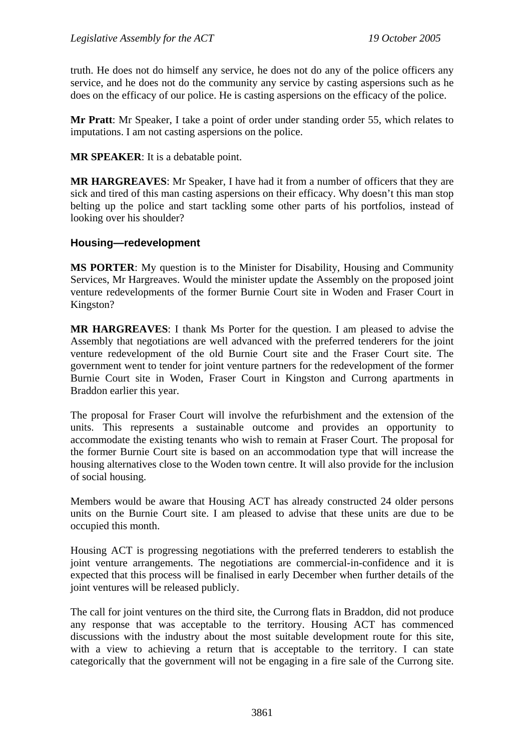truth. He does not do himself any service, he does not do any of the police officers any service, and he does not do the community any service by casting aspersions such as he does on the efficacy of our police. He is casting aspersions on the efficacy of the police.

**Mr Pratt**: Mr Speaker, I take a point of order under standing order 55, which relates to imputations. I am not casting aspersions on the police.

**MR SPEAKER**: It is a debatable point.

**MR HARGREAVES**: Mr Speaker, I have had it from a number of officers that they are sick and tired of this man casting aspersions on their efficacy. Why doesn't this man stop belting up the police and start tackling some other parts of his portfolios, instead of looking over his shoulder?

### Housing—redevelopment

**MS PORTER**: My question is to the Minister for Disability, Housing and Community Services, Mr Hargreaves. Would the minister update the Assembly on the proposed joint venture redevelopments of the former Burnie Court site in Woden and Fraser Court in Kingston?

**MR HARGREAVES**: I thank Ms Porter for the question. I am pleased to advise the Assembly that negotiations are well advanced with the preferred tenderers for the joint venture redevelopment of the old Burnie Court site and the Fraser Court site. The government went to tender for joint venture partners for the redevelopment of the former Burnie Court site in Woden, Fraser Court in Kingston and Currong apartments in Braddon earlier this year.

The proposal for Fraser Court will involve the refurbishment and the extension of the units. This represents a sustainable outcome and provides an opportunity to accommodate the existing tenants who wish to remain at Fraser Court. The proposal for the former Burnie Court site is based on an accommodation type that will increase the housing alternatives close to the Woden town centre. It will also provide for the inclusion of social housing.

Members would be aware that Housing ACT has already constructed 24 older persons units on the Burnie Court site. I am pleased to advise that these units are due to be occupied this month.

Housing ACT is progressing negotiations with the preferred tenderers to establish the joint venture arrangements. The negotiations are commercial-in-confidence and it is expected that this process will be finalised in early December when further details of the joint ventures will be released publicly.

The call for joint ventures on the third site, the Currong flats in Braddon, did not produce any response that was acceptable to the territory. Housing ACT has commenced discussions with the industry about the most suitable development route for this site, with a view to achieving a return that is acceptable to the territory. I can state categorically that the government will not be engaging in a fire sale of the Currong site.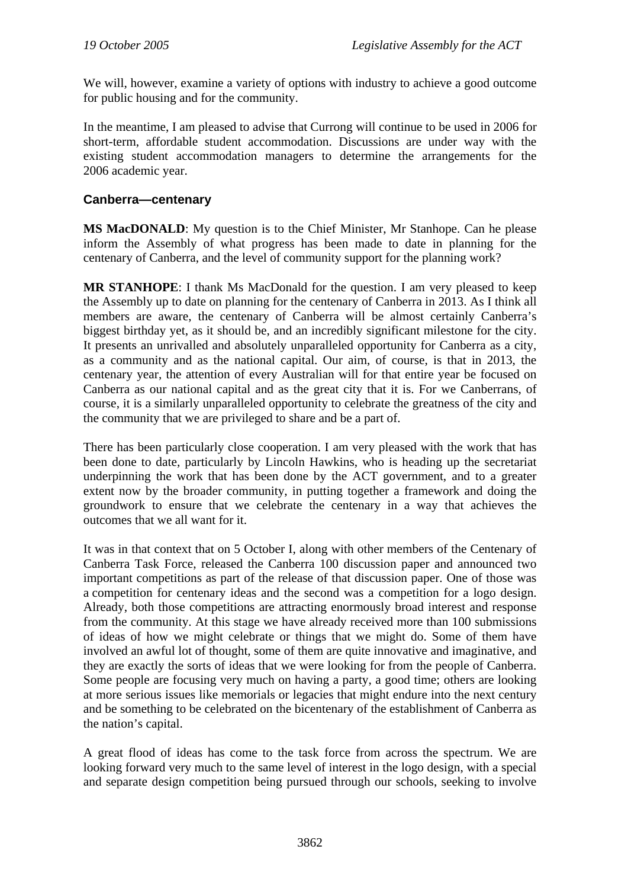We will, however, examine a variety of options with industry to achieve a good outcome for public housing and for the community.

In the meantime, I am pleased to advise that Currong will continue to be used in 2006 for short-term, affordable student accommodation. Discussions are under way with the existing student accommodation managers to determine the arrangements for the 2006 academic year.

### Canberra—centenary

**MS MacDONALD**: My question is to the Chief Minister, Mr Stanhope. Can he please inform the Assembly of what progress has been made to date in planning for the centenary of Canberra, and the level of community support for the planning work?

**MR STANHOPE**: I thank Ms MacDonald for the question. I am very pleased to keep the Assembly up to date on planning for the centenary of Canberra in 2013. As I think all members are aware, the centenary of Canberra will be almost certainly Canberra's biggest birthday yet, as it should be, and an incredibly significant milestone for the city. It presents an unrivalled and absolutely unparalleled opportunity for Canberra as a city, as a community and as the national capital. Our aim, of course, is that in 2013, the centenary year, the attention of every Australian will for that entire year be focused on Canberra as our national capital and as the great city that it is. For we Canberrans, of course, it is a similarly unparalleled opportunity to celebrate the greatness of the city and the community that we are privileged to share and be a part of.

There has been particularly close cooperation. I am very pleased with the work that has been done to date, particularly by Lincoln Hawkins, who is heading up the secretariat underpinning the work that has been done by the ACT government, and to a greater extent now by the broader community, in putting together a framework and doing the groundwork to ensure that we celebrate the centenary in a way that achieves the outcomes that we all want for it.

It was in that context that on 5 October I, along with other members of the Centenary of Canberra Task Force, released the Canberra 100 discussion paper and announced two important competitions as part of the release of that discussion paper. One of those was a competition for centenary ideas and the second was a competition for a logo design. Already, both those competitions are attracting enormously broad interest and response from the community. At this stage we have already received more than 100 submissions of ideas of how we might celebrate or things that we might do. Some of them have involved an awful lot of thought, some of them are quite innovative and imaginative, and they are exactly the sorts of ideas that we were looking for from the people of Canberra. Some people are focusing very much on having a party, a good time; others are looking at more serious issues like memorials or legacies that might endure into the next century and be something to be celebrated on the bicentenary of the establishment of Canberra as the nation's capital.

A great flood of ideas has come to the task force from across the spectrum. We are looking forward very much to the same level of interest in the logo design, with a special and separate design competition being pursued through our schools, seeking to involve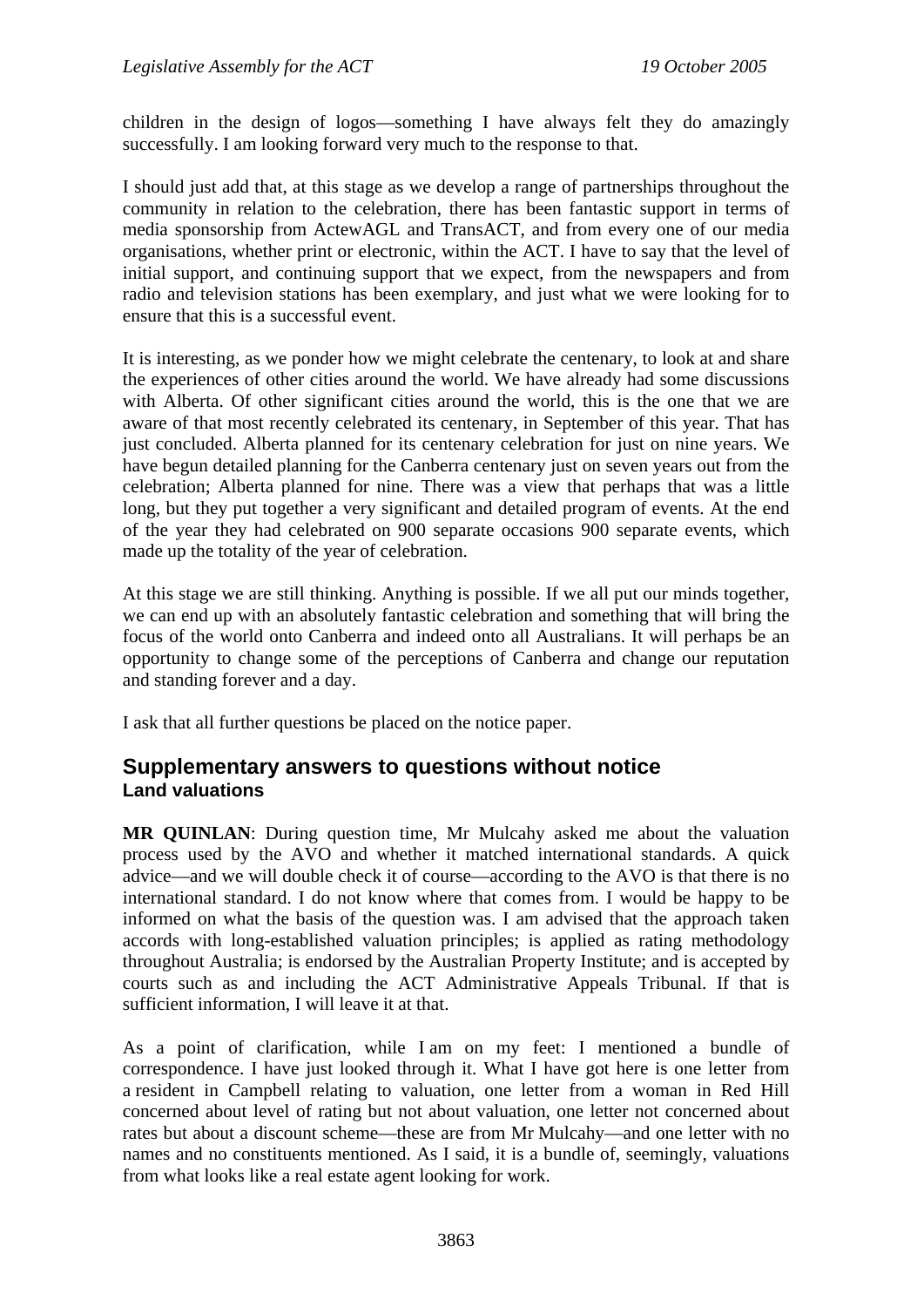children in the design of logos—something I have always felt they do amazingly successfully. I am looking forward very much to the response to that.

I should just add that, at this stage as we develop a range of partnerships throughout the community in relation to the celebration, there has been fantastic support in terms of media sponsorship from ActewAGL and TransACT, and from every one of our media organisations, whether print or electronic, within the ACT. I have to say that the level of initial support, and continuing support that we expect, from the newspapers and from radio and television stations has been exemplary, and just what we were looking for to ensure that this is a successful event.

It is interesting, as we ponder how we might celebrate the centenary, to look at and share the experiences of other cities around the world. We have already had some discussions with Alberta. Of other significant cities around the world, this is the one that we are aware of that most recently celebrated its centenary, in September of this year. That has just concluded. Alberta planned for its centenary celebration for just on nine years. We have begun detailed planning for the Canberra centenary just on seven years out from the celebration; Alberta planned for nine. There was a view that perhaps that was a little long, but they put together a very significant and detailed program of events. At the end of the year they had celebrated on 900 separate occasions 900 separate events, which made up the totality of the year of celebration.

At this stage we are still thinking. Anything is possible. If we all put our minds together, we can end up with an absolutely fantastic celebration and something that will bring the focus of the world onto Canberra and indeed onto all Australians. It will perhaps be an opportunity to change some of the perceptions of Canberra and change our reputation and standing forever and a day.

I ask that all further questions be placed on the notice paper.

## Supplementary answers to questions without notice

### Land valuations

**MR QUINLAN**: During question time, Mr Mulcahy asked me about the valuation process used by the AVO and whether it matched international standards. A quick advice—and we will double check it of course—according to the AVO is that there is no international standard. I do not know where that comes from. I would be happy to be informed on what the basis of the question was. I am advised that the approach taken accords with long-established valuation principles; is applied as rating methodology throughout Australia; is endorsed by the Australian Property Institute; and is accepted by courts such as and including the ACT Administrative Appeals Tribunal. If that is sufficient information, I will leave it at that.

As a point of clarification, while I am on my feet: I mentioned a bundle of correspondence. I have just looked through it. What I have got here is one letter from a resident in Campbell relating to valuation, one letter from a woman in Red Hill concerned about level of rating but not about valuation, one letter not concerned about rates but about a discount scheme—these are from Mr Mulcahy—and one letter with no names and no constituents mentioned. As I said, it is a bundle of, seemingly, valuations from what looks like a real estate agent looking for work.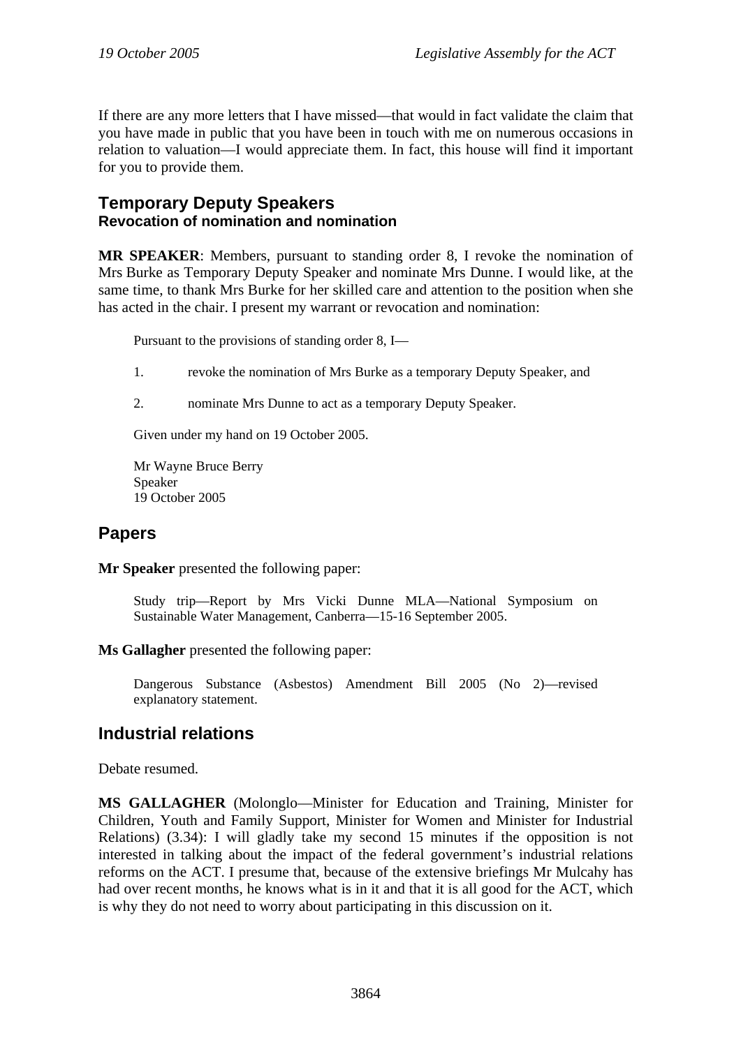If there are any more letters that I have missed—that would in fact validate the claim that you have made in public that you have been in touch with me on numerous occasions in relation to valuation—I would appreciate them. In fact, this house will find it important for you to provide them.

## Temporary Deputy Speakers

### Revocation of nomination and nomination

**MR SPEAKER**: Members, pursuant to standing order 8, I revoke the nomination of Mrs Burke as Temporary Deputy Speaker and nominate Mrs Dunne. I would like, at the same time, to thank Mrs Burke for her skilled care and attention to the position when she has acted in the chair. I present my warrant or revocation and nomination:

> Pursuant to the provisions of standing order 8, I—
>
> 1. revoke the nomination of Mrs Burke as a temporary Deputy Speaker, and
>
> 2. nominate Mrs Dunne to act as a temporary Deputy Speaker.
>
> Given under my hand on 19 October 2005.
>
> Mr Wayne Bruce Berry
> Speaker
> 19 October 2005

## Papers

**Mr Speaker** presented the following paper:

> Study trip—Report by Mrs Vicki Dunne MLA—National Symposium on Sustainable Water Management, Canberra—15-16 September 2005.

**Ms Gallagher** presented the following paper:

> Dangerous Substance (Asbestos) Amendment Bill 2005 (No 2)—revised explanatory statement.

## Industrial relations

Debate resumed.

**MS GALLAGHER** (Molonglo—Minister for Education and Training, Minister for Children, Youth and Family Support, Minister for Women and Minister for Industrial Relations) (3.34): I will gladly take my second 15 minutes if the opposition is not interested in talking about the impact of the federal government's industrial relations reforms on the ACT. I presume that, because of the extensive briefings Mr Mulcahy has had over recent months, he knows what is in it and that it is all good for the ACT, which is why they do not need to worry about participating in this discussion on it.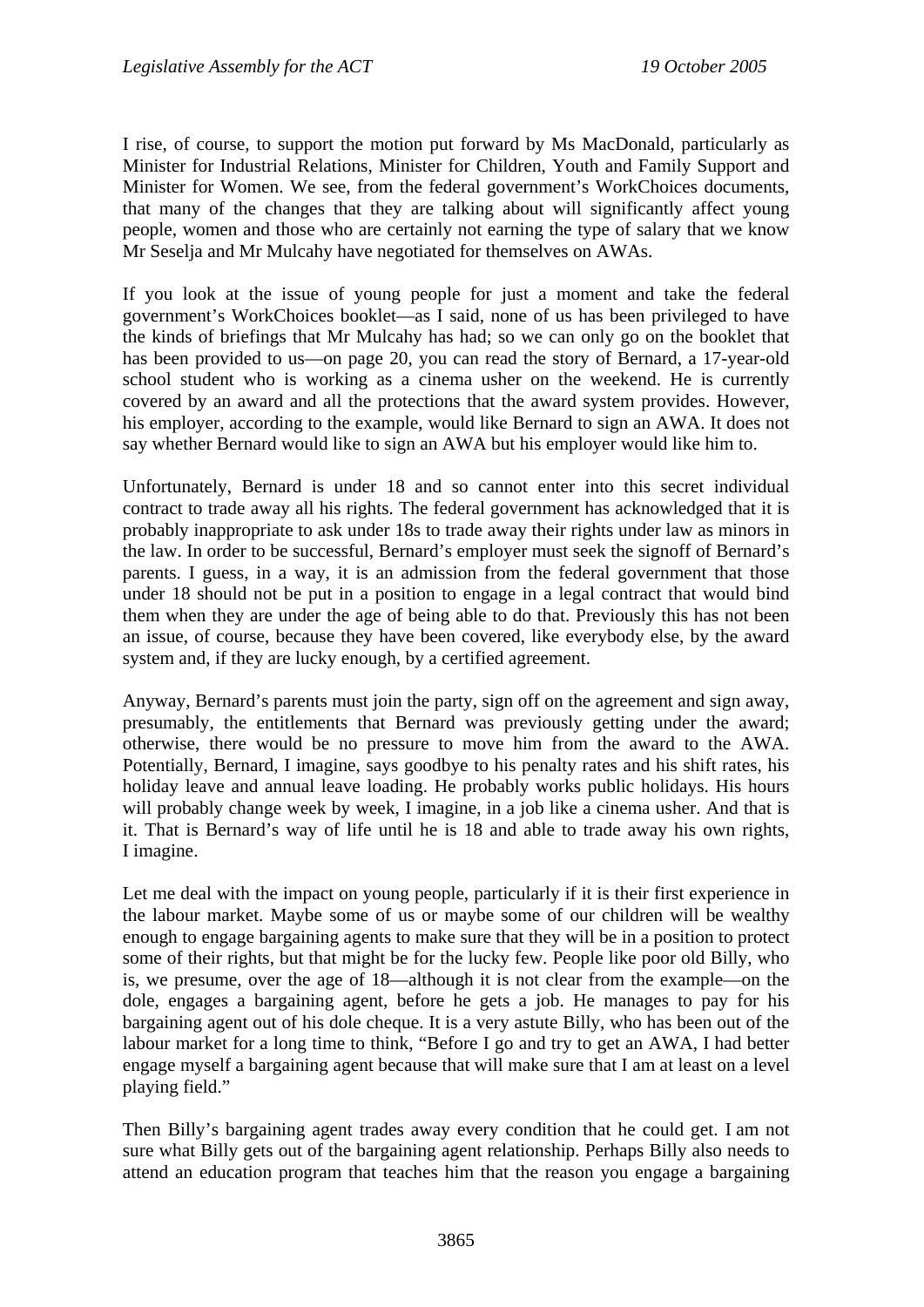I rise, of course, to support the motion put forward by Ms MacDonald, particularly as Minister for Industrial Relations, Minister for Children, Youth and Family Support and Minister for Women. We see, from the federal government's WorkChoices documents, that many of the changes that they are talking about will significantly affect young people, women and those who are certainly not earning the type of salary that we know Mr Seselja and Mr Mulcahy have negotiated for themselves on AWAs.

If you look at the issue of young people for just a moment and take the federal government's WorkChoices booklet—as I said, none of us has been privileged to have the kinds of briefings that Mr Mulcahy has had; so we can only go on the booklet that has been provided to us—on page 20, you can read the story of Bernard, a 17-year-old school student who is working as a cinema usher on the weekend. He is currently covered by an award and all the protections that the award system provides. However, his employer, according to the example, would like Bernard to sign an AWA. It does not say whether Bernard would like to sign an AWA but his employer would like him to.

Unfortunately, Bernard is under 18 and so cannot enter into this secret individual contract to trade away all his rights. The federal government has acknowledged that it is probably inappropriate to ask under 18s to trade away their rights under law as minors in the law. In order to be successful, Bernard's employer must seek the signoff of Bernard's parents. I guess, in a way, it is an admission from the federal government that those under 18 should not be put in a position to engage in a legal contract that would bind them when they are under the age of being able to do that. Previously this has not been an issue, of course, because they have been covered, like everybody else, by the award system and, if they are lucky enough, by a certified agreement.

Anyway, Bernard's parents must join the party, sign off on the agreement and sign away, presumably, the entitlements that Bernard was previously getting under the award; otherwise, there would be no pressure to move him from the award to the AWA. Potentially, Bernard, I imagine, says goodbye to his penalty rates and his shift rates, his holiday leave and annual leave loading. He probably works public holidays. His hours will probably change week by week, I imagine, in a job like a cinema usher. And that is it. That is Bernard's way of life until he is 18 and able to trade away his own rights, I imagine.

Let me deal with the impact on young people, particularly if it is their first experience in the labour market. Maybe some of us or maybe some of our children will be wealthy enough to engage bargaining agents to make sure that they will be in a position to protect some of their rights, but that might be for the lucky few. People like poor old Billy, who is, we presume, over the age of 18—although it is not clear from the example—on the dole, engages a bargaining agent, before he gets a job. He manages to pay for his bargaining agent out of his dole cheque. It is a very astute Billy, who has been out of the labour market for a long time to think, "Before I go and try to get an AWA, I had better engage myself a bargaining agent because that will make sure that I am at least on a level playing field."

Then Billy's bargaining agent trades away every condition that he could get. I am not sure what Billy gets out of the bargaining agent relationship. Perhaps Billy also needs to attend an education program that teaches him that the reason you engage a bargaining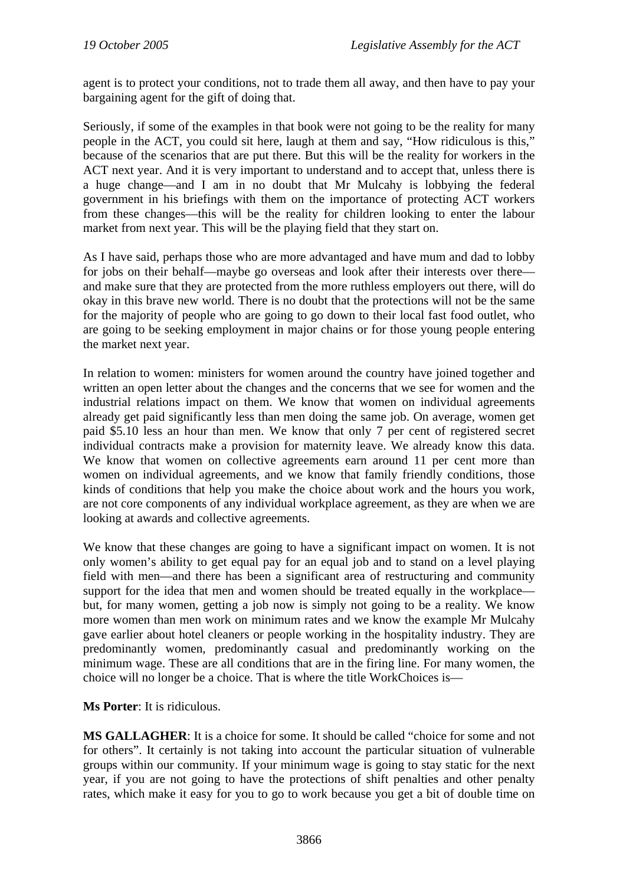agent is to protect your conditions, not to trade them all away, and then have to pay your bargaining agent for the gift of doing that.

Seriously, if some of the examples in that book were not going to be the reality for many people in the ACT, you could sit here, laugh at them and say, "How ridiculous is this," because of the scenarios that are put there. But this will be the reality for workers in the ACT next year. And it is very important to understand and to accept that, unless there is a huge change—and I am in no doubt that Mr Mulcahy is lobbying the federal government in his briefings with them on the importance of protecting ACT workers from these changes—this will be the reality for children looking to enter the labour market from next year. This will be the playing field that they start on.

As I have said, perhaps those who are more advantaged and have mum and dad to lobby for jobs on their behalf—maybe go overseas and look after their interests over there—and make sure that they are protected from the more ruthless employers out there, will do okay in this brave new world. There is no doubt that the protections will not be the same for the majority of people who are going to go down to their local fast food outlet, who are going to be seeking employment in major chains or for those young people entering the market next year.

In relation to women: ministers for women around the country have joined together and written an open letter about the changes and the concerns that we see for women and the industrial relations impact on them. We know that women on individual agreements already get paid significantly less than men doing the same job. On average, women get paid $5.10 less an hour than men. We know that only 7 per cent of registered secret individual contracts make a provision for maternity leave. We already know this data. We know that women on collective agreements earn around 11 per cent more than women on individual agreements, and we know that family friendly conditions, those kinds of conditions that help you make the choice about work and the hours you work, are not core components of any individual workplace agreement, as they are when we are looking at awards and collective agreements.

We know that these changes are going to have a significant impact on women. It is not only women's ability to get equal pay for an equal job and to stand on a level playing field with men—and there has been a significant area of restructuring and community support for the idea that men and women should be treated equally in the workplace—but, for many women, getting a job now is simply not going to be a reality. We know more women than men work on minimum rates and we know the example Mr Mulcahy gave earlier about hotel cleaners or people working in the hospitality industry. They are predominantly women, predominantly casual and predominantly working on the minimum wage. These are all conditions that are in the firing line. For many women, the choice will no longer be a choice. That is where the title WorkChoices is—

**Ms Porter**: It is ridiculous.

**MS GALLAGHER**: It is a choice for some. It should be called "choice for some and not for others". It certainly is not taking into account the particular situation of vulnerable groups within our community. If your minimum wage is going to stay static for the next year, if you are not going to have the protections of shift penalties and other penalty rates, which make it easy for you to go to work because you get a bit of double time on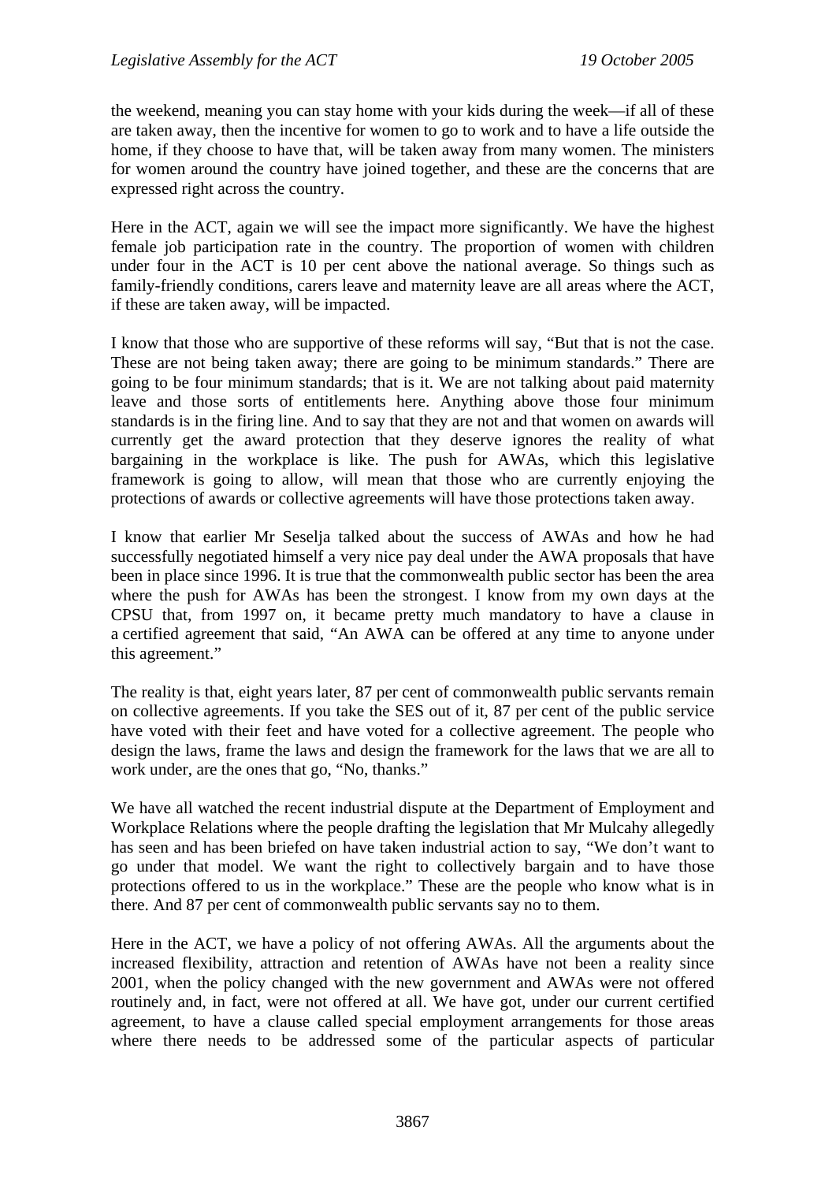the weekend, meaning you can stay home with your kids during the week—if all of these are taken away, then the incentive for women to go to work and to have a life outside the home, if they choose to have that, will be taken away from many women. The ministers for women around the country have joined together, and these are the concerns that are expressed right across the country.

Here in the ACT, again we will see the impact more significantly. We have the highest female job participation rate in the country. The proportion of women with children under four in the ACT is 10 per cent above the national average. So things such as family-friendly conditions, carers leave and maternity leave are all areas where the ACT, if these are taken away, will be impacted.

I know that those who are supportive of these reforms will say, "But that is not the case. These are not being taken away; there are going to be minimum standards." There are going to be four minimum standards; that is it. We are not talking about paid maternity leave and those sorts of entitlements here. Anything above those four minimum standards is in the firing line. And to say that they are not and that women on awards will currently get the award protection that they deserve ignores the reality of what bargaining in the workplace is like. The push for AWAs, which this legislative framework is going to allow, will mean that those who are currently enjoying the protections of awards or collective agreements will have those protections taken away.

I know that earlier Mr Seselja talked about the success of AWAs and how he had successfully negotiated himself a very nice pay deal under the AWA proposals that have been in place since 1996. It is true that the commonwealth public sector has been the area where the push for AWAs has been the strongest. I know from my own days at the CPSU that, from 1997 on, it became pretty much mandatory to have a clause in a certified agreement that said, "An AWA can be offered at any time to anyone under this agreement."

The reality is that, eight years later, 87 per cent of commonwealth public servants remain on collective agreements. If you take the SES out of it, 87 per cent of the public service have voted with their feet and have voted for a collective agreement. The people who design the laws, frame the laws and design the framework for the laws that we are all to work under, are the ones that go, "No, thanks."

We have all watched the recent industrial dispute at the Department of Employment and Workplace Relations where the people drafting the legislation that Mr Mulcahy allegedly has seen and has been briefed on have taken industrial action to say, "We don't want to go under that model. We want the right to collectively bargain and to have those protections offered to us in the workplace." These are the people who know what is in there. And 87 per cent of commonwealth public servants say no to them.

Here in the ACT, we have a policy of not offering AWAs. All the arguments about the increased flexibility, attraction and retention of AWAs have not been a reality since 2001, when the policy changed with the new government and AWAs were not offered routinely and, in fact, were not offered at all. We have got, under our current certified agreement, to have a clause called special employment arrangements for those areas where there needs to be addressed some of the particular aspects of particular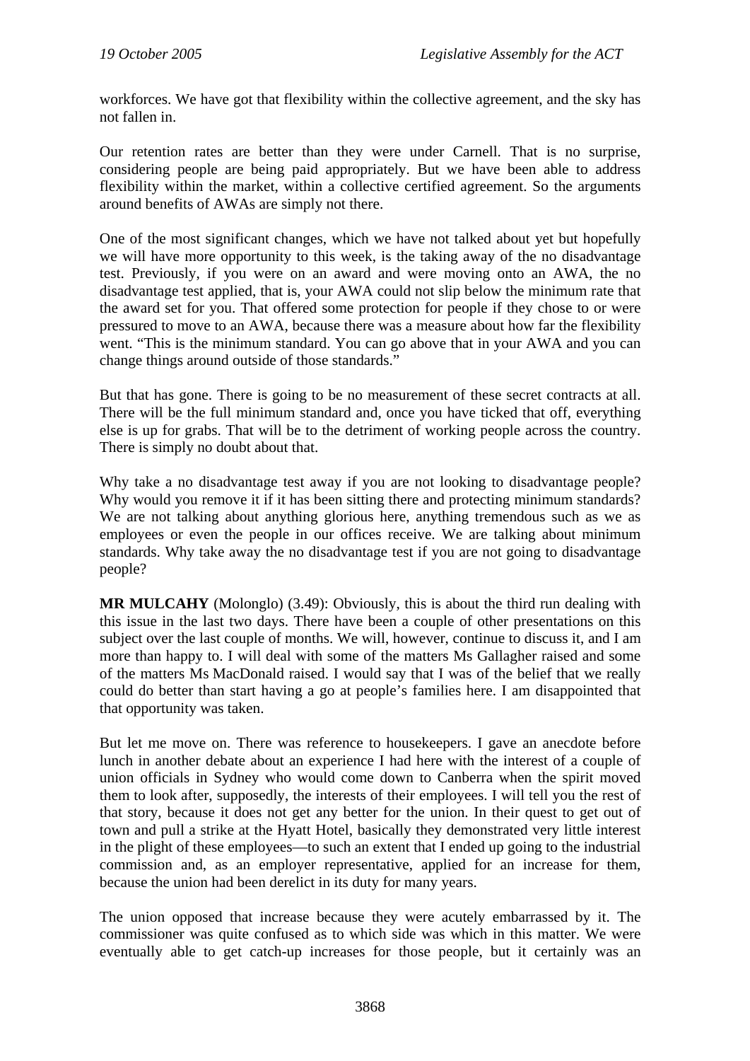workforces. We have got that flexibility within the collective agreement, and the sky has not fallen in.

Our retention rates are better than they were under Carnell. That is no surprise, considering people are being paid appropriately. But we have been able to address flexibility within the market, within a collective certified agreement. So the arguments around benefits of AWAs are simply not there.

One of the most significant changes, which we have not talked about yet but hopefully we will have more opportunity to this week, is the taking away of the no disadvantage test. Previously, if you were on an award and were moving onto an AWA, the no disadvantage test applied, that is, your AWA could not slip below the minimum rate that the award set for you. That offered some protection for people if they chose to or were pressured to move to an AWA, because there was a measure about how far the flexibility went. "This is the minimum standard. You can go above that in your AWA and you can change things around outside of those standards."

But that has gone. There is going to be no measurement of these secret contracts at all. There will be the full minimum standard and, once you have ticked that off, everything else is up for grabs. That will be to the detriment of working people across the country. There is simply no doubt about that.

Why take a no disadvantage test away if you are not looking to disadvantage people? Why would you remove it if it has been sitting there and protecting minimum standards? We are not talking about anything glorious here, anything tremendous such as we as employees or even the people in our offices receive. We are talking about minimum standards. Why take away the no disadvantage test if you are not going to disadvantage people?

**MR MULCAHY** (Molonglo) (3.49): Obviously, this is about the third run dealing with this issue in the last two days. There have been a couple of other presentations on this subject over the last couple of months. We will, however, continue to discuss it, and I am more than happy to. I will deal with some of the matters Ms Gallagher raised and some of the matters Ms MacDonald raised. I would say that I was of the belief that we really could do better than start having a go at people's families here. I am disappointed that that opportunity was taken.

But let me move on. There was reference to housekeepers. I gave an anecdote before lunch in another debate about an experience I had here with the interest of a couple of union officials in Sydney who would come down to Canberra when the spirit moved them to look after, supposedly, the interests of their employees. I will tell you the rest of that story, because it does not get any better for the union. In their quest to get out of town and pull a strike at the Hyatt Hotel, basically they demonstrated very little interest in the plight of these employees—to such an extent that I ended up going to the industrial commission and, as an employer representative, applied for an increase for them, because the union had been derelict in its duty for many years.

The union opposed that increase because they were acutely embarrassed by it. The commissioner was quite confused as to which side was which in this matter. We were eventually able to get catch-up increases for those people, but it certainly was an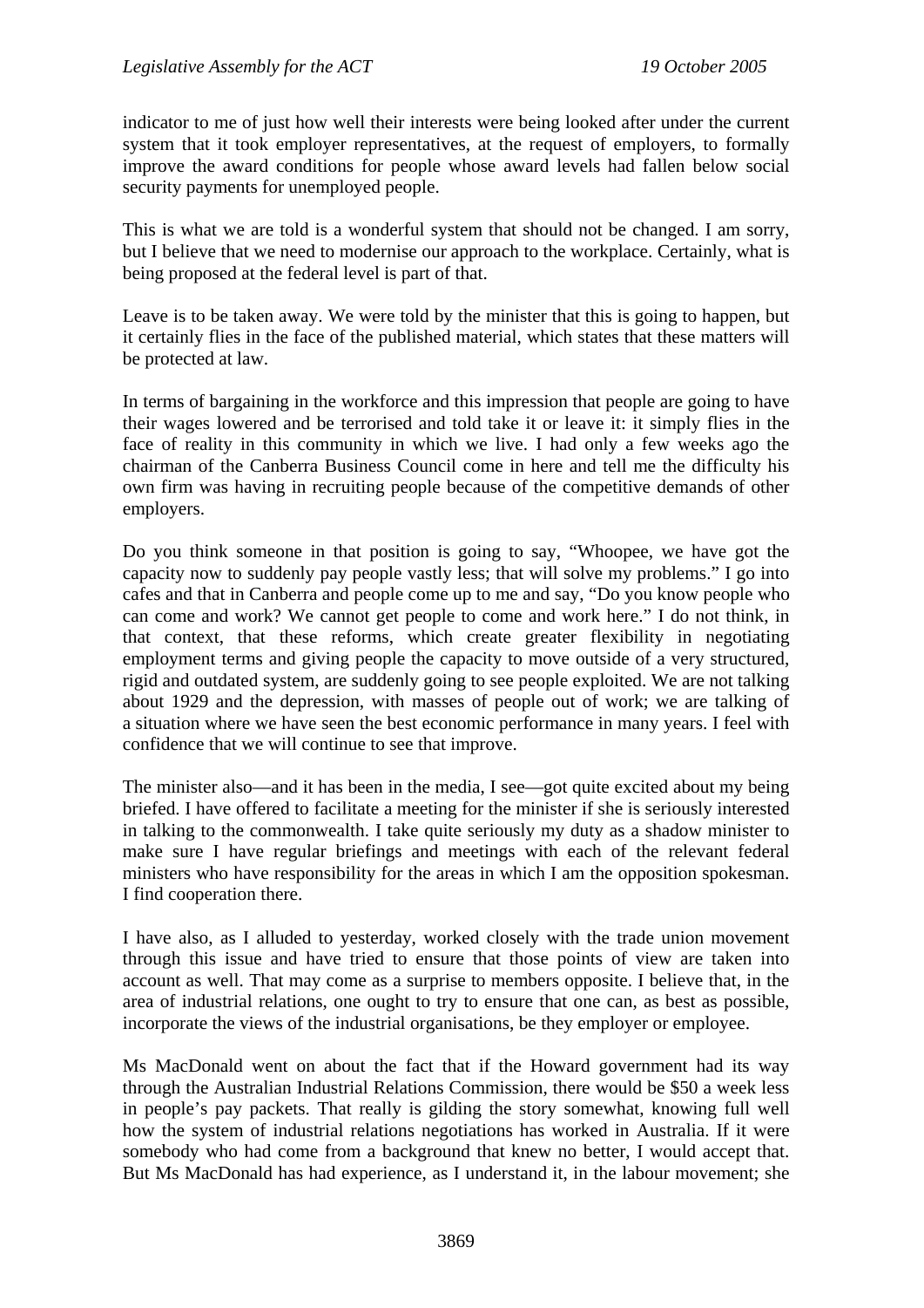indicator to me of just how well their interests were being looked after under the current system that it took employer representatives, at the request of employers, to formally improve the award conditions for people whose award levels had fallen below social security payments for unemployed people.

This is what we are told is a wonderful system that should not be changed. I am sorry, but I believe that we need to modernise our approach to the workplace. Certainly, what is being proposed at the federal level is part of that.

Leave is to be taken away. We were told by the minister that this is going to happen, but it certainly flies in the face of the published material, which states that these matters will be protected at law.

In terms of bargaining in the workforce and this impression that people are going to have their wages lowered and be terrorised and told take it or leave it: it simply flies in the face of reality in this community in which we live. I had only a few weeks ago the chairman of the Canberra Business Council come in here and tell me the difficulty his own firm was having in recruiting people because of the competitive demands of other employers.

Do you think someone in that position is going to say, "Whoopee, we have got the capacity now to suddenly pay people vastly less; that will solve my problems." I go into cafes and that in Canberra and people come up to me and say, "Do you know people who can come and work? We cannot get people to come and work here." I do not think, in that context, that these reforms, which create greater flexibility in negotiating employment terms and giving people the capacity to move outside of a very structured, rigid and outdated system, are suddenly going to see people exploited. We are not talking about 1929 and the depression, with masses of people out of work; we are talking of a situation where we have seen the best economic performance in many years. I feel with confidence that we will continue to see that improve.

The minister also—and it has been in the media, I see—got quite excited about my being briefed. I have offered to facilitate a meeting for the minister if she is seriously interested in talking to the commonwealth. I take quite seriously my duty as a shadow minister to make sure I have regular briefings and meetings with each of the relevant federal ministers who have responsibility for the areas in which I am the opposition spokesman. I find cooperation there.

I have also, as I alluded to yesterday, worked closely with the trade union movement through this issue and have tried to ensure that those points of view are taken into account as well. That may come as a surprise to members opposite. I believe that, in the area of industrial relations, one ought to try to ensure that one can, as best as possible, incorporate the views of the industrial organisations, be they employer or employee.

Ms MacDonald went on about the fact that if the Howard government had its way through the Australian Industrial Relations Commission, there would be $50 a week less in people's pay packets. That really is gilding the story somewhat, knowing full well how the system of industrial relations negotiations has worked in Australia. If it were somebody who had come from a background that knew no better, I would accept that. But Ms MacDonald has had experience, as I understand it, in the labour movement; she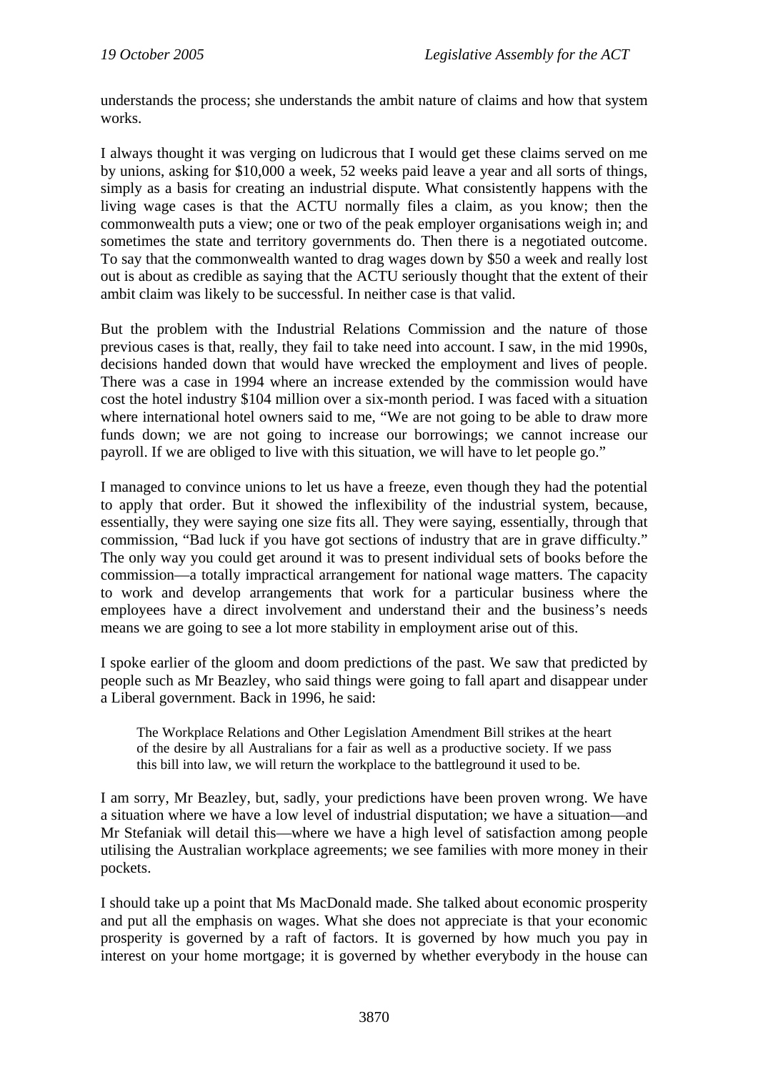understands the process; she understands the ambit nature of claims and how that system works.

I always thought it was verging on ludicrous that I would get these claims served on me by unions, asking for $10,000 a week, 52 weeks paid leave a year and all sorts of things, simply as a basis for creating an industrial dispute. What consistently happens with the living wage cases is that the ACTU normally files a claim, as you know; then the commonwealth puts a view; one or two of the peak employer organisations weigh in; and sometimes the state and territory governments do. Then there is a negotiated outcome. To say that the commonwealth wanted to drag wages down by $50 a week and really lost out is about as credible as saying that the ACTU seriously thought that the extent of their ambit claim was likely to be successful. In neither case is that valid.

But the problem with the Industrial Relations Commission and the nature of those previous cases is that, really, they fail to take need into account. I saw, in the mid 1990s, decisions handed down that would have wrecked the employment and lives of people. There was a case in 1994 where an increase extended by the commission would have cost the hotel industry $104 million over a six-month period. I was faced with a situation where international hotel owners said to me, "We are not going to be able to draw more funds down; we are not going to increase our borrowings; we cannot increase our payroll. If we are obliged to live with this situation, we will have to let people go."

I managed to convince unions to let us have a freeze, even though they had the potential to apply that order. But it showed the inflexibility of the industrial system, because, essentially, they were saying one size fits all. They were saying, essentially, through that commission, "Bad luck if you have got sections of industry that are in grave difficulty." The only way you could get around it was to present individual sets of books before the commission—a totally impractical arrangement for national wage matters. The capacity to work and develop arrangements that work for a particular business where the employees have a direct involvement and understand their and the business's needs means we are going to see a lot more stability in employment arise out of this.

I spoke earlier of the gloom and doom predictions of the past. We saw that predicted by people such as Mr Beazley, who said things were going to fall apart and disappear under a Liberal government. Back in 1996, he said:

> The Workplace Relations and Other Legislation Amendment Bill strikes at the heart of the desire by all Australians for a fair as well as a productive society. If we pass this bill into law, we will return the workplace to the battleground it used to be.

I am sorry, Mr Beazley, but, sadly, your predictions have been proven wrong. We have a situation where we have a low level of industrial disputation; we have a situation—and Mr Stefaniak will detail this—where we have a high level of satisfaction among people utilising the Australian workplace agreements; we see families with more money in their pockets.

I should take up a point that Ms MacDonald made. She talked about economic prosperity and put all the emphasis on wages. What she does not appreciate is that your economic prosperity is governed by a raft of factors. It is governed by how much you pay in interest on your home mortgage; it is governed by whether everybody in the house can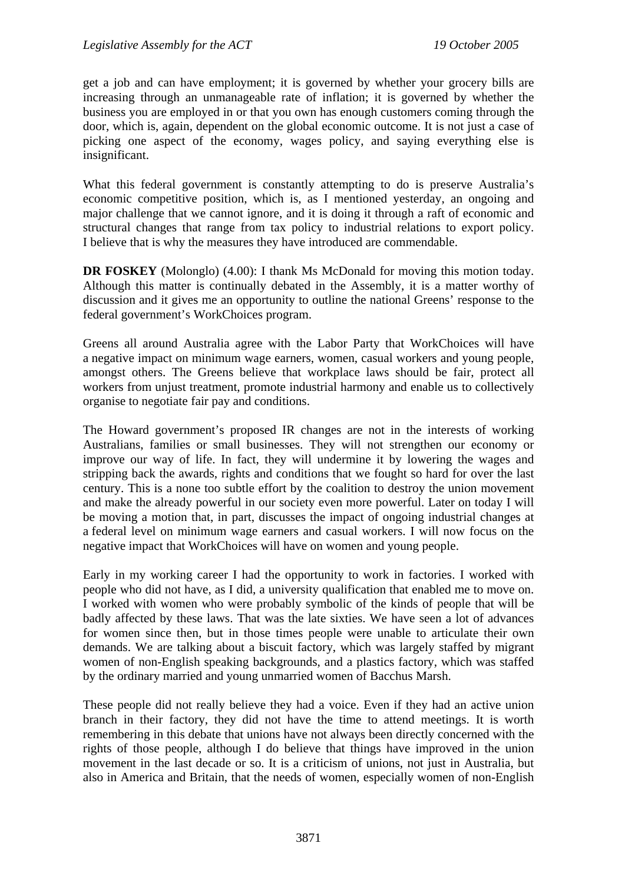get a job and can have employment; it is governed by whether your grocery bills are increasing through an unmanageable rate of inflation; it is governed by whether the business you are employed in or that you own has enough customers coming through the door, which is, again, dependent on the global economic outcome. It is not just a case of picking one aspect of the economy, wages policy, and saying everything else is insignificant.

What this federal government is constantly attempting to do is preserve Australia's economic competitive position, which is, as I mentioned yesterday, an ongoing and major challenge that we cannot ignore, and it is doing it through a raft of economic and structural changes that range from tax policy to industrial relations to export policy. I believe that is why the measures they have introduced are commendable.

**DR FOSKEY** (Molonglo) (4.00): I thank Ms McDonald for moving this motion today. Although this matter is continually debated in the Assembly, it is a matter worthy of discussion and it gives me an opportunity to outline the national Greens' response to the federal government's WorkChoices program.

Greens all around Australia agree with the Labor Party that WorkChoices will have a negative impact on minimum wage earners, women, casual workers and young people, amongst others. The Greens believe that workplace laws should be fair, protect all workers from unjust treatment, promote industrial harmony and enable us to collectively organise to negotiate fair pay and conditions.

The Howard government's proposed IR changes are not in the interests of working Australians, families or small businesses. They will not strengthen our economy or improve our way of life. In fact, they will undermine it by lowering the wages and stripping back the awards, rights and conditions that we fought so hard for over the last century. This is a none too subtle effort by the coalition to destroy the union movement and make the already powerful in our society even more powerful. Later on today I will be moving a motion that, in part, discusses the impact of ongoing industrial changes at a federal level on minimum wage earners and casual workers. I will now focus on the negative impact that WorkChoices will have on women and young people.

Early in my working career I had the opportunity to work in factories. I worked with people who did not have, as I did, a university qualification that enabled me to move on. I worked with women who were probably symbolic of the kinds of people that will be badly affected by these laws. That was the late sixties. We have seen a lot of advances for women since then, but in those times people were unable to articulate their own demands. We are talking about a biscuit factory, which was largely staffed by migrant women of non-English speaking backgrounds, and a plastics factory, which was staffed by the ordinary married and young unmarried women of Bacchus Marsh.

These people did not really believe they had a voice. Even if they had an active union branch in their factory, they did not have the time to attend meetings. It is worth remembering in this debate that unions have not always been directly concerned with the rights of those people, although I do believe that things have improved in the union movement in the last decade or so. It is a criticism of unions, not just in Australia, but also in America and Britain, that the needs of women, especially women of non-English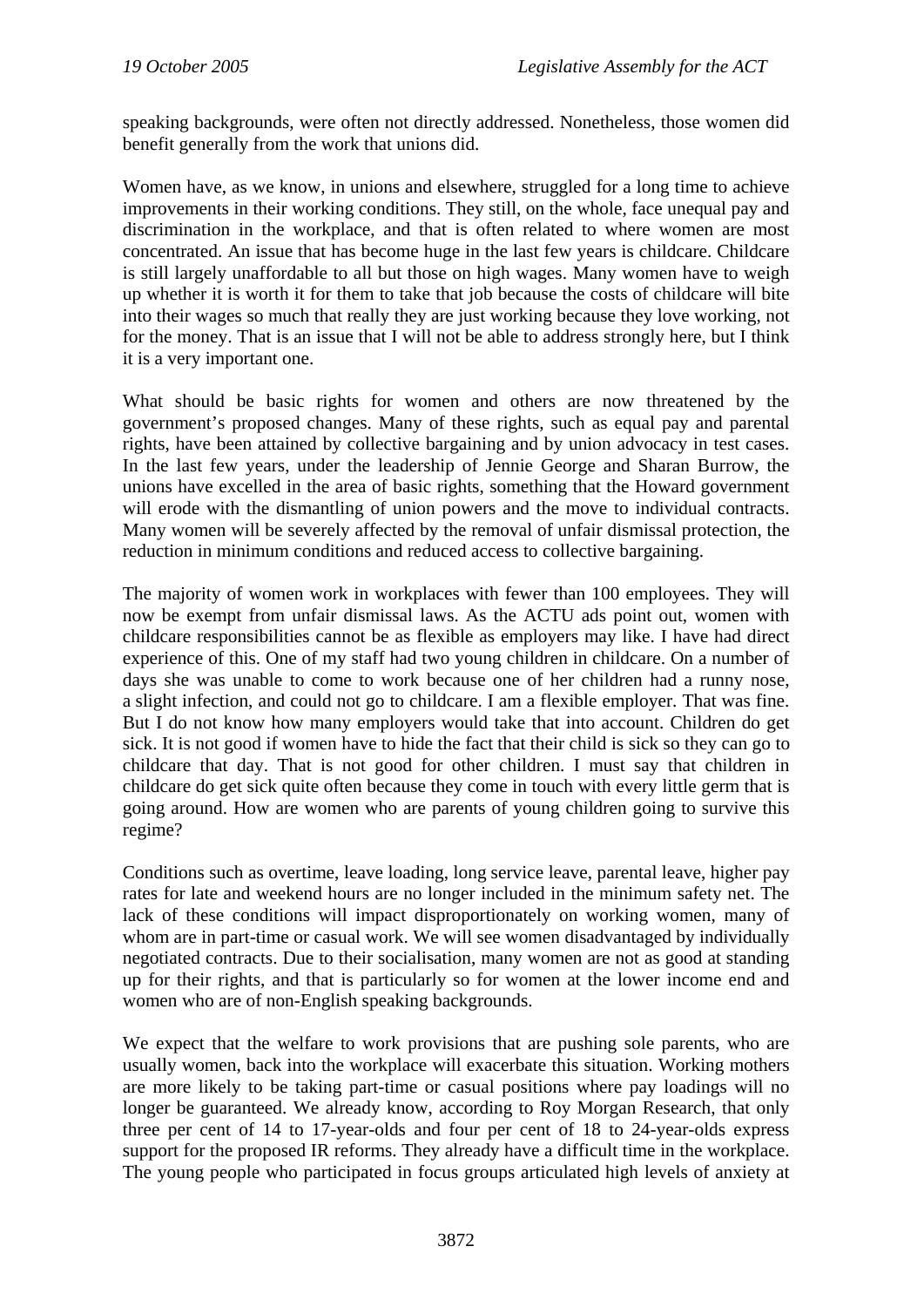speaking backgrounds, were often not directly addressed. Nonetheless, those women did benefit generally from the work that unions did.

Women have, as we know, in unions and elsewhere, struggled for a long time to achieve improvements in their working conditions. They still, on the whole, face unequal pay and discrimination in the workplace, and that is often related to where women are most concentrated. An issue that has become huge in the last few years is childcare. Childcare is still largely unaffordable to all but those on high wages. Many women have to weigh up whether it is worth it for them to take that job because the costs of childcare will bite into their wages so much that really they are just working because they love working, not for the money. That is an issue that I will not be able to address strongly here, but I think it is a very important one.

What should be basic rights for women and others are now threatened by the government's proposed changes. Many of these rights, such as equal pay and parental rights, have been attained by collective bargaining and by union advocacy in test cases. In the last few years, under the leadership of Jennie George and Sharan Burrow, the unions have excelled in the area of basic rights, something that the Howard government will erode with the dismantling of union powers and the move to individual contracts. Many women will be severely affected by the removal of unfair dismissal protection, the reduction in minimum conditions and reduced access to collective bargaining.

The majority of women work in workplaces with fewer than 100 employees. They will now be exempt from unfair dismissal laws. As the ACTU ads point out, women with childcare responsibilities cannot be as flexible as employers may like. I have had direct experience of this. One of my staff had two young children in childcare. On a number of days she was unable to come to work because one of her children had a runny nose, a slight infection, and could not go to childcare. I am a flexible employer. That was fine. But I do not know how many employers would take that into account. Children do get sick. It is not good if women have to hide the fact that their child is sick so they can go to childcare that day. That is not good for other children. I must say that children in childcare do get sick quite often because they come in touch with every little germ that is going around. How are women who are parents of young children going to survive this regime?

Conditions such as overtime, leave loading, long service leave, parental leave, higher pay rates for late and weekend hours are no longer included in the minimum safety net. The lack of these conditions will impact disproportionately on working women, many of whom are in part-time or casual work. We will see women disadvantaged by individually negotiated contracts. Due to their socialisation, many women are not as good at standing up for their rights, and that is particularly so for women at the lower income end and women who are of non-English speaking backgrounds.

We expect that the welfare to work provisions that are pushing sole parents, who are usually women, back into the workplace will exacerbate this situation. Working mothers are more likely to be taking part-time or casual positions where pay loadings will no longer be guaranteed. We already know, according to Roy Morgan Research, that only three per cent of 14 to 17-year-olds and four per cent of 18 to 24-year-olds express support for the proposed IR reforms. They already have a difficult time in the workplace. The young people who participated in focus groups articulated high levels of anxiety at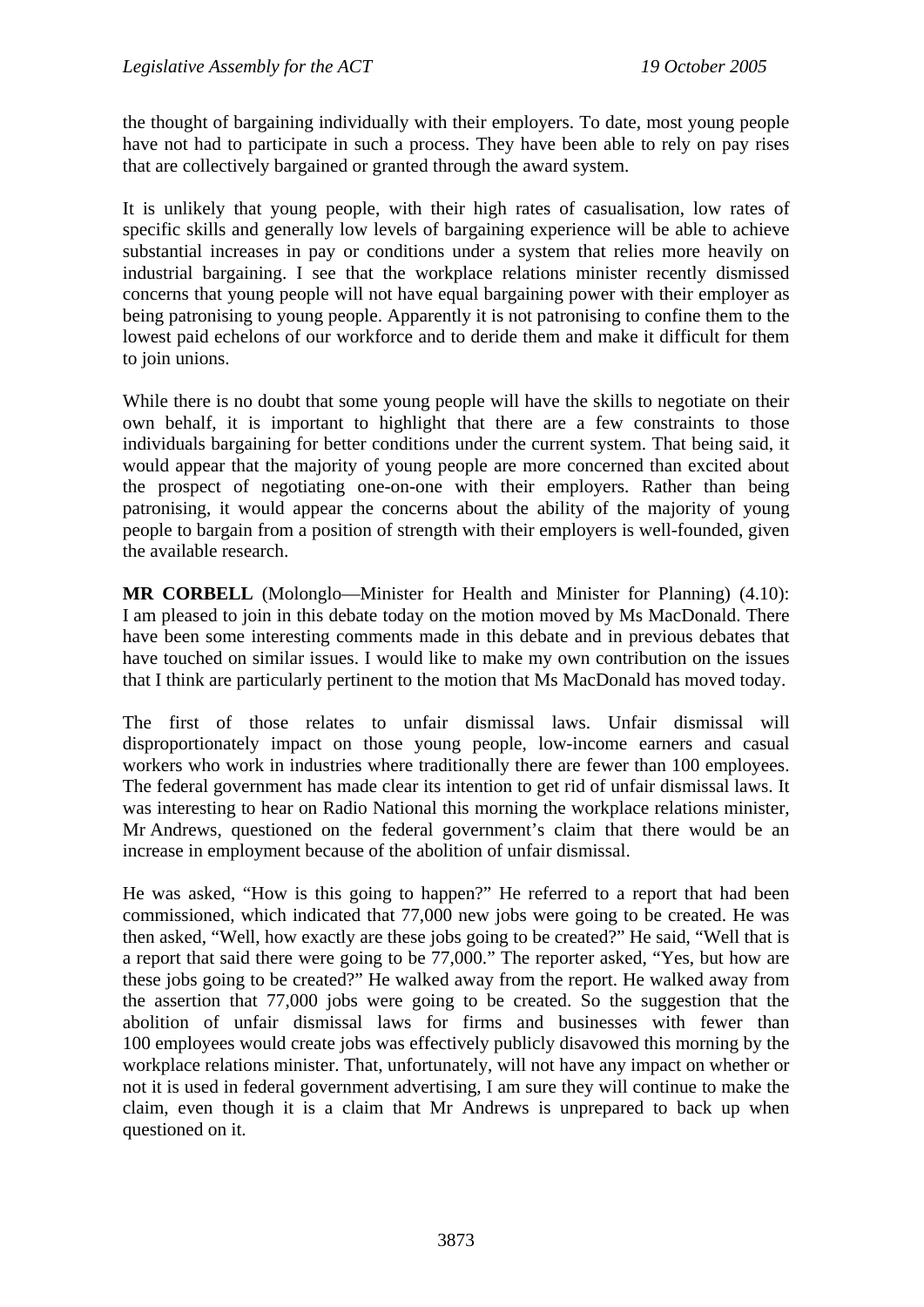the thought of bargaining individually with their employers. To date, most young people have not had to participate in such a process. They have been able to rely on pay rises that are collectively bargained or granted through the award system.

It is unlikely that young people, with their high rates of casualisation, low rates of specific skills and generally low levels of bargaining experience will be able to achieve substantial increases in pay or conditions under a system that relies more heavily on industrial bargaining. I see that the workplace relations minister recently dismissed concerns that young people will not have equal bargaining power with their employer as being patronising to young people. Apparently it is not patronising to confine them to the lowest paid echelons of our workforce and to deride them and make it difficult for them to join unions.

While there is no doubt that some young people will have the skills to negotiate on their own behalf, it is important to highlight that there are a few constraints to those individuals bargaining for better conditions under the current system. That being said, it would appear that the majority of young people are more concerned than excited about the prospect of negotiating one-on-one with their employers. Rather than being patronising, it would appear the concerns about the ability of the majority of young people to bargain from a position of strength with their employers is well-founded, given the available research.

**MR CORBELL** (Molonglo—Minister for Health and Minister for Planning) (4.10): I am pleased to join in this debate today on the motion moved by Ms MacDonald. There have been some interesting comments made in this debate and in previous debates that have touched on similar issues. I would like to make my own contribution on the issues that I think are particularly pertinent to the motion that Ms MacDonald has moved today.

The first of those relates to unfair dismissal laws. Unfair dismissal will disproportionately impact on those young people, low-income earners and casual workers who work in industries where traditionally there are fewer than 100 employees. The federal government has made clear its intention to get rid of unfair dismissal laws. It was interesting to hear on Radio National this morning the workplace relations minister, Mr Andrews, questioned on the federal government's claim that there would be an increase in employment because of the abolition of unfair dismissal.

He was asked, "How is this going to happen?" He referred to a report that had been commissioned, which indicated that 77,000 new jobs were going to be created. He was then asked, "Well, how exactly are these jobs going to be created?" He said, "Well that is a report that said there were going to be 77,000." The reporter asked, "Yes, but how are these jobs going to be created?" He walked away from the report. He walked away from the assertion that 77,000 jobs were going to be created. So the suggestion that the abolition of unfair dismissal laws for firms and businesses with fewer than 100 employees would create jobs was effectively publicly disavowed this morning by the workplace relations minister. That, unfortunately, will not have any impact on whether or not it is used in federal government advertising, I am sure they will continue to make the claim, even though it is a claim that Mr Andrews is unprepared to back up when questioned on it.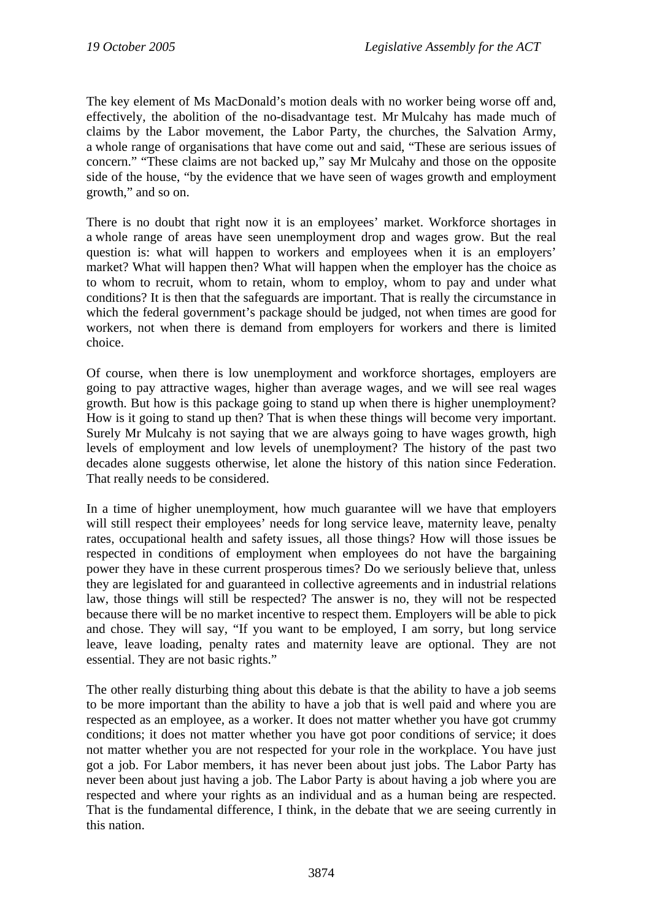The key element of Ms MacDonald's motion deals with no worker being worse off and, effectively, the abolition of the no-disadvantage test. Mr Mulcahy has made much of claims by the Labor movement, the Labor Party, the churches, the Salvation Army, a whole range of organisations that have come out and said, "These are serious issues of concern." "These claims are not backed up," say Mr Mulcahy and those on the opposite side of the house, "by the evidence that we have seen of wages growth and employment growth," and so on.

There is no doubt that right now it is an employees' market. Workforce shortages in a whole range of areas have seen unemployment drop and wages grow. But the real question is: what will happen to workers and employees when it is an employers' market? What will happen then? What will happen when the employer has the choice as to whom to recruit, whom to retain, whom to employ, whom to pay and under what conditions? It is then that the safeguards are important. That is really the circumstance in which the federal government's package should be judged, not when times are good for workers, not when there is demand from employers for workers and there is limited choice.

Of course, when there is low unemployment and workforce shortages, employers are going to pay attractive wages, higher than average wages, and we will see real wages growth. But how is this package going to stand up when there is higher unemployment? How is it going to stand up then? That is when these things will become very important. Surely Mr Mulcahy is not saying that we are always going to have wages growth, high levels of employment and low levels of unemployment? The history of the past two decades alone suggests otherwise, let alone the history of this nation since Federation. That really needs to be considered.

In a time of higher unemployment, how much guarantee will we have that employers will still respect their employees' needs for long service leave, maternity leave, penalty rates, occupational health and safety issues, all those things? How will those issues be respected in conditions of employment when employees do not have the bargaining power they have in these current prosperous times? Do we seriously believe that, unless they are legislated for and guaranteed in collective agreements and in industrial relations law, those things will still be respected? The answer is no, they will not be respected because there will be no market incentive to respect them. Employers will be able to pick and chose. They will say, "If you want to be employed, I am sorry, but long service leave, leave loading, penalty rates and maternity leave are optional. They are not essential. They are not basic rights."

The other really disturbing thing about this debate is that the ability to have a job seems to be more important than the ability to have a job that is well paid and where you are respected as an employee, as a worker. It does not matter whether you have got crummy conditions; it does not matter whether you have got poor conditions of service; it does not matter whether you are not respected for your role in the workplace. You have just got a job. For Labor members, it has never been about just jobs. The Labor Party has never been about just having a job. The Labor Party is about having a job where you are respected and where your rights as an individual and as a human being are respected. That is the fundamental difference, I think, in the debate that we are seeing currently in this nation.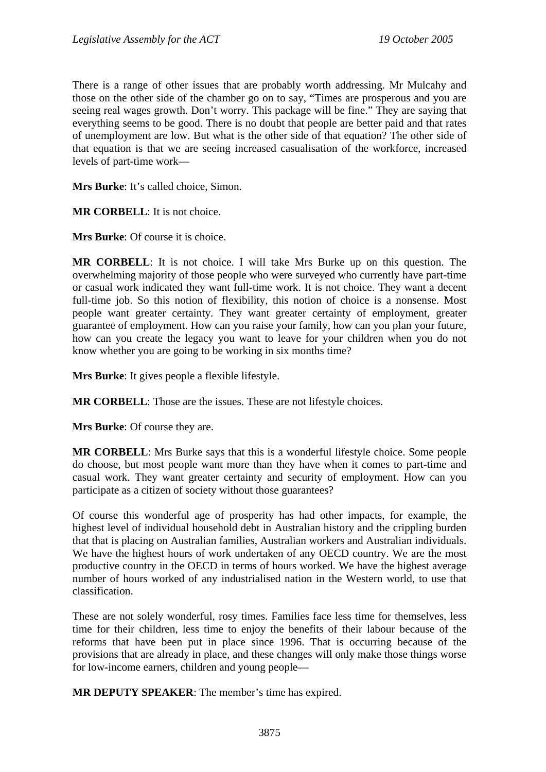There is a range of other issues that are probably worth addressing. Mr Mulcahy and those on the other side of the chamber go on to say, "Times are prosperous and you are seeing real wages growth. Don't worry. This package will be fine." They are saying that everything seems to be good. There is no doubt that people are better paid and that rates of unemployment are low. But what is the other side of that equation? The other side of that equation is that we are seeing increased casualisation of the workforce, increased levels of part-time work—

**Mrs Burke**: It's called choice, Simon.

**MR CORBELL**: It is not choice.

**Mrs Burke**: Of course it is choice.

**MR CORBELL**: It is not choice. I will take Mrs Burke up on this question. The overwhelming majority of those people who were surveyed who currently have part-time or casual work indicated they want full-time work. It is not choice. They want a decent full-time job. So this notion of flexibility, this notion of choice is a nonsense. Most people want greater certainty. They want greater certainty of employment, greater guarantee of employment. How can you raise your family, how can you plan your future, how can you create the legacy you want to leave for your children when you do not know whether you are going to be working in six months time?

**Mrs Burke**: It gives people a flexible lifestyle.

**MR CORBELL**: Those are the issues. These are not lifestyle choices.

**Mrs Burke**: Of course they are.

**MR CORBELL**: Mrs Burke says that this is a wonderful lifestyle choice. Some people do choose, but most people want more than they have when it comes to part-time and casual work. They want greater certainty and security of employment. How can you participate as a citizen of society without those guarantees?

Of course this wonderful age of prosperity has had other impacts, for example, the highest level of individual household debt in Australian history and the crippling burden that that is placing on Australian families, Australian workers and Australian individuals. We have the highest hours of work undertaken of any OECD country. We are the most productive country in the OECD in terms of hours worked. We have the highest average number of hours worked of any industrialised nation in the Western world, to use that classification.

These are not solely wonderful, rosy times. Families face less time for themselves, less time for their children, less time to enjoy the benefits of their labour because of the reforms that have been put in place since 1996. That is occurring because of the provisions that are already in place, and these changes will only make those things worse for low-income earners, children and young people—

**MR DEPUTY SPEAKER**: The member's time has expired.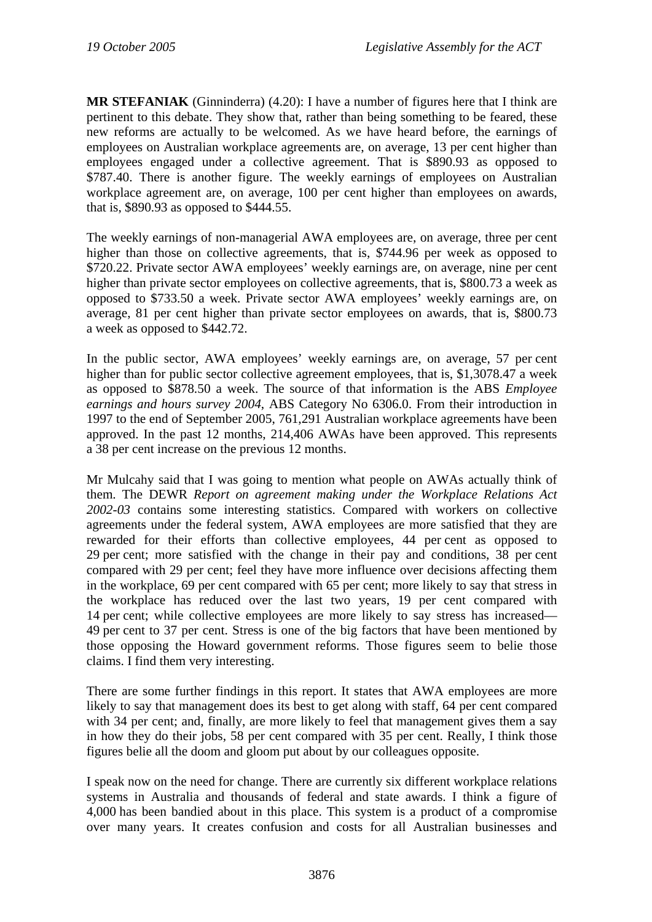**MR STEFANIAK** (Ginninderra) (4.20): I have a number of figures here that I think are pertinent to this debate. They show that, rather than being something to be feared, these new reforms are actually to be welcomed. As we have heard before, the earnings of employees on Australian workplace agreements are, on average, 13 per cent higher than employees engaged under a collective agreement. That is $890.93 as opposed to $787.40. There is another figure. The weekly earnings of employees on Australian workplace agreement are, on average, 100 per cent higher than employees on awards, that is, $890.93 as opposed to $444.55.

The weekly earnings of non-managerial AWA employees are, on average, three per cent higher than those on collective agreements, that is, $744.96 per week as opposed to $720.22. Private sector AWA employees' weekly earnings are, on average, nine per cent higher than private sector employees on collective agreements, that is, $800.73 a week as opposed to $733.50 a week. Private sector AWA employees' weekly earnings are, on average, 81 per cent higher than private sector employees on awards, that is, $800.73 a week as opposed to $442.72.

In the public sector, AWA employees' weekly earnings are, on average, 57 per cent higher than for public sector collective agreement employees, that is, $1,3078.47 a week as opposed to $878.50 a week. The source of that information is the ABS *Employee earnings and hours survey 2004*, ABS Category No 6306.0. From their introduction in 1997 to the end of September 2005, 761,291 Australian workplace agreements have been approved. In the past 12 months, 214,406 AWAs have been approved. This represents a 38 per cent increase on the previous 12 months.

Mr Mulcahy said that I was going to mention what people on AWAs actually think of them. The DEWR *Report on agreement making under the Workplace Relations Act 2002-03* contains some interesting statistics. Compared with workers on collective agreements under the federal system, AWA employees are more satisfied that they are rewarded for their efforts than collective employees, 44 per cent as opposed to 29 per cent; more satisfied with the change in their pay and conditions, 38 per cent compared with 29 per cent; feel they have more influence over decisions affecting them in the workplace, 69 per cent compared with 65 per cent; more likely to say that stress in the workplace has reduced over the last two years, 19 per cent compared with 14 per cent; while collective employees are more likely to say stress has increased—49 per cent to 37 per cent. Stress is one of the big factors that have been mentioned by those opposing the Howard government reforms. Those figures seem to belie those claims. I find them very interesting.

There are some further findings in this report. It states that AWA employees are more likely to say that management does its best to get along with staff, 64 per cent compared with 34 per cent; and, finally, are more likely to feel that management gives them a say in how they do their jobs, 58 per cent compared with 35 per cent. Really, I think those figures belie all the doom and gloom put about by our colleagues opposite.

I speak now on the need for change. There are currently six different workplace relations systems in Australia and thousands of federal and state awards. I think a figure of 4,000 has been bandied about in this place. This system is a product of a compromise over many years. It creates confusion and costs for all Australian businesses and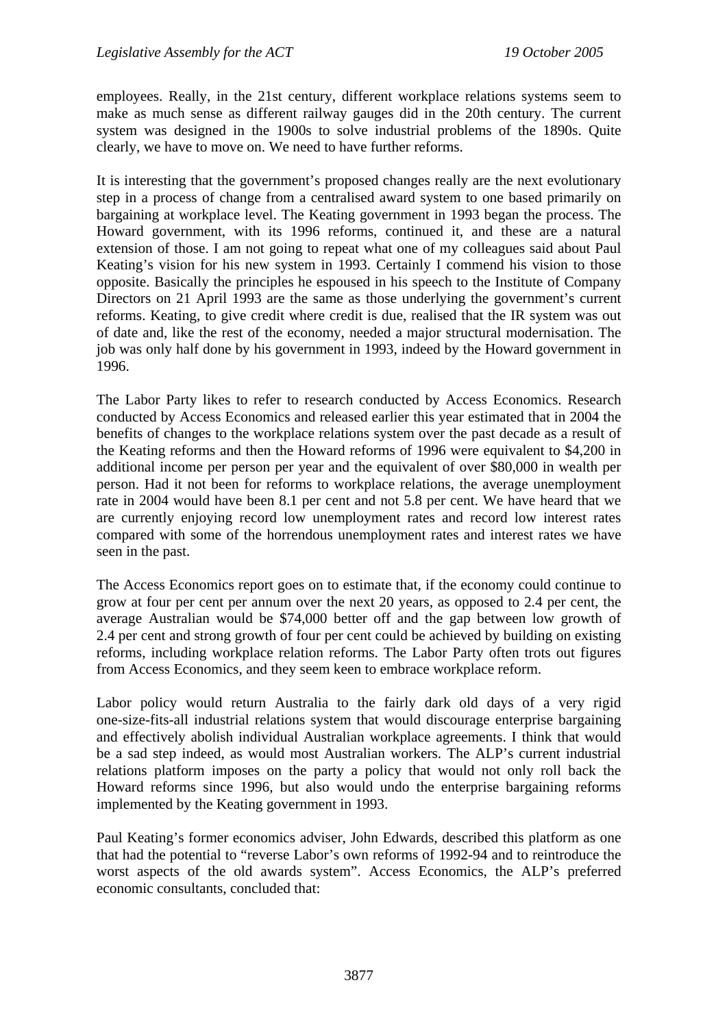employees. Really, in the 21st century, different workplace relations systems seem to make as much sense as different railway gauges did in the 20th century. The current system was designed in the 1900s to solve industrial problems of the 1890s. Quite clearly, we have to move on. We need to have further reforms.

It is interesting that the government's proposed changes really are the next evolutionary step in a process of change from a centralised award system to one based primarily on bargaining at workplace level. The Keating government in 1993 began the process. The Howard government, with its 1996 reforms, continued it, and these are a natural extension of those. I am not going to repeat what one of my colleagues said about Paul Keating's vision for his new system in 1993. Certainly I commend his vision to those opposite. Basically the principles he espoused in his speech to the Institute of Company Directors on 21 April 1993 are the same as those underlying the government's current reforms. Keating, to give credit where credit is due, realised that the IR system was out of date and, like the rest of the economy, needed a major structural modernisation. The job was only half done by his government in 1993, indeed by the Howard government in 1996.

The Labor Party likes to refer to research conducted by Access Economics. Research conducted by Access Economics and released earlier this year estimated that in 2004 the benefits of changes to the workplace relations system over the past decade as a result of the Keating reforms and then the Howard reforms of 1996 were equivalent to $4,200 in additional income per person per year and the equivalent of over $80,000 in wealth per person. Had it not been for reforms to workplace relations, the average unemployment rate in 2004 would have been 8.1 per cent and not 5.8 per cent. We have heard that we are currently enjoying record low unemployment rates and record low interest rates compared with some of the horrendous unemployment rates and interest rates we have seen in the past.

The Access Economics report goes on to estimate that, if the economy could continue to grow at four per cent per annum over the next 20 years, as opposed to 2.4 per cent, the average Australian would be $74,000 better off and the gap between low growth of 2.4 per cent and strong growth of four per cent could be achieved by building on existing reforms, including workplace relation reforms. The Labor Party often trots out figures from Access Economics, and they seem keen to embrace workplace reform.

Labor policy would return Australia to the fairly dark old days of a very rigid one-size-fits-all industrial relations system that would discourage enterprise bargaining and effectively abolish individual Australian workplace agreements. I think that would be a sad step indeed, as would most Australian workers. The ALP's current industrial relations platform imposes on the party a policy that would not only roll back the Howard reforms since 1996, but also would undo the enterprise bargaining reforms implemented by the Keating government in 1993.

Paul Keating's former economics adviser, John Edwards, described this platform as one that had the potential to "reverse Labor's own reforms of 1992-94 and to reintroduce the worst aspects of the old awards system". Access Economics, the ALP's preferred economic consultants, concluded that: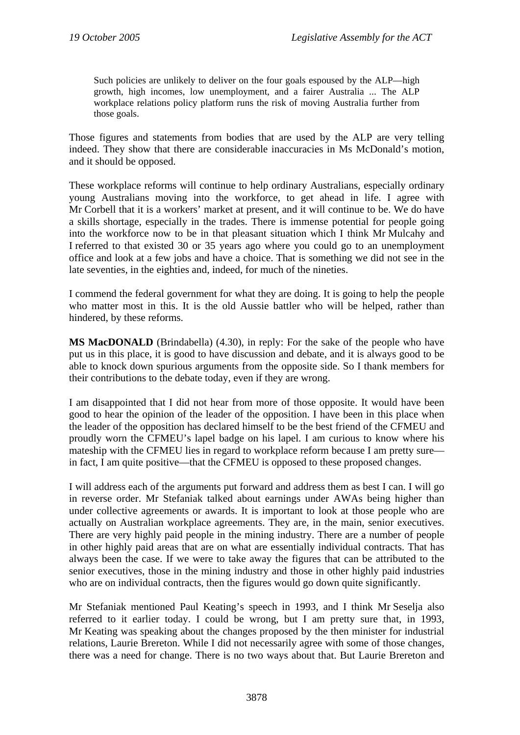> Such policies are unlikely to deliver on the four goals espoused by the ALP—high growth, high incomes, low unemployment, and a fairer Australia ... The ALP workplace relations policy platform runs the risk of moving Australia further from those goals.

Those figures and statements from bodies that are used by the ALP are very telling indeed. They show that there are considerable inaccuracies in Ms McDonald's motion, and it should be opposed.

These workplace reforms will continue to help ordinary Australians, especially ordinary young Australians moving into the workforce, to get ahead in life. I agree with Mr Corbell that it is a workers' market at present, and it will continue to be. We do have a skills shortage, especially in the trades. There is immense potential for people going into the workforce now to be in that pleasant situation which I think Mr Mulcahy and I referred to that existed 30 or 35 years ago where you could go to an unemployment office and look at a few jobs and have a choice. That is something we did not see in the late seventies, in the eighties and, indeed, for much of the nineties.

I commend the federal government for what they are doing. It is going to help the people who matter most in this. It is the old Aussie battler who will be helped, rather than hindered, by these reforms.

**MS MacDONALD** (Brindabella) (4.30), in reply: For the sake of the people who have put us in this place, it is good to have discussion and debate, and it is always good to be able to knock down spurious arguments from the opposite side. So I thank members for their contributions to the debate today, even if they are wrong.

I am disappointed that I did not hear from more of those opposite. It would have been good to hear the opinion of the leader of the opposition. I have been in this place when the leader of the opposition has declared himself to be the best friend of the CFMEU and proudly worn the CFMEU's lapel badge on his lapel. I am curious to know where his mateship with the CFMEU lies in regard to workplace reform because I am pretty sure—in fact, I am quite positive—that the CFMEU is opposed to these proposed changes.

I will address each of the arguments put forward and address them as best I can. I will go in reverse order. Mr Stefaniak talked about earnings under AWAs being higher than under collective agreements or awards. It is important to look at those people who are actually on Australian workplace agreements. They are, in the main, senior executives. There are very highly paid people in the mining industry. There are a number of people in other highly paid areas that are on what are essentially individual contracts. That has always been the case. If we were to take away the figures that can be attributed to the senior executives, those in the mining industry and those in other highly paid industries who are on individual contracts, then the figures would go down quite significantly.

Mr Stefaniak mentioned Paul Keating's speech in 1993, and I think Mr Seselja also referred to it earlier today. I could be wrong, but I am pretty sure that, in 1993, Mr Keating was speaking about the changes proposed by the then minister for industrial relations, Laurie Brereton. While I did not necessarily agree with some of those changes, there was a need for change. There is no two ways about that. But Laurie Brereton and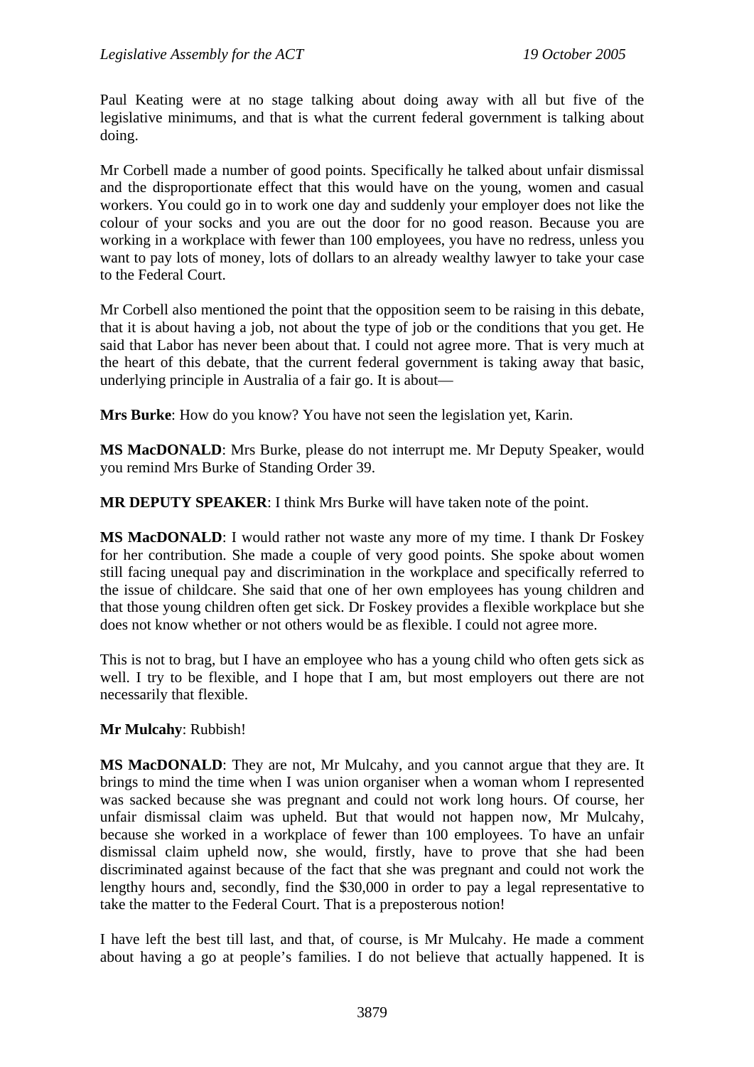Paul Keating were at no stage talking about doing away with all but five of the legislative minimums, and that is what the current federal government is talking about doing.

Mr Corbell made a number of good points. Specifically he talked about unfair dismissal and the disproportionate effect that this would have on the young, women and casual workers. You could go in to work one day and suddenly your employer does not like the colour of your socks and you are out the door for no good reason. Because you are working in a workplace with fewer than 100 employees, you have no redress, unless you want to pay lots of money, lots of dollars to an already wealthy lawyer to take your case to the Federal Court.

Mr Corbell also mentioned the point that the opposition seem to be raising in this debate, that it is about having a job, not about the type of job or the conditions that you get. He said that Labor has never been about that. I could not agree more. That is very much at the heart of this debate, that the current federal government is taking away that basic, underlying principle in Australia of a fair go. It is about—

**Mrs Burke**: How do you know? You have not seen the legislation yet, Karin.

**MS MacDONALD**: Mrs Burke, please do not interrupt me. Mr Deputy Speaker, would you remind Mrs Burke of Standing Order 39.

**MR DEPUTY SPEAKER**: I think Mrs Burke will have taken note of the point.

**MS MacDONALD**: I would rather not waste any more of my time. I thank Dr Foskey for her contribution. She made a couple of very good points. She spoke about women still facing unequal pay and discrimination in the workplace and specifically referred to the issue of childcare. She said that one of her own employees has young children and that those young children often get sick. Dr Foskey provides a flexible workplace but she does not know whether or not others would be as flexible. I could not agree more.

This is not to brag, but I have an employee who has a young child who often gets sick as well. I try to be flexible, and I hope that I am, but most employers out there are not necessarily that flexible.

**Mr Mulcahy**: Rubbish!

**MS MacDONALD**: They are not, Mr Mulcahy, and you cannot argue that they are. It brings to mind the time when I was union organiser when a woman whom I represented was sacked because she was pregnant and could not work long hours. Of course, her unfair dismissal claim was upheld. But that would not happen now, Mr Mulcahy, because she worked in a workplace of fewer than 100 employees. To have an unfair dismissal claim upheld now, she would, firstly, have to prove that she had been discriminated against because of the fact that she was pregnant and could not work the lengthy hours and, secondly, find the $30,000 in order to pay a legal representative to take the matter to the Federal Court. That is a preposterous notion!

I have left the best till last, and that, of course, is Mr Mulcahy. He made a comment about having a go at people's families. I do not believe that actually happened. It is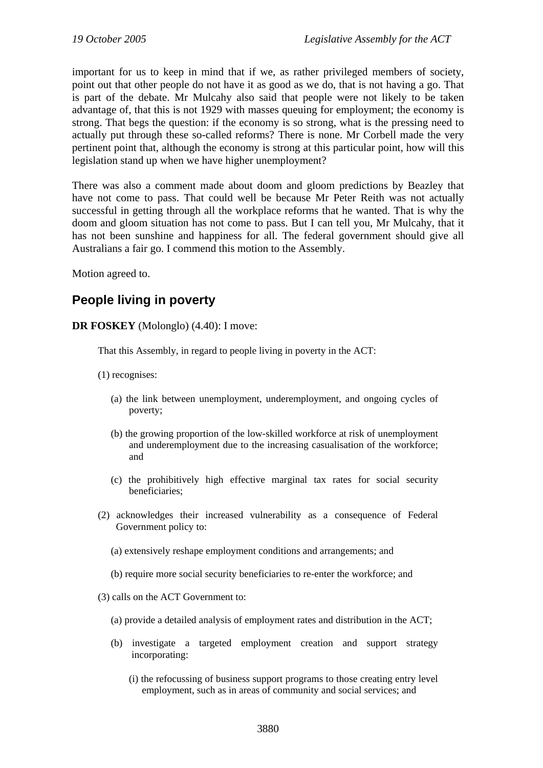important for us to keep in mind that if we, as rather privileged members of society, point out that other people do not have it as good as we do, that is not having a go. That is part of the debate. Mr Mulcahy also said that people were not likely to be taken advantage of, that this is not 1929 with masses queuing for employment; the economy is strong. That begs the question: if the economy is so strong, what is the pressing need to actually put through these so-called reforms? There is none. Mr Corbell made the very pertinent point that, although the economy is strong at this particular point, how will this legislation stand up when we have higher unemployment?

There was also a comment made about doom and gloom predictions by Beazley that have not come to pass. That could well be because Mr Peter Reith was not actually successful in getting through all the workplace reforms that he wanted. That is why the doom and gloom situation has not come to pass. But I can tell you, Mr Mulcahy, that it has not been sunshine and happiness for all. The federal government should give all Australians a fair go. I commend this motion to the Assembly.

Motion agreed to.

## People living in poverty

**DR FOSKEY** (Molonglo) (4.40): I move:

> That this Assembly, in regard to people living in poverty in the ACT:
>
> (1) recognises:
>
> (a) the link between unemployment, underemployment, and ongoing cycles of poverty;
>
> (b) the growing proportion of the low-skilled workforce at risk of unemployment and underemployment due to the increasing casualisation of the workforce; and
>
> (c) the prohibitively high effective marginal tax rates for social security beneficiaries;
>
> (2) acknowledges their increased vulnerability as a consequence of Federal Government policy to:
>
> (a) extensively reshape employment conditions and arrangements; and
>
> (b) require more social security beneficiaries to re-enter the workforce; and
>
> (3) calls on the ACT Government to:
>
> (a) provide a detailed analysis of employment rates and distribution in the ACT;
>
> (b) investigate a targeted employment creation and support strategy incorporating:
>
> (i) the refocussing of business support programs to those creating entry level employment, such as in areas of community and social services; and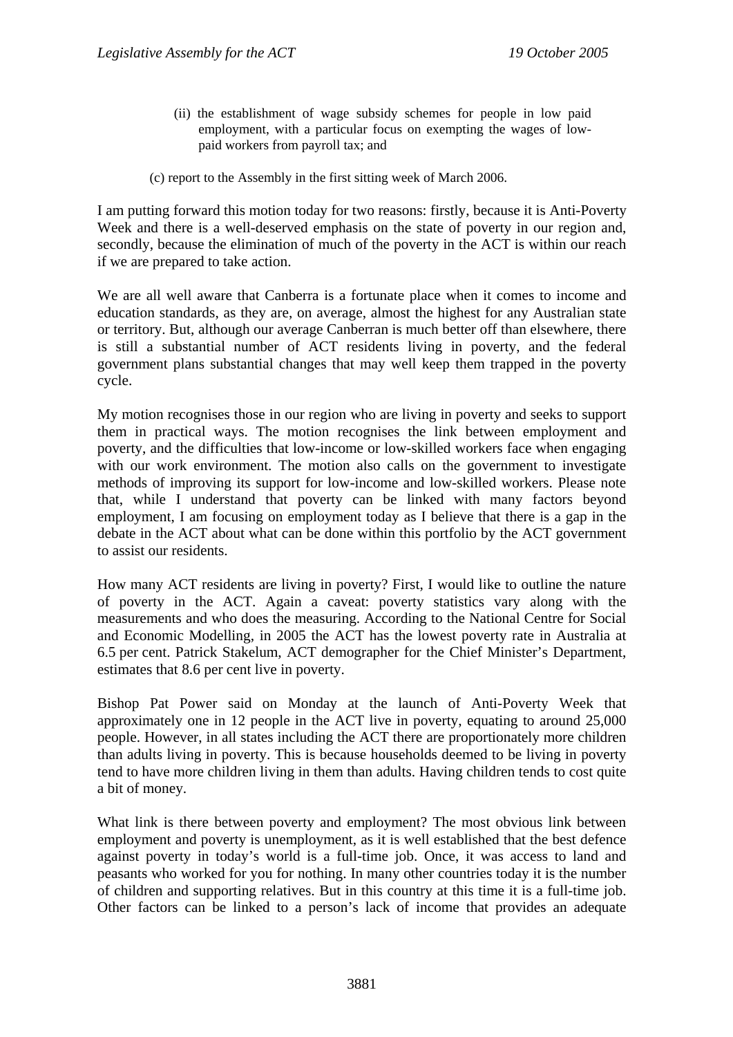(ii) the establishment of wage subsidy schemes for people in low paid employment, with a particular focus on exempting the wages of low-paid workers from payroll tax; and

(c) report to the Assembly in the first sitting week of March 2006.

I am putting forward this motion today for two reasons: firstly, because it is Anti-Poverty Week and there is a well-deserved emphasis on the state of poverty in our region and, secondly, because the elimination of much of the poverty in the ACT is within our reach if we are prepared to take action.

We are all well aware that Canberra is a fortunate place when it comes to income and education standards, as they are, on average, almost the highest for any Australian state or territory. But, although our average Canberran is much better off than elsewhere, there is still a substantial number of ACT residents living in poverty, and the federal government plans substantial changes that may well keep them trapped in the poverty cycle.

My motion recognises those in our region who are living in poverty and seeks to support them in practical ways. The motion recognises the link between employment and poverty, and the difficulties that low-income or low-skilled workers face when engaging with our work environment. The motion also calls on the government to investigate methods of improving its support for low-income and low-skilled workers. Please note that, while I understand that poverty can be linked with many factors beyond employment, I am focusing on employment today as I believe that there is a gap in the debate in the ACT about what can be done within this portfolio by the ACT government to assist our residents.

How many ACT residents are living in poverty? First, I would like to outline the nature of poverty in the ACT. Again a caveat: poverty statistics vary along with the measurements and who does the measuring. According to the National Centre for Social and Economic Modelling, in 2005 the ACT has the lowest poverty rate in Australia at 6.5 per cent. Patrick Stakelum, ACT demographer for the Chief Minister's Department, estimates that 8.6 per cent live in poverty.

Bishop Pat Power said on Monday at the launch of Anti-Poverty Week that approximately one in 12 people in the ACT live in poverty, equating to around 25,000 people. However, in all states including the ACT there are proportionately more children than adults living in poverty. This is because households deemed to be living in poverty tend to have more children living in them than adults. Having children tends to cost quite a bit of money.

What link is there between poverty and employment? The most obvious link between employment and poverty is unemployment, as it is well established that the best defence against poverty in today's world is a full-time job. Once, it was access to land and peasants who worked for you for nothing. In many other countries today it is the number of children and supporting relatives. But in this country at this time it is a full-time job. Other factors can be linked to a person's lack of income that provides an adequate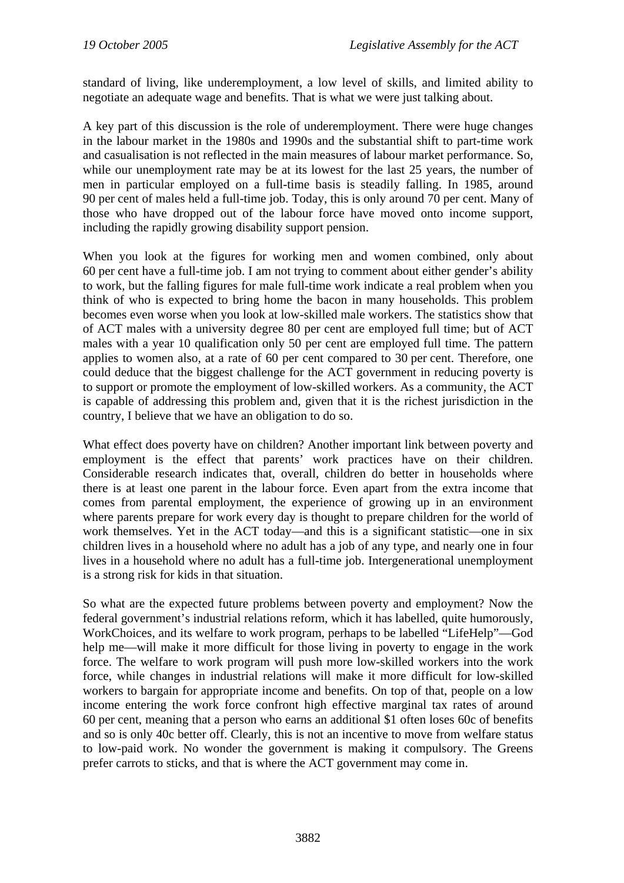standard of living, like underemployment, a low level of skills, and limited ability to negotiate an adequate wage and benefits. That is what we were just talking about.

A key part of this discussion is the role of underemployment. There were huge changes in the labour market in the 1980s and 1990s and the substantial shift to part-time work and casualisation is not reflected in the main measures of labour market performance. So, while our unemployment rate may be at its lowest for the last 25 years, the number of men in particular employed on a full-time basis is steadily falling. In 1985, around 90 per cent of males held a full-time job. Today, this is only around 70 per cent. Many of those who have dropped out of the labour force have moved onto income support, including the rapidly growing disability support pension.

When you look at the figures for working men and women combined, only about 60 per cent have a full-time job. I am not trying to comment about either gender's ability to work, but the falling figures for male full-time work indicate a real problem when you think of who is expected to bring home the bacon in many households. This problem becomes even worse when you look at low-skilled male workers. The statistics show that of ACT males with a university degree 80 per cent are employed full time; but of ACT males with a year 10 qualification only 50 per cent are employed full time. The pattern applies to women also, at a rate of 60 per cent compared to 30 per cent. Therefore, one could deduce that the biggest challenge for the ACT government in reducing poverty is to support or promote the employment of low-skilled workers. As a community, the ACT is capable of addressing this problem and, given that it is the richest jurisdiction in the country, I believe that we have an obligation to do so.

What effect does poverty have on children? Another important link between poverty and employment is the effect that parents' work practices have on their children. Considerable research indicates that, overall, children do better in households where there is at least one parent in the labour force. Even apart from the extra income that comes from parental employment, the experience of growing up in an environment where parents prepare for work every day is thought to prepare children for the world of work themselves. Yet in the ACT today—and this is a significant statistic—one in six children lives in a household where no adult has a job of any type, and nearly one in four lives in a household where no adult has a full-time job. Intergenerational unemployment is a strong risk for kids in that situation.

So what are the expected future problems between poverty and employment? Now the federal government's industrial relations reform, which it has labelled, quite humorously, WorkChoices, and its welfare to work program, perhaps to be labelled "LifeHelp"—God help me—will make it more difficult for those living in poverty to engage in the work force. The welfare to work program will push more low-skilled workers into the work force, while changes in industrial relations will make it more difficult for low-skilled workers to bargain for appropriate income and benefits. On top of that, people on a low income entering the work force confront high effective marginal tax rates of around 60 per cent, meaning that a person who earns an additional $1 often loses 60c of benefits and so is only 40c better off. Clearly, this is not an incentive to move from welfare status to low-paid work. No wonder the government is making it compulsory. The Greens prefer carrots to sticks, and that is where the ACT government may come in.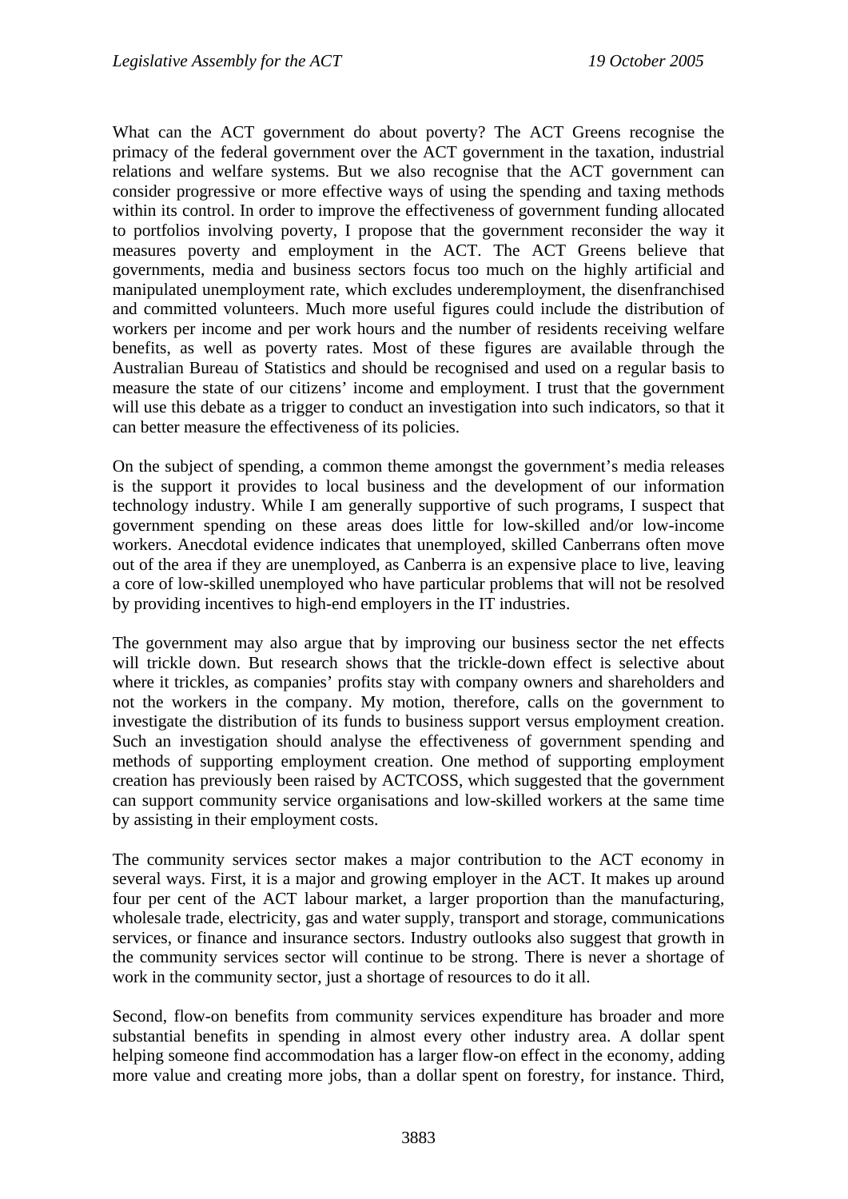What can the ACT government do about poverty? The ACT Greens recognise the primacy of the federal government over the ACT government in the taxation, industrial relations and welfare systems. But we also recognise that the ACT government can consider progressive or more effective ways of using the spending and taxing methods within its control. In order to improve the effectiveness of government funding allocated to portfolios involving poverty, I propose that the government reconsider the way it measures poverty and employment in the ACT. The ACT Greens believe that governments, media and business sectors focus too much on the highly artificial and manipulated unemployment rate, which excludes underemployment, the disenfranchised and committed volunteers. Much more useful figures could include the distribution of workers per income and per work hours and the number of residents receiving welfare benefits, as well as poverty rates. Most of these figures are available through the Australian Bureau of Statistics and should be recognised and used on a regular basis to measure the state of our citizens' income and employment. I trust that the government will use this debate as a trigger to conduct an investigation into such indicators, so that it can better measure the effectiveness of its policies.

On the subject of spending, a common theme amongst the government's media releases is the support it provides to local business and the development of our information technology industry. While I am generally supportive of such programs, I suspect that government spending on these areas does little for low-skilled and/or low-income workers. Anecdotal evidence indicates that unemployed, skilled Canberrans often move out of the area if they are unemployed, as Canberra is an expensive place to live, leaving a core of low-skilled unemployed who have particular problems that will not be resolved by providing incentives to high-end employers in the IT industries.

The government may also argue that by improving our business sector the net effects will trickle down. But research shows that the trickle-down effect is selective about where it trickles, as companies' profits stay with company owners and shareholders and not the workers in the company. My motion, therefore, calls on the government to investigate the distribution of its funds to business support versus employment creation. Such an investigation should analyse the effectiveness of government spending and methods of supporting employment creation. One method of supporting employment creation has previously been raised by ACTCOSS, which suggested that the government can support community service organisations and low-skilled workers at the same time by assisting in their employment costs.

The community services sector makes a major contribution to the ACT economy in several ways. First, it is a major and growing employer in the ACT. It makes up around four per cent of the ACT labour market, a larger proportion than the manufacturing, wholesale trade, electricity, gas and water supply, transport and storage, communications services, or finance and insurance sectors. Industry outlooks also suggest that growth in the community services sector will continue to be strong. There is never a shortage of work in the community sector, just a shortage of resources to do it all.

Second, flow-on benefits from community services expenditure has broader and more substantial benefits in spending in almost every other industry area. A dollar spent helping someone find accommodation has a larger flow-on effect in the economy, adding more value and creating more jobs, than a dollar spent on forestry, for instance. Third,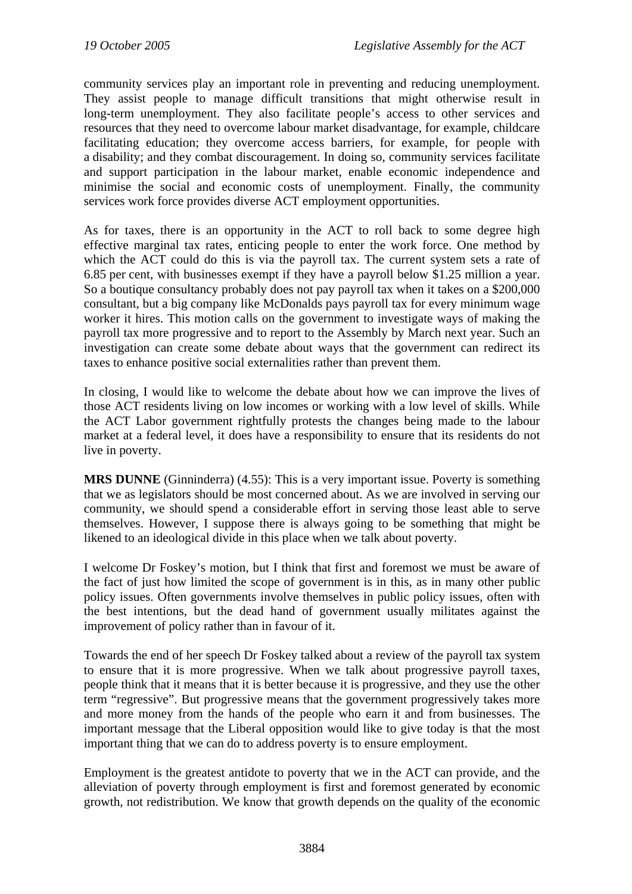community services play an important role in preventing and reducing unemployment. They assist people to manage difficult transitions that might otherwise result in long-term unemployment. They also facilitate people's access to other services and resources that they need to overcome labour market disadvantage, for example, childcare facilitating education; they overcome access barriers, for example, for people with a disability; and they combat discouragement. In doing so, community services facilitate and support participation in the labour market, enable economic independence and minimise the social and economic costs of unemployment. Finally, the community services work force provides diverse ACT employment opportunities.

As for taxes, there is an opportunity in the ACT to roll back to some degree high effective marginal tax rates, enticing people to enter the work force. One method by which the ACT could do this is via the payroll tax. The current system sets a rate of 6.85 per cent, with businesses exempt if they have a payroll below $1.25 million a year. So a boutique consultancy probably does not pay payroll tax when it takes on a $200,000 consultant, but a big company like McDonalds pays payroll tax for every minimum wage worker it hires. This motion calls on the government to investigate ways of making the payroll tax more progressive and to report to the Assembly by March next year. Such an investigation can create some debate about ways that the government can redirect its taxes to enhance positive social externalities rather than prevent them.

In closing, I would like to welcome the debate about how we can improve the lives of those ACT residents living on low incomes or working with a low level of skills. While the ACT Labor government rightfully protests the changes being made to the labour market at a federal level, it does have a responsibility to ensure that its residents do not live in poverty.

**MRS DUNNE** (Ginninderra) (4.55): This is a very important issue. Poverty is something that we as legislators should be most concerned about. As we are involved in serving our community, we should spend a considerable effort in serving those least able to serve themselves. However, I suppose there is always going to be something that might be likened to an ideological divide in this place when we talk about poverty.

I welcome Dr Foskey's motion, but I think that first and foremost we must be aware of the fact of just how limited the scope of government is in this, as in many other public policy issues. Often governments involve themselves in public policy issues, often with the best intentions, but the dead hand of government usually militates against the improvement of policy rather than in favour of it.

Towards the end of her speech Dr Foskey talked about a review of the payroll tax system to ensure that it is more progressive. When we talk about progressive payroll taxes, people think that it means that it is better because it is progressive, and they use the other term "regressive". But progressive means that the government progressively takes more and more money from the hands of the people who earn it and from businesses. The important message that the Liberal opposition would like to give today is that the most important thing that we can do to address poverty is to ensure employment.

Employment is the greatest antidote to poverty that we in the ACT can provide, and the alleviation of poverty through employment is first and foremost generated by economic growth, not redistribution. We know that growth depends on the quality of the economic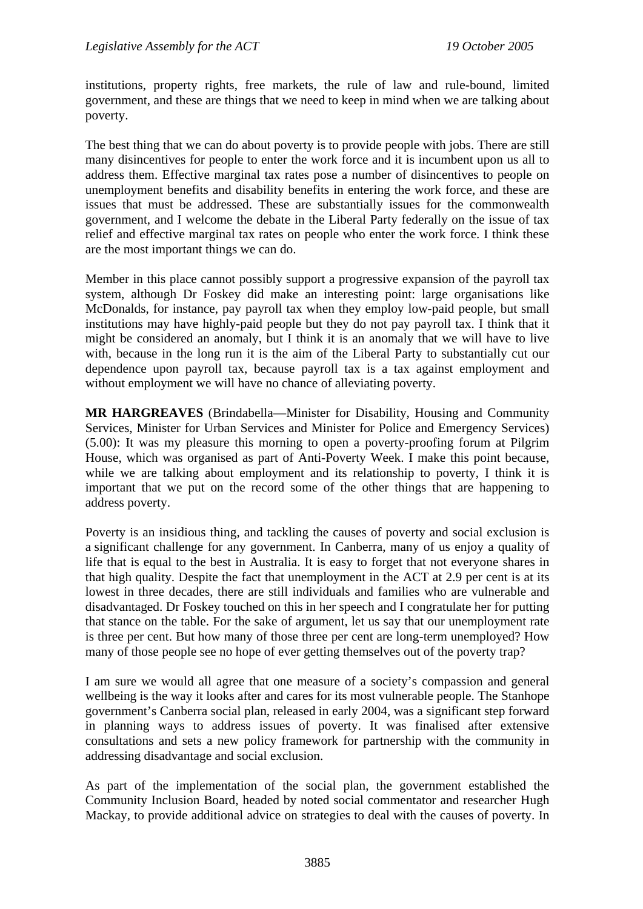institutions, property rights, free markets, the rule of law and rule-bound, limited government, and these are things that we need to keep in mind when we are talking about poverty.

The best thing that we can do about poverty is to provide people with jobs. There are still many disincentives for people to enter the work force and it is incumbent upon us all to address them. Effective marginal tax rates pose a number of disincentives to people on unemployment benefits and disability benefits in entering the work force, and these are issues that must be addressed. These are substantially issues for the commonwealth government, and I welcome the debate in the Liberal Party federally on the issue of tax relief and effective marginal tax rates on people who enter the work force. I think these are the most important things we can do.

Member in this place cannot possibly support a progressive expansion of the payroll tax system, although Dr Foskey did make an interesting point: large organisations like McDonalds, for instance, pay payroll tax when they employ low-paid people, but small institutions may have highly-paid people but they do not pay payroll tax. I think that it might be considered an anomaly, but I think it is an anomaly that we will have to live with, because in the long run it is the aim of the Liberal Party to substantially cut our dependence upon payroll tax, because payroll tax is a tax against employment and without employment we will have no chance of alleviating poverty.

**MR HARGREAVES** (Brindabella—Minister for Disability, Housing and Community Services, Minister for Urban Services and Minister for Police and Emergency Services) (5.00): It was my pleasure this morning to open a poverty-proofing forum at Pilgrim House, which was organised as part of Anti-Poverty Week. I make this point because, while we are talking about employment and its relationship to poverty, I think it is important that we put on the record some of the other things that are happening to address poverty.

Poverty is an insidious thing, and tackling the causes of poverty and social exclusion is a significant challenge for any government. In Canberra, many of us enjoy a quality of life that is equal to the best in Australia. It is easy to forget that not everyone shares in that high quality. Despite the fact that unemployment in the ACT at 2.9 per cent is at its lowest in three decades, there are still individuals and families who are vulnerable and disadvantaged. Dr Foskey touched on this in her speech and I congratulate her for putting that stance on the table. For the sake of argument, let us say that our unemployment rate is three per cent. But how many of those three per cent are long-term unemployed? How many of those people see no hope of ever getting themselves out of the poverty trap?

I am sure we would all agree that one measure of a society's compassion and general wellbeing is the way it looks after and cares for its most vulnerable people. The Stanhope government's Canberra social plan, released in early 2004, was a significant step forward in planning ways to address issues of poverty. It was finalised after extensive consultations and sets a new policy framework for partnership with the community in addressing disadvantage and social exclusion.

As part of the implementation of the social plan, the government established the Community Inclusion Board, headed by noted social commentator and researcher Hugh Mackay, to provide additional advice on strategies to deal with the causes of poverty. In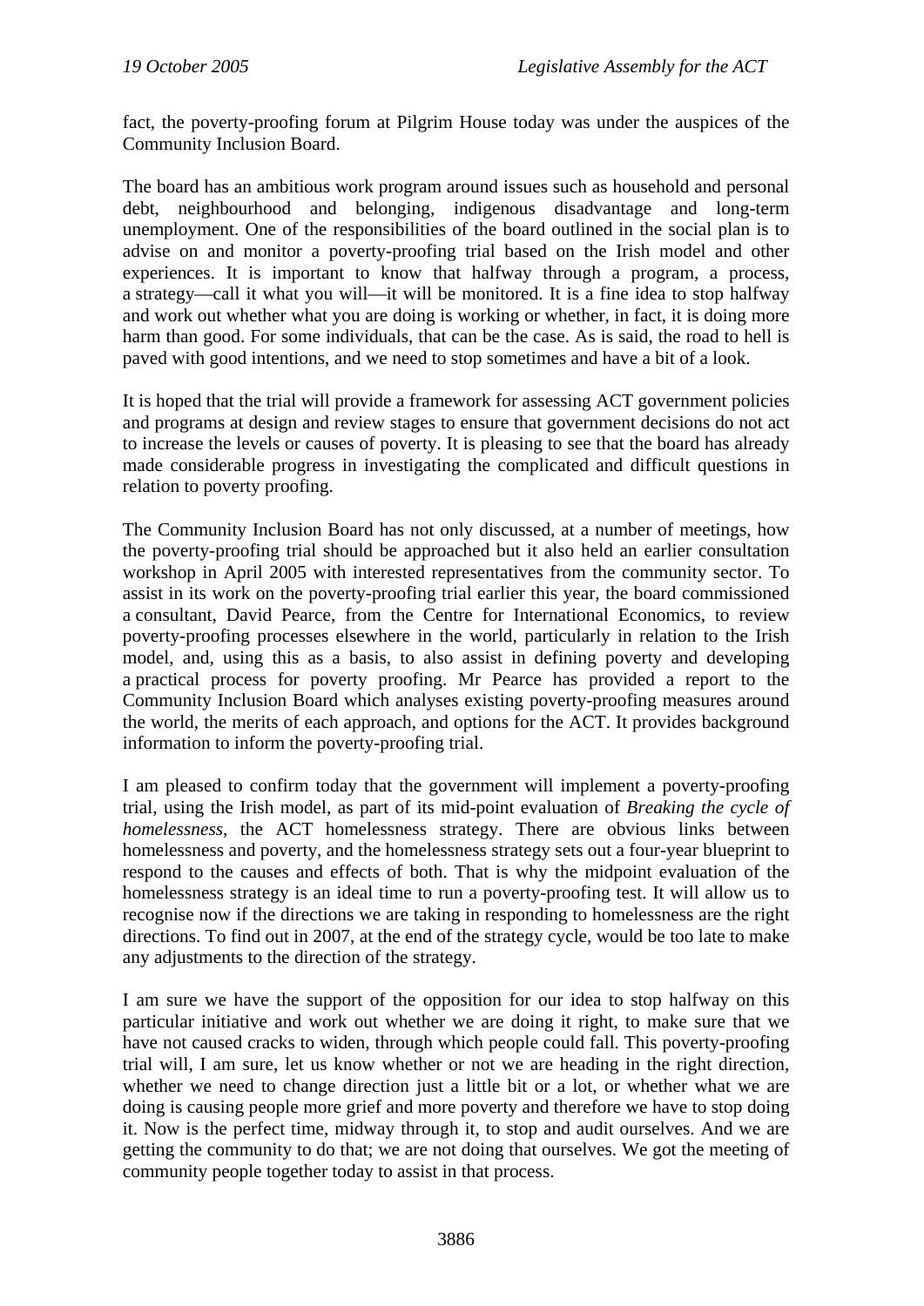fact, the poverty-proofing forum at Pilgrim House today was under the auspices of the Community Inclusion Board.

The board has an ambitious work program around issues such as household and personal debt, neighbourhood and belonging, indigenous disadvantage and long-term unemployment. One of the responsibilities of the board outlined in the social plan is to advise on and monitor a poverty-proofing trial based on the Irish model and other experiences. It is important to know that halfway through a program, a process, a strategy—call it what you will—it will be monitored. It is a fine idea to stop halfway and work out whether what you are doing is working or whether, in fact, it is doing more harm than good. For some individuals, that can be the case. As is said, the road to hell is paved with good intentions, and we need to stop sometimes and have a bit of a look.

It is hoped that the trial will provide a framework for assessing ACT government policies and programs at design and review stages to ensure that government decisions do not act to increase the levels or causes of poverty. It is pleasing to see that the board has already made considerable progress in investigating the complicated and difficult questions in relation to poverty proofing.

The Community Inclusion Board has not only discussed, at a number of meetings, how the poverty-proofing trial should be approached but it also held an earlier consultation workshop in April 2005 with interested representatives from the community sector. To assist in its work on the poverty-proofing trial earlier this year, the board commissioned a consultant, David Pearce, from the Centre for International Economics, to review poverty-proofing processes elsewhere in the world, particularly in relation to the Irish model, and, using this as a basis, to also assist in defining poverty and developing a practical process for poverty proofing. Mr Pearce has provided a report to the Community Inclusion Board which analyses existing poverty-proofing measures around the world, the merits of each approach, and options for the ACT. It provides background information to inform the poverty-proofing trial.

I am pleased to confirm today that the government will implement a poverty-proofing trial, using the Irish model, as part of its mid-point evaluation of *Breaking the cycle of homelessness*, the ACT homelessness strategy. There are obvious links between homelessness and poverty, and the homelessness strategy sets out a four-year blueprint to respond to the causes and effects of both. That is why the midpoint evaluation of the homelessness strategy is an ideal time to run a poverty-proofing test. It will allow us to recognise now if the directions we are taking in responding to homelessness are the right directions. To find out in 2007, at the end of the strategy cycle, would be too late to make any adjustments to the direction of the strategy.

I am sure we have the support of the opposition for our idea to stop halfway on this particular initiative and work out whether we are doing it right, to make sure that we have not caused cracks to widen, through which people could fall. This poverty-proofing trial will, I am sure, let us know whether or not we are heading in the right direction, whether we need to change direction just a little bit or a lot, or whether what we are doing is causing people more grief and more poverty and therefore we have to stop doing it. Now is the perfect time, midway through it, to stop and audit ourselves. And we are getting the community to do that; we are not doing that ourselves. We got the meeting of community people together today to assist in that process.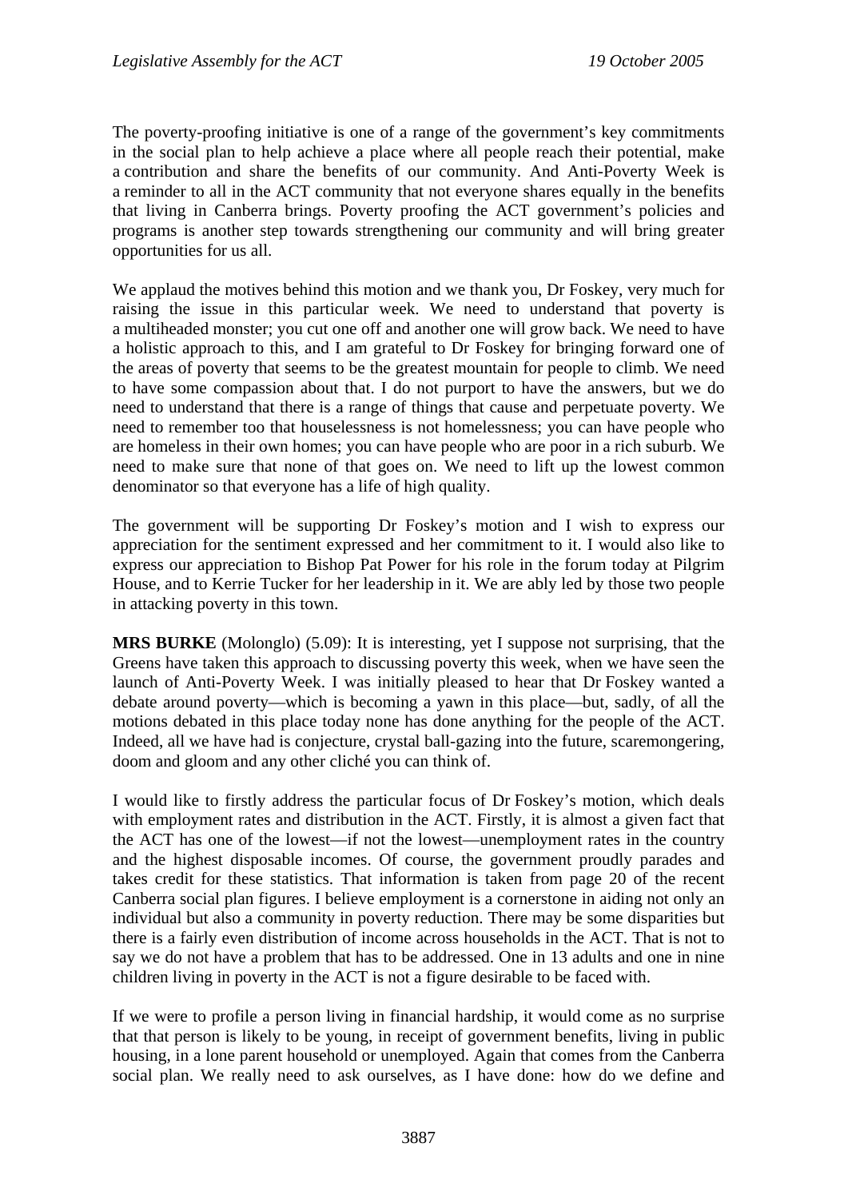The poverty-proofing initiative is one of a range of the government's key commitments in the social plan to help achieve a place where all people reach their potential, make a contribution and share the benefits of our community. And Anti-Poverty Week is a reminder to all in the ACT community that not everyone shares equally in the benefits that living in Canberra brings. Poverty proofing the ACT government's policies and programs is another step towards strengthening our community and will bring greater opportunities for us all.

We applaud the motives behind this motion and we thank you, Dr Foskey, very much for raising the issue in this particular week. We need to understand that poverty is a multiheaded monster; you cut one off and another one will grow back. We need to have a holistic approach to this, and I am grateful to Dr Foskey for bringing forward one of the areas of poverty that seems to be the greatest mountain for people to climb. We need to have some compassion about that. I do not purport to have the answers, but we do need to understand that there is a range of things that cause and perpetuate poverty. We need to remember too that houselessness is not homelessness; you can have people who are homeless in their own homes; you can have people who are poor in a rich suburb. We need to make sure that none of that goes on. We need to lift up the lowest common denominator so that everyone has a life of high quality.

The government will be supporting Dr Foskey's motion and I wish to express our appreciation for the sentiment expressed and her commitment to it. I would also like to express our appreciation to Bishop Pat Power for his role in the forum today at Pilgrim House, and to Kerrie Tucker for her leadership in it. We are ably led by those two people in attacking poverty in this town.

**MRS BURKE** (Molonglo) (5.09): It is interesting, yet I suppose not surprising, that the Greens have taken this approach to discussing poverty this week, when we have seen the launch of Anti-Poverty Week. I was initially pleased to hear that Dr Foskey wanted a debate around poverty—which is becoming a yawn in this place—but, sadly, of all the motions debated in this place today none has done anything for the people of the ACT. Indeed, all we have had is conjecture, crystal ball-gazing into the future, scaremongering, doom and gloom and any other cliché you can think of.

I would like to firstly address the particular focus of Dr Foskey's motion, which deals with employment rates and distribution in the ACT. Firstly, it is almost a given fact that the ACT has one of the lowest—if not the lowest—unemployment rates in the country and the highest disposable incomes. Of course, the government proudly parades and takes credit for these statistics. That information is taken from page 20 of the recent Canberra social plan figures. I believe employment is a cornerstone in aiding not only an individual but also a community in poverty reduction. There may be some disparities but there is a fairly even distribution of income across households in the ACT. That is not to say we do not have a problem that has to be addressed. One in 13 adults and one in nine children living in poverty in the ACT is not a figure desirable to be faced with.

If we were to profile a person living in financial hardship, it would come as no surprise that that person is likely to be young, in receipt of government benefits, living in public housing, in a lone parent household or unemployed. Again that comes from the Canberra social plan. We really need to ask ourselves, as I have done: how do we define and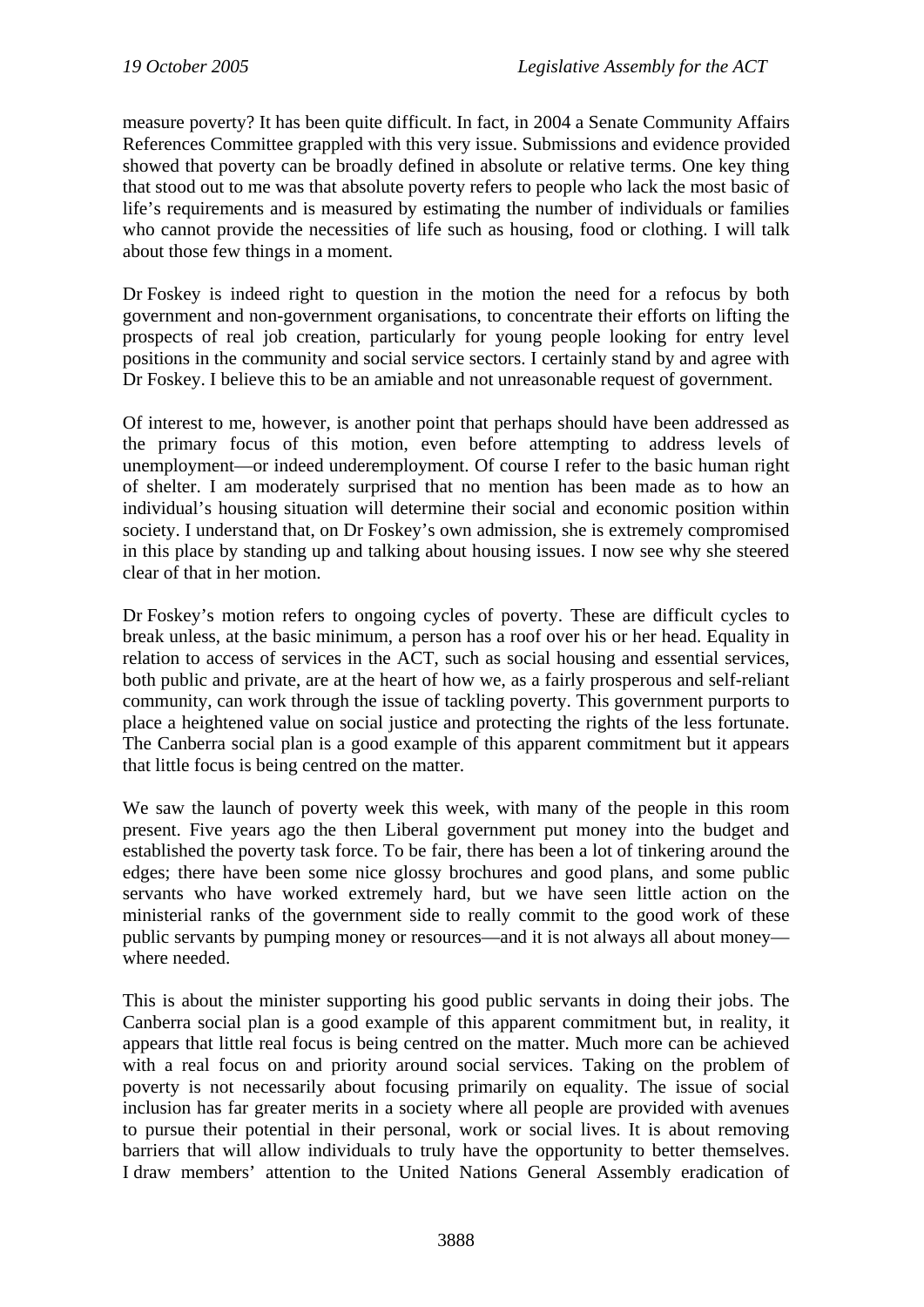measure poverty? It has been quite difficult. In fact, in 2004 a Senate Community Affairs References Committee grappled with this very issue. Submissions and evidence provided showed that poverty can be broadly defined in absolute or relative terms. One key thing that stood out to me was that absolute poverty refers to people who lack the most basic of life's requirements and is measured by estimating the number of individuals or families who cannot provide the necessities of life such as housing, food or clothing. I will talk about those few things in a moment.

Dr Foskey is indeed right to question in the motion the need for a refocus by both government and non-government organisations, to concentrate their efforts on lifting the prospects of real job creation, particularly for young people looking for entry level positions in the community and social service sectors. I certainly stand by and agree with Dr Foskey. I believe this to be an amiable and not unreasonable request of government.

Of interest to me, however, is another point that perhaps should have been addressed as the primary focus of this motion, even before attempting to address levels of unemployment—or indeed underemployment. Of course I refer to the basic human right of shelter. I am moderately surprised that no mention has been made as to how an individual's housing situation will determine their social and economic position within society. I understand that, on Dr Foskey's own admission, she is extremely compromised in this place by standing up and talking about housing issues. I now see why she steered clear of that in her motion.

Dr Foskey's motion refers to ongoing cycles of poverty. These are difficult cycles to break unless, at the basic minimum, a person has a roof over his or her head. Equality in relation to access of services in the ACT, such as social housing and essential services, both public and private, are at the heart of how we, as a fairly prosperous and self-reliant community, can work through the issue of tackling poverty. This government purports to place a heightened value on social justice and protecting the rights of the less fortunate. The Canberra social plan is a good example of this apparent commitment but it appears that little focus is being centred on the matter.

We saw the launch of poverty week this week, with many of the people in this room present. Five years ago the then Liberal government put money into the budget and established the poverty task force. To be fair, there has been a lot of tinkering around the edges; there have been some nice glossy brochures and good plans, and some public servants who have worked extremely hard, but we have seen little action on the ministerial ranks of the government side to really commit to the good work of these public servants by pumping money or resources—and it is not always all about money—where needed.

This is about the minister supporting his good public servants in doing their jobs. The Canberra social plan is a good example of this apparent commitment but, in reality, it appears that little real focus is being centred on the matter. Much more can be achieved with a real focus on and priority around social services. Taking on the problem of poverty is not necessarily about focusing primarily on equality. The issue of social inclusion has far greater merits in a society where all people are provided with avenues to pursue their potential in their personal, work or social lives. It is about removing barriers that will allow individuals to truly have the opportunity to better themselves. I draw members' attention to the United Nations General Assembly eradication of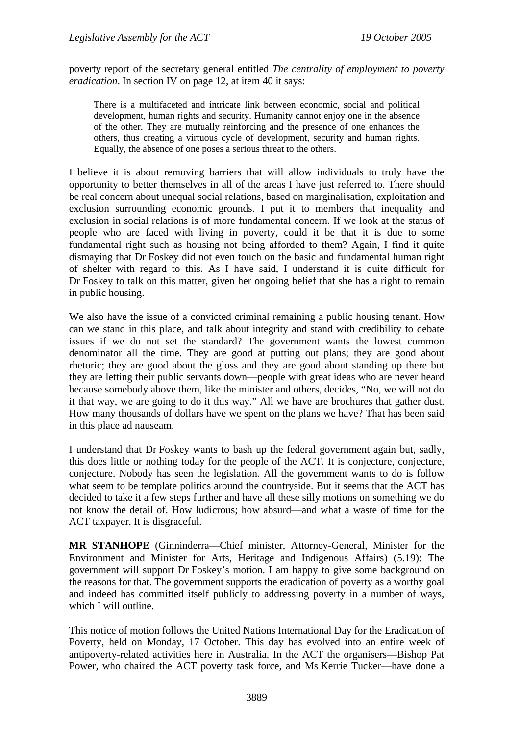poverty report of the secretary general entitled *The centrality of employment to poverty eradication*. In section IV on page 12, at item 40 it says:

> There is a multifaceted and intricate link between economic, social and political development, human rights and security. Humanity cannot enjoy one in the absence of the other. They are mutually reinforcing and the presence of one enhances the others, thus creating a virtuous cycle of development, security and human rights. Equally, the absence of one poses a serious threat to the others.

I believe it is about removing barriers that will allow individuals to truly have the opportunity to better themselves in all of the areas I have just referred to. There should be real concern about unequal social relations, based on marginalisation, exploitation and exclusion surrounding economic grounds. I put it to members that inequality and exclusion in social relations is of more fundamental concern. If we look at the status of people who are faced with living in poverty, could it be that it is due to some fundamental right such as housing not being afforded to them? Again, I find it quite dismaying that Dr Foskey did not even touch on the basic and fundamental human right of shelter with regard to this. As I have said, I understand it is quite difficult for Dr Foskey to talk on this matter, given her ongoing belief that she has a right to remain in public housing.

We also have the issue of a convicted criminal remaining a public housing tenant. How can we stand in this place, and talk about integrity and stand with credibility to debate issues if we do not set the standard? The government wants the lowest common denominator all the time. They are good at putting out plans; they are good about rhetoric; they are good about the gloss and they are good about standing up there but they are letting their public servants down—people with great ideas who are never heard because somebody above them, like the minister and others, decides, "No, we will not do it that way, we are going to do it this way." All we have are brochures that gather dust. How many thousands of dollars have we spent on the plans we have? That has been said in this place ad nauseam.

I understand that Dr Foskey wants to bash up the federal government again but, sadly, this does little or nothing today for the people of the ACT. It is conjecture, conjecture, conjecture. Nobody has seen the legislation. All the government wants to do is follow what seem to be template politics around the countryside. But it seems that the ACT has decided to take it a few steps further and have all these silly motions on something we do not know the detail of. How ludicrous; how absurd—and what a waste of time for the ACT taxpayer. It is disgraceful.

**MR STANHOPE** (Ginninderra—Chief minister, Attorney-General, Minister for the Environment and Minister for Arts, Heritage and Indigenous Affairs) (5.19): The government will support Dr Foskey's motion. I am happy to give some background on the reasons for that. The government supports the eradication of poverty as a worthy goal and indeed has committed itself publicly to addressing poverty in a number of ways, which I will outline.

This notice of motion follows the United Nations International Day for the Eradication of Poverty, held on Monday, 17 October. This day has evolved into an entire week of antipoverty-related activities here in Australia. In the ACT the organisers—Bishop Pat Power, who chaired the ACT poverty task force, and Ms Kerrie Tucker—have done a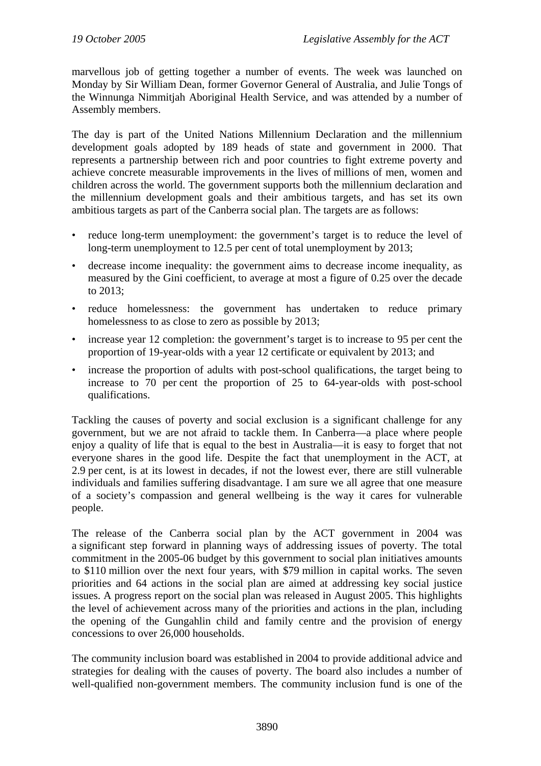marvellous job of getting together a number of events. The week was launched on Monday by Sir William Dean, former Governor General of Australia, and Julie Tongs of the Winnunga Nimmitjah Aboriginal Health Service, and was attended by a number of Assembly members.

The day is part of the United Nations Millennium Declaration and the millennium development goals adopted by 189 heads of state and government in 2000. That represents a partnership between rich and poor countries to fight extreme poverty and achieve concrete measurable improvements in the lives of millions of men, women and children across the world. The government supports both the millennium declaration and the millennium development goals and their ambitious targets, and has set its own ambitious targets as part of the Canberra social plan. The targets are as follows:

- reduce long-term unemployment: the government's target is to reduce the level of long-term unemployment to 12.5 per cent of total unemployment by 2013;
- decrease income inequality: the government aims to decrease income inequality, as measured by the Gini coefficient, to average at most a figure of 0.25 over the decade to 2013;
- reduce homelessness: the government has undertaken to reduce primary homelessness to as close to zero as possible by 2013;
- increase year 12 completion: the government's target is to increase to 95 per cent the proportion of 19-year-olds with a year 12 certificate or equivalent by 2013; and
- increase the proportion of adults with post-school qualifications, the target being to increase to 70 per cent the proportion of 25 to 64-year-olds with post-school qualifications.

Tackling the causes of poverty and social exclusion is a significant challenge for any government, but we are not afraid to tackle them. In Canberra—a place where people enjoy a quality of life that is equal to the best in Australia—it is easy to forget that not everyone shares in the good life. Despite the fact that unemployment in the ACT, at 2.9 per cent, is at its lowest in decades, if not the lowest ever, there are still vulnerable individuals and families suffering disadvantage. I am sure we all agree that one measure of a society's compassion and general wellbeing is the way it cares for vulnerable people.

The release of the Canberra social plan by the ACT government in 2004 was a significant step forward in planning ways of addressing issues of poverty. The total commitment in the 2005-06 budget by this government to social plan initiatives amounts to $110 million over the next four years, with $79 million in capital works. The seven priorities and 64 actions in the social plan are aimed at addressing key social justice issues. A progress report on the social plan was released in August 2005. This highlights the level of achievement across many of the priorities and actions in the plan, including the opening of the Gungahlin child and family centre and the provision of energy concessions to over 26,000 households.

The community inclusion board was established in 2004 to provide additional advice and strategies for dealing with the causes of poverty. The board also includes a number of well-qualified non-government members. The community inclusion fund is one of the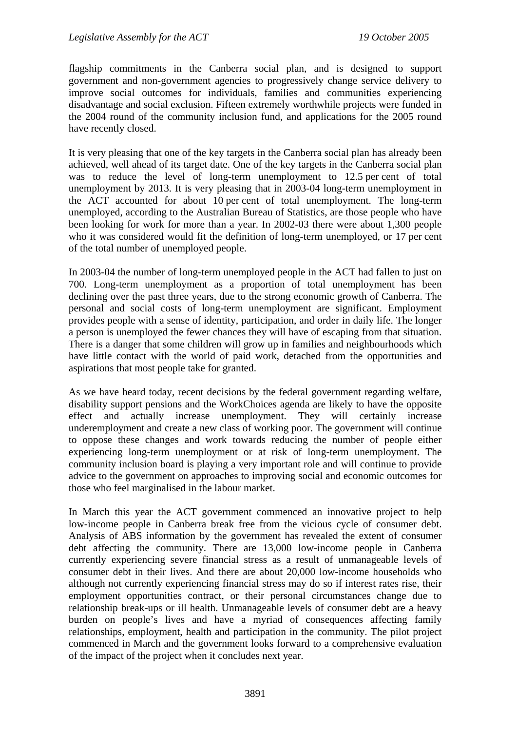flagship commitments in the Canberra social plan, and is designed to support government and non-government agencies to progressively change service delivery to improve social outcomes for individuals, families and communities experiencing disadvantage and social exclusion. Fifteen extremely worthwhile projects were funded in the 2004 round of the community inclusion fund, and applications for the 2005 round have recently closed.

It is very pleasing that one of the key targets in the Canberra social plan has already been achieved, well ahead of its target date. One of the key targets in the Canberra social plan was to reduce the level of long-term unemployment to 12.5 per cent of total unemployment by 2013. It is very pleasing that in 2003-04 long-term unemployment in the ACT accounted for about 10 per cent of total unemployment. The long-term unemployed, according to the Australian Bureau of Statistics, are those people who have been looking for work for more than a year. In 2002-03 there were about 1,300 people who it was considered would fit the definition of long-term unemployed, or 17 per cent of the total number of unemployed people.

In 2003-04 the number of long-term unemployed people in the ACT had fallen to just on 700. Long-term unemployment as a proportion of total unemployment has been declining over the past three years, due to the strong economic growth of Canberra. The personal and social costs of long-term unemployment are significant. Employment provides people with a sense of identity, participation, and order in daily life. The longer a person is unemployed the fewer chances they will have of escaping from that situation. There is a danger that some children will grow up in families and neighbourhoods which have little contact with the world of paid work, detached from the opportunities and aspirations that most people take for granted.

As we have heard today, recent decisions by the federal government regarding welfare, disability support pensions and the WorkChoices agenda are likely to have the opposite effect and actually increase unemployment. They will certainly increase underemployment and create a new class of working poor. The government will continue to oppose these changes and work towards reducing the number of people either experiencing long-term unemployment or at risk of long-term unemployment. The community inclusion board is playing a very important role and will continue to provide advice to the government on approaches to improving social and economic outcomes for those who feel marginalised in the labour market.

In March this year the ACT government commenced an innovative project to help low-income people in Canberra break free from the vicious cycle of consumer debt. Analysis of ABS information by the government has revealed the extent of consumer debt affecting the community. There are 13,000 low-income people in Canberra currently experiencing severe financial stress as a result of unmanageable levels of consumer debt in their lives. And there are about 20,000 low-income households who although not currently experiencing financial stress may do so if interest rates rise, their employment opportunities contract, or their personal circumstances change due to relationship break-ups or ill health. Unmanageable levels of consumer debt are a heavy burden on people's lives and have a myriad of consequences affecting family relationships, employment, health and participation in the community. The pilot project commenced in March and the government looks forward to a comprehensive evaluation of the impact of the project when it concludes next year.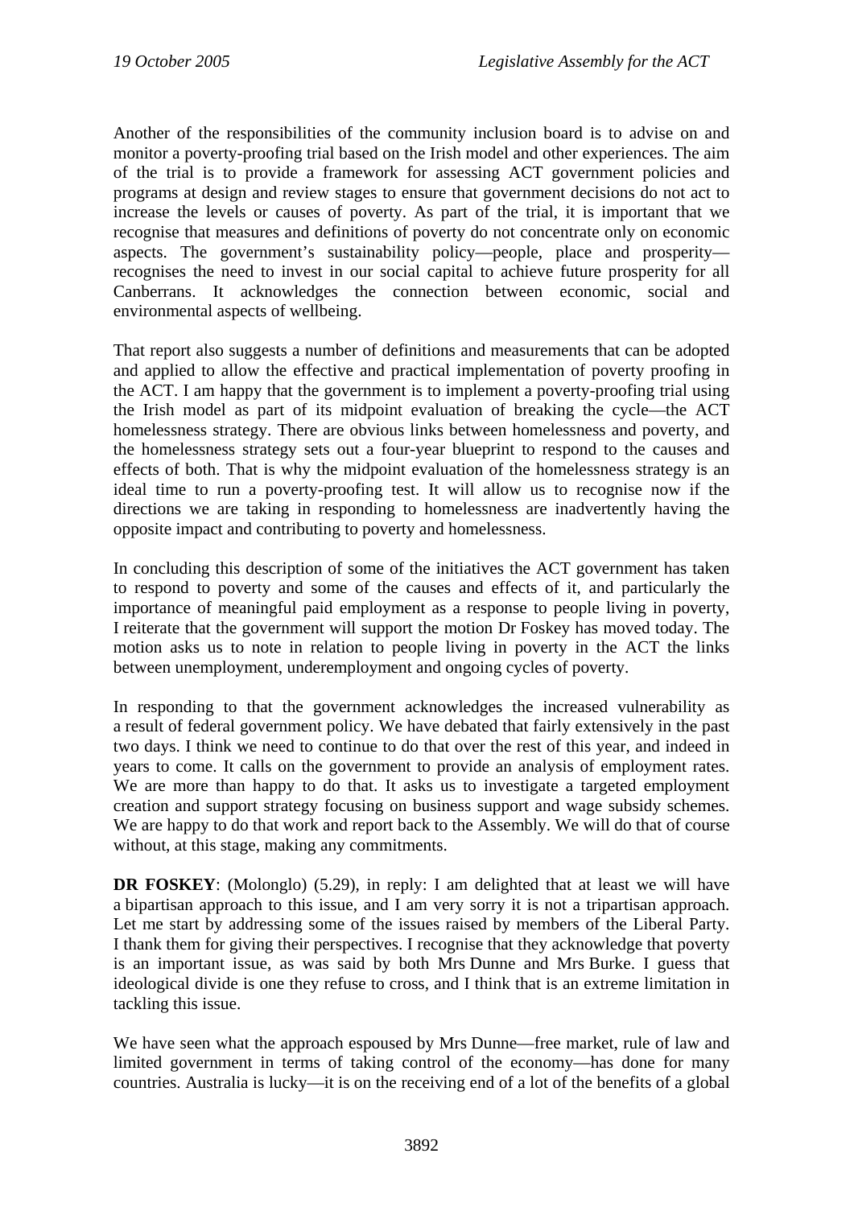Another of the responsibilities of the community inclusion board is to advise on and monitor a poverty-proofing trial based on the Irish model and other experiences. The aim of the trial is to provide a framework for assessing ACT government policies and programs at design and review stages to ensure that government decisions do not act to increase the levels or causes of poverty. As part of the trial, it is important that we recognise that measures and definitions of poverty do not concentrate only on economic aspects. The government's sustainability policy—people, place and prosperity—recognises the need to invest in our social capital to achieve future prosperity for all Canberrans. It acknowledges the connection between economic, social and environmental aspects of wellbeing.

That report also suggests a number of definitions and measurements that can be adopted and applied to allow the effective and practical implementation of poverty proofing in the ACT. I am happy that the government is to implement a poverty-proofing trial using the Irish model as part of its midpoint evaluation of breaking the cycle—the ACT homelessness strategy. There are obvious links between homelessness and poverty, and the homelessness strategy sets out a four-year blueprint to respond to the causes and effects of both. That is why the midpoint evaluation of the homelessness strategy is an ideal time to run a poverty-proofing test. It will allow us to recognise now if the directions we are taking in responding to homelessness are inadvertently having the opposite impact and contributing to poverty and homelessness.

In concluding this description of some of the initiatives the ACT government has taken to respond to poverty and some of the causes and effects of it, and particularly the importance of meaningful paid employment as a response to people living in poverty, I reiterate that the government will support the motion Dr Foskey has moved today. The motion asks us to note in relation to people living in poverty in the ACT the links between unemployment, underemployment and ongoing cycles of poverty.

In responding to that the government acknowledges the increased vulnerability as a result of federal government policy. We have debated that fairly extensively in the past two days. I think we need to continue to do that over the rest of this year, and indeed in years to come. It calls on the government to provide an analysis of employment rates. We are more than happy to do that. It asks us to investigate a targeted employment creation and support strategy focusing on business support and wage subsidy schemes. We are happy to do that work and report back to the Assembly. We will do that of course without, at this stage, making any commitments.

**DR FOSKEY**: (Molonglo) (5.29), in reply: I am delighted that at least we will have a bipartisan approach to this issue, and I am very sorry it is not a tripartisan approach. Let me start by addressing some of the issues raised by members of the Liberal Party. I thank them for giving their perspectives. I recognise that they acknowledge that poverty is an important issue, as was said by both Mrs Dunne and Mrs Burke. I guess that ideological divide is one they refuse to cross, and I think that is an extreme limitation in tackling this issue.

We have seen what the approach espoused by Mrs Dunne—free market, rule of law and limited government in terms of taking control of the economy—has done for many countries. Australia is lucky—it is on the receiving end of a lot of the benefits of a global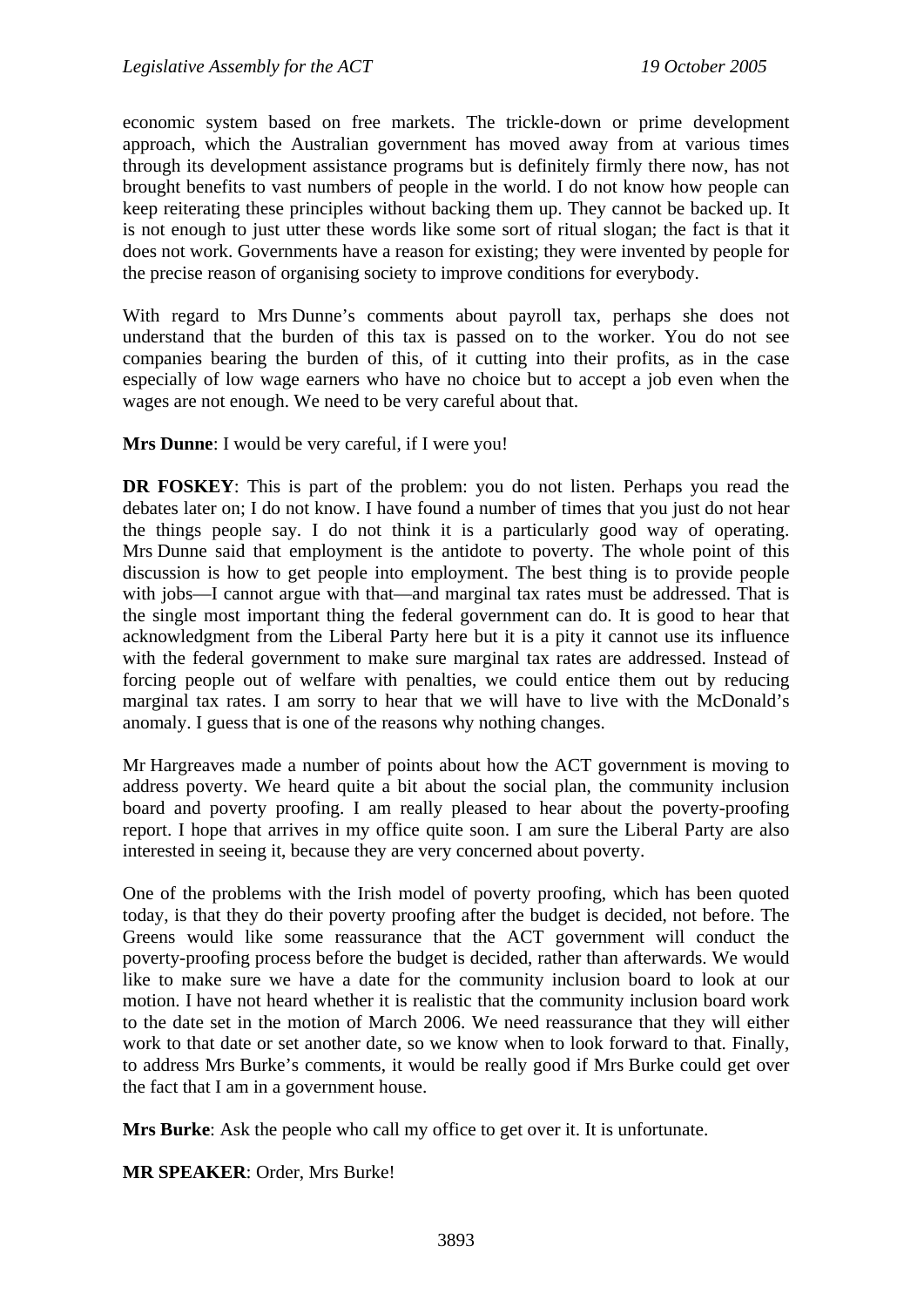economic system based on free markets. The trickle-down or prime development approach, which the Australian government has moved away from at various times through its development assistance programs but is definitely firmly there now, has not brought benefits to vast numbers of people in the world. I do not know how people can keep reiterating these principles without backing them up. They cannot be backed up. It is not enough to just utter these words like some sort of ritual slogan; the fact is that it does not work. Governments have a reason for existing; they were invented by people for the precise reason of organising society to improve conditions for everybody.

With regard to Mrs Dunne's comments about payroll tax, perhaps she does not understand that the burden of this tax is passed on to the worker. You do not see companies bearing the burden of this, of it cutting into their profits, as in the case especially of low wage earners who have no choice but to accept a job even when the wages are not enough. We need to be very careful about that.

**Mrs Dunne**: I would be very careful, if I were you!

**DR FOSKEY**: This is part of the problem: you do not listen. Perhaps you read the debates later on; I do not know. I have found a number of times that you just do not hear the things people say. I do not think it is a particularly good way of operating. Mrs Dunne said that employment is the antidote to poverty. The whole point of this discussion is how to get people into employment. The best thing is to provide people with jobs—I cannot argue with that—and marginal tax rates must be addressed. That is the single most important thing the federal government can do. It is good to hear that acknowledgment from the Liberal Party here but it is a pity it cannot use its influence with the federal government to make sure marginal tax rates are addressed. Instead of forcing people out of welfare with penalties, we could entice them out by reducing marginal tax rates. I am sorry to hear that we will have to live with the McDonald's anomaly. I guess that is one of the reasons why nothing changes.

Mr Hargreaves made a number of points about how the ACT government is moving to address poverty. We heard quite a bit about the social plan, the community inclusion board and poverty proofing. I am really pleased to hear about the poverty-proofing report. I hope that arrives in my office quite soon. I am sure the Liberal Party are also interested in seeing it, because they are very concerned about poverty.

One of the problems with the Irish model of poverty proofing, which has been quoted today, is that they do their poverty proofing after the budget is decided, not before. The Greens would like some reassurance that the ACT government will conduct the poverty-proofing process before the budget is decided, rather than afterwards. We would like to make sure we have a date for the community inclusion board to look at our motion. I have not heard whether it is realistic that the community inclusion board work to the date set in the motion of March 2006. We need reassurance that they will either work to that date or set another date, so we know when to look forward to that. Finally, to address Mrs Burke's comments, it would be really good if Mrs Burke could get over the fact that I am in a government house.

**Mrs Burke**: Ask the people who call my office to get over it. It is unfortunate.

**MR SPEAKER**: Order, Mrs Burke!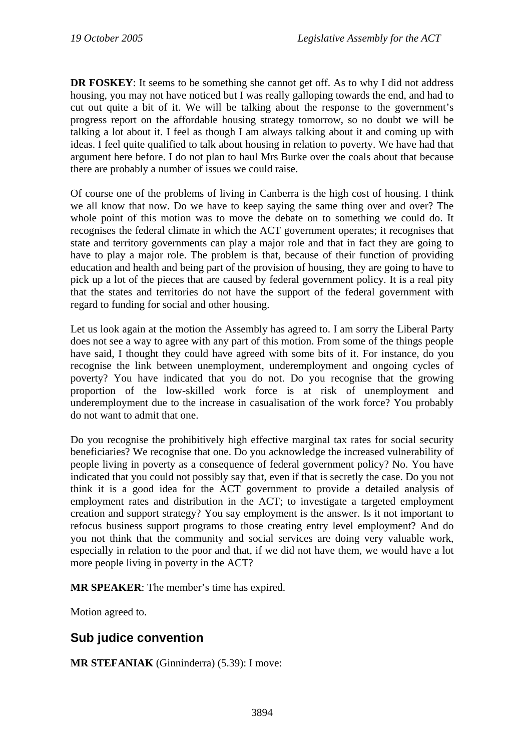**DR FOSKEY**: It seems to be something she cannot get off. As to why I did not address housing, you may not have noticed but I was really galloping towards the end, and had to cut out quite a bit of it. We will be talking about the response to the government's progress report on the affordable housing strategy tomorrow, so no doubt we will be talking a lot about it. I feel as though I am always talking about it and coming up with ideas. I feel quite qualified to talk about housing in relation to poverty. We have had that argument here before. I do not plan to haul Mrs Burke over the coals about that because there are probably a number of issues we could raise.

Of course one of the problems of living in Canberra is the high cost of housing. I think we all know that now. Do we have to keep saying the same thing over and over? The whole point of this motion was to move the debate on to something we could do. It recognises the federal climate in which the ACT government operates; it recognises that state and territory governments can play a major role and that in fact they are going to have to play a major role. The problem is that, because of their function of providing education and health and being part of the provision of housing, they are going to have to pick up a lot of the pieces that are caused by federal government policy. It is a real pity that the states and territories do not have the support of the federal government with regard to funding for social and other housing.

Let us look again at the motion the Assembly has agreed to. I am sorry the Liberal Party does not see a way to agree with any part of this motion. From some of the things people have said, I thought they could have agreed with some bits of it. For instance, do you recognise the link between unemployment, underemployment and ongoing cycles of poverty? You have indicated that you do not. Do you recognise that the growing proportion of the low-skilled work force is at risk of unemployment and underemployment due to the increase in casualisation of the work force? You probably do not want to admit that one.

Do you recognise the prohibitively high effective marginal tax rates for social security beneficiaries? We recognise that one. Do you acknowledge the increased vulnerability of people living in poverty as a consequence of federal government policy? No. You have indicated that you could not possibly say that, even if that is secretly the case. Do you not think it is a good idea for the ACT government to provide a detailed analysis of employment rates and distribution in the ACT; to investigate a targeted employment creation and support strategy? You say employment is the answer. Is it not important to refocus business support programs to those creating entry level employment? And do you not think that the community and social services are doing very valuable work, especially in relation to the poor and that, if we did not have them, we would have a lot more people living in poverty in the ACT?

**MR SPEAKER**: The member's time has expired.

Motion agreed to.

## Sub judice convention

**MR STEFANIAK** (Ginninderra) (5.39): I move: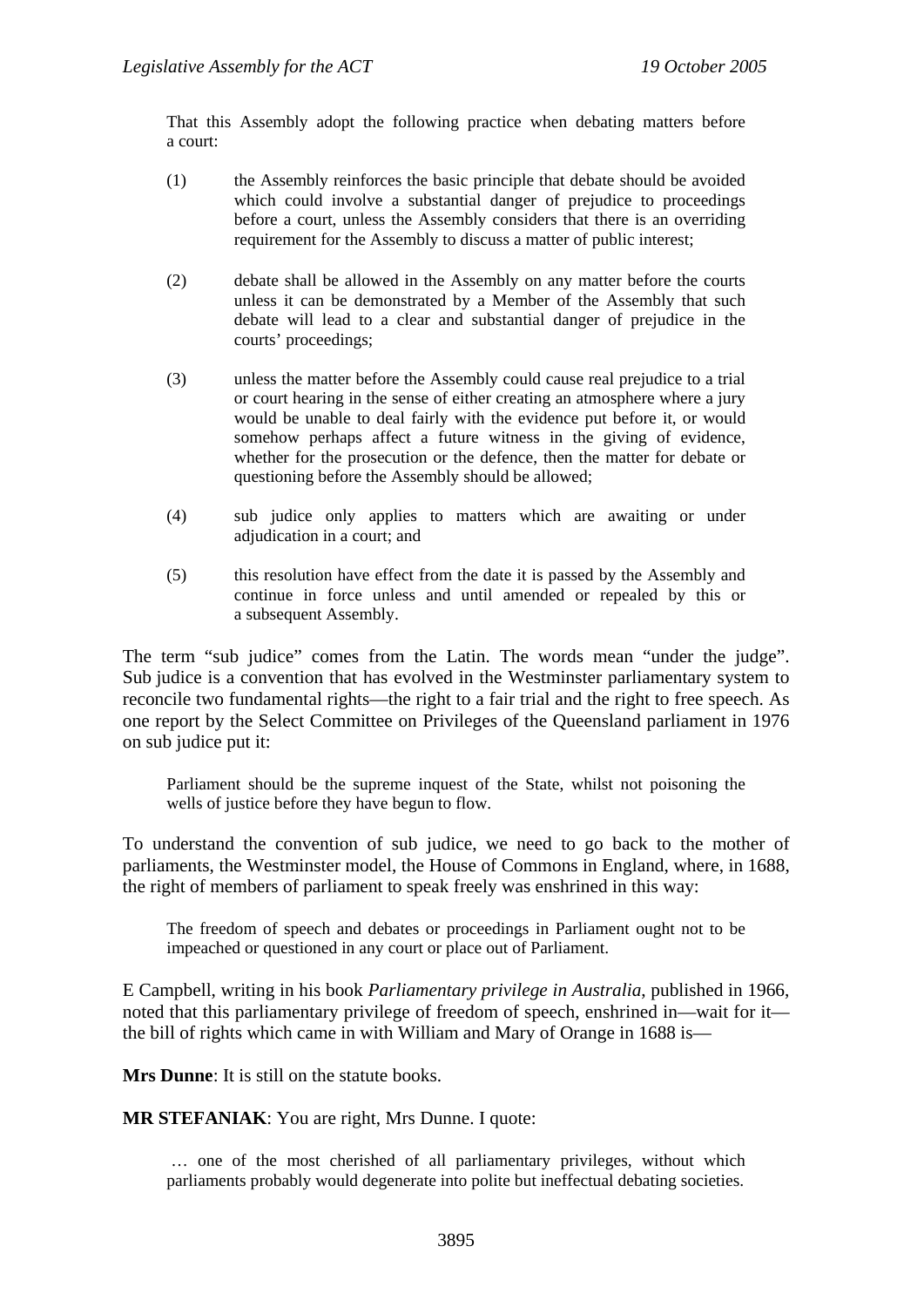That this Assembly adopt the following practice when debating matters before a court:

(1) the Assembly reinforces the basic principle that debate should be avoided which could involve a substantial danger of prejudice to proceedings before a court, unless the Assembly considers that there is an overriding requirement for the Assembly to discuss a matter of public interest;

(2) debate shall be allowed in the Assembly on any matter before the courts unless it can be demonstrated by a Member of the Assembly that such debate will lead to a clear and substantial danger of prejudice in the courts' proceedings;

(3) unless the matter before the Assembly could cause real prejudice to a trial or court hearing in the sense of either creating an atmosphere where a jury would be unable to deal fairly with the evidence put before it, or would somehow perhaps affect a future witness in the giving of evidence, whether for the prosecution or the defence, then the matter for debate or questioning before the Assembly should be allowed;

(4) sub judice only applies to matters which are awaiting or under adjudication in a court; and

(5) this resolution have effect from the date it is passed by the Assembly and continue in force unless and until amended or repealed by this or a subsequent Assembly.

The term "sub judice" comes from the Latin. The words mean "under the judge". Sub judice is a convention that has evolved in the Westminster parliamentary system to reconcile two fundamental rights—the right to a fair trial and the right to free speech. As one report by the Select Committee on Privileges of the Queensland parliament in 1976 on sub judice put it:

> Parliament should be the supreme inquest of the State, whilst not poisoning the wells of justice before they have begun to flow.

To understand the convention of sub judice, we need to go back to the mother of parliaments, the Westminster model, the House of Commons in England, where, in 1688, the right of members of parliament to speak freely was enshrined in this way:

> The freedom of speech and debates or proceedings in Parliament ought not to be impeached or questioned in any court or place out of Parliament.

E Campbell, writing in his book *Parliamentary privilege in Australia*, published in 1966, noted that this parliamentary privilege of freedom of speech, enshrined in—wait for it—the bill of rights which came in with William and Mary of Orange in 1688 is—

**Mrs Dunne**: It is still on the statute books.

**MR STEFANIAK**: You are right, Mrs Dunne. I quote:

> … one of the most cherished of all parliamentary privileges, without which parliaments probably would degenerate into polite but ineffectual debating societies.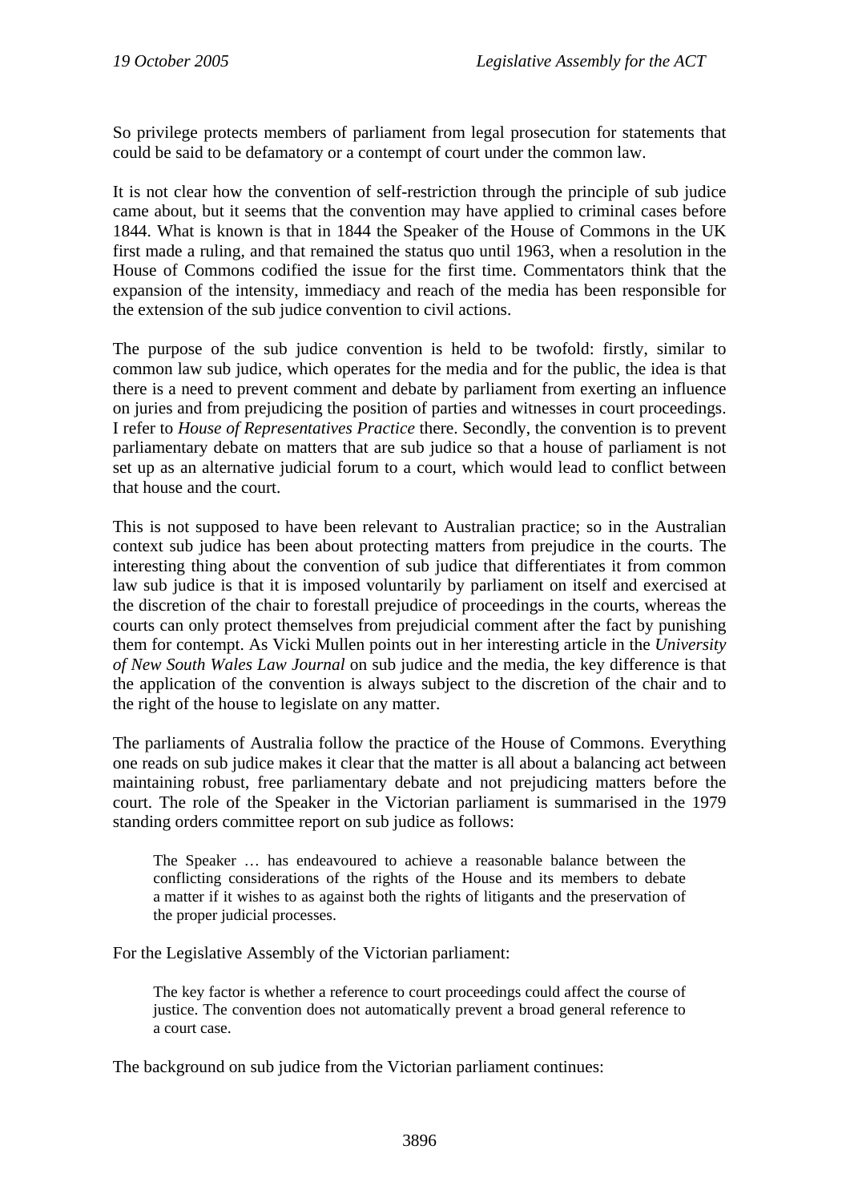So privilege protects members of parliament from legal prosecution for statements that could be said to be defamatory or a contempt of court under the common law.

It is not clear how the convention of self-restriction through the principle of sub judice came about, but it seems that the convention may have applied to criminal cases before 1844. What is known is that in 1844 the Speaker of the House of Commons in the UK first made a ruling, and that remained the status quo until 1963, when a resolution in the House of Commons codified the issue for the first time. Commentators think that the expansion of the intensity, immediacy and reach of the media has been responsible for the extension of the sub judice convention to civil actions.

The purpose of the sub judice convention is held to be twofold: firstly, similar to common law sub judice, which operates for the media and for the public, the idea is that there is a need to prevent comment and debate by parliament from exerting an influence on juries and from prejudicing the position of parties and witnesses in court proceedings. I refer to *House of Representatives Practice* there. Secondly, the convention is to prevent parliamentary debate on matters that are sub judice so that a house of parliament is not set up as an alternative judicial forum to a court, which would lead to conflict between that house and the court.

This is not supposed to have been relevant to Australian practice; so in the Australian context sub judice has been about protecting matters from prejudice in the courts. The interesting thing about the convention of sub judice that differentiates it from common law sub judice is that it is imposed voluntarily by parliament on itself and exercised at the discretion of the chair to forestall prejudice of proceedings in the courts, whereas the courts can only protect themselves from prejudicial comment after the fact by punishing them for contempt. As Vicki Mullen points out in her interesting article in the *University of New South Wales Law Journal* on sub judice and the media, the key difference is that the application of the convention is always subject to the discretion of the chair and to the right of the house to legislate on any matter.

The parliaments of Australia follow the practice of the House of Commons. Everything one reads on sub judice makes it clear that the matter is all about a balancing act between maintaining robust, free parliamentary debate and not prejudicing matters before the court. The role of the Speaker in the Victorian parliament is summarised in the 1979 standing orders committee report on sub judice as follows:

> The Speaker … has endeavoured to achieve a reasonable balance between the conflicting considerations of the rights of the House and its members to debate a matter if it wishes to as against both the rights of litigants and the preservation of the proper judicial processes.

For the Legislative Assembly of the Victorian parliament:

> The key factor is whether a reference to court proceedings could affect the course of justice. The convention does not automatically prevent a broad general reference to a court case.

The background on sub judice from the Victorian parliament continues: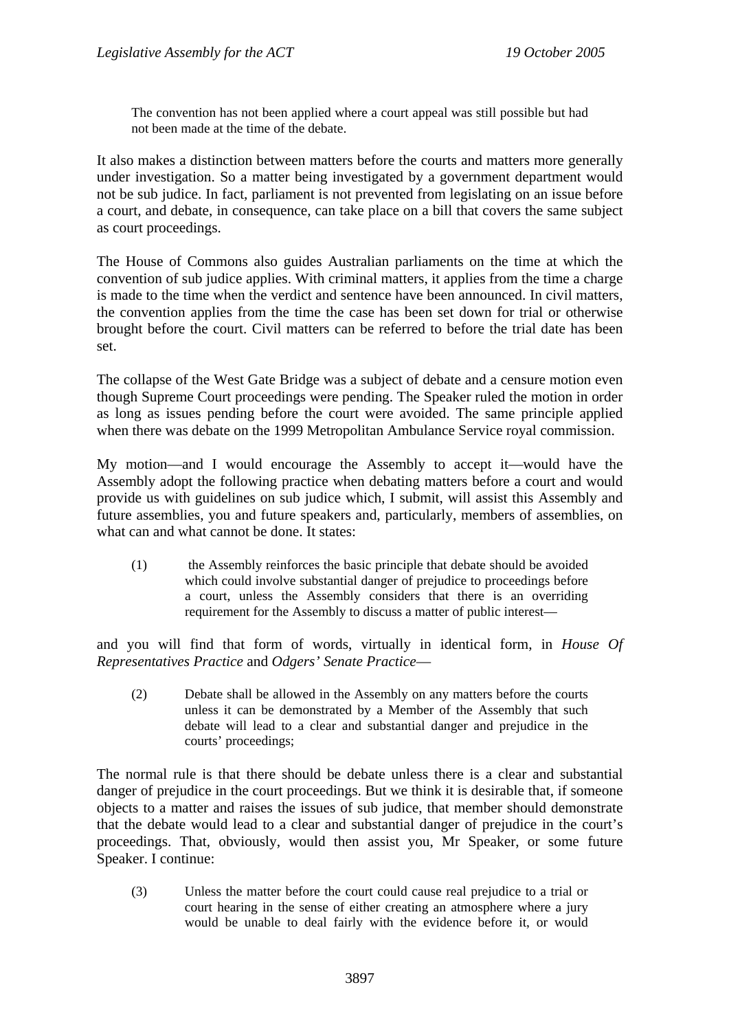> The convention has not been applied where a court appeal was still possible but had not been made at the time of the debate.

It also makes a distinction between matters before the courts and matters more generally under investigation. So a matter being investigated by a government department would not be sub judice. In fact, parliament is not prevented from legislating on an issue before a court, and debate, in consequence, can take place on a bill that covers the same subject as court proceedings.

The House of Commons also guides Australian parliaments on the time at which the convention of sub judice applies. With criminal matters, it applies from the time a charge is made to the time when the verdict and sentence have been announced. In civil matters, the convention applies from the time the case has been set down for trial or otherwise brought before the court. Civil matters can be referred to before the trial date has been set.

The collapse of the West Gate Bridge was a subject of debate and a censure motion even though Supreme Court proceedings were pending. The Speaker ruled the motion in order as long as issues pending before the court were avoided. The same principle applied when there was debate on the 1999 Metropolitan Ambulance Service royal commission.

My motion—and I would encourage the Assembly to accept it—would have the Assembly adopt the following practice when debating matters before a court and would provide us with guidelines on sub judice which, I submit, will assist this Assembly and future assemblies, you and future speakers and, particularly, members of assemblies, on what can and what cannot be done. It states:

> (1) the Assembly reinforces the basic principle that debate should be avoided which could involve substantial danger of prejudice to proceedings before a court, unless the Assembly considers that there is an overriding requirement for the Assembly to discuss a matter of public interest—

and you will find that form of words, virtually in identical form, in *House Of Representatives Practice* and *Odgers' Senate Practice*—

> (2) Debate shall be allowed in the Assembly on any matters before the courts unless it can be demonstrated by a Member of the Assembly that such debate will lead to a clear and substantial danger and prejudice in the courts' proceedings;

The normal rule is that there should be debate unless there is a clear and substantial danger of prejudice in the court proceedings. But we think it is desirable that, if someone objects to a matter and raises the issues of sub judice, that member should demonstrate that the debate would lead to a clear and substantial danger of prejudice in the court's proceedings. That, obviously, would then assist you, Mr Speaker, or some future Speaker. I continue:

> (3) Unless the matter before the court could cause real prejudice to a trial or court hearing in the sense of either creating an atmosphere where a jury would be unable to deal fairly with the evidence before it, or would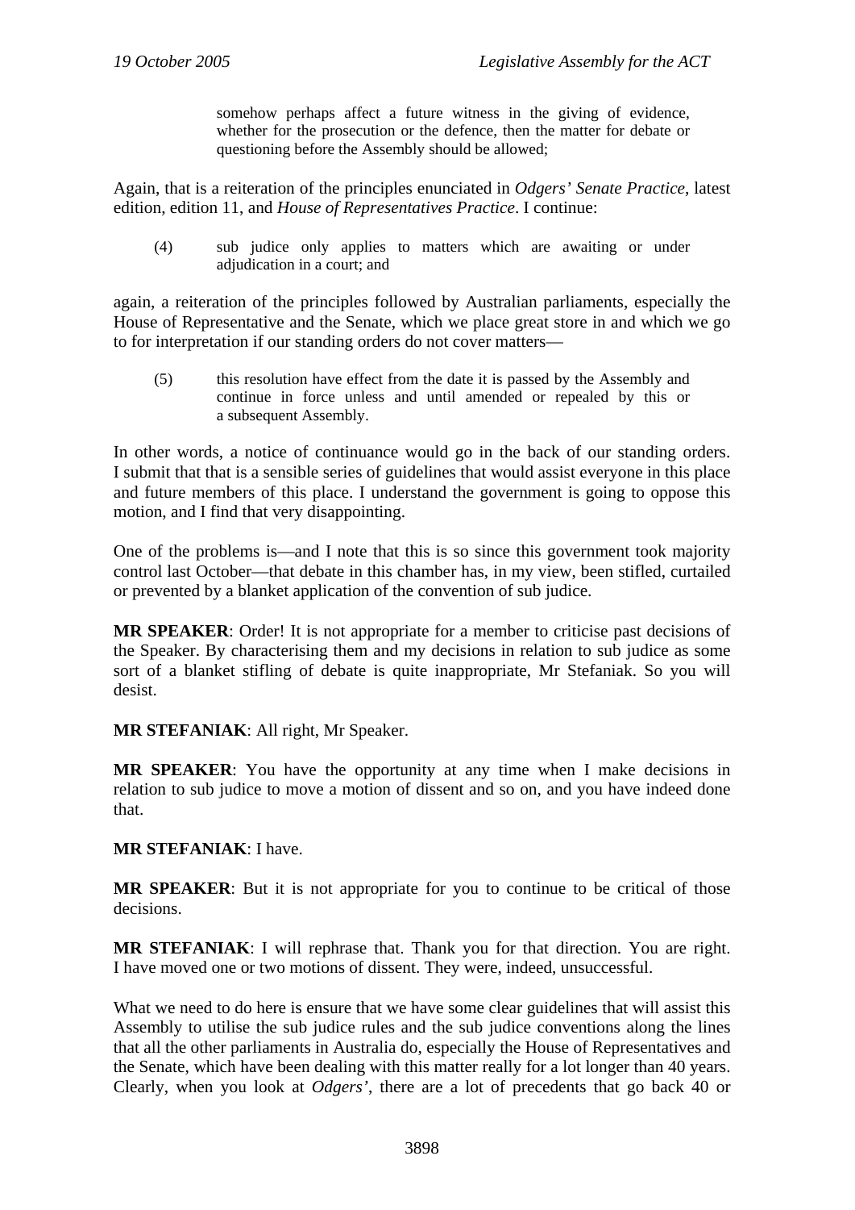> somehow perhaps affect a future witness in the giving of evidence, whether for the prosecution or the defence, then the matter for debate or questioning before the Assembly should be allowed;

Again, that is a reiteration of the principles enunciated in *Odgers' Senate Practice*, latest edition, edition 11, and *House of Representatives Practice*. I continue:

> (4) sub judice only applies to matters which are awaiting or under adjudication in a court; and

again, a reiteration of the principles followed by Australian parliaments, especially the House of Representative and the Senate, which we place great store in and which we go to for interpretation if our standing orders do not cover matters—

> (5) this resolution have effect from the date it is passed by the Assembly and continue in force unless and until amended or repealed by this or a subsequent Assembly.

In other words, a notice of continuance would go in the back of our standing orders. I submit that that is a sensible series of guidelines that would assist everyone in this place and future members of this place. I understand the government is going to oppose this motion, and I find that very disappointing.

One of the problems is—and I note that this is so since this government took majority control last October—that debate in this chamber has, in my view, been stifled, curtailed or prevented by a blanket application of the convention of sub judice.

**MR SPEAKER**: Order! It is not appropriate for a member to criticise past decisions of the Speaker. By characterising them and my decisions in relation to sub judice as some sort of a blanket stifling of debate is quite inappropriate, Mr Stefaniak. So you will desist.

**MR STEFANIAK**: All right, Mr Speaker.

**MR SPEAKER**: You have the opportunity at any time when I make decisions in relation to sub judice to move a motion of dissent and so on, and you have indeed done that.

**MR STEFANIAK**: I have.

**MR SPEAKER**: But it is not appropriate for you to continue to be critical of those decisions.

**MR STEFANIAK**: I will rephrase that. Thank you for that direction. You are right. I have moved one or two motions of dissent. They were, indeed, unsuccessful.

What we need to do here is ensure that we have some clear guidelines that will assist this Assembly to utilise the sub judice rules and the sub judice conventions along the lines that all the other parliaments in Australia do, especially the House of Representatives and the Senate, which have been dealing with this matter really for a lot longer than 40 years. Clearly, when you look at *Odgers'*, there are a lot of precedents that go back 40 or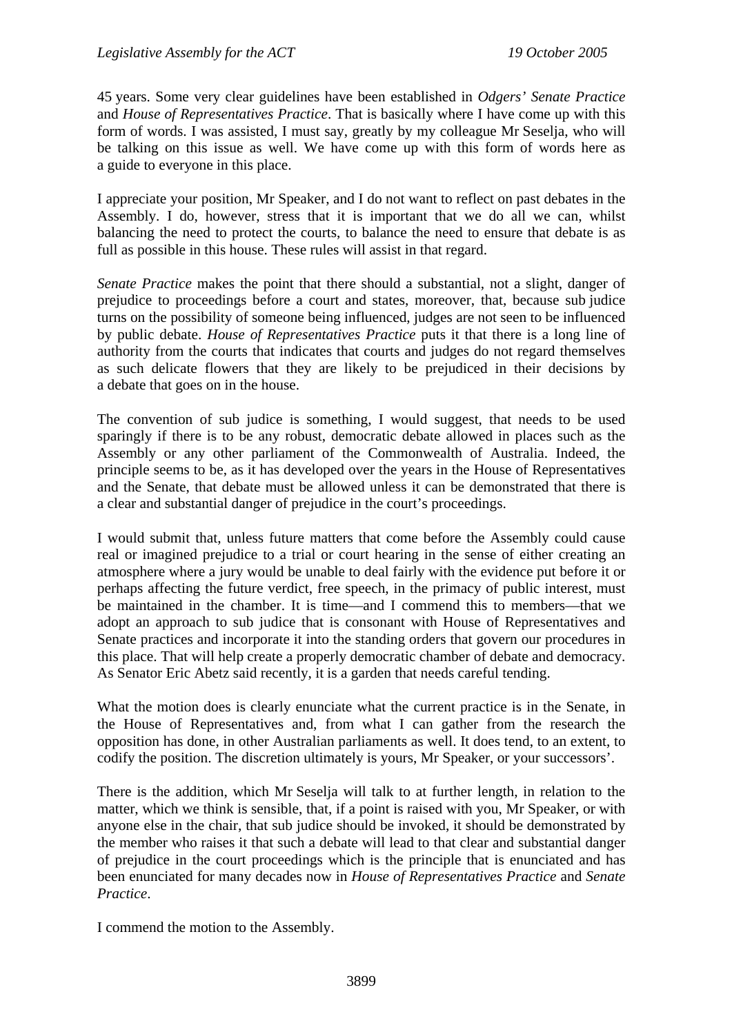45 years. Some very clear guidelines have been established in *Odgers' Senate Practice* and *House of Representatives Practice*. That is basically where I have come up with this form of words. I was assisted, I must say, greatly by my colleague Mr Seselja, who will be talking on this issue as well. We have come up with this form of words here as a guide to everyone in this place.

I appreciate your position, Mr Speaker, and I do not want to reflect on past debates in the Assembly. I do, however, stress that it is important that we do all we can, whilst balancing the need to protect the courts, to balance the need to ensure that debate is as full as possible in this house. These rules will assist in that regard.

*Senate Practice* makes the point that there should a substantial, not a slight, danger of prejudice to proceedings before a court and states, moreover, that, because sub judice turns on the possibility of someone being influenced, judges are not seen to be influenced by public debate. *House of Representatives Practice* puts it that there is a long line of authority from the courts that indicates that courts and judges do not regard themselves as such delicate flowers that they are likely to be prejudiced in their decisions by a debate that goes on in the house.

The convention of sub judice is something, I would suggest, that needs to be used sparingly if there is to be any robust, democratic debate allowed in places such as the Assembly or any other parliament of the Commonwealth of Australia. Indeed, the principle seems to be, as it has developed over the years in the House of Representatives and the Senate, that debate must be allowed unless it can be demonstrated that there is a clear and substantial danger of prejudice in the court's proceedings.

I would submit that, unless future matters that come before the Assembly could cause real or imagined prejudice to a trial or court hearing in the sense of either creating an atmosphere where a jury would be unable to deal fairly with the evidence put before it or perhaps affecting the future verdict, free speech, in the primacy of public interest, must be maintained in the chamber. It is time—and I commend this to members—that we adopt an approach to sub judice that is consonant with House of Representatives and Senate practices and incorporate it into the standing orders that govern our procedures in this place. That will help create a properly democratic chamber of debate and democracy. As Senator Eric Abetz said recently, it is a garden that needs careful tending.

What the motion does is clearly enunciate what the current practice is in the Senate, in the House of Representatives and, from what I can gather from the research the opposition has done, in other Australian parliaments as well. It does tend, to an extent, to codify the position. The discretion ultimately is yours, Mr Speaker, or your successors'.

There is the addition, which Mr Seselja will talk to at further length, in relation to the matter, which we think is sensible, that, if a point is raised with you, Mr Speaker, or with anyone else in the chair, that sub judice should be invoked, it should be demonstrated by the member who raises it that such a debate will lead to that clear and substantial danger of prejudice in the court proceedings which is the principle that is enunciated and has been enunciated for many decades now in *House of Representatives Practice* and *Senate Practice*.

I commend the motion to the Assembly.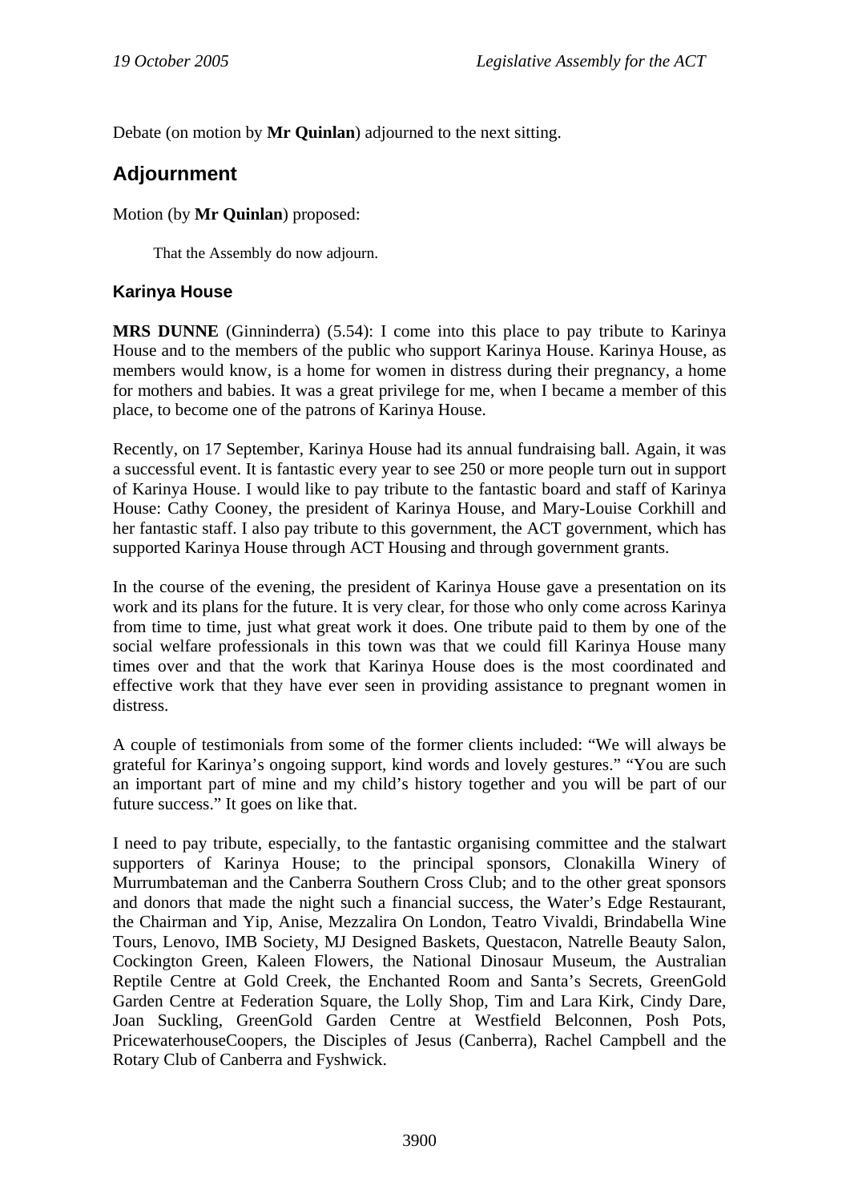Debate (on motion by **Mr Quinlan**) adjourned to the next sitting.

## Adjournment

Motion (by **Mr Quinlan**) proposed:

> That the Assembly do now adjourn.

### Karinya House

**MRS DUNNE** (Ginninderra) (5.54): I come into this place to pay tribute to Karinya House and to the members of the public who support Karinya House. Karinya House, as members would know, is a home for women in distress during their pregnancy, a home for mothers and babies. It was a great privilege for me, when I became a member of this place, to become one of the patrons of Karinya House.

Recently, on 17 September, Karinya House had its annual fundraising ball. Again, it was a successful event. It is fantastic every year to see 250 or more people turn out in support of Karinya House. I would like to pay tribute to the fantastic board and staff of Karinya House: Cathy Cooney, the president of Karinya House, and Mary-Louise Corkhill and her fantastic staff. I also pay tribute to this government, the ACT government, which has supported Karinya House through ACT Housing and through government grants.

In the course of the evening, the president of Karinya House gave a presentation on its work and its plans for the future. It is very clear, for those who only come across Karinya from time to time, just what great work it does. One tribute paid to them by one of the social welfare professionals in this town was that we could fill Karinya House many times over and that the work that Karinya House does is the most coordinated and effective work that they have ever seen in providing assistance to pregnant women in distress.

A couple of testimonials from some of the former clients included: "We will always be grateful for Karinya's ongoing support, kind words and lovely gestures." "You are such an important part of mine and my child's history together and you will be part of our future success." It goes on like that.

I need to pay tribute, especially, to the fantastic organising committee and the stalwart supporters of Karinya House; to the principal sponsors, Clonakilla Winery of Murrumbateman and the Canberra Southern Cross Club; and to the other great sponsors and donors that made the night such a financial success, the Water's Edge Restaurant, the Chairman and Yip, Anise, Mezzalira On London, Teatro Vivaldi, Brindabella Wine Tours, Lenovo, IMB Society, MJ Designed Baskets, Questacon, Natrelle Beauty Salon, Cockington Green, Kaleen Flowers, the National Dinosaur Museum, the Australian Reptile Centre at Gold Creek, the Enchanted Room and Santa's Secrets, GreenGold Garden Centre at Federation Square, the Lolly Shop, Tim and Lara Kirk, Cindy Dare, Joan Suckling, GreenGold Garden Centre at Westfield Belconnen, Posh Pots, PricewaterhouseCoopers, the Disciples of Jesus (Canberra), Rachel Campbell and the Rotary Club of Canberra and Fyshwick.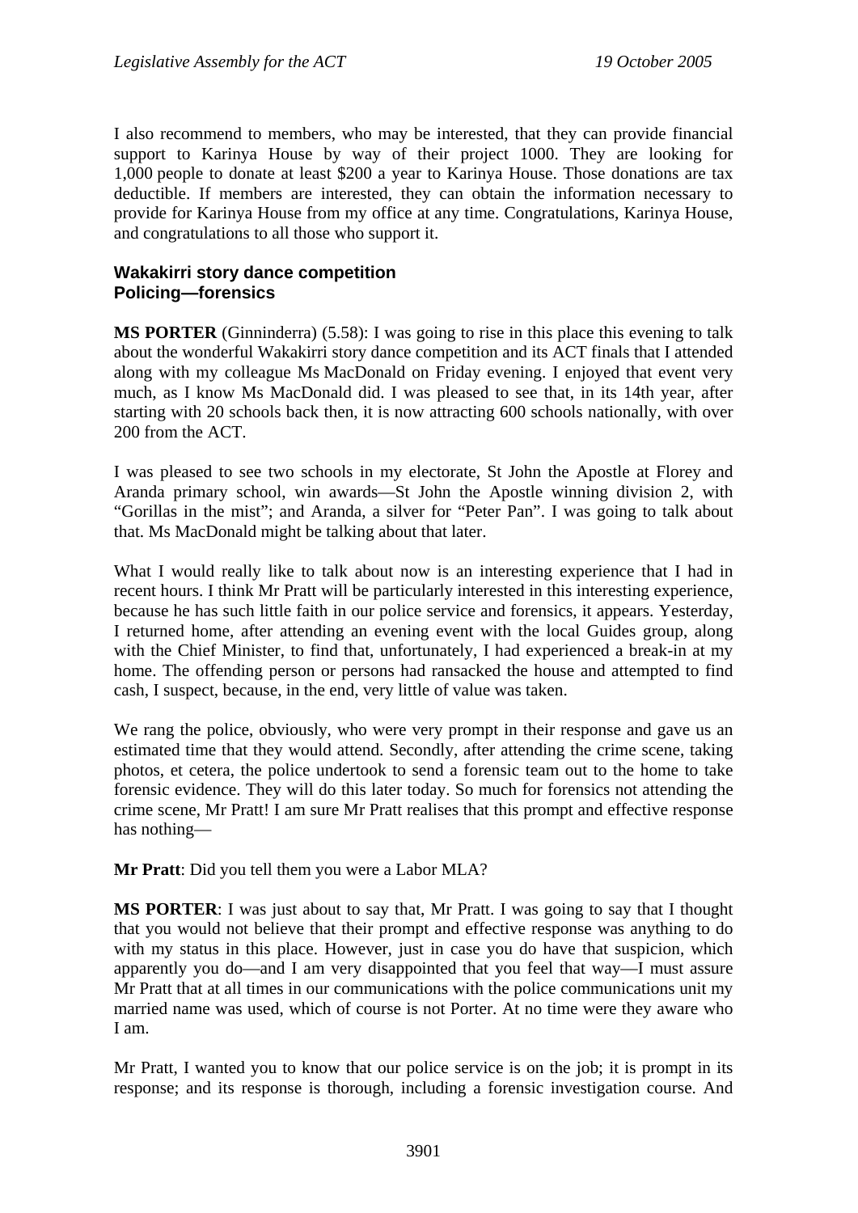I also recommend to members, who may be interested, that they can provide financial support to Karinya House by way of their project 1000. They are looking for 1,000 people to donate at least $200 a year to Karinya House. Those donations are tax deductible. If members are interested, they can obtain the information necessary to provide for Karinya House from my office at any time. Congratulations, Karinya House, and congratulations to all those who support it.

### Wakakirri story dance competition
### Policing—forensics

**MS PORTER** (Ginninderra) (5.58): I was going to rise in this place this evening to talk about the wonderful Wakakirri story dance competition and its ACT finals that I attended along with my colleague Ms MacDonald on Friday evening. I enjoyed that event very much, as I know Ms MacDonald did. I was pleased to see that, in its 14th year, after starting with 20 schools back then, it is now attracting 600 schools nationally, with over 200 from the ACT.

I was pleased to see two schools in my electorate, St John the Apostle at Florey and Aranda primary school, win awards—St John the Apostle winning division 2, with "Gorillas in the mist"; and Aranda, a silver for "Peter Pan". I was going to talk about that. Ms MacDonald might be talking about that later.

What I would really like to talk about now is an interesting experience that I had in recent hours. I think Mr Pratt will be particularly interested in this interesting experience, because he has such little faith in our police service and forensics, it appears. Yesterday, I returned home, after attending an evening event with the local Guides group, along with the Chief Minister, to find that, unfortunately, I had experienced a break-in at my home. The offending person or persons had ransacked the house and attempted to find cash, I suspect, because, in the end, very little of value was taken.

We rang the police, obviously, who were very prompt in their response and gave us an estimated time that they would attend. Secondly, after attending the crime scene, taking photos, et cetera, the police undertook to send a forensic team out to the home to take forensic evidence. They will do this later today. So much for forensics not attending the crime scene, Mr Pratt! I am sure Mr Pratt realises that this prompt and effective response has nothing—

**Mr Pratt**: Did you tell them you were a Labor MLA?

**MS PORTER**: I was just about to say that, Mr Pratt. I was going to say that I thought that you would not believe that their prompt and effective response was anything to do with my status in this place. However, just in case you do have that suspicion, which apparently you do—and I am very disappointed that you feel that way—I must assure Mr Pratt that at all times in our communications with the police communications unit my married name was used, which of course is not Porter. At no time were they aware who I am.

Mr Pratt, I wanted you to know that our police service is on the job; it is prompt in its response; and its response is thorough, including a forensic investigation course. And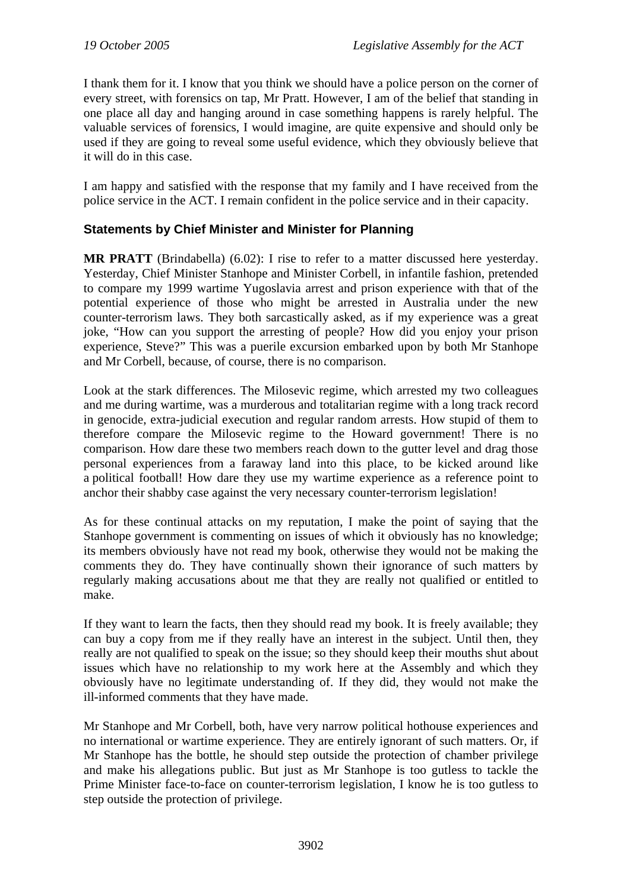I thank them for it. I know that you think we should have a police person on the corner of every street, with forensics on tap, Mr Pratt. However, I am of the belief that standing in one place all day and hanging around in case something happens is rarely helpful. The valuable services of forensics, I would imagine, are quite expensive and should only be used if they are going to reveal some useful evidence, which they obviously believe that it will do in this case.

I am happy and satisfied with the response that my family and I have received from the police service in the ACT. I remain confident in the police service and in their capacity.

### Statements by Chief Minister and Minister for Planning

**MR PRATT** (Brindabella) (6.02): I rise to refer to a matter discussed here yesterday. Yesterday, Chief Minister Stanhope and Minister Corbell, in infantile fashion, pretended to compare my 1999 wartime Yugoslavia arrest and prison experience with that of the potential experience of those who might be arrested in Australia under the new counter-terrorism laws. They both sarcastically asked, as if my experience was a great joke, "How can you support the arresting of people? How did you enjoy your prison experience, Steve?" This was a puerile excursion embarked upon by both Mr Stanhope and Mr Corbell, because, of course, there is no comparison.

Look at the stark differences. The Milosevic regime, which arrested my two colleagues and me during wartime, was a murderous and totalitarian regime with a long track record in genocide, extra-judicial execution and regular random arrests. How stupid of them to therefore compare the Milosevic regime to the Howard government! There is no comparison. How dare these two members reach down to the gutter level and drag those personal experiences from a faraway land into this place, to be kicked around like a political football! How dare they use my wartime experience as a reference point to anchor their shabby case against the very necessary counter-terrorism legislation!

As for these continual attacks on my reputation, I make the point of saying that the Stanhope government is commenting on issues of which it obviously has no knowledge; its members obviously have not read my book, otherwise they would not be making the comments they do. They have continually shown their ignorance of such matters by regularly making accusations about me that they are really not qualified or entitled to make.

If they want to learn the facts, then they should read my book. It is freely available; they can buy a copy from me if they really have an interest in the subject. Until then, they really are not qualified to speak on the issue; so they should keep their mouths shut about issues which have no relationship to my work here at the Assembly and which they obviously have no legitimate understanding of. If they did, they would not make the ill-informed comments that they have made.

Mr Stanhope and Mr Corbell, both, have very narrow political hothouse experiences and no international or wartime experience. They are entirely ignorant of such matters. Or, if Mr Stanhope has the bottle, he should step outside the protection of chamber privilege and make his allegations public. But just as Mr Stanhope is too gutless to tackle the Prime Minister face-to-face on counter-terrorism legislation, I know he is too gutless to step outside the protection of privilege.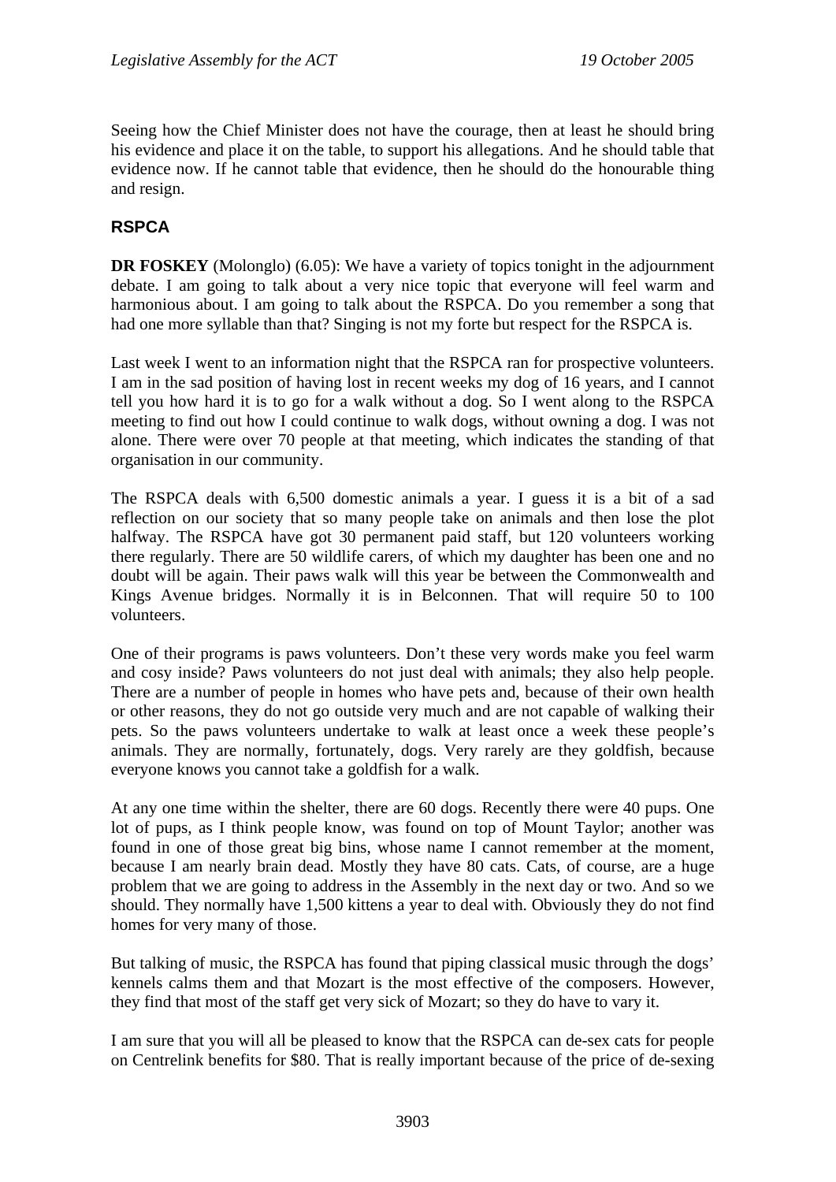Seeing how the Chief Minister does not have the courage, then at least he should bring his evidence and place it on the table, to support his allegations. And he should table that evidence now. If he cannot table that evidence, then he should do the honourable thing and resign.

## RSPCA

**DR FOSKEY** (Molonglo) (6.05): We have a variety of topics tonight in the adjournment debate. I am going to talk about a very nice topic that everyone will feel warm and harmonious about. I am going to talk about the RSPCA. Do you remember a song that had one more syllable than that? Singing is not my forte but respect for the RSPCA is.

Last week I went to an information night that the RSPCA ran for prospective volunteers. I am in the sad position of having lost in recent weeks my dog of 16 years, and I cannot tell you how hard it is to go for a walk without a dog. So I went along to the RSPCA meeting to find out how I could continue to walk dogs, without owning a dog. I was not alone. There were over 70 people at that meeting, which indicates the standing of that organisation in our community.

The RSPCA deals with 6,500 domestic animals a year. I guess it is a bit of a sad reflection on our society that so many people take on animals and then lose the plot halfway. The RSPCA have got 30 permanent paid staff, but 120 volunteers working there regularly. There are 50 wildlife carers, of which my daughter has been one and no doubt will be again. Their paws walk will this year be between the Commonwealth and Kings Avenue bridges. Normally it is in Belconnen. That will require 50 to 100 volunteers.

One of their programs is paws volunteers. Don't these very words make you feel warm and cosy inside? Paws volunteers do not just deal with animals; they also help people. There are a number of people in homes who have pets and, because of their own health or other reasons, they do not go outside very much and are not capable of walking their pets. So the paws volunteers undertake to walk at least once a week these people's animals. They are normally, fortunately, dogs. Very rarely are they goldfish, because everyone knows you cannot take a goldfish for a walk.

At any one time within the shelter, there are 60 dogs. Recently there were 40 pups. One lot of pups, as I think people know, was found on top of Mount Taylor; another was found in one of those great big bins, whose name I cannot remember at the moment, because I am nearly brain dead. Mostly they have 80 cats. Cats, of course, are a huge problem that we are going to address in the Assembly in the next day or two. And so we should. They normally have 1,500 kittens a year to deal with. Obviously they do not find homes for very many of those.

But talking of music, the RSPCA has found that piping classical music through the dogs' kennels calms them and that Mozart is the most effective of the composers. However, they find that most of the staff get very sick of Mozart; so they do have to vary it.

I am sure that you will all be pleased to know that the RSPCA can de-sex cats for people on Centrelink benefits for $80. That is really important because of the price of de-sexing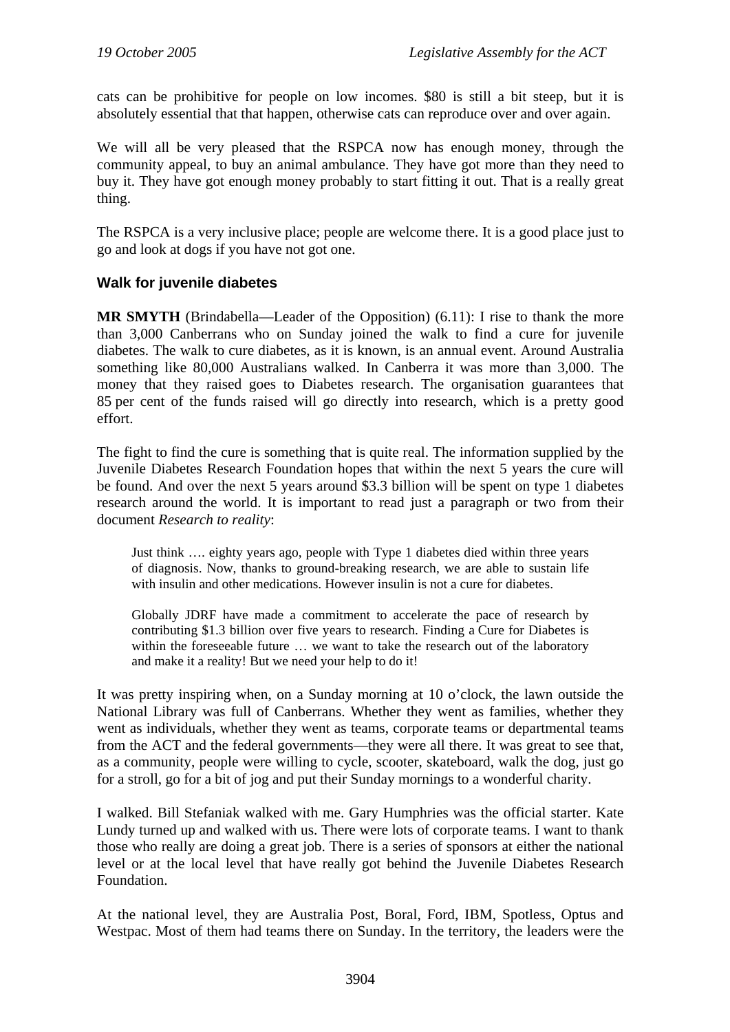cats can be prohibitive for people on low incomes. $80 is still a bit steep, but it is absolutely essential that that happen, otherwise cats can reproduce over and over again.

We will all be very pleased that the RSPCA now has enough money, through the community appeal, to buy an animal ambulance. They have got more than they need to buy it. They have got enough money probably to start fitting it out. That is a really great thing.

The RSPCA is a very inclusive place; people are welcome there. It is a good place just to go and look at dogs if you have not got one.

### Walk for juvenile diabetes

**MR SMYTH** (Brindabella—Leader of the Opposition) (6.11): I rise to thank the more than 3,000 Canberrans who on Sunday joined the walk to find a cure for juvenile diabetes. The walk to cure diabetes, as it is known, is an annual event. Around Australia something like 80,000 Australians walked. In Canberra it was more than 3,000. The money that they raised goes to Diabetes research. The organisation guarantees that 85 per cent of the funds raised will go directly into research, which is a pretty good effort.

The fight to find the cure is something that is quite real. The information supplied by the Juvenile Diabetes Research Foundation hopes that within the next 5 years the cure will be found. And over the next 5 years around $3.3 billion will be spent on type 1 diabetes research around the world. It is important to read just a paragraph or two from their document *Research to reality*:

> Just think …. eighty years ago, people with Type 1 diabetes died within three years of diagnosis. Now, thanks to ground-breaking research, we are able to sustain life with insulin and other medications. However insulin is not a cure for diabetes.
>
> Globally JDRF have made a commitment to accelerate the pace of research by contributing $1.3 billion over five years to research. Finding a Cure for Diabetes is within the foreseeable future … we want to take the research out of the laboratory and make it a reality! But we need your help to do it!

It was pretty inspiring when, on a Sunday morning at 10 o'clock, the lawn outside the National Library was full of Canberrans. Whether they went as families, whether they went as individuals, whether they went as teams, corporate teams or departmental teams from the ACT and the federal governments—they were all there. It was great to see that, as a community, people were willing to cycle, scooter, skateboard, walk the dog, just go for a stroll, go for a bit of jog and put their Sunday mornings to a wonderful charity.

I walked. Bill Stefaniak walked with me. Gary Humphries was the official starter. Kate Lundy turned up and walked with us. There were lots of corporate teams. I want to thank those who really are doing a great job. There is a series of sponsors at either the national level or at the local level that have really got behind the Juvenile Diabetes Research Foundation.

At the national level, they are Australia Post, Boral, Ford, IBM, Spotless, Optus and Westpac. Most of them had teams there on Sunday. In the territory, the leaders were the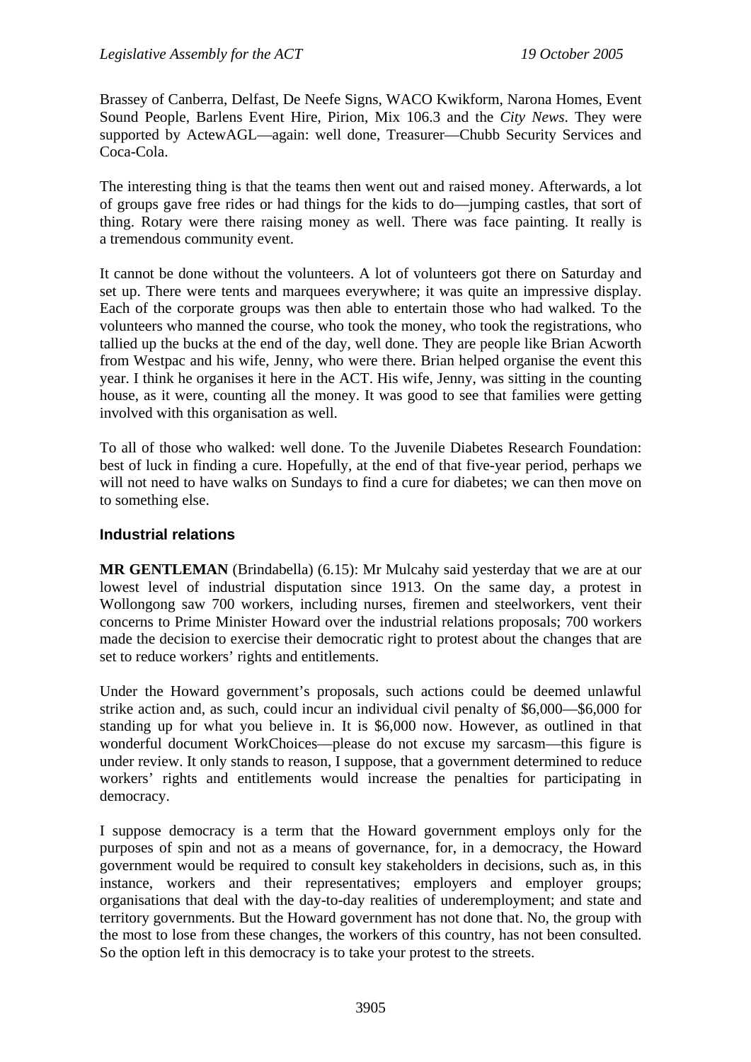Brassey of Canberra, Delfast, De Neefe Signs, WACO Kwikform, Narona Homes, Event Sound People, Barlens Event Hire, Pirion, Mix 106.3 and the *City News*. They were supported by ActewAGL—again: well done, Treasurer—Chubb Security Services and Coca-Cola.

The interesting thing is that the teams then went out and raised money. Afterwards, a lot of groups gave free rides or had things for the kids to do—jumping castles, that sort of thing. Rotary were there raising money as well. There was face painting. It really is a tremendous community event.

It cannot be done without the volunteers. A lot of volunteers got there on Saturday and set up. There were tents and marquees everywhere; it was quite an impressive display. Each of the corporate groups was then able to entertain those who had walked. To the volunteers who manned the course, who took the money, who took the registrations, who tallied up the bucks at the end of the day, well done. They are people like Brian Acworth from Westpac and his wife, Jenny, who were there. Brian helped organise the event this year. I think he organises it here in the ACT. His wife, Jenny, was sitting in the counting house, as it were, counting all the money. It was good to see that families were getting involved with this organisation as well.

To all of those who walked: well done. To the Juvenile Diabetes Research Foundation: best of luck in finding a cure. Hopefully, at the end of that five-year period, perhaps we will not need to have walks on Sundays to find a cure for diabetes; we can then move on to something else.

### Industrial relations

**MR GENTLEMAN** (Brindabella) (6.15): Mr Mulcahy said yesterday that we are at our lowest level of industrial disputation since 1913. On the same day, a protest in Wollongong saw 700 workers, including nurses, firemen and steelworkers, vent their concerns to Prime Minister Howard over the industrial relations proposals; 700 workers made the decision to exercise their democratic right to protest about the changes that are set to reduce workers' rights and entitlements.

Under the Howard government's proposals, such actions could be deemed unlawful strike action and, as such, could incur an individual civil penalty of $6,000—$6,000 for standing up for what you believe in. It is $6,000 now. However, as outlined in that wonderful document WorkChoices—please do not excuse my sarcasm—this figure is under review. It only stands to reason, I suppose, that a government determined to reduce workers' rights and entitlements would increase the penalties for participating in democracy.

I suppose democracy is a term that the Howard government employs only for the purposes of spin and not as a means of governance, for, in a democracy, the Howard government would be required to consult key stakeholders in decisions, such as, in this instance, workers and their representatives; employers and employer groups; organisations that deal with the day-to-day realities of underemployment; and state and territory governments. But the Howard government has not done that. No, the group with the most to lose from these changes, the workers of this country, has not been consulted. So the option left in this democracy is to take your protest to the streets.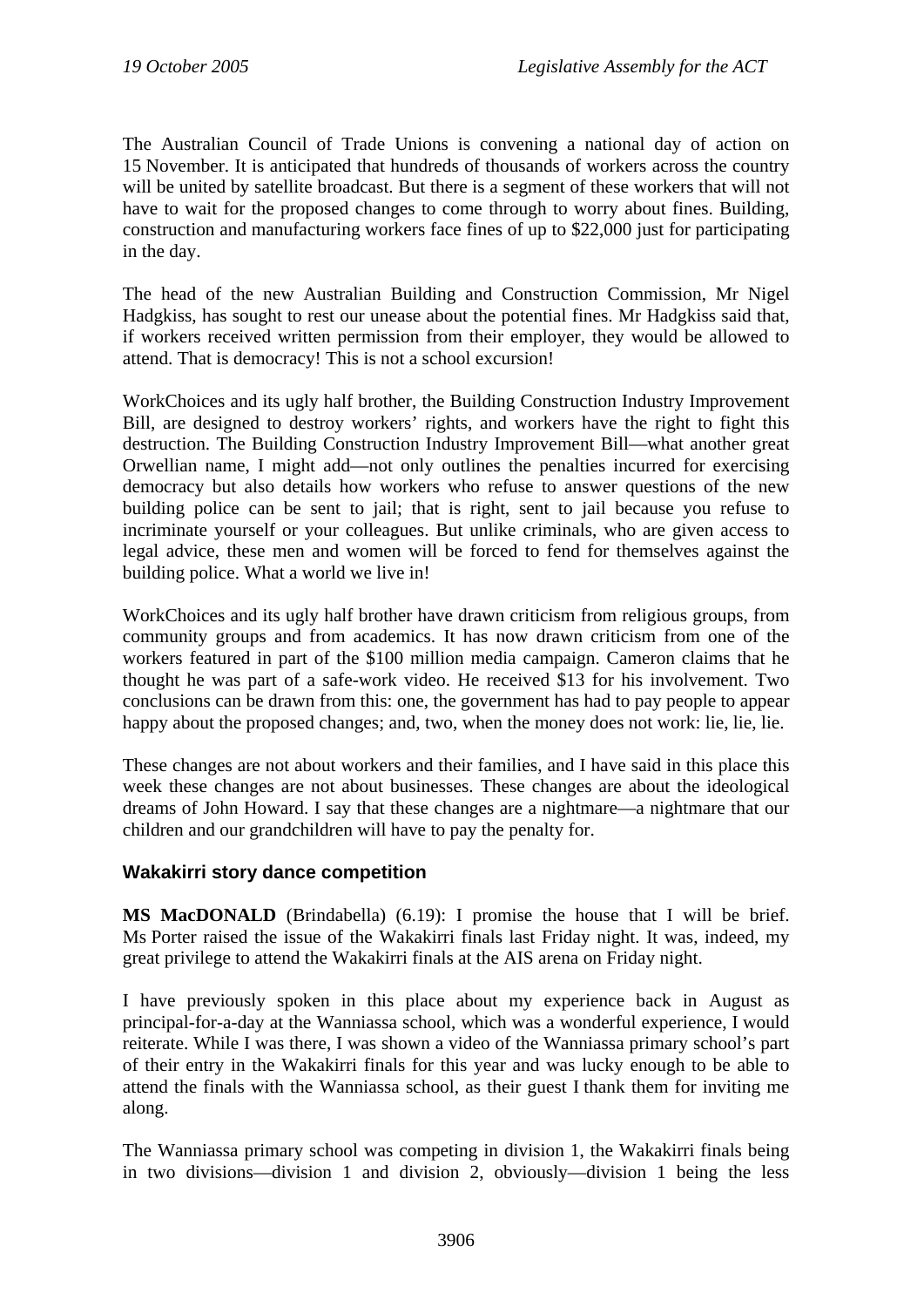The Australian Council of Trade Unions is convening a national day of action on 15 November. It is anticipated that hundreds of thousands of workers across the country will be united by satellite broadcast. But there is a segment of these workers that will not have to wait for the proposed changes to come through to worry about fines. Building, construction and manufacturing workers face fines of up to $22,000 just for participating in the day.

The head of the new Australian Building and Construction Commission, Mr Nigel Hadgkiss, has sought to rest our unease about the potential fines. Mr Hadgkiss said that, if workers received written permission from their employer, they would be allowed to attend. That is democracy! This is not a school excursion!

WorkChoices and its ugly half brother, the Building Construction Industry Improvement Bill, are designed to destroy workers' rights, and workers have the right to fight this destruction. The Building Construction Industry Improvement Bill—what another great Orwellian name, I might add—not only outlines the penalties incurred for exercising democracy but also details how workers who refuse to answer questions of the new building police can be sent to jail; that is right, sent to jail because you refuse to incriminate yourself or your colleagues. But unlike criminals, who are given access to legal advice, these men and women will be forced to fend for themselves against the building police. What a world we live in!

WorkChoices and its ugly half brother have drawn criticism from religious groups, from community groups and from academics. It has now drawn criticism from one of the workers featured in part of the $100 million media campaign. Cameron claims that he thought he was part of a safe-work video. He received $13 for his involvement. Two conclusions can be drawn from this: one, the government has had to pay people to appear happy about the proposed changes; and, two, when the money does not work: lie, lie, lie.

These changes are not about workers and their families, and I have said in this place this week these changes are not about businesses. These changes are about the ideological dreams of John Howard. I say that these changes are a nightmare—a nightmare that our children and our grandchildren will have to pay the penalty for.

### Wakakirri story dance competition

**MS MacDONALD** (Brindabella) (6.19): I promise the house that I will be brief. Ms Porter raised the issue of the Wakakirri finals last Friday night. It was, indeed, my great privilege to attend the Wakakirri finals at the AIS arena on Friday night.

I have previously spoken in this place about my experience back in August as principal-for-a-day at the Wanniassa school, which was a wonderful experience, I would reiterate. While I was there, I was shown a video of the Wanniassa primary school's part of their entry in the Wakakirri finals for this year and was lucky enough to be able to attend the finals with the Wanniassa school, as their guest I thank them for inviting me along.

The Wanniassa primary school was competing in division 1, the Wakakirri finals being in two divisions—division 1 and division 2, obviously—division 1 being the less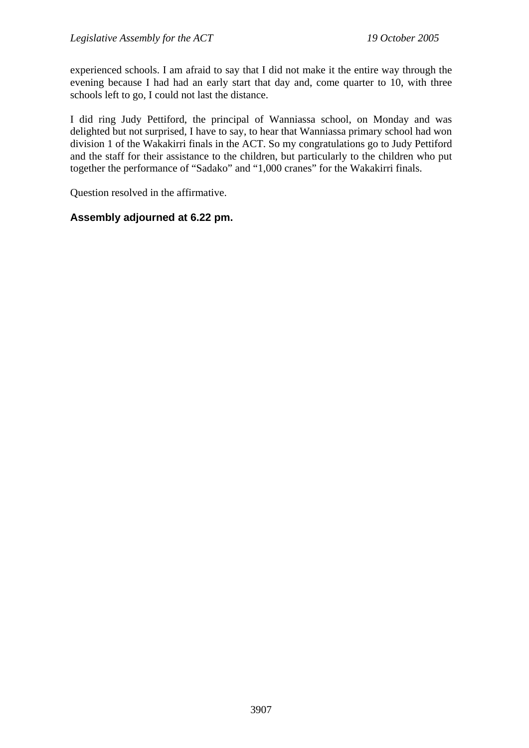experienced schools. I am afraid to say that I did not make it the entire way through the evening because I had had an early start that day and, come quarter to 10, with three schools left to go, I could not last the distance.

I did ring Judy Pettiford, the principal of Wanniassa school, on Monday and was delighted but not surprised, I have to say, to hear that Wanniassa primary school had won division 1 of the Wakakirri finals in the ACT. So my congratulations go to Judy Pettiford and the staff for their assistance to the children, but particularly to the children who put together the performance of "Sadako" and "1,000 cranes" for the Wakakirri finals.

Question resolved in the affirmative.

**Assembly adjourned at 6.22 pm.**